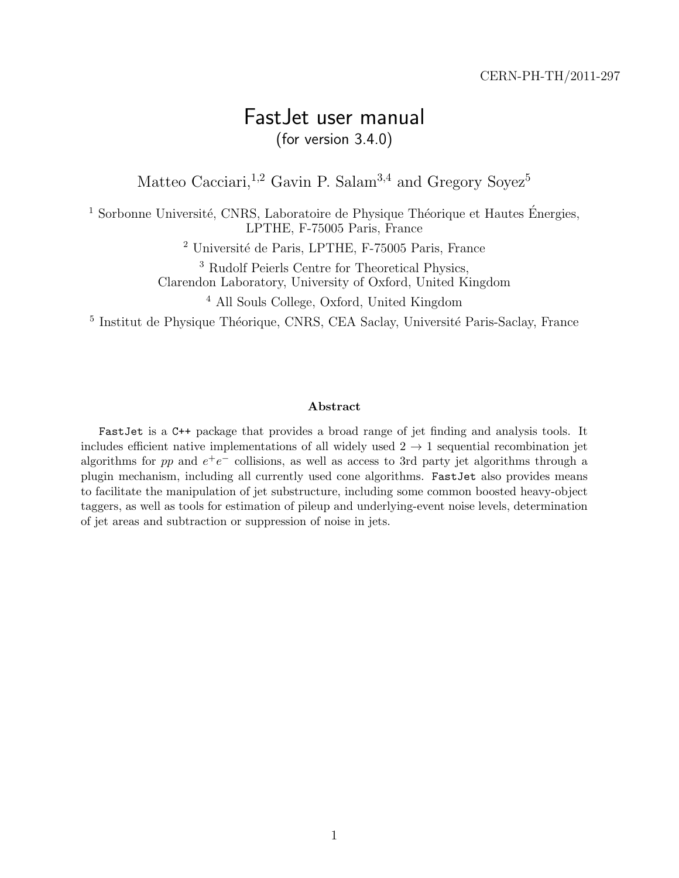CERN-PH-TH/2011-297

# FastJet user manual

(for version 3.4.0)

Matteo Cacciari,[1,2] Gavin P. Salam[3,4] and Gregory Soyez[5]

[1] Sorbonne Université, CNRS, Laboratoire de Physique Théorique et Hautes Énergies, LPTHE, F-75005 Paris, France

[2] Université de Paris, LPTHE, F-75005 Paris, France

[3] Rudolf Peierls Centre for Theoretical Physics, Clarendon Laboratory, University of Oxford, United Kingdom

[4] All Souls College, Oxford, United Kingdom

[5] Institut de Physique Théorique, CNRS, CEA Saclay, Université Paris-Saclay, France

**Abstract**

FastJet is a C++ package that provides a broad range of jet finding and analysis tools. It includes efficient native implementations of all widely used $2 \to 1$ sequential recombination jet algorithms for $pp$ and $e^+e^-$ collisions, as well as access to 3rd party jet algorithms through a plugin mechanism, including all currently used cone algorithms. FastJet also provides means to facilitate the manipulation of jet substructure, including some common boosted heavy-object taggers, as well as tools for estimation of pileup and underlying-event noise levels, determination of jet areas and subtraction or suppression of noise in jets.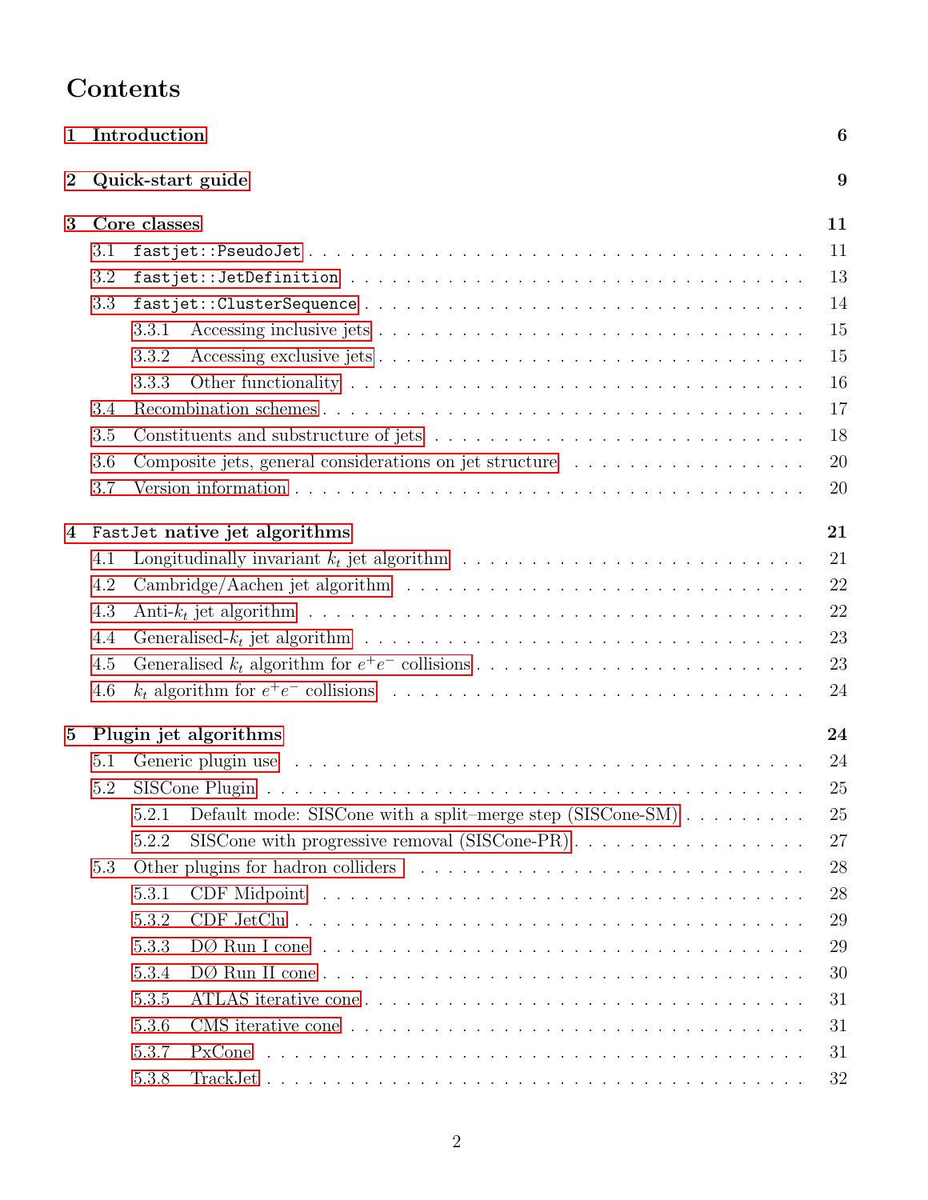# Contents

**1 Introduction** — 6

**2 Quick-start guide** — 9

**3 Core classes** — 11

- 3.1 `fastjet::PseudoJet` — 11
- 3.2 `fastjet::JetDefinition` — 13
- 3.3 `fastjet::ClusterSequence` — 14
  - 3.3.1 Accessing inclusive jets — 15
  - 3.3.2 Accessing exclusive jets — 15
  - 3.3.3 Other functionality — 16
- 3.4 Recombination schemes — 17
- 3.5 Constituents and substructure of jets — 18
- 3.6 Composite jets, general considerations on jet structure — 20
- 3.7 Version information — 20

**4 `FastJet` native jet algorithms** — 21

- 4.1 Longitudinally invariant $k_t$ jet algorithm — 21
- 4.2 Cambridge/Aachen jet algorithm — 22
- 4.3 Anti-$k_t$ jet algorithm — 22
- 4.4 Generalised-$k_t$ jet algorithm — 23
- 4.5 Generalised $k_t$ algorithm for $e^+e^-$ collisions — 23
- 4.6 $k_t$ algorithm for $e^+e^-$ collisions — 24

**5 Plugin jet algorithms** — 24

- 5.1 Generic plugin use — 24
- 5.2 SISCone Plugin — 25
  - 5.2.1 Default mode: SISCone with a split–merge step (SISCone-SM) — 25
  - 5.2.2 SISCone with progressive removal (SISCone-PR) — 27
- 5.3 Other plugins for hadron colliders — 28
  - 5.3.1 CDF Midpoint — 28
  - 5.3.2 CDF JetClu — 29
  - 5.3.3 DØ Run I cone — 29
  - 5.3.4 DØ Run II cone — 30
  - 5.3.5 ATLAS iterative cone — 31
  - 5.3.6 CMS iterative cone — 31
  - 5.3.7 PxCone — 31
  - 5.3.8 TrackJet — 32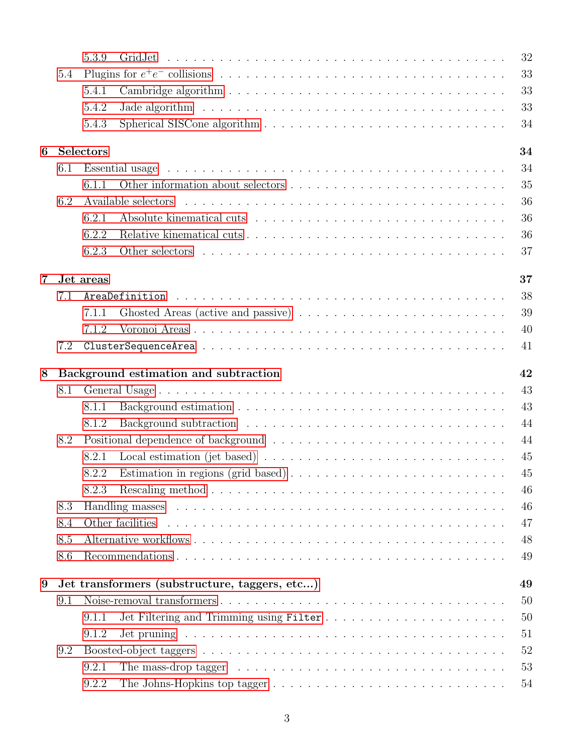- 5.3.9 GridJet . . . 32
- 5.4 Plugins for $e^+e^-$ collisions . . . 33
  - 5.4.1 Cambridge algorithm . . . 33
  - 5.4.2 Jade algorithm . . . 33
  - 5.4.3 Spherical SISCone algorithm . . . 34

**6 Selectors** **34**

- 6.1 Essential usage . . . 34
  - 6.1.1 Other information about selectors . . . 35
- 6.2 Available selectors . . . 36
  - 6.2.1 Absolute kinematical cuts . . . 36
  - 6.2.2 Relative kinematical cuts . . . 36
  - 6.2.3 Other selectors . . . 37

**7 Jet areas** **37**

- 7.1 `AreaDefinition` . . . 38
  - 7.1.1 Ghosted Areas (active and passive) . . . 39
  - 7.1.2 Voronoi Areas . . . 40
- 7.2 `ClusterSequenceArea` . . . 41

**8 Background estimation and subtraction** **42**

- 8.1 General Usage . . . 43
  - 8.1.1 Background estimation . . . 43
  - 8.1.2 Background subtraction . . . 44
- 8.2 Positional dependence of background . . . 44
  - 8.2.1 Local estimation (jet based) . . . 45
  - 8.2.2 Estimation in regions (grid based) . . . 45
  - 8.2.3 Rescaling method . . . 46
- 8.3 Handling masses . . . 46
- 8.4 Other facilities . . . 47
- 8.5 Alternative workflows . . . 48
- 8.6 Recommendations . . . 49

**9 Jet transformers (substructure, taggers, etc...)** **49**

- 9.1 Noise-removal transformers . . . 50
  - 9.1.1 Jet Filtering and Trimming using `Filter` . . . 50
  - 9.1.2 Jet pruning . . . 51
- 9.2 Boosted-object taggers . . . 52
  - 9.2.1 The mass-drop tagger . . . 53
  - 9.2.2 The Johns-Hopkins top tagger . . . 54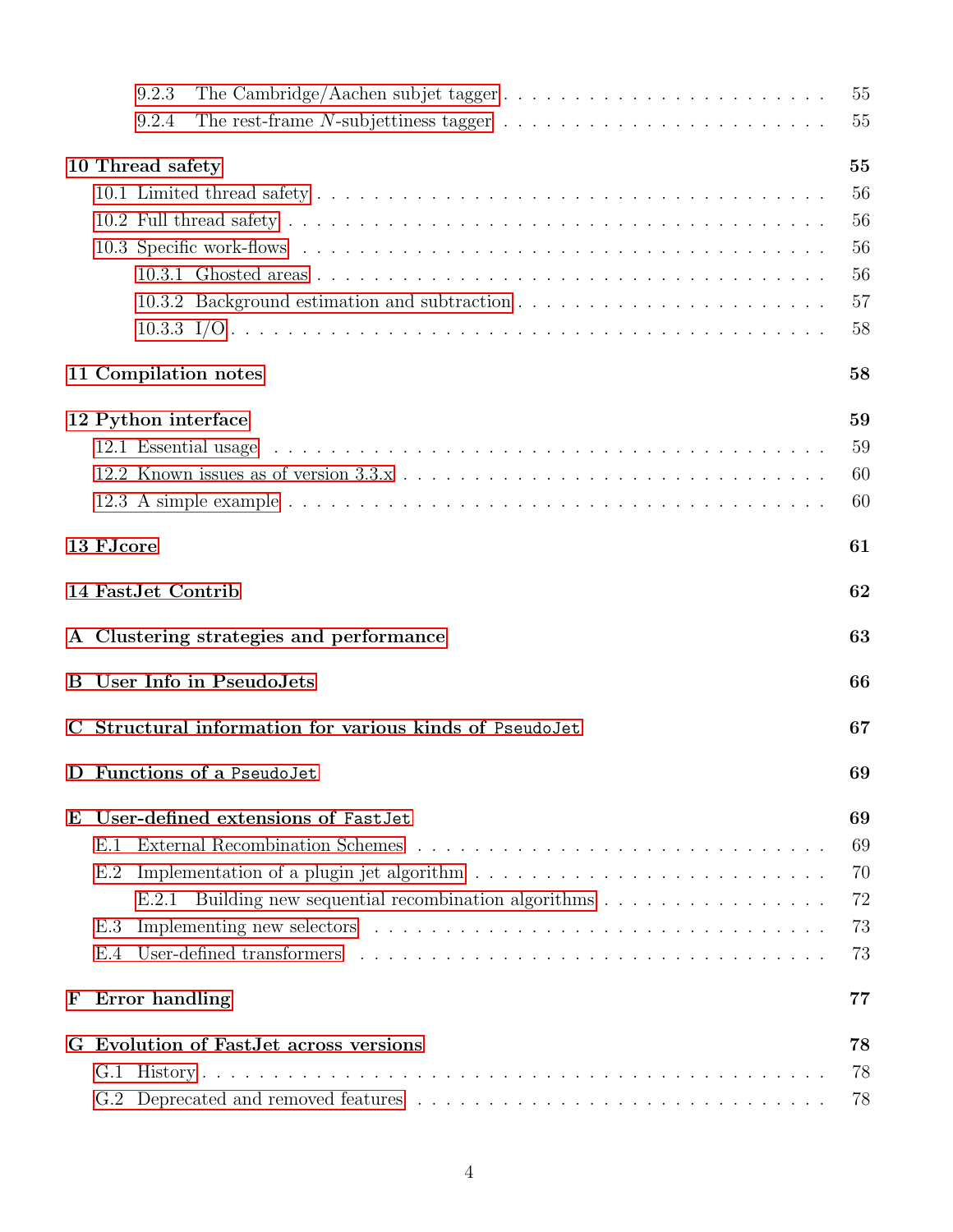- 9.2.3 The Cambridge/Aachen subjet tagger . . . 55
- 9.2.4 The rest-frame $N$-subjettiness tagger . . . 55

**10 Thread safety** **55**
- 10.1 Limited thread safety . . . 56
- 10.2 Full thread safety . . . 56
- 10.3 Specific work-flows . . . 56
  - 10.3.1 Ghosted areas . . . 56
  - 10.3.2 Background estimation and subtraction . . . 57
  - 10.3.3 I/O . . . 58

**11 Compilation notes** **58**

**12 Python interface** **59**
- 12.1 Essential usage . . . 59
- 12.2 Known issues as of version 3.3.x . . . 60
- 12.3 A simple example . . . 60

**13 FJcore** **61**

**14 FastJet Contrib** **62**

**A Clustering strategies and performance** **63**

**B User Info in PseudoJets** **66**

**C Structural information for various kinds of `PseudoJet`** **67**

**D Functions of a `PseudoJet`** **69**

**E User-defined extensions of `FastJet`** **69**
- E.1 External Recombination Schemes . . . 69
- E.2 Implementation of a plugin jet algorithm . . . 70
  - E.2.1 Building new sequential recombination algorithms . . . 72
- E.3 Implementing new selectors . . . 73
- E.4 User-defined transformers . . . 73

**F Error handling** **77**

**G Evolution of FastJet across versions** **78**
- G.1 History . . . 78
- G.2 Deprecated and removed features . . . 78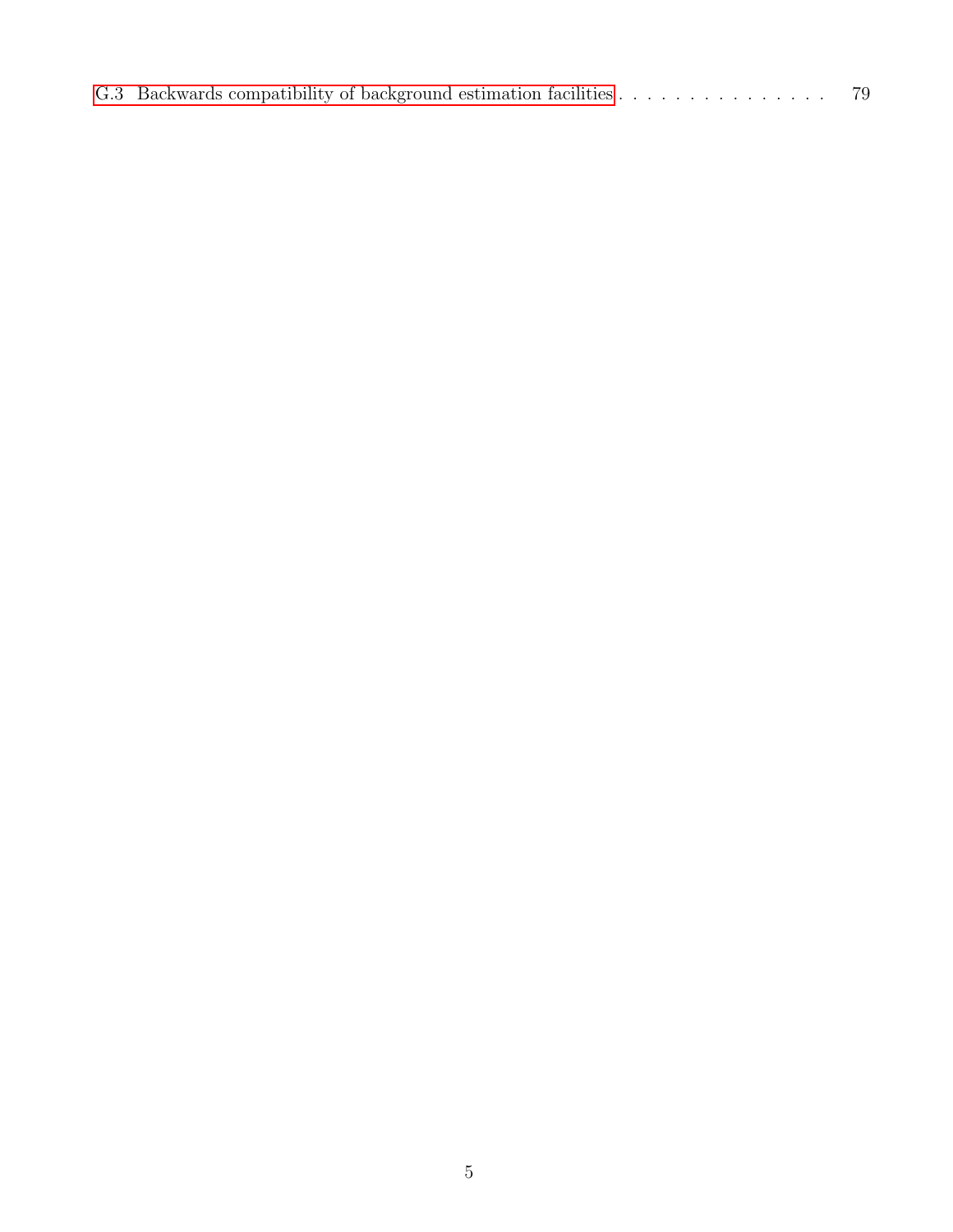G.3 Backwards compatibility of background estimation facilities . . . . . . . . . . . . . . . . 79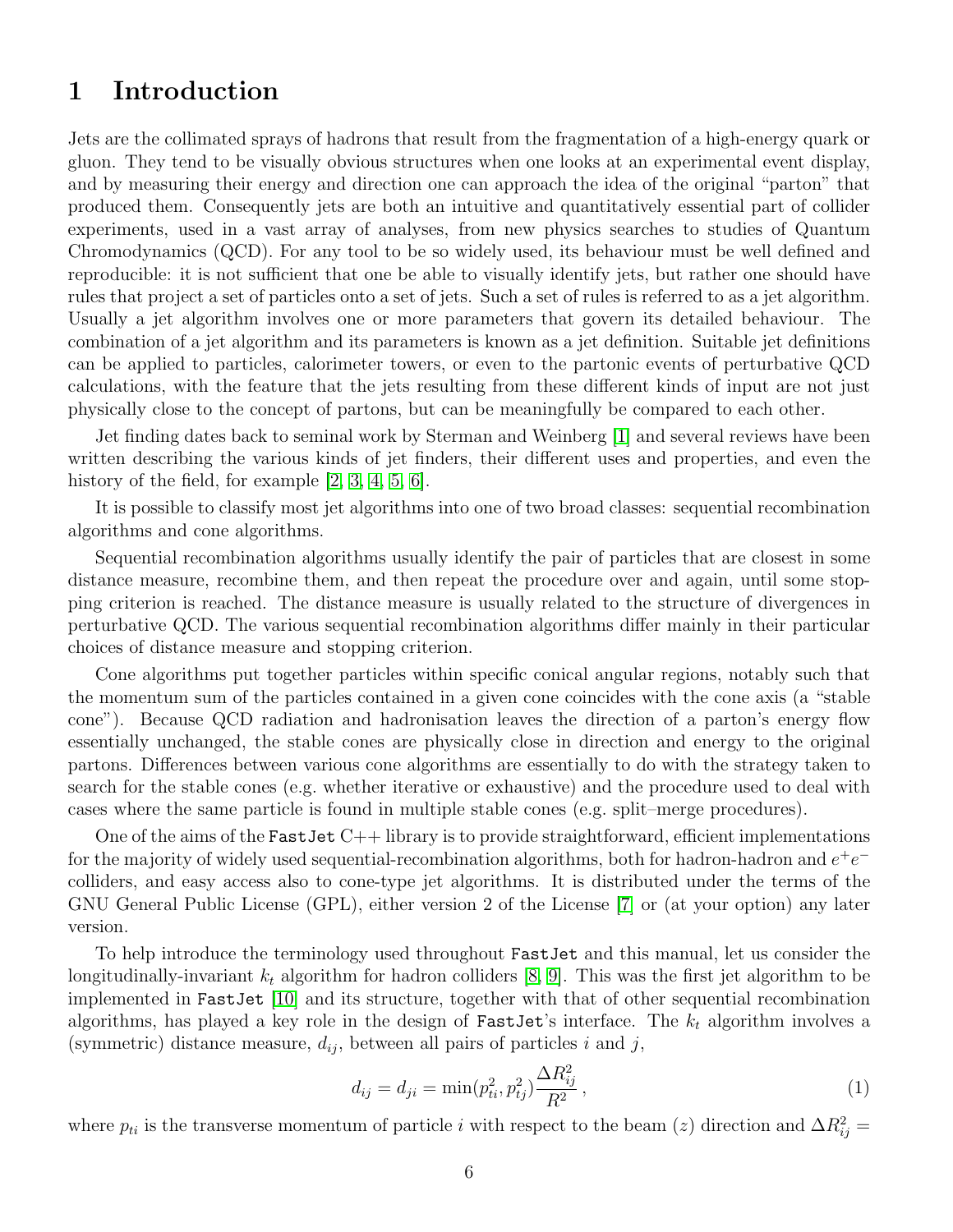# 1 Introduction

Jets are the collimated sprays of hadrons that result from the fragmentation of a high-energy quark or gluon. They tend to be visually obvious structures when one looks at an experimental event display, and by measuring their energy and direction one can approach the idea of the original "parton" that produced them. Consequently jets are both an intuitive and quantitatively essential part of collider experiments, used in a vast array of analyses, from new physics searches to studies of Quantum Chromodynamics (QCD). For any tool to be so widely used, its behaviour must be well defined and reproducible: it is not sufficient that one be able to visually identify jets, but rather one should have rules that project a set of particles onto a set of jets. Such a set of rules is referred to as a jet algorithm. Usually a jet algorithm involves one or more parameters that govern its detailed behaviour. The combination of a jet algorithm and its parameters is known as a jet definition. Suitable jet definitions can be applied to particles, calorimeter towers, or even to the partonic events of perturbative QCD calculations, with the feature that the jets resulting from these different kinds of input are not just physically close to the concept of partons, but can be meaningfully be compared to each other.

Jet finding dates back to seminal work by Sterman and Weinberg [1] and several reviews have been written describing the various kinds of jet finders, their different uses and properties, and even the history of the field, for example [2, 3, 4, 5, 6].

It is possible to classify most jet algorithms into one of two broad classes: sequential recombination algorithms and cone algorithms.

Sequential recombination algorithms usually identify the pair of particles that are closest in some distance measure, recombine them, and then repeat the procedure over and again, until some stopping criterion is reached. The distance measure is usually related to the structure of divergences in perturbative QCD. The various sequential recombination algorithms differ mainly in their particular choices of distance measure and stopping criterion.

Cone algorithms put together particles within specific conical angular regions, notably such that the momentum sum of the particles contained in a given cone coincides with the cone axis (a "stable cone"). Because QCD radiation and hadronisation leaves the direction of a parton's energy flow essentially unchanged, the stable cones are physically close in direction and energy to the original partons. Differences between various cone algorithms are essentially to do with the strategy taken to search for the stable cones (e.g. whether iterative or exhaustive) and the procedure used to deal with cases where the same particle is found in multiple stable cones (e.g. split–merge procedures).

One of the aims of the `FastJet` C++ library is to provide straightforward, efficient implementations for the majority of widely used sequential-recombination algorithms, both for hadron-hadron and $e^+e^-$ colliders, and easy access also to cone-type jet algorithms. It is distributed under the terms of the GNU General Public License (GPL), either version 2 of the License [7] or (at your option) any later version.

To help introduce the terminology used throughout `FastJet` and this manual, let us consider the longitudinally-invariant $k_t$ algorithm for hadron colliders [8, 9]. This was the first jet algorithm to be implemented in `FastJet` [10] and its structure, together with that of other sequential recombination algorithms, has played a key role in the design of `FastJet`'s interface. The $k_t$ algorithm involves a (symmetric) distance measure, $d_{ij}$, between all pairs of particles $i$ and $j$,

$$d_{ij} = d_{ji} = \min(p_{ti}^2, p_{tj}^2) \frac{\Delta R_{ij}^2}{R^2}\,, \tag{1}$$

where $p_{ti}$ is the transverse momentum of particle $i$ with respect to the beam ($z$) direction and $\Delta R_{ij}^2 =$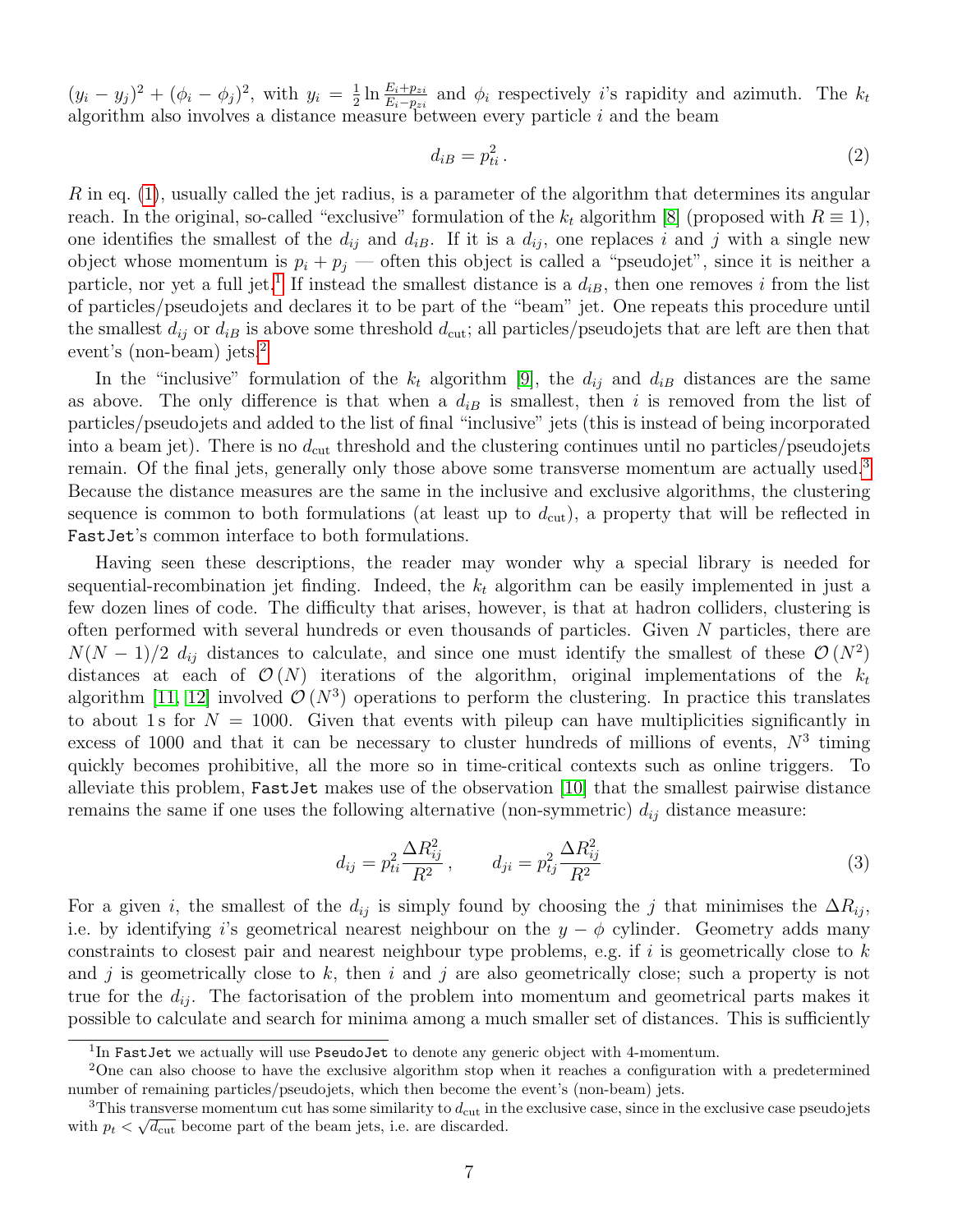$(y_i - y_j)^2 + (\phi_i - \phi_j)^2$, with $y_i = \frac{1}{2} \ln \frac{E_i + p_{zi}}{E_i - p_{zi}}$ and $\phi_i$ respectively $i$'s rapidity and azimuth. The $k_t$ algorithm also involves a distance measure between every particle $i$ and the beam

$$d_{iB} = p_{ti}^2 \,. \tag{2}$$

$R$ in eq. (1), usually called the jet radius, is a parameter of the algorithm that determines its angular reach. In the original, so-called "exclusive" formulation of the $k_t$ algorithm [8] (proposed with $R \equiv 1$), one identifies the smallest of the $d_{ij}$ and $d_{iB}$. If it is a $d_{ij}$, one replaces $i$ and $j$ with a single new object whose momentum is $p_i + p_j$ — often this object is called a "pseudojet", since it is neither a particle, nor yet a full jet.[1] If instead the smallest distance is a $d_{iB}$, then one removes $i$ from the list of particles/pseudojets and declares it to be part of the "beam" jet. One repeats this procedure until the smallest $d_{ij}$ or $d_{iB}$ is above some threshold $d_{\text{cut}}$; all particles/pseudojets that are left are then that event's (non-beam) jets.[2]

In the "inclusive" formulation of the $k_t$ algorithm [9], the $d_{ij}$ and $d_{iB}$ distances are the same as above. The only difference is that when a $d_{iB}$ is smallest, then $i$ is removed from the list of particles/pseudojets and added to the list of final "inclusive" jets (this is instead of being incorporated into a beam jet). There is no $d_{\text{cut}}$ threshold and the clustering continues until no particles/pseudojets remain. Of the final jets, generally only those above some transverse momentum are actually used.[3] Because the distance measures are the same in the inclusive and exclusive algorithms, the clustering sequence is common to both formulations (at least up to $d_{\text{cut}}$), a property that will be reflected in `FastJet`'s common interface to both formulations.

Having seen these descriptions, the reader may wonder why a special library is needed for sequential-recombination jet finding. Indeed, the $k_t$ algorithm can be easily implemented in just a few dozen lines of code. The difficulty that arises, however, is that at hadron colliders, clustering is often performed with several hundreds or even thousands of particles. Given $N$ particles, there are $N(N-1)/2$ $d_{ij}$ distances to calculate, and since one must identify the smallest of these $\mathcal{O}(N^2)$ distances at each of $\mathcal{O}(N)$ iterations of the algorithm, original implementations of the $k_t$ algorithm [11, 12] involved $\mathcal{O}(N^3)$ operations to perform the clustering. In practice this translates to about 1 s for $N = 1000$. Given that events with pileup can have multiplicities significantly in excess of 1000 and that it can be necessary to cluster hundreds of millions of events, $N^3$ timing quickly becomes prohibitive, all the more so in time-critical contexts such as online triggers. To alleviate this problem, `FastJet` makes use of the observation [10] that the smallest pairwise distance remains the same if one uses the following alternative (non-symmetric) $d_{ij}$ distance measure:

$$d_{ij} = p_{ti}^2 \frac{\Delta R_{ij}^2}{R^2} \,, \qquad d_{ji} = p_{tj}^2 \frac{\Delta R_{ij}^2}{R^2} \tag{3}$$

For a given $i$, the smallest of the $d_{ij}$ is simply found by choosing the $j$ that minimises the $\Delta R_{ij}$, i.e. by identifying $i$'s geometrical nearest neighbour on the $y - \phi$ cylinder. Geometry adds many constraints to closest pair and nearest neighbour type problems, e.g. if $i$ is geometrically close to $k$ and $j$ is geometrically close to $k$, then $i$ and $j$ are also geometrically close; such a property is not true for the $d_{ij}$. The factorisation of the problem into momentum and geometrical parts makes it possible to calculate and search for minima among a much smaller set of distances. This is sufficiently

[1] In `FastJet` we actually will use `PseudoJet` to denote any generic object with 4-momentum.

[2] One can also choose to have the exclusive algorithm stop when it reaches a configuration with a predetermined number of remaining particles/pseudojets, which then become the event's (non-beam) jets.

[3] This transverse momentum cut has some similarity to $d_{\text{cut}}$ in the exclusive case, since in the exclusive case pseudojets with $p_t < \sqrt{d_{\text{cut}}}$ become part of the beam jets, i.e. are discarded.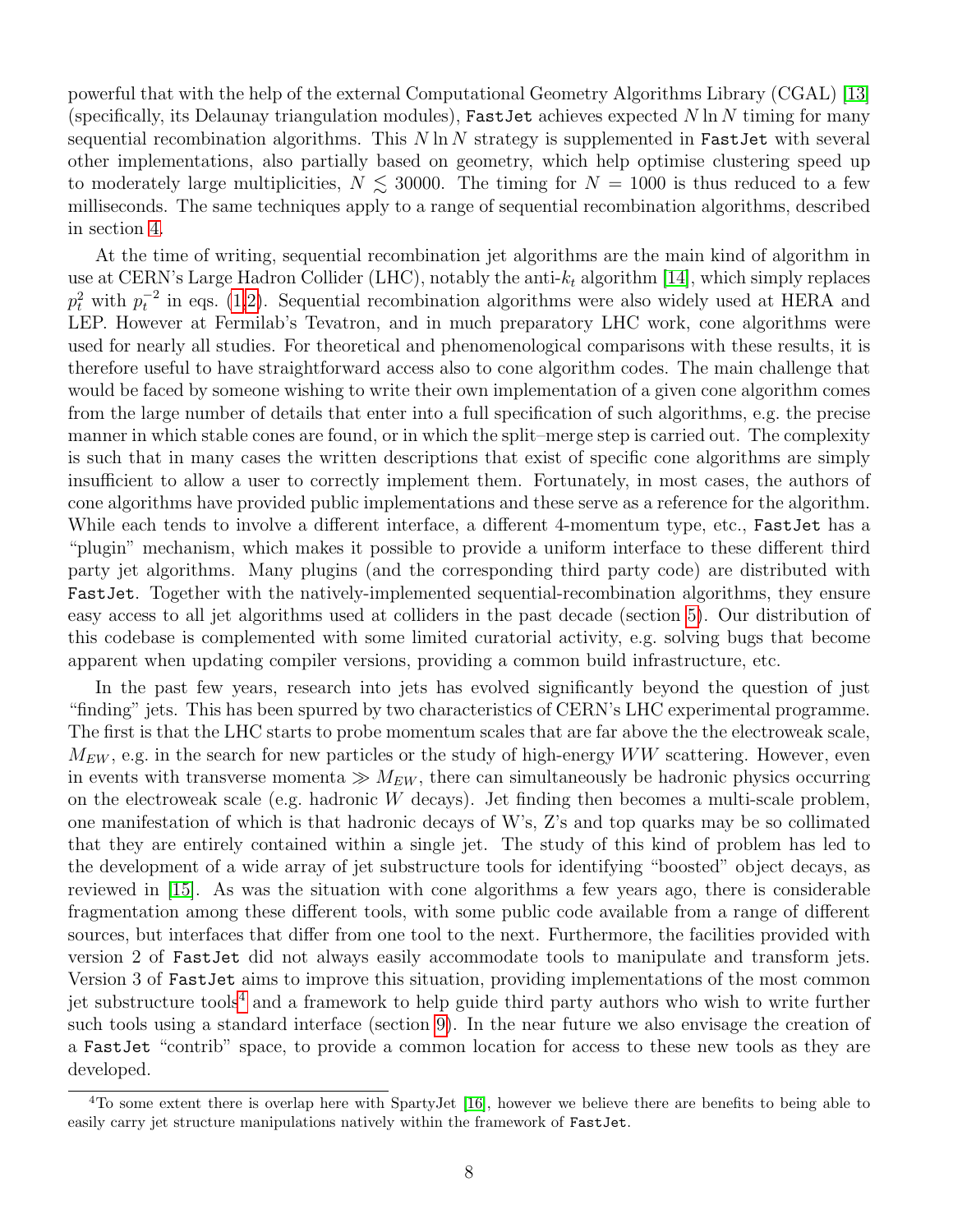powerful that with the help of the external Computational Geometry Algorithms Library (CGAL) [13] (specifically, its Delaunay triangulation modules), FastJet achieves expected $N \ln N$ timing for many sequential recombination algorithms. This $N \ln N$ strategy is supplemented in FastJet with several other implementations, also partially based on geometry, which help optimise clustering speed up to moderately large multiplicities, $N \lesssim 30000$. The timing for $N = 1000$ is thus reduced to a few milliseconds. The same techniques apply to a range of sequential recombination algorithms, described in section 4.

At the time of writing, sequential recombination jet algorithms are the main kind of algorithm in use at CERN's Large Hadron Collider (LHC), notably the anti-$k_t$ algorithm [14], which simply replaces $p_t^2$ with $p_t^{-2}$ in eqs. (1,2). Sequential recombination algorithms were also widely used at HERA and LEP. However at Fermilab's Tevatron, and in much preparatory LHC work, cone algorithms were used for nearly all studies. For theoretical and phenomenological comparisons with these results, it is therefore useful to have straightforward access also to cone algorithm codes. The main challenge that would be faced by someone wishing to write their own implementation of a given cone algorithm comes from the large number of details that enter into a full specification of such algorithms, e.g. the precise manner in which stable cones are found, or in which the split–merge step is carried out. The complexity is such that in many cases the written descriptions that exist of specific cone algorithms are simply insufficient to allow a user to correctly implement them. Fortunately, in most cases, the authors of cone algorithms have provided public implementations and these serve as a reference for the algorithm. While each tends to involve a different interface, a different 4-momentum type, etc., FastJet has a "plugin" mechanism, which makes it possible to provide a uniform interface to these different third party jet algorithms. Many plugins (and the corresponding third party code) are distributed with FastJet. Together with the natively-implemented sequential-recombination algorithms, they ensure easy access to all jet algorithms used at colliders in the past decade (section 5). Our distribution of this codebase is complemented with some limited curatorial activity, e.g. solving bugs that become apparent when updating compiler versions, providing a common build infrastructure, etc.

In the past few years, research into jets has evolved significantly beyond the question of just "finding" jets. This has been spurred by two characteristics of CERN's LHC experimental programme. The first is that the LHC starts to probe momentum scales that are far above the the electroweak scale, $M_{EW}$, e.g. in the search for new particles or the study of high-energy $WW$ scattering. However, even in events with transverse momenta $\gg M_{EW}$, there can simultaneously be hadronic physics occurring on the electroweak scale (e.g. hadronic $W$ decays). Jet finding then becomes a multi-scale problem, one manifestation of which is that hadronic decays of W's, Z's and top quarks may be so collimated that they are entirely contained within a single jet. The study of this kind of problem has led to the development of a wide array of jet substructure tools for identifying "boosted" object decays, as reviewed in [15]. As was the situation with cone algorithms a few years ago, there is considerable fragmentation among these different tools, with some public code available from a range of different sources, but interfaces that differ from one tool to the next. Furthermore, the facilities provided with version 2 of FastJet did not always easily accommodate tools to manipulate and transform jets. Version 3 of FastJet aims to improve this situation, providing implementations of the most common jet substructure tools[4] and a framework to help guide third party authors who wish to write further such tools using a standard interface (section 9). In the near future we also envisage the creation of a FastJet "contrib" space, to provide a common location for access to these new tools as they are developed.

[4] To some extent there is overlap here with SpartyJet [16], however we believe there are benefits to being able to easily carry jet structure manipulations natively within the framework of FastJet.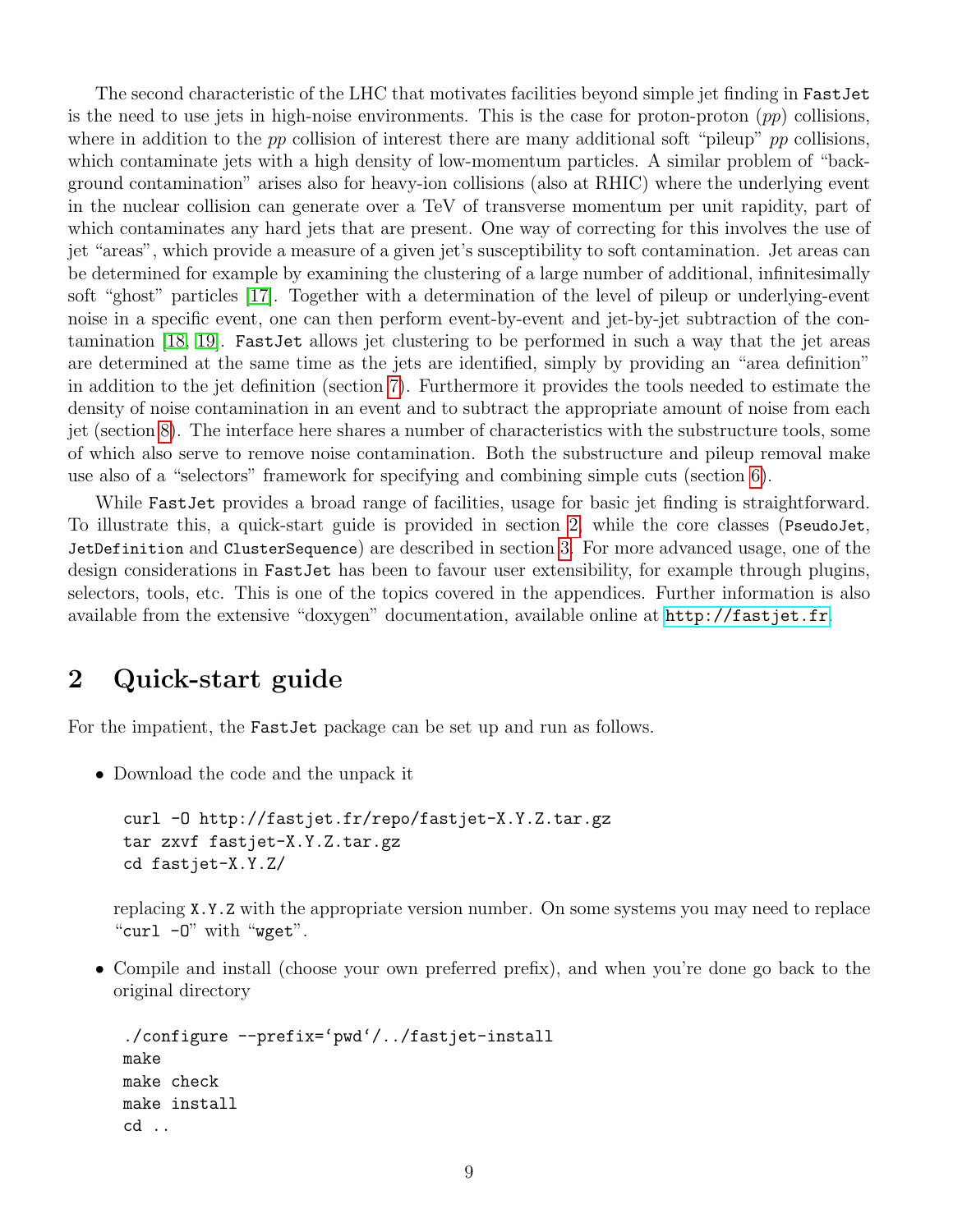The second characteristic of the LHC that motivates facilities beyond simple jet finding in FastJet is the need to use jets in high-noise environments. This is the case for proton-proton (*pp*) collisions, where in addition to the *pp* collision of interest there are many additional soft "pileup" *pp* collisions, which contaminate jets with a high density of low-momentum particles. A similar problem of "background contamination" arises also for heavy-ion collisions (also at RHIC) where the underlying event in the nuclear collision can generate over a TeV of transverse momentum per unit rapidity, part of which contaminates any hard jets that are present. One way of correcting for this involves the use of jet "areas", which provide a measure of a given jet's susceptibility to soft contamination. Jet areas can be determined for example by examining the clustering of a large number of additional, infinitesimally soft "ghost" particles [17]. Together with a determination of the level of pileup or underlying-event noise in a specific event, one can then perform event-by-event and jet-by-jet subtraction of the contamination [18, 19]. FastJet allows jet clustering to be performed in such a way that the jet areas are determined at the same time as the jets are identified, simply by providing an "area definition" in addition to the jet definition (section 7). Furthermore it provides the tools needed to estimate the density of noise contamination in an event and to subtract the appropriate amount of noise from each jet (section 8). The interface here shares a number of characteristics with the substructure tools, some of which also serve to remove noise contamination. Both the substructure and pileup removal make use also of a "selectors" framework for specifying and combining simple cuts (section 6).

While FastJet provides a broad range of facilities, usage for basic jet finding is straightforward. To illustrate this, a quick-start guide is provided in section 2, while the core classes (PseudoJet, JetDefinition and ClusterSequence) are described in section 3. For more advanced usage, one of the design considerations in FastJet has been to favour user extensibility, for example through plugins, selectors, tools, etc. This is one of the topics covered in the appendices. Further information is also available from the extensive "doxygen" documentation, available online at http://fastjet.fr.

# 2 Quick-start guide

For the impatient, the FastJet package can be set up and run as follows.

- Download the code and the unpack it

```
curl -O http://fastjet.fr/repo/fastjet-X.Y.Z.tar.gz
tar zxvf fastjet-X.Y.Z.tar.gz
cd fastjet-X.Y.Z/
```

  replacing X.Y.Z with the appropriate version number. On some systems you may need to replace "curl -O" with "wget".

- Compile and install (choose your own preferred prefix), and when you're done go back to the original directory

```
./configure --prefix=`pwd`/../fastjet-install
make
make check
make install
cd ..
```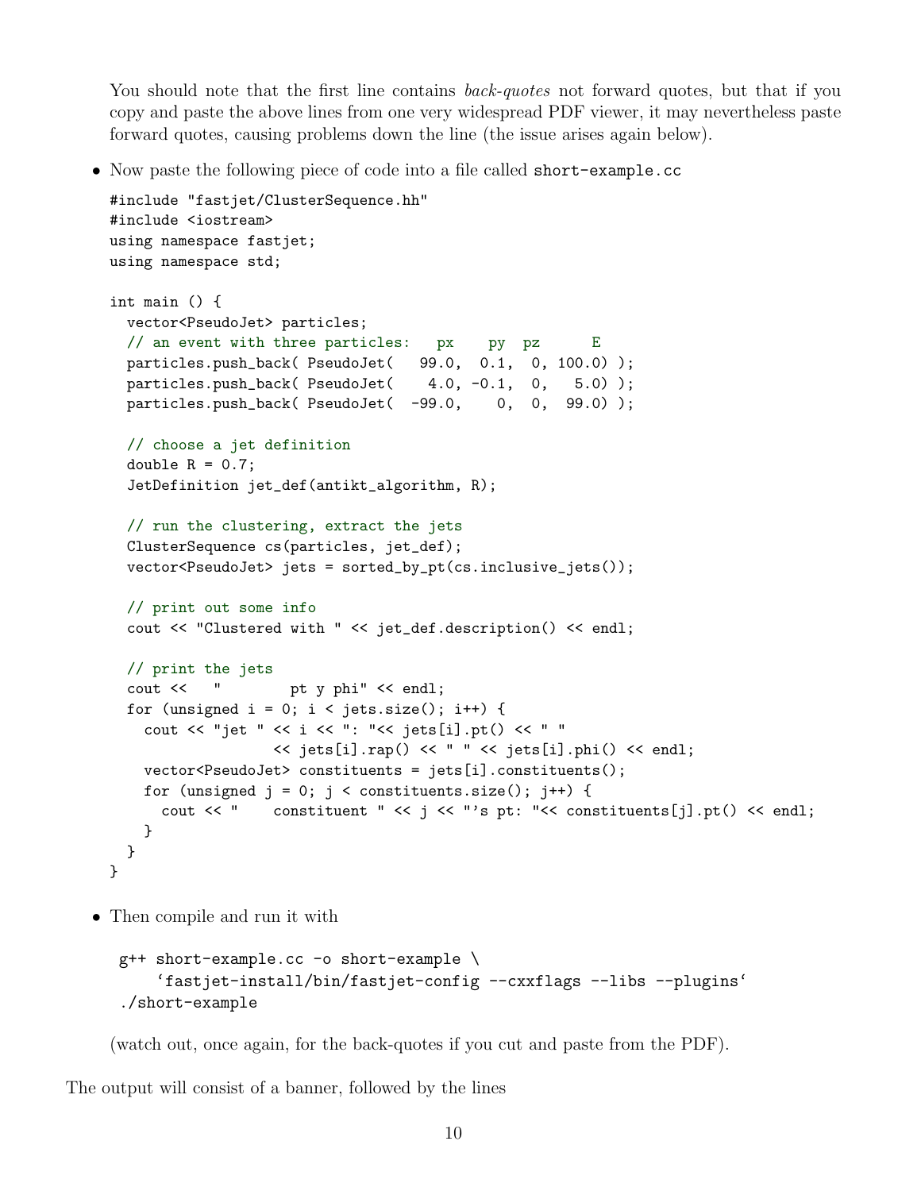You should note that the first line contains *back-quotes* not forward quotes, but that if you copy and paste the above lines from one very widespread PDF viewer, it may nevertheless paste forward quotes, causing problems down the line (the issue arises again below).

- Now paste the following piece of code into a file called `short-example.cc`

```
#include "fastjet/ClusterSequence.hh"
#include <iostream>
using namespace fastjet;
using namespace std;

int main () {
  vector<PseudoJet> particles;
  // an event with three particles:   px    py  pz      E
  particles.push_back( PseudoJet(   99.0,  0.1,  0, 100.0) );
  particles.push_back( PseudoJet(    4.0, -0.1,  0,   5.0) );
  particles.push_back( PseudoJet(  -99.0,    0,  0,  99.0) );

  // choose a jet definition
  double R = 0.7;
  JetDefinition jet_def(antikt_algorithm, R);

  // run the clustering, extract the jets
  ClusterSequence cs(particles, jet_def);
  vector<PseudoJet> jets = sorted_by_pt(cs.inclusive_jets());

  // print out some info
  cout << "Clustered with " << jet_def.description() << endl;

  // print the jets
  cout <<   "        pt y phi" << endl;
  for (unsigned i = 0; i < jets.size(); i++) {
    cout << "jet " << i << ": "<< jets[i].pt() << " "
                   << jets[i].rap() << " " << jets[i].phi() << endl;
    vector<PseudoJet> constituents = jets[i].constituents();
    for (unsigned j = 0; j < constituents.size(); j++) {
      cout << "    constituent " << j << "'s pt: "<< constituents[j].pt() << endl;
    }
  }
}
```

- Then compile and run it with

```
g++ short-example.cc -o short-example \
    `fastjet-install/bin/fastjet-config --cxxflags --libs --plugins`
./short-example
```

(watch out, once again, for the back-quotes if you cut and paste from the PDF).

The output will consist of a banner, followed by the lines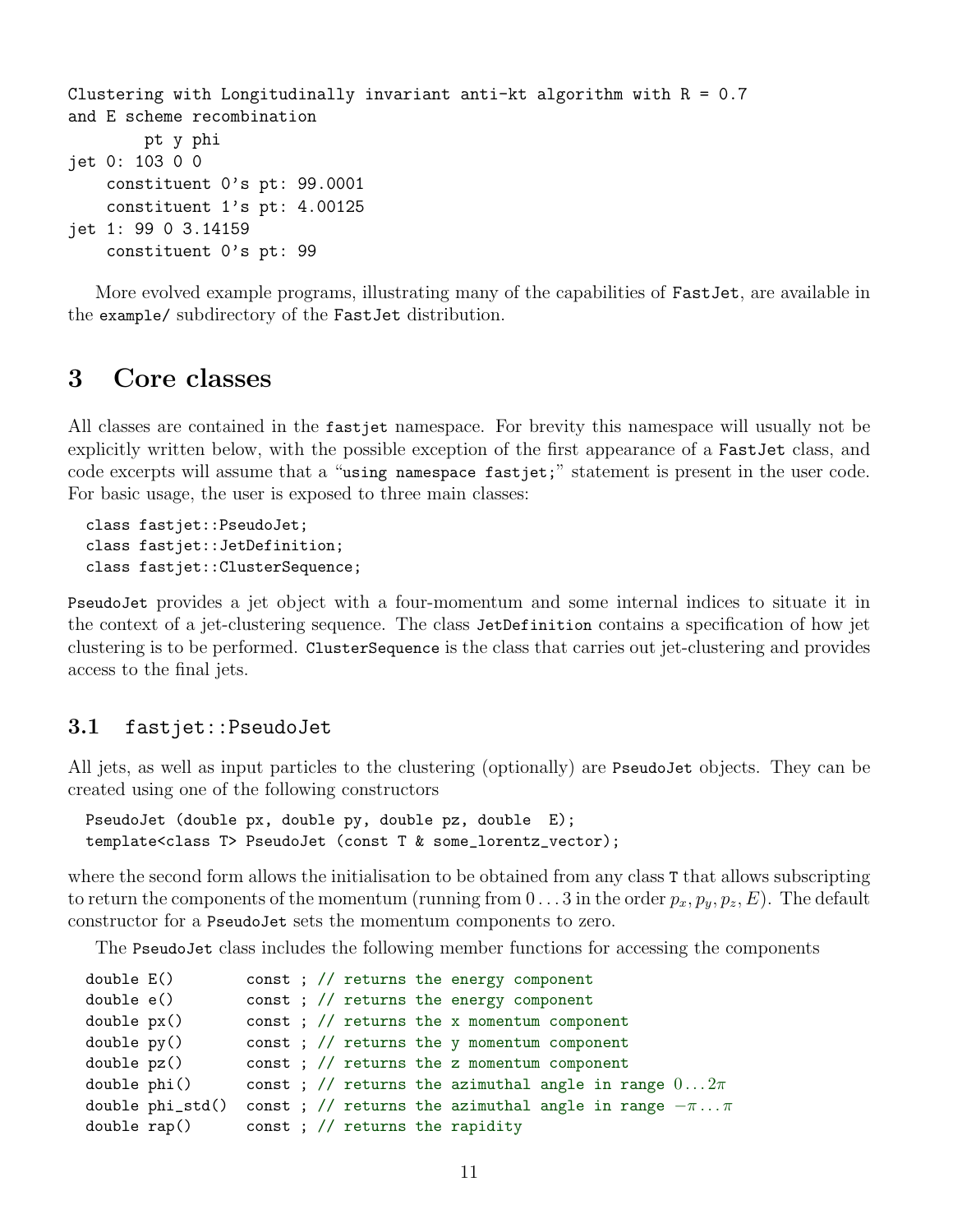```
Clustering with Longitudinally invariant anti-kt algorithm with R = 0.7
and E scheme recombination
        pt y phi
jet 0: 103 0 0
    constituent 0's pt: 99.0001
    constituent 1's pt: 4.00125
jet 1: 99 0 3.14159
    constituent 0's pt: 99
```

More evolved example programs, illustrating many of the capabilities of FastJet, are available in the `example/` subdirectory of the FastJet distribution.

# 3 Core classes

All classes are contained in the `fastjet` namespace. For brevity this namespace will usually not be explicitly written below, with the possible exception of the first appearance of a FastJet class, and code excerpts will assume that a "`using namespace fastjet;`" statement is present in the user code. For basic usage, the user is exposed to three main classes:

```
class fastjet::PseudoJet;
class fastjet::JetDefinition;
class fastjet::ClusterSequence;
```

`PseudoJet` provides a jet object with a four-momentum and some internal indices to situate it in the context of a jet-clustering sequence. The class `JetDefinition` contains a specification of how jet clustering is to be performed. `ClusterSequence` is the class that carries out jet-clustering and provides access to the final jets.

## 3.1 fastjet::PseudoJet

All jets, as well as input particles to the clustering (optionally) are `PseudoJet` objects. They can be created using one of the following constructors

```
PseudoJet (double px, double py, double pz, double  E);
template<class T> PseudoJet (const T & some_lorentz_vector);
```

where the second form allows the initialisation to be obtained from any class `T` that allows subscripting to return the components of the momentum (running from $0 \dots 3$ in the order $p_x, p_y, p_z, E$). The default constructor for a `PseudoJet` sets the momentum components to zero.

The `PseudoJet` class includes the following member functions for accessing the components

```
double E()        const ; // returns the energy component
double e()        const ; // returns the energy component
double px()       const ; // returns the x momentum component
double py()       const ; // returns the y momentum component
double pz()       const ; // returns the z momentum component
double phi()      const ; // returns the azimuthal angle in range 0...2π
double phi_std()  const ; // returns the azimuthal angle in range −π...π
double rap()      const ; // returns the rapidity
```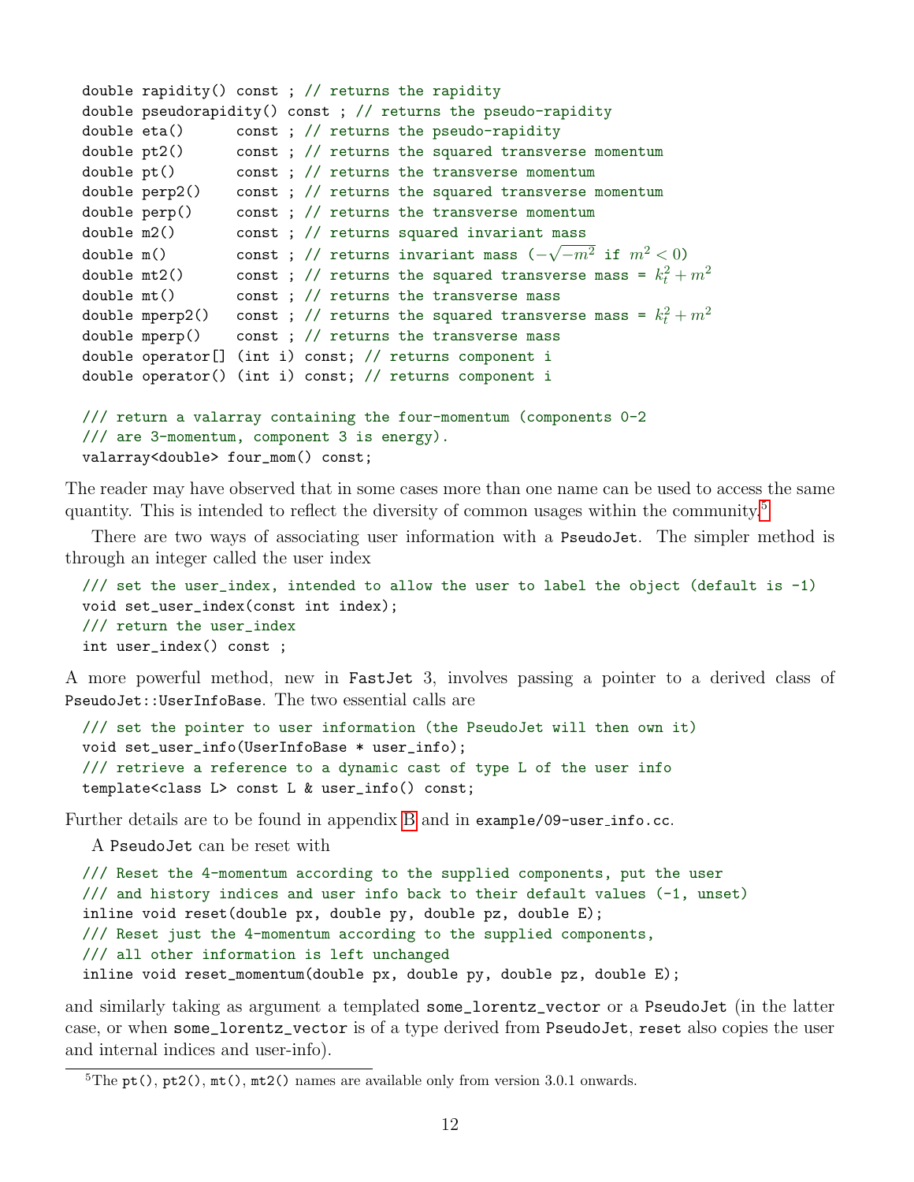```
double rapidity() const ; // returns the rapidity
double pseudorapidity() const ; // returns the pseudo-rapidity
double eta()      const ; // returns the pseudo-rapidity
double pt2()      const ; // returns the squared transverse momentum
double pt()       const ; // returns the transverse momentum
double perp2()    const ; // returns the squared transverse momentum
double perp()     const ; // returns the transverse momentum
double m2()       const ; // returns squared invariant mass
double m()        const ; // returns invariant mass (-sqrt(-m^2) if m^2 < 0)
double mt2()      const ; // returns the squared transverse mass = k_t^2 + m^2
double mt()       const ; // returns the transverse mass
double mperp2()   const ; // returns the squared transverse mass = k_t^2 + m^2
double mperp()    const ; // returns the transverse mass
double operator[] (int i) const; // returns component i
double operator() (int i) const; // returns component i

/// return a valarray containing the four-momentum (components 0-2
/// are 3-momentum, component 3 is energy).
valarray<double> four_mom() const;
```

The reader may have observed that in some cases more than one name can be used to access the same quantity. This is intended to reflect the diversity of common usages within the community.[5]

There are two ways of associating user information with a `PseudoJet`. The simpler method is through an integer called the user index

```
/// set the user_index, intended to allow the user to label the object (default is -1)
void set_user_index(const int index);
/// return the user_index
int user_index() const ;
```

A more powerful method, new in FastJet 3, involves passing a pointer to a derived class of `PseudoJet::UserInfoBase`. The two essential calls are

```
/// set the pointer to user information (the PseudoJet will then own it)
void set_user_info(UserInfoBase * user_info);
/// retrieve a reference to a dynamic cast of type L of the user info
template<class L> const L & user_info() const;
```

Further details are to be found in appendix B and in `example/09-user_info.cc`.

A `PseudoJet` can be reset with

```
/// Reset the 4-momentum according to the supplied components, put the user
/// and history indices and user info back to their default values (-1, unset)
inline void reset(double px, double py, double pz, double E);
/// Reset just the 4-momentum according to the supplied components,
/// all other information is left unchanged
inline void reset_momentum(double px, double py, double pz, double E);
```

and similarly taking as argument a templated `some_lorentz_vector` or a `PseudoJet` (in the latter case, or when `some_lorentz_vector` is of a type derived from `PseudoJet`, `reset` also copies the user and internal indices and user-info).

[5] The `pt()`, `pt2()`, `mt()`, `mt2()` names are available only from version 3.0.1 onwards.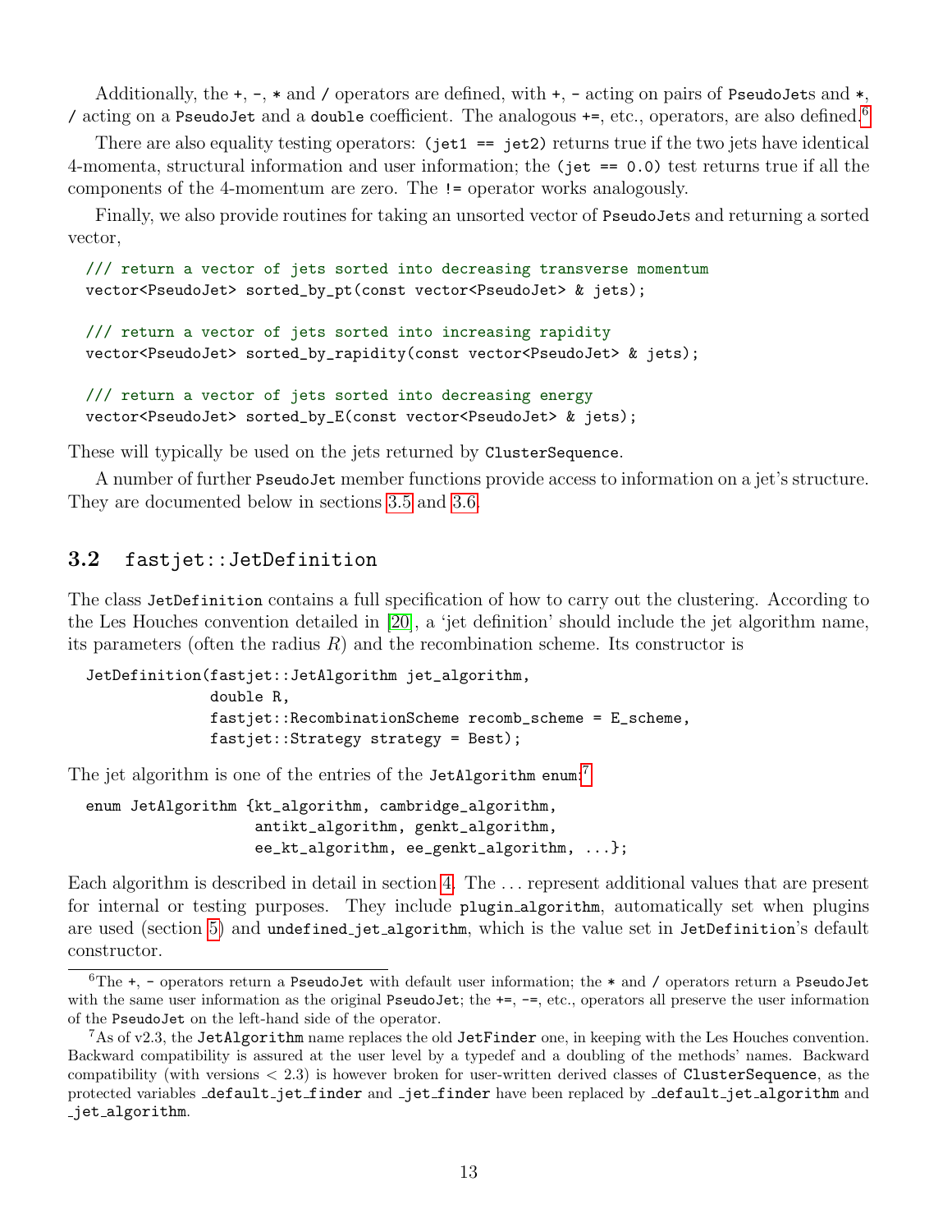Additionally, the `+`, `-`, `*` and `/` operators are defined, with `+`, `-` acting on pairs of `PseudoJet`s and `*`, `/` acting on a `PseudoJet` and a `double` coefficient. The analogous `+=`, etc., operators, are also defined.[6]

There are also equality testing operators: `(jet1 == jet2)` returns true if the two jets have identical 4-momenta, structural information and user information; the `(jet == 0.0)` test returns true if all the components of the 4-momentum are zero. The `!=` operator works analogously.

Finally, we also provide routines for taking an unsorted vector of `PseudoJet`s and returning a sorted vector,

```
/// return a vector of jets sorted into decreasing transverse momentum
vector<PseudoJet> sorted_by_pt(const vector<PseudoJet> & jets);

/// return a vector of jets sorted into increasing rapidity
vector<PseudoJet> sorted_by_rapidity(const vector<PseudoJet> & jets);

/// return a vector of jets sorted into decreasing energy
vector<PseudoJet> sorted_by_E(const vector<PseudoJet> & jets);
```

These will typically be used on the jets returned by `ClusterSequence`.

A number of further `PseudoJet` member functions provide access to information on a jet's structure. They are documented below in sections 3.5 and 3.6.

### 3.2 `fastjet::JetDefinition`

The class `JetDefinition` contains a full specification of how to carry out the clustering. According to the Les Houches convention detailed in [20], a 'jet definition' should include the jet algorithm name, its parameters (often the radius $R$) and the recombination scheme. Its constructor is

```
JetDefinition(fastjet::JetAlgorithm jet_algorithm,
              double R,
              fastjet::RecombinationScheme recomb_scheme = E_scheme,
              fastjet::Strategy strategy = Best);
```

The jet algorithm is one of the entries of the `JetAlgorithm` `enum`:[7]

```
enum JetAlgorithm {kt_algorithm, cambridge_algorithm,
                   antikt_algorithm, genkt_algorithm,
                   ee_kt_algorithm, ee_genkt_algorithm, ...};
```

Each algorithm is described in detail in section 4. The ... represent additional values that are present for internal or testing purposes. They include `plugin_algorithm`, automatically set when plugins are used (section 5) and `undefined_jet_algorithm`, which is the value set in `JetDefinition`'s default constructor.

---

[6] The `+`, `-` operators return a `PseudoJet` with default user information; the `*` and `/` operators return a `PseudoJet` with the same user information as the original `PseudoJet`; the `+=`, `-=`, etc., operators all preserve the user information of the `PseudoJet` on the left-hand side of the operator.

[7] As of v2.3, the `JetAlgorithm` name replaces the old `JetFinder` one, in keeping with the Les Houches convention. Backward compatibility is assured at the user level by a typedef and a doubling of the methods' names. Backward compatibility (with versions $< 2.3$) is however broken for user-written derived classes of `ClusterSequence`, as the protected variables `_default_jet_finder` and `_jet_finder` have been replaced by `_default_jet_algorithm` and `_jet_algorithm`.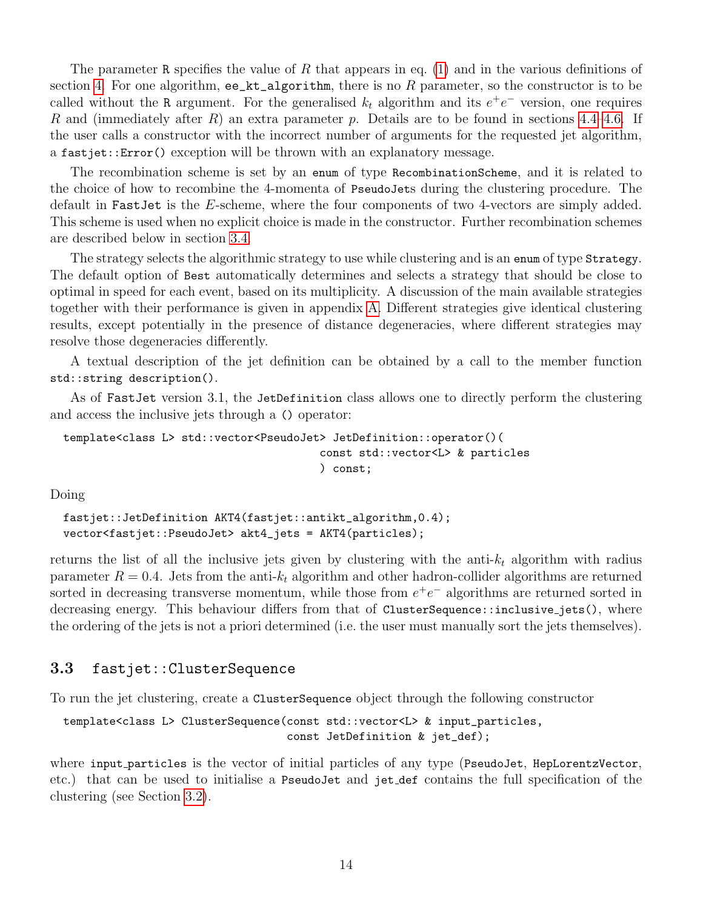The parameter R specifies the value of $R$ that appears in eq. (1) and in the various definitions of section 4. For one algorithm, `ee_kt_algorithm`, there is no $R$ parameter, so the constructor is to be called without the R argument. For the generalised $k_t$ algorithm and its $e^+e^-$ version, one requires $R$ and (immediately after $R$) an extra parameter $p$. Details are to be found in sections 4.4–4.6. If the user calls a constructor with the incorrect number of arguments for the requested jet algorithm, a `fastjet::Error()` exception will be thrown with an explanatory message.

The recombination scheme is set by an `enum` of type `RecombinationScheme`, and it is related to the choice of how to recombine the 4-momenta of `PseudoJet`s during the clustering procedure. The default in `FastJet` is the $E$-scheme, where the four components of two 4-vectors are simply added. This scheme is used when no explicit choice is made in the constructor. Further recombination schemes are described below in section 3.4.

The strategy selects the algorithmic strategy to use while clustering and is an `enum` of type `Strategy`. The default option of `Best` automatically determines and selects a strategy that should be close to optimal in speed for each event, based on its multiplicity. A discussion of the main available strategies together with their performance is given in appendix A. Different strategies give identical clustering results, except potentially in the presence of distance degeneracies, where different strategies may resolve those degeneracies differently.

A textual description of the jet definition can be obtained by a call to the member function `std::string description()`.

As of `FastJet` version 3.1, the `JetDefinition` class allows one to directly perform the clustering and access the inclusive jets through a `()` operator:

```
template<class L> std::vector<PseudoJet> JetDefinition::operator()(
                                    const std::vector<L> & particles
                                    ) const;
```

Doing

```
fastjet::JetDefinition AKT4(fastjet::antikt_algorithm,0.4);
vector<fastjet::PseudoJet> akt4_jets = AKT4(particles);
```

returns the list of all the inclusive jets given by clustering with the anti-$k_t$ algorithm with radius parameter $R = 0.4$. Jets from the anti-$k_t$ algorithm and other hadron-collider algorithms are returned sorted in decreasing transverse momentum, while those from $e^+e^-$ algorithms are returned sorted in decreasing energy. This behaviour differs from that of `ClusterSequence::inclusive_jets()`, where the ordering of the jets is not a priori determined (i.e. the user must manually sort the jets themselves).

### 3.3 `fastjet::ClusterSequence`

To run the jet clustering, create a `ClusterSequence` object through the following constructor

```
template<class L> ClusterSequence(const std::vector<L> & input_particles,
                                  const JetDefinition & jet_def);
```

where `input_particles` is the vector of initial particles of any type (`PseudoJet`, `HepLorentzVector`, etc.) that can be used to initialise a `PseudoJet` and `jet_def` contains the full specification of the clustering (see Section 3.2).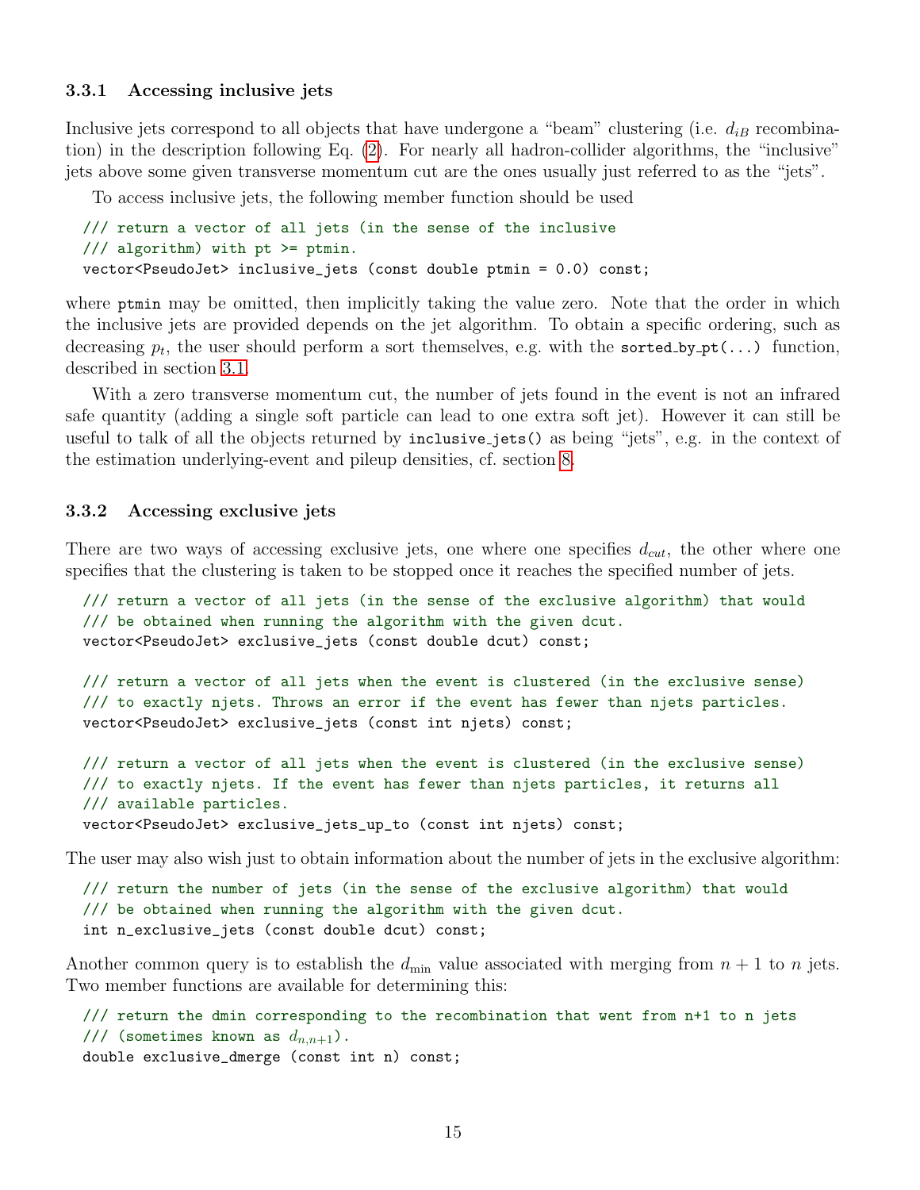### 3.3.1 Accessing inclusive jets

Inclusive jets correspond to all objects that have undergone a "beam" clustering (i.e. $d_{iB}$ recombination) in the description following Eq. (2). For nearly all hadron-collider algorithms, the "inclusive" jets above some given transverse momentum cut are the ones usually just referred to as the "jets".

To access inclusive jets, the following member function should be used

```
/// return a vector of all jets (in the sense of the inclusive
/// algorithm) with pt >= ptmin.
vector<PseudoJet> inclusive_jets (const double ptmin = 0.0) const;
```

where `ptmin` may be omitted, then implicitly taking the value zero. Note that the order in which the inclusive jets are provided depends on the jet algorithm. To obtain a specific ordering, such as decreasing $p_t$, the user should perform a sort themselves, e.g. with the `sorted_by_pt(...)` function, described in section 3.1.

With a zero transverse momentum cut, the number of jets found in the event is not an infrared safe quantity (adding a single soft particle can lead to one extra soft jet). However it can still be useful to talk of all the objects returned by `inclusive_jets()` as being "jets", e.g. in the context of the estimation underlying-event and pileup densities, cf. section 8.

### 3.3.2 Accessing exclusive jets

There are two ways of accessing exclusive jets, one where one specifies $d_{cut}$, the other where one specifies that the clustering is taken to be stopped once it reaches the specified number of jets.

```
/// return a vector of all jets (in the sense of the exclusive algorithm) that would
/// be obtained when running the algorithm with the given dcut.
vector<PseudoJet> exclusive_jets (const double dcut) const;

/// return a vector of all jets when the event is clustered (in the exclusive sense)
/// to exactly njets. Throws an error if the event has fewer than njets particles.
vector<PseudoJet> exclusive_jets (const int njets) const;

/// return a vector of all jets when the event is clustered (in the exclusive sense)
/// to exactly njets. If the event has fewer than njets particles, it returns all
/// available particles.
vector<PseudoJet> exclusive_jets_up_to (const int njets) const;
```

The user may also wish just to obtain information about the number of jets in the exclusive algorithm:

```
/// return the number of jets (in the sense of the exclusive algorithm) that would
/// be obtained when running the algorithm with the given dcut.
int n_exclusive_jets (const double dcut) const;
```

Another common query is to establish the $d_{\min}$ value associated with merging from $n+1$ to $n$ jets. Two member functions are available for determining this:

```
/// return the dmin corresponding to the recombination that went from n+1 to n jets
/// (sometimes known as d_{n,n+1}).
double exclusive_dmerge (const int n) const;
```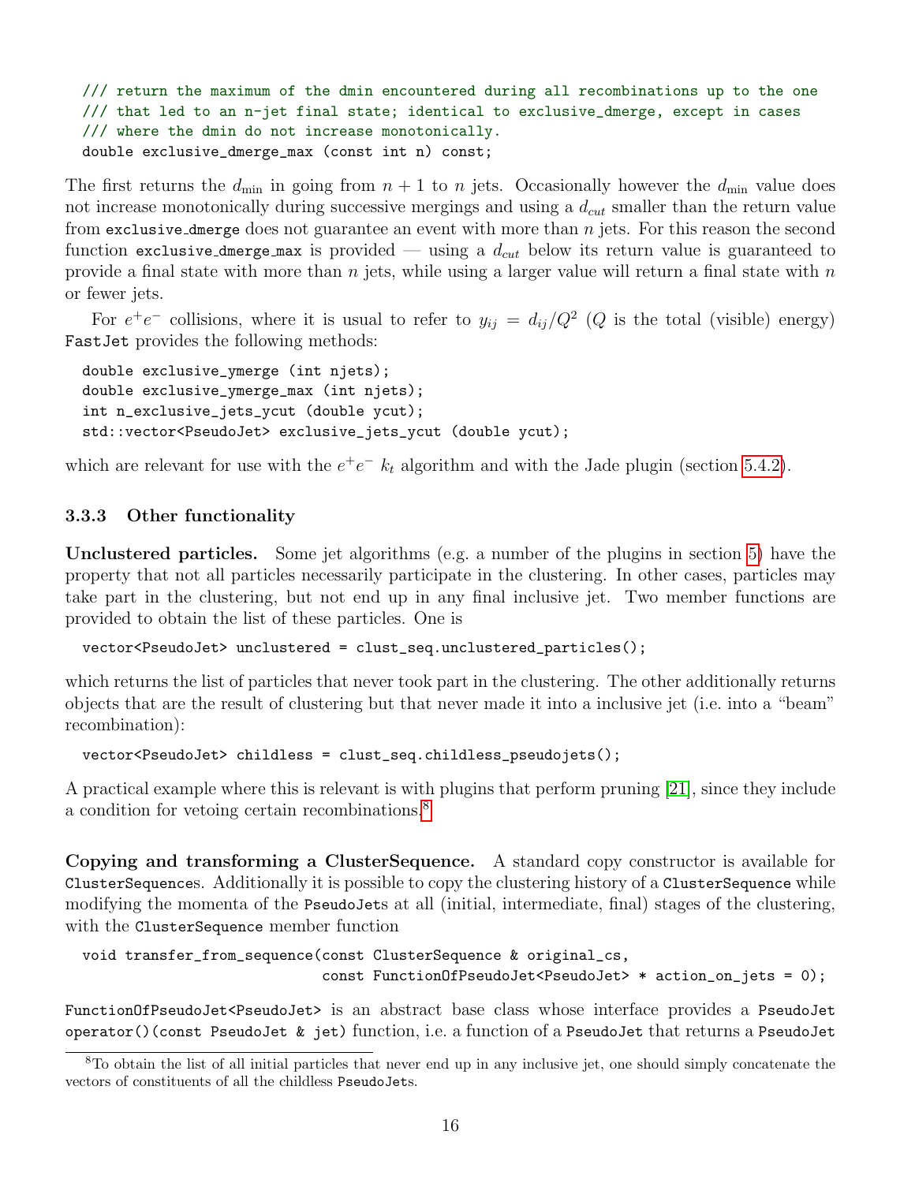```
/// return the maximum of the dmin encountered during all recombinations up to the one
/// that led to an n-jet final state; identical to exclusive_dmerge, except in cases
/// where the dmin do not increase monotonically.
double exclusive_dmerge_max (const int n) const;
```

The first returns the $d_{\min}$ in going from $n+1$ to $n$ jets. Occasionally however the $d_{\min}$ value does not increase monotonically during successive mergings and using a $d_{cut}$ smaller than the return value from `exclusive_dmerge` does not guarantee an event with more than $n$ jets. For this reason the second function `exclusive_dmerge_max` is provided — using a $d_{cut}$ below its return value is guaranteed to provide a final state with more than $n$ jets, while using a larger value will return a final state with $n$ or fewer jets.

For $e^+e^-$ collisions, where it is usual to refer to $y_{ij} = d_{ij}/Q^2$ ($Q$ is the total (visible) energy) FastJet provides the following methods:

```
double exclusive_ymerge (int njets);
double exclusive_ymerge_max (int njets);
int n_exclusive_jets_ycut (double ycut);
std::vector<PseudoJet> exclusive_jets_ycut (double ycut);
```

which are relevant for use with the $e^+e^-$ $k_t$ algorithm and with the Jade plugin (section 5.4.2).

### 3.3.3 Other functionality

**Unclustered particles.** Some jet algorithms (e.g. a number of the plugins in section 5) have the property that not all particles necessarily participate in the clustering. In other cases, particles may take part in the clustering, but not end up in any final inclusive jet. Two member functions are provided to obtain the list of these particles. One is

```
vector<PseudoJet> unclustered = clust_seq.unclustered_particles();
```

which returns the list of particles that never took part in the clustering. The other additionally returns objects that are the result of clustering but that never made it into a inclusive jet (i.e. into a "beam" recombination):

```
vector<PseudoJet> childless = clust_seq.childless_pseudojets();
```

A practical example where this is relevant is with plugins that perform pruning [21], since they include a condition for vetoing certain recombinations.[8]

**Copying and transforming a ClusterSequence.** A standard copy constructor is available for `ClusterSequence`s. Additionally it is possible to copy the clustering history of a `ClusterSequence` while modifying the momenta of the `PseudoJet`s at all (initial, intermediate, final) stages of the clustering, with the `ClusterSequence` member function

```
void transfer_from_sequence(const ClusterSequence & original_cs,
                            const FunctionOfPseudoJet<PseudoJet> * action_on_jets = 0);
```

`FunctionOfPseudoJet<PseudoJet>` is an abstract base class whose interface provides a `PseudoJet operator()(const PseudoJet & jet)` function, i.e. a function of a `PseudoJet` that returns a `PseudoJet`

[8] To obtain the list of all initial particles that never end up in any inclusive jet, one should simply concatenate the vectors of constituents of all the childless `PseudoJet`s.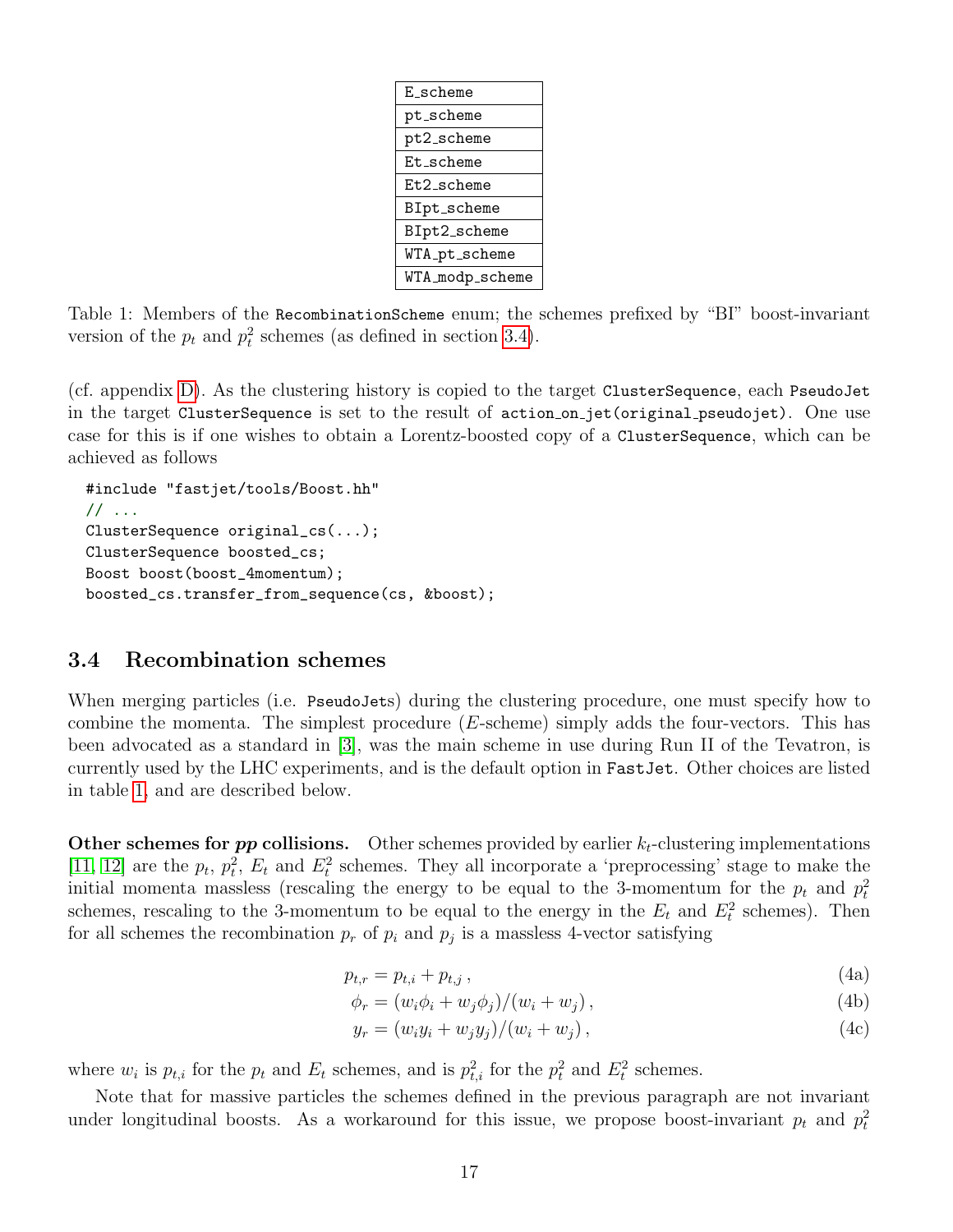| E_scheme |
| --- |
| pt_scheme |
| pt2_scheme |
| Et_scheme |
| Et2_scheme |
| BIpt_scheme |
| BIpt2_scheme |
| WTA_pt_scheme |
| WTA_modp_scheme |

Table 1: Members of the RecombinationScheme enum; the schemes prefixed by "BI" boost-invariant version of the $p_t$ and $p_t^2$ schemes (as defined in section 3.4).

(cf. appendix D). As the clustering history is copied to the target ClusterSequence, each PseudoJet in the target ClusterSequence is set to the result of action_on_jet(original_pseudojet). One use case for this is if one wishes to obtain a Lorentz-boosted copy of a ClusterSequence, which can be achieved as follows

```
#include "fastjet/tools/Boost.hh"
// ...
ClusterSequence original_cs(...);
ClusterSequence boosted_cs;
Boost boost(boost_4momentum);
boosted_cs.transfer_from_sequence(cs, &boost);
```

### 3.4 Recombination schemes

When merging particles (i.e. PseudoJets) during the clustering procedure, one must specify how to combine the momenta. The simplest procedure ($E$-scheme) simply adds the four-vectors. This has been advocated as a standard in [3], was the main scheme in use during Run II of the Tevatron, is currently used by the LHC experiments, and is the default option in FastJet. Other choices are listed in table 1, and are described below.

**Other schemes for *pp* collisions.** Other schemes provided by earlier $k_t$-clustering implementations [11, 12] are the $p_t$, $p_t^2$, $E_t$ and $E_t^2$ schemes. They all incorporate a 'preprocessing' stage to make the initial momenta massless (rescaling the energy to be equal to the 3-momentum for the $p_t$ and $p_t^2$ schemes, rescaling to the 3-momentum to be equal to the energy in the $E_t$ and $E_t^2$ schemes). Then for all schemes the recombination $p_r$ of $p_i$ and $p_j$ is a massless 4-vector satisfying

$$p_{t,r} = p_{t,i} + p_{t,j}\,, \tag{4a}$$

$$\phi_r = (w_i\phi_i + w_j\phi_j)/(w_i + w_j)\,, \tag{4b}$$

$$y_r = (w_i y_i + w_j y_j)/(w_i + w_j)\,, \tag{4c}$$

where $w_i$ is $p_{t,i}$ for the $p_t$ and $E_t$ schemes, and is $p_{t,i}^2$ for the $p_t^2$ and $E_t^2$ schemes.

Note that for massive particles the schemes defined in the previous paragraph are not invariant under longitudinal boosts. As a workaround for this issue, we propose boost-invariant $p_t$ and $p_t^2$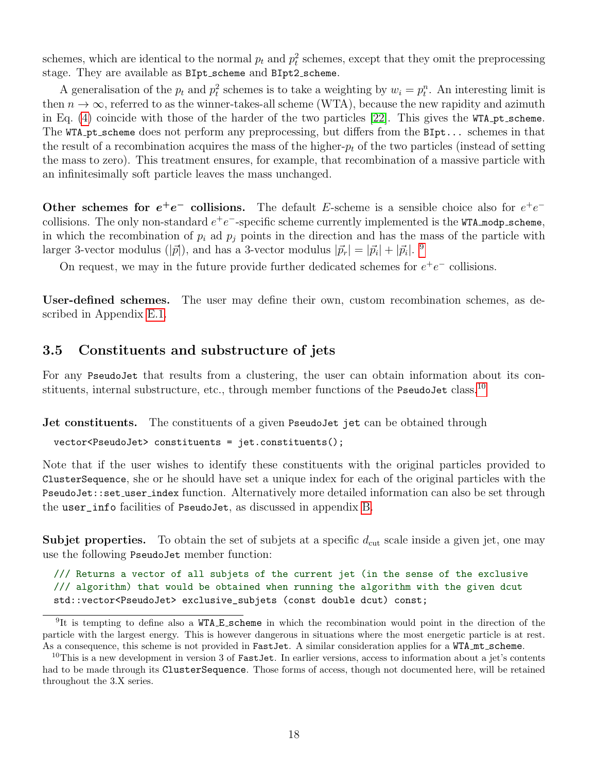schemes, which are identical to the normal $p_t$ and $p_t^2$ schemes, except that they omit the preprocessing stage. They are available as `BIpt_scheme` and `BIpt2_scheme`.

A generalisation of the $p_t$ and $p_t^2$ schemes is to take a weighting by $w_i = p_t^n$. An interesting limit is then $n \to \infty$, referred to as the winner-takes-all scheme (WTA), because the new rapidity and azimuth in Eq. (4) coincide with those of the harder of the two particles [22]. This gives the `WTA_pt_scheme`. The `WTA_pt_scheme` does not perform any preprocessing, but differs from the `BIpt...` schemes in that the result of a recombination acquires the mass of the higher-$p_t$ of the two particles (instead of setting the mass to zero). This treatment ensures, for example, that recombination of a massive particle with an infinitesimally soft particle leaves the mass unchanged.

**Other schemes for $e^+e^-$ collisions.** The default $E$-scheme is a sensible choice also for $e^+e^-$ collisions. The only non-standard $e^+e^-$-specific scheme currently implemented is the `WTA_modp_scheme`, in which the recombination of $p_i$ ad $p_j$ points in the direction and has the mass of the particle with larger 3-vector modulus ($|\vec{p}|$), and has a 3-vector modulus $|\vec{p}_r| = |\vec{p}_i| + |\vec{p}_i|$. [9]

On request, we may in the future provide further dedicated schemes for $e^+e^-$ collisions.

**User-defined schemes.** The user may define their own, custom recombination schemes, as described in Appendix E.1.

## 3.5 Constituents and substructure of jets

For any `PseudoJet` that results from a clustering, the user can obtain information about its constituents, internal substructure, etc., through member functions of the `PseudoJet` class.[10]

**Jet constituents.** The constituents of a given `PseudoJet jet` can be obtained through

```
vector<PseudoJet> constituents = jet.constituents();
```

Note that if the user wishes to identify these constituents with the original particles provided to `ClusterSequence`, she or he should have set a unique index for each of the original particles with the `PseudoJet::set_user_index` function. Alternatively more detailed information can also be set through the `user_info` facilities of `PseudoJet`, as discussed in appendix B.

**Subjet properties.** To obtain the set of subjets at a specific $d_{\rm cut}$ scale inside a given jet, one may use the following `PseudoJet` member function:

```
/// Returns a vector of all subjets of the current jet (in the sense of the exclusive
/// algorithm) that would be obtained when running the algorithm with the given dcut
std::vector<PseudoJet> exclusive_subjets (const double dcut) const;
```

[9] It is tempting to define also a `WTA_E_scheme` in which the recombination would point in the direction of the particle with the largest energy. This is however dangerous in situations where the most energetic particle is at rest. As a consequence, this scheme is not provided in FastJet. A similar consideration applies for a `WTA_mt_scheme`.

[10] This is a new development in version 3 of FastJet. In earlier versions, access to information about a jet's contents had to be made through its `ClusterSequence`. Those forms of access, though not documented here, will be retained throughout the 3.X series.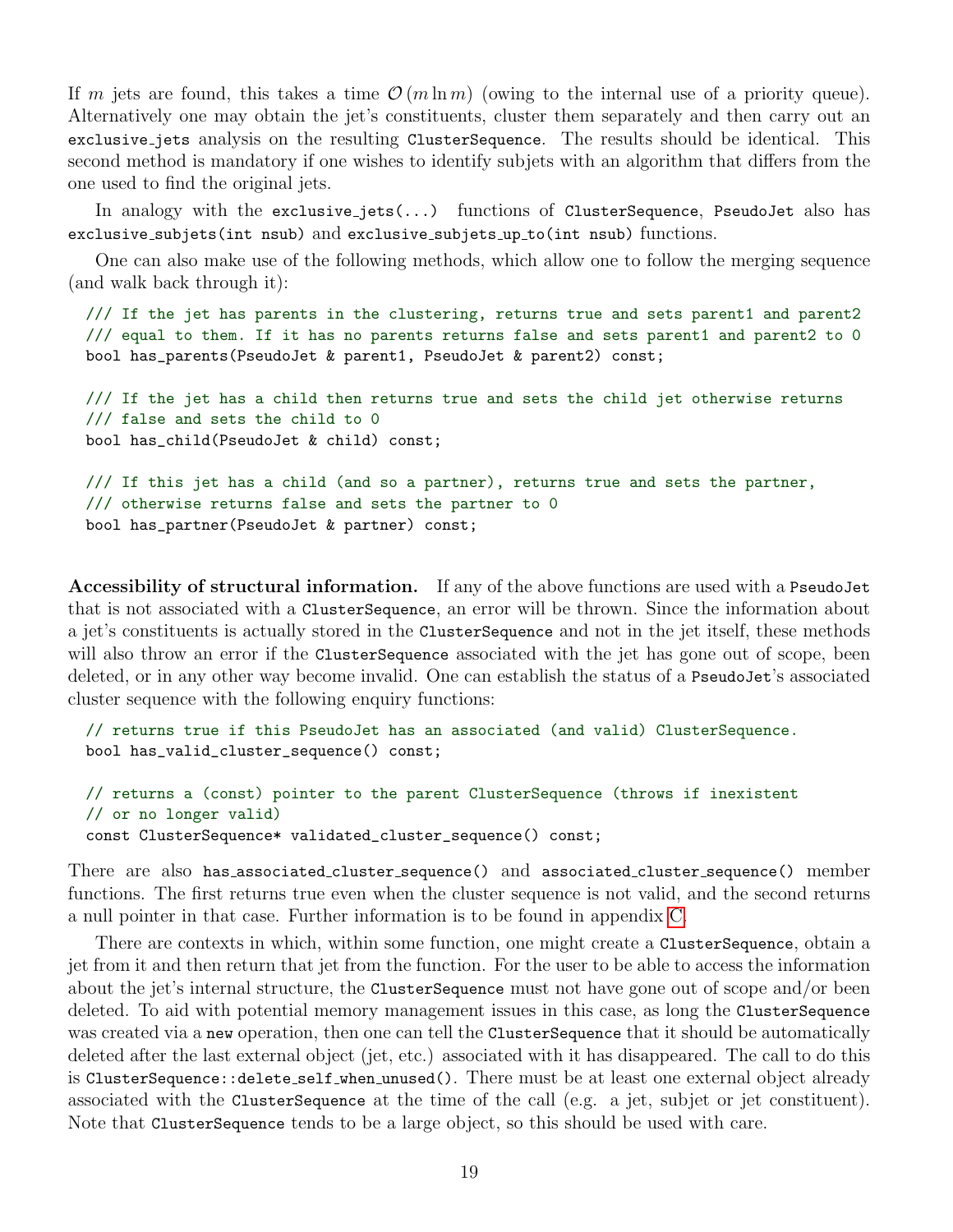If $m$ jets are found, this takes a time $\mathcal{O}(m \ln m)$ (owing to the internal use of a priority queue). Alternatively one may obtain the jet's constituents, cluster them separately and then carry out an `exclusive_jets` analysis on the resulting `ClusterSequence`. The results should be identical. This second method is mandatory if one wishes to identify subjets with an algorithm that differs from the one used to find the original jets.

In analogy with the `exclusive_jets(...)` functions of `ClusterSequence`, `PseudoJet` also has `exclusive_subjets(int nsub)` and `exclusive_subjets_up_to(int nsub)` functions.

One can also make use of the following methods, which allow one to follow the merging sequence (and walk back through it):

```
/// If the jet has parents in the clustering, returns true and sets parent1 and parent2
/// equal to them. If it has no parents returns false and sets parent1 and parent2 to 0
bool has_parents(PseudoJet & parent1, PseudoJet & parent2) const;

/// If the jet has a child then returns true and sets the child jet otherwise returns
/// false and sets the child to 0
bool has_child(PseudoJet & child) const;

/// If this jet has a child (and so a partner), returns true and sets the partner,
/// otherwise returns false and sets the partner to 0
bool has_partner(PseudoJet & partner) const;
```

**Accessibility of structural information.** If any of the above functions are used with a `PseudoJet` that is not associated with a `ClusterSequence`, an error will be thrown. Since the information about a jet's constituents is actually stored in the `ClusterSequence` and not in the jet itself, these methods will also throw an error if the `ClusterSequence` associated with the jet has gone out of scope, been deleted, or in any other way become invalid. One can establish the status of a `PseudoJet`'s associated cluster sequence with the following enquiry functions:

```
// returns true if this PseudoJet has an associated (and valid) ClusterSequence.
bool has_valid_cluster_sequence() const;

// returns a (const) pointer to the parent ClusterSequence (throws if inexistent
// or no longer valid)
const ClusterSequence* validated_cluster_sequence() const;
```

There are also `has_associated_cluster_sequence()` and `associated_cluster_sequence()` member functions. The first returns true even when the cluster sequence is not valid, and the second returns a null pointer in that case. Further information is to be found in appendix C.

There are contexts in which, within some function, one might create a `ClusterSequence`, obtain a jet from it and then return that jet from the function. For the user to be able to access the information about the jet's internal structure, the `ClusterSequence` must not have gone out of scope and/or been deleted. To aid with potential memory management issues in this case, as long the `ClusterSequence` was created via a `new` operation, then one can tell the `ClusterSequence` that it should be automatically deleted after the last external object (jet, etc.) associated with it has disappeared. The call to do this is `ClusterSequence::delete_self_when_unused()`. There must be at least one external object already associated with the `ClusterSequence` at the time of the call (e.g. a jet, subjet or jet constituent). Note that `ClusterSequence` tends to be a large object, so this should be used with care.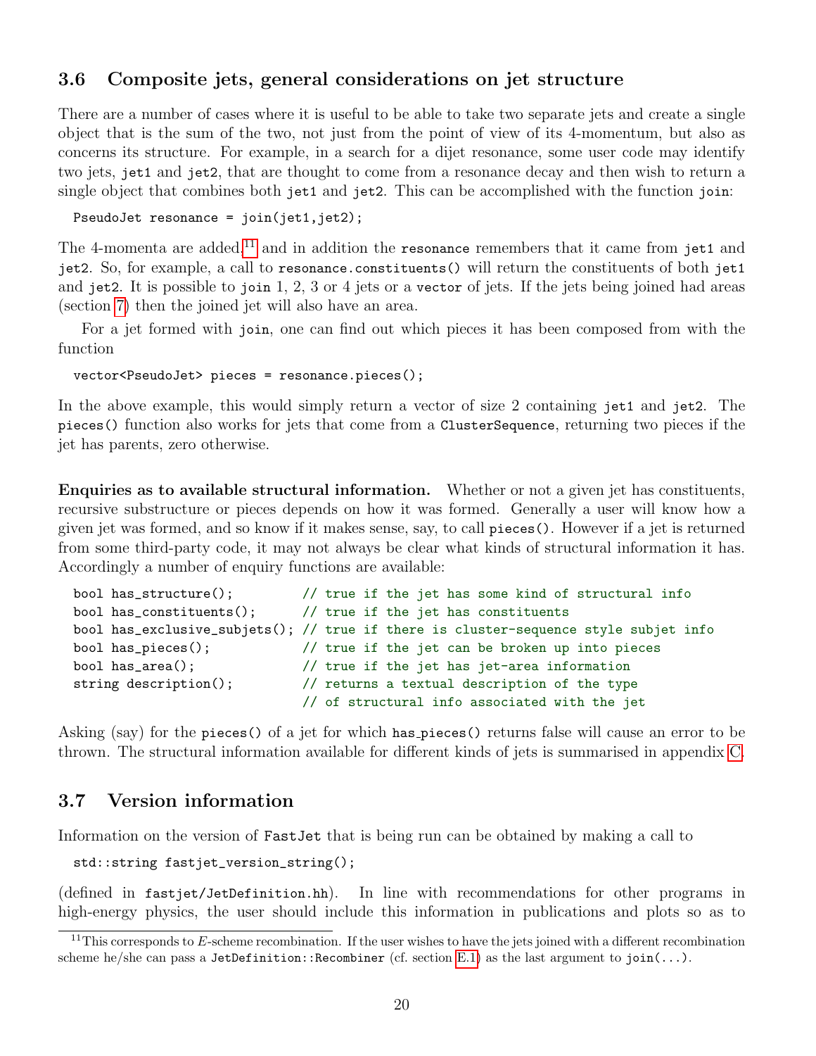### 3.6 Composite jets, general considerations on jet structure

There are a number of cases where it is useful to be able to take two separate jets and create a single object that is the sum of the two, not just from the point of view of its 4-momentum, but also as concerns its structure. For example, in a search for a dijet resonance, some user code may identify two jets, `jet1` and `jet2`, that are thought to come from a resonance decay and then wish to return a single object that combines both `jet1` and `jet2`. This can be accomplished with the function `join`:

```
PseudoJet resonance = join(jet1,jet2);
```

The 4-momenta are added,[11] and in addition the `resonance` remembers that it came from `jet1` and `jet2`. So, for example, a call to `resonance.constituents()` will return the constituents of both `jet1` and `jet2`. It is possible to `join` 1, 2, 3 or 4 jets or a `vector` of jets. If the jets being joined had areas (section 7) then the joined jet will also have an area.

For a jet formed with `join`, one can find out which pieces it has been composed from with the function

```
vector<PseudoJet> pieces = resonance.pieces();
```

In the above example, this would simply return a vector of size 2 containing `jet1` and `jet2`. The `pieces()` function also works for jets that come from a `ClusterSequence`, returning two pieces if the jet has parents, zero otherwise.

**Enquiries as to available structural information.** Whether or not a given jet has constituents, recursive substructure or pieces depends on how it was formed. Generally a user will know how a given jet was formed, and so know if it makes sense, say, to call `pieces()`. However if a jet is returned from some third-party code, it may not always be clear what kinds of structural information it has. Accordingly a number of enquiry functions are available:

```
bool has_structure();          // true if the jet has some kind of structural info
bool has_constituents();       // true if the jet has constituents
bool has_exclusive_subjets();  // true if there is cluster-sequence style subjet info
bool has_pieces();             // true if the jet can be broken up into pieces
bool has_area();               // true if the jet has jet-area information
string description();          // returns a textual description of the type
                               // of structural info associated with the jet
```

Asking (say) for the `pieces()` of a jet for which `has_pieces()` returns false will cause an error to be thrown. The structural information available for different kinds of jets is summarised in appendix C.

### 3.7 Version information

Information on the version of FastJet that is being run can be obtained by making a call to

```
std::string fastjet_version_string();
```

(defined in `fastjet/JetDefinition.hh`). In line with recommendations for other programs in high-energy physics, the user should include this information in publications and plots so as to

[11] This corresponds to $E$-scheme recombination. If the user wishes to have the jets joined with a different recombination scheme he/she can pass a `JetDefinition::Recombiner` (cf. section E.1) as the last argument to `join(...)`.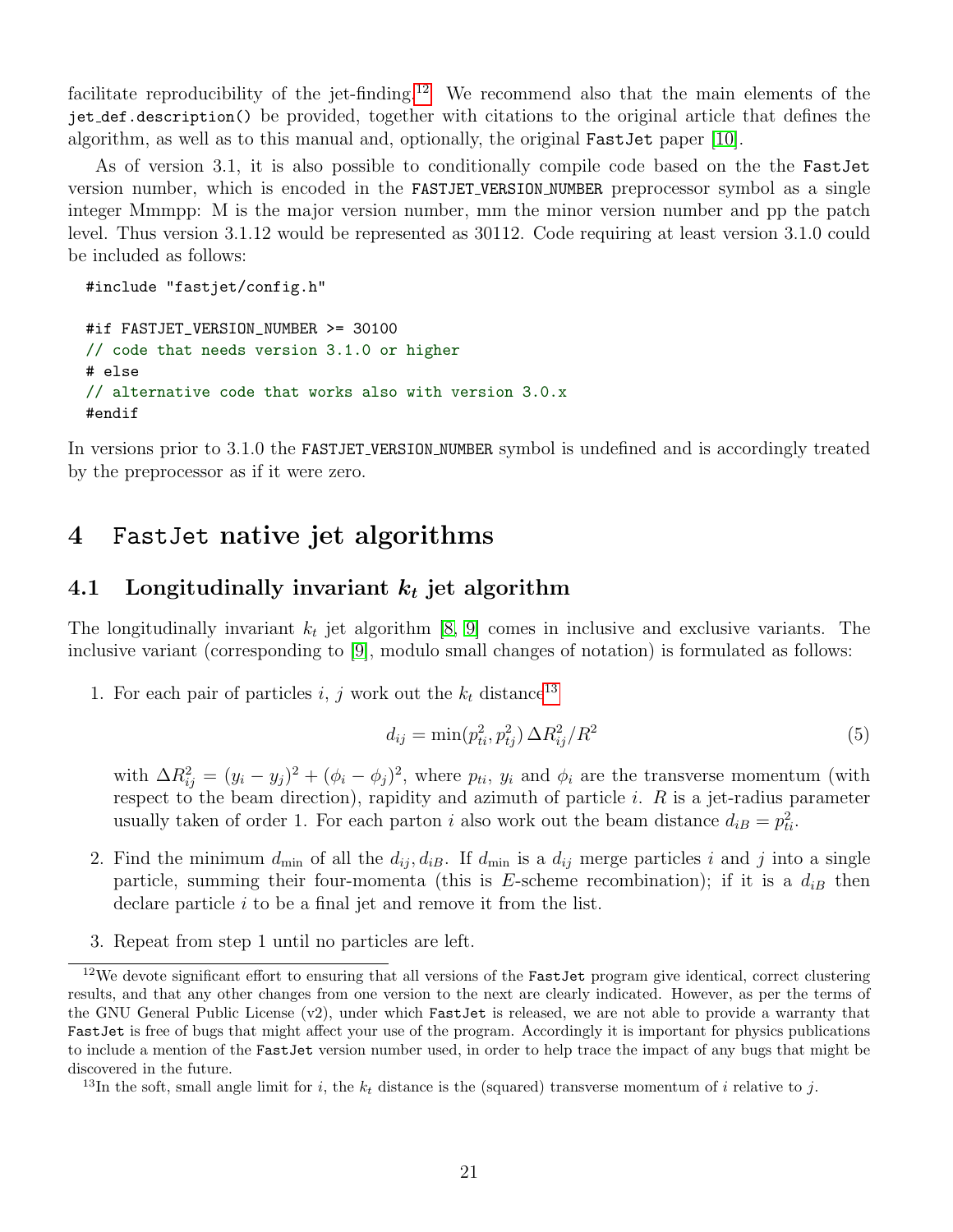facilitate reproducibility of the jet-finding.[12] We recommend also that the main elements of the `jet_def.description()` be provided, together with citations to the original article that defines the algorithm, as well as to this manual and, optionally, the original FastJet paper [10].

As of version 3.1, it is also possible to conditionally compile code based on the the FastJet version number, which is encoded in the `FASTJET_VERSION_NUMBER` preprocessor symbol as a single integer Mmmpp: M is the major version number, mm the minor version number and pp the patch level. Thus version 3.1.12 would be represented as 30112. Code requiring at least version 3.1.0 could be included as follows:

```
#include "fastjet/config.h"

#if FASTJET_VERSION_NUMBER >= 30100
// code that needs version 3.1.0 or higher
# else
// alternative code that works also with version 3.0.x
#endif
```

In versions prior to 3.1.0 the `FASTJET_VERSION_NUMBER` symbol is undefined and is accordingly treated by the preprocessor as if it were zero.

# 4 FastJet native jet algorithms

## 4.1 Longitudinally invariant $k_t$ jet algorithm

The longitudinally invariant $k_t$ jet algorithm [8, 9] comes in inclusive and exclusive variants. The inclusive variant (corresponding to [9], modulo small changes of notation) is formulated as follows:

1. For each pair of particles $i$, $j$ work out the $k_t$ distance[13]

$$d_{ij} = \min(p_{ti}^2, p_{tj}^2)\, \Delta R_{ij}^2 / R^2 \tag{5}$$

   with $\Delta R_{ij}^2 = (y_i - y_j)^2 + (\phi_i - \phi_j)^2$, where $p_{ti}$, $y_i$ and $\phi_i$ are the transverse momentum (with respect to the beam direction), rapidity and azimuth of particle $i$. $R$ is a jet-radius parameter usually taken of order 1. For each parton $i$ also work out the beam distance $d_{iB} = p_{ti}^2$.

2. Find the minimum $d_{\min}$ of all the $d_{ij}, d_{iB}$. If $d_{\min}$ is a $d_{ij}$ merge particles $i$ and $j$ into a single particle, summing their four-momenta (this is $E$-scheme recombination); if it is a $d_{iB}$ then declare particle $i$ to be a final jet and remove it from the list.

3. Repeat from step 1 until no particles are left.

---

[12] We devote significant effort to ensuring that all versions of the FastJet program give identical, correct clustering results, and that any other changes from one version to the next are clearly indicated. However, as per the terms of the GNU General Public License (v2), under which FastJet is released, we are not able to provide a warranty that FastJet is free of bugs that might affect your use of the program. Accordingly it is important for physics publications to include a mention of the FastJet version number used, in order to help trace the impact of any bugs that might be discovered in the future.

[13] In the soft, small angle limit for $i$, the $k_t$ distance is the (squared) transverse momentum of $i$ relative to $j$.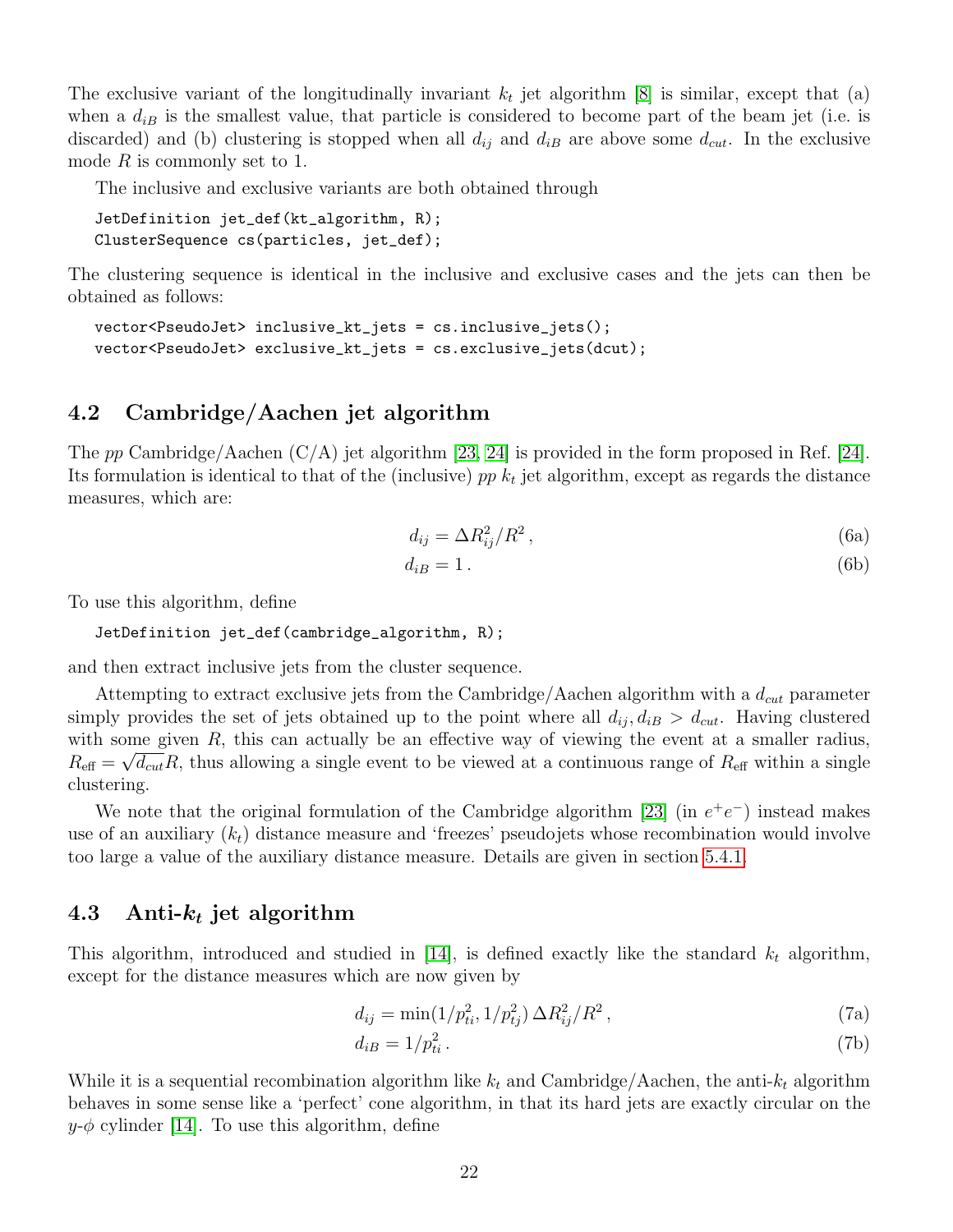The exclusive variant of the longitudinally invariant $k_t$ jet algorithm [8] is similar, except that (a) when a $d_{iB}$ is the smallest value, that particle is considered to become part of the beam jet (i.e. is discarded) and (b) clustering is stopped when all $d_{ij}$ and $d_{iB}$ are above some $d_{cut}$. In the exclusive mode $R$ is commonly set to 1.

The inclusive and exclusive variants are both obtained through

```
JetDefinition jet_def(kt_algorithm, R);
ClusterSequence cs(particles, jet_def);
```

The clustering sequence is identical in the inclusive and exclusive cases and the jets can then be obtained as follows:

```
vector<PseudoJet> inclusive_kt_jets = cs.inclusive_jets();
vector<PseudoJet> exclusive_kt_jets = cs.exclusive_jets(dcut);
```

## 4.2 Cambridge/Aachen jet algorithm

The *pp* Cambridge/Aachen (C/A) jet algorithm [23, 24] is provided in the form proposed in Ref. [24]. Its formulation is identical to that of the (inclusive) *pp* $k_t$ jet algorithm, except as regards the distance measures, which are:

$$d_{ij} = \Delta R_{ij}^2 / R^2 \,, \tag{6a}$$

$$d_{iB} = 1 \,. \tag{6b}$$

To use this algorithm, define

```
JetDefinition jet_def(cambridge_algorithm, R);
```

and then extract inclusive jets from the cluster sequence.

Attempting to extract exclusive jets from the Cambridge/Aachen algorithm with a $d_{cut}$ parameter simply provides the set of jets obtained up to the point where all $d_{ij}, d_{iB} > d_{cut}$. Having clustered with some given $R$, this can actually be an effective way of viewing the event at a smaller radius, $R_{\text{eff}} = \sqrt{d_{cut}} R$, thus allowing a single event to be viewed at a continuous range of $R_{\text{eff}}$ within a single clustering.

We note that the original formulation of the Cambridge algorithm [23] (in $e^+e^-$) instead makes use of an auxiliary ($k_t$) distance measure and 'freezes' pseudojets whose recombination would involve too large a value of the auxiliary distance measure. Details are given in section 5.4.1.

## 4.3 Anti-$k_t$ jet algorithm

This algorithm, introduced and studied in [14], is defined exactly like the standard $k_t$ algorithm, except for the distance measures which are now given by

$$d_{ij} = \min(1/p_{ti}^2, 1/p_{tj}^2) \, \Delta R_{ij}^2 / R^2 \,, \tag{7a}$$

$$d_{iB} = 1/p_{ti}^2 \,. \tag{7b}$$

While it is a sequential recombination algorithm like $k_t$ and Cambridge/Aachen, the anti-$k_t$ algorithm behaves in some sense like a 'perfect' cone algorithm, in that its hard jets are exactly circular on the $y$-$\phi$ cylinder [14]. To use this algorithm, define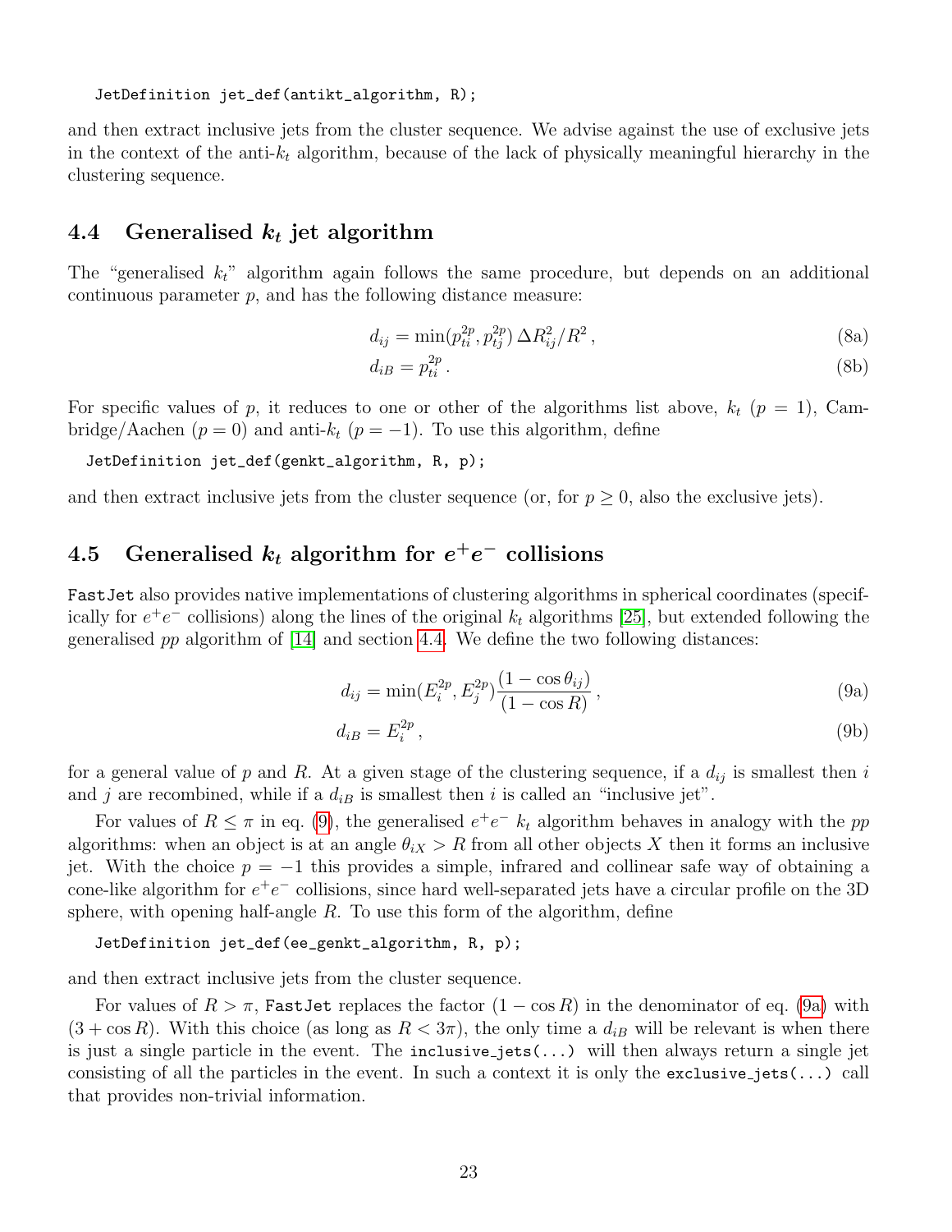```
JetDefinition jet_def(antikt_algorithm, R);
```

and then extract inclusive jets from the cluster sequence. We advise against the use of exclusive jets in the context of the anti-$k_t$ algorithm, because of the lack of physically meaningful hierarchy in the clustering sequence.

## 4.4 Generalised $k_t$ jet algorithm

The "generalised $k_t$" algorithm again follows the same procedure, but depends on an additional continuous parameter $p$, and has the following distance measure:

$$d_{ij} = \min(p_{ti}^{2p}, p_{tj}^{2p})\, \Delta R_{ij}^2 / R^2 \,, \tag{8a}$$

$$d_{iB} = p_{ti}^{2p} \,. \tag{8b}$$

For specific values of $p$, it reduces to one or other of the algorithms list above, $k_t$ ($p = 1$), Cambridge/Aachen ($p = 0$) and anti-$k_t$ ($p = -1$). To use this algorithm, define

```
JetDefinition jet_def(genkt_algorithm, R, p);
```

and then extract inclusive jets from the cluster sequence (or, for $p \geq 0$, also the exclusive jets).

## 4.5 Generalised $k_t$ algorithm for $e^+e^-$ collisions

FastJet also provides native implementations of clustering algorithms in spherical coordinates (specifically for $e^+e^-$ collisions) along the lines of the original $k_t$ algorithms [25], but extended following the generalised $pp$ algorithm of [14] and section 4.4. We define the two following distances:

$$d_{ij} = \min(E_i^{2p}, E_j^{2p}) \frac{(1 - \cos\theta_{ij})}{(1 - \cos R)} \,, \tag{9a}$$

$$d_{iB} = E_i^{2p} \,, \tag{9b}$$

for a general value of $p$ and $R$. At a given stage of the clustering sequence, if a $d_{ij}$ is smallest then $i$ and $j$ are recombined, while if a $d_{iB}$ is smallest then $i$ is called an "inclusive jet".

For values of $R \leq \pi$ in eq. (9), the generalised $e^+e^-$ $k_t$ algorithm behaves in analogy with the $pp$ algorithms: when an object is at an angle $\theta_{iX} > R$ from all other objects $X$ then it forms an inclusive jet. With the choice $p = -1$ this provides a simple, infrared and collinear safe way of obtaining a cone-like algorithm for $e^+e^-$ collisions, since hard well-separated jets have a circular profile on the 3D sphere, with opening half-angle $R$. To use this form of the algorithm, define

```
JetDefinition jet_def(ee_genkt_algorithm, R, p);
```

and then extract inclusive jets from the cluster sequence.

For values of $R > \pi$, FastJet replaces the factor $(1 - \cos R)$ in the denominator of eq. (9a) with $(3 + \cos R)$. With this choice (as long as $R < 3\pi$), the only time a $d_{iB}$ will be relevant is when there is just a single particle in the event. The `inclusive_jets(...)` will then always return a single jet consisting of all the particles in the event. In such a context it is only the `exclusive_jets(...)` call that provides non-trivial information.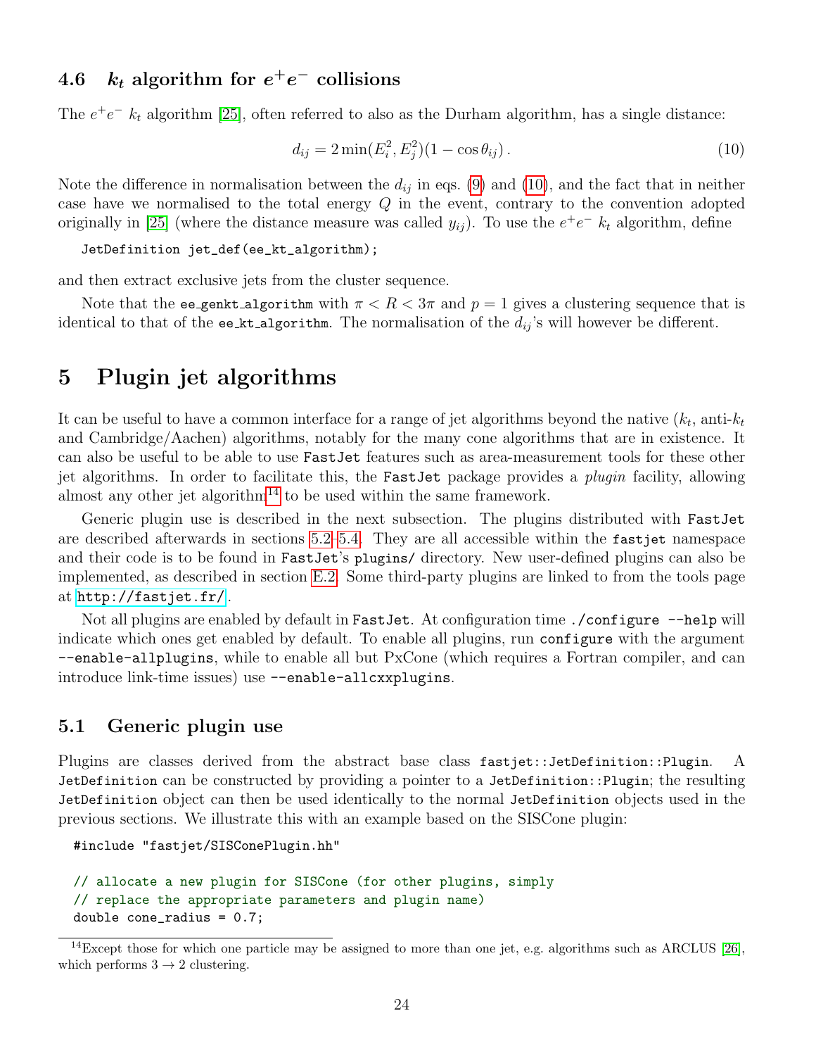### 4.6 $k_t$ algorithm for $e^+e^-$ collisions

The $e^+e^-$ $k_t$ algorithm [25], often referred to also as the Durham algorithm, has a single distance:

$$d_{ij} = 2\min(E_i^2, E_j^2)(1 - \cos\theta_{ij})\,. \tag{10}$$

Note the difference in normalisation between the $d_{ij}$ in eqs. (9) and (10), and the fact that in neither case have we normalised to the total energy $Q$ in the event, contrary to the convention adopted originally in [25] (where the distance measure was called $y_{ij}$). To use the $e^+e^-$ $k_t$ algorithm, define

```
JetDefinition jet_def(ee_kt_algorithm);
```

and then extract exclusive jets from the cluster sequence.

Note that the `ee_genkt_algorithm` with $\pi < R < 3\pi$ and $p = 1$ gives a clustering sequence that is identical to that of the `ee_kt_algorithm`. The normalisation of the $d_{ij}$'s will however be different.

# 5 Plugin jet algorithms

It can be useful to have a common interface for a range of jet algorithms beyond the native ($k_t$, anti-$k_t$ and Cambridge/Aachen) algorithms, notably for the many cone algorithms that are in existence. It can also be useful to be able to use FastJet features such as area-measurement tools for these other jet algorithms. In order to facilitate this, the FastJet package provides a *plugin* facility, allowing almost any other jet algorithm[14] to be used within the same framework.

Generic plugin use is described in the next subsection. The plugins distributed with FastJet are described afterwards in sections 5.2–5.4. They are all accessible within the `fastjet` namespace and their code is to be found in FastJet's `plugins/` directory. New user-defined plugins can also be implemented, as described in section E.2. Some third-party plugins are linked to from the tools page at http://fastjet.fr/.

Not all plugins are enabled by default in FastJet. At configuration time `./configure --help` will indicate which ones get enabled by default. To enable all plugins, run `configure` with the argument `--enable-allplugins`, while to enable all but PxCone (which requires a Fortran compiler, and can introduce link-time issues) use `--enable-allcxxplugins`.

## 5.1 Generic plugin use

Plugins are classes derived from the abstract base class `fastjet::JetDefinition::Plugin`. A `JetDefinition` can be constructed by providing a pointer to a `JetDefinition::Plugin`; the resulting `JetDefinition` object can then be used identically to the normal `JetDefinition` objects used in the previous sections. We illustrate this with an example based on the SISCone plugin:

```
#include "fastjet/SISConePlugin.hh"

// allocate a new plugin for SISCone (for other plugins, simply
// replace the appropriate parameters and plugin name)
double cone_radius = 0.7;
```

[14] Except those for which one particle may be assigned to more than one jet, e.g. algorithms such as ARCLUS [26], which performs $3 \to 2$ clustering.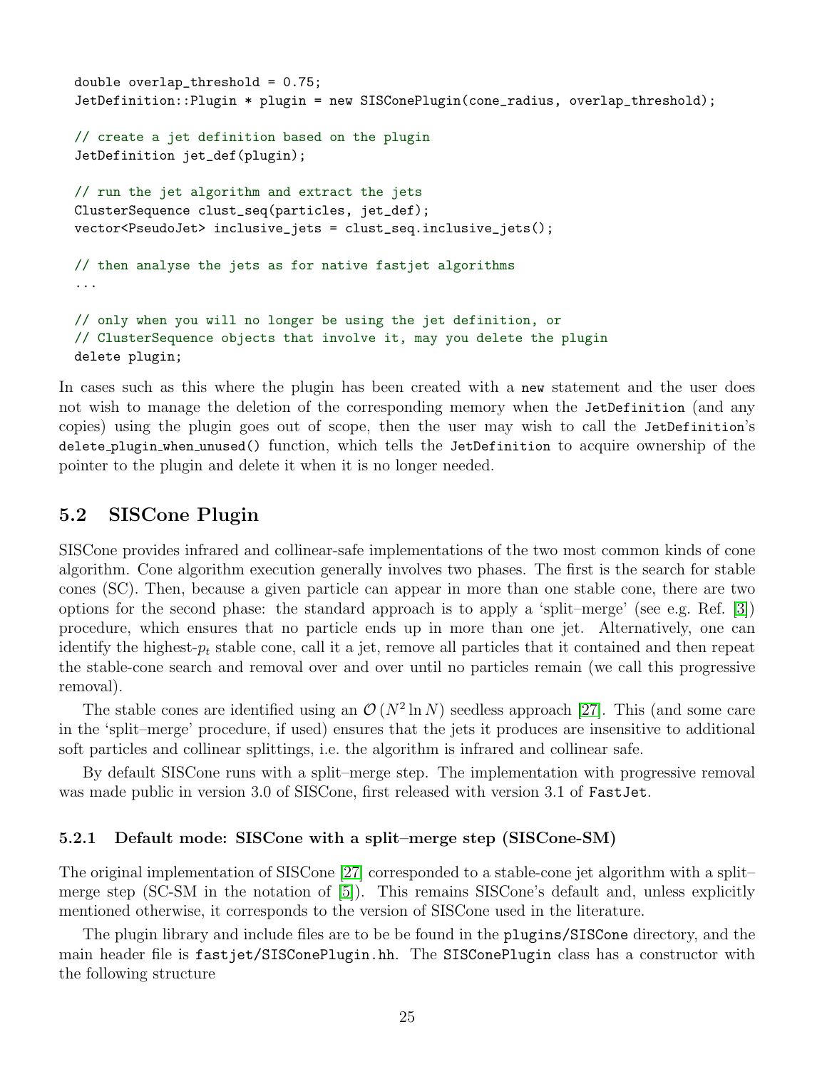```
double overlap_threshold = 0.75;
JetDefinition::Plugin * plugin = new SISConePlugin(cone_radius, overlap_threshold);

// create a jet definition based on the plugin
JetDefinition jet_def(plugin);

// run the jet algorithm and extract the jets
ClusterSequence clust_seq(particles, jet_def);
vector<PseudoJet> inclusive_jets = clust_seq.inclusive_jets();

// then analyse the jets as for native fastjet algorithms
...

// only when you will no longer be using the jet definition, or
// ClusterSequence objects that involve it, may you delete the plugin
delete plugin;
```

In cases such as this where the plugin has been created with a `new` statement and the user does not wish to manage the deletion of the corresponding memory when the `JetDefinition` (and any copies) using the plugin goes out of scope, then the user may wish to call the `JetDefinition`'s `delete_plugin_when_unused()` function, which tells the `JetDefinition` to acquire ownership of the pointer to the plugin and delete it when it is no longer needed.

## 5.2 SISCone Plugin

SISCone provides infrared and collinear-safe implementations of the two most common kinds of cone algorithm. Cone algorithm execution generally involves two phases. The first is the search for stable cones (SC). Then, because a given particle can appear in more than one stable cone, there are two options for the second phase: the standard approach is to apply a 'split–merge' (see e.g. Ref. [3]) procedure, which ensures that no particle ends up in more than one jet. Alternatively, one can identify the highest-$p_t$ stable cone, call it a jet, remove all particles that it contained and then repeat the stable-cone search and removal over and over until no particles remain (we call this progressive removal).

The stable cones are identified using an $\mathcal{O}(N^2 \ln N)$ seedless approach [27]. This (and some care in the 'split–merge' procedure, if used) ensures that the jets it produces are insensitive to additional soft particles and collinear splittings, i.e. the algorithm is infrared and collinear safe.

By default SISCone runs with a split–merge step. The implementation with progressive removal was made public in version 3.0 of SISCone, first released with version 3.1 of `FastJet`.

### 5.2.1 Default mode: SISCone with a split–merge step (SISCone-SM)

The original implementation of SISCone [27] corresponded to a stable-cone jet algorithm with a split–merge step (SC-SM in the notation of [5]). This remains SISCone's default and, unless explicitly mentioned otherwise, it corresponds to the version of SISCone used in the literature.

The plugin library and include files are to be be found in the `plugins/SISCone` directory, and the main header file is `fastjet/SISConePlugin.hh`. The `SISConePlugin` class has a constructor with the following structure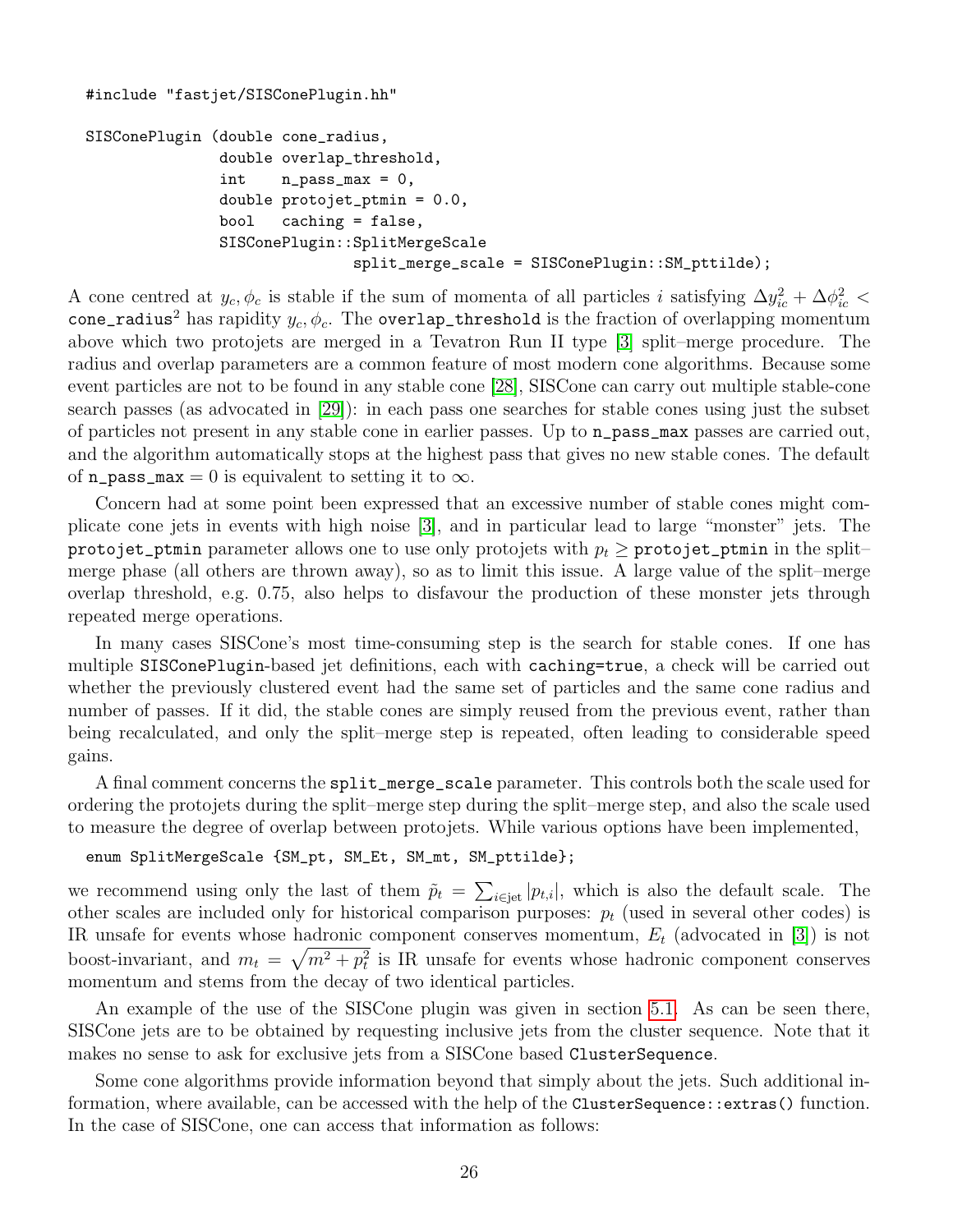```
#include "fastjet/SISConePlugin.hh"

SISConePlugin (double cone_radius,
               double overlap_threshold,
               int    n_pass_max = 0,
               double protojet_ptmin = 0.0,
               bool   caching = false,
               SISConePlugin::SplitMergeScale
                      split_merge_scale = SISConePlugin::SM_pttilde);
```

A cone centred at $y_c, \phi_c$ is stable if the sum of momenta of all particles $i$ satisfying $\Delta y_{ic}^2 + \Delta\phi_{ic}^2 <$ `cone_radius`$^2$ has rapidity $y_c, \phi_c$. The `overlap_threshold` is the fraction of overlapping momentum above which two protojets are merged in a Tevatron Run II type [3] split–merge procedure. The radius and overlap parameters are a common feature of most modern cone algorithms. Because some event particles are not to be found in any stable cone [28], SISCone can carry out multiple stable-cone search passes (as advocated in [29]): in each pass one searches for stable cones using just the subset of particles not present in any stable cone in earlier passes. Up to `n_pass_max` passes are carried out, and the algorithm automatically stops at the highest pass that gives no new stable cones. The default of `n_pass_max` $= 0$ is equivalent to setting it to $\infty$.

Concern had at some point been expressed that an excessive number of stable cones might complicate cone jets in events with high noise [3], and in particular lead to large "monster" jets. The `protojet_ptmin` parameter allows one to use only protojets with $p_t \geq$ `protojet_ptmin` in the split–merge phase (all others are thrown away), so as to limit this issue. A large value of the split–merge overlap threshold, e.g. 0.75, also helps to disfavour the production of these monster jets through repeated merge operations.

In many cases SISCone's most time-consuming step is the search for stable cones. If one has multiple `SISConePlugin`-based jet definitions, each with `caching=true`, a check will be carried out whether the previously clustered event had the same set of particles and the same cone radius and number of passes. If it did, the stable cones are simply reused from the previous event, rather than being recalculated, and only the split–merge step is repeated, often leading to considerable speed gains.

A final comment concerns the `split_merge_scale` parameter. This controls both the scale used for ordering the protojets during the split–merge step during the split–merge step, and also the scale used to measure the degree of overlap between protojets. While various options have been implemented,

```
enum SplitMergeScale {SM_pt, SM_Et, SM_mt, SM_pttilde};
```

we recommend using only the last of them $\tilde{p}_t = \sum_{i\in\text{jet}} |p_{t,i}|$, which is also the default scale. The other scales are included only for historical comparison purposes: $p_t$ (used in several other codes) is IR unsafe for events whose hadronic component conserves momentum, $E_t$ (advocated in [3]) is not boost-invariant, and $m_t = \sqrt{m^2 + p_t^2}$ is IR unsafe for events whose hadronic component conserves momentum and stems from the decay of two identical particles.

An example of the use of the SISCone plugin was given in section 5.1. As can be seen there, SISCone jets are to be obtained by requesting inclusive jets from the cluster sequence. Note that it makes no sense to ask for exclusive jets from a SISCone based `ClusterSequence`.

Some cone algorithms provide information beyond that simply about the jets. Such additional information, where available, can be accessed with the help of the `ClusterSequence::extras()` function. In the case of SISCone, one can access that information as follows: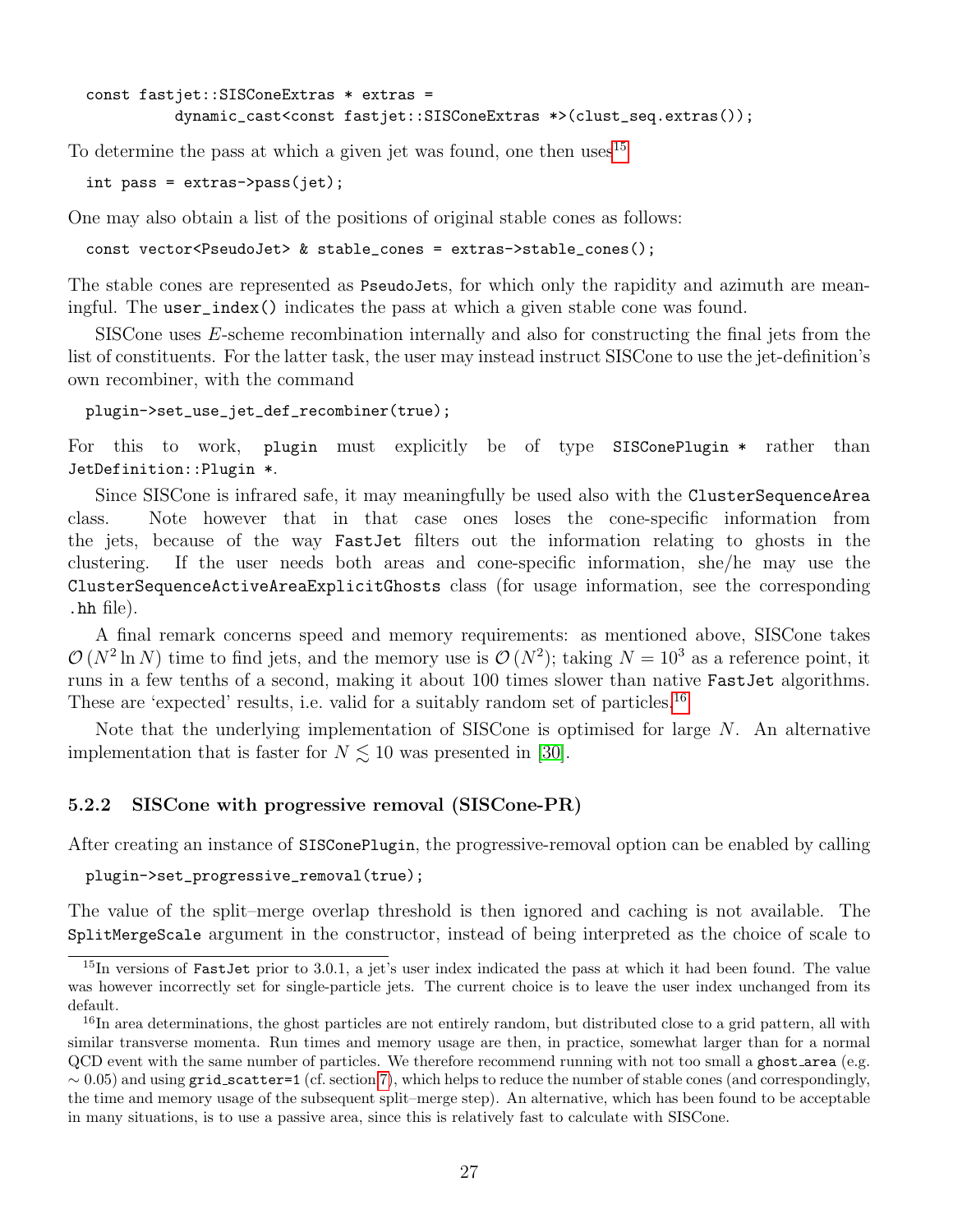```
const fastjet::SISConeExtras * extras =
          dynamic_cast<const fastjet::SISConeExtras *>(clust_seq.extras());
```

To determine the pass at which a given jet was found, one then uses[15]

```
int pass = extras->pass(jet);
```

One may also obtain a list of the positions of original stable cones as follows:

```
const vector<PseudoJet> & stable_cones = extras->stable_cones();
```

The stable cones are represented as `PseudoJet`s, for which only the rapidity and azimuth are meaningful. The `user_index()` indicates the pass at which a given stable cone was found.

SISCone uses $E$-scheme recombination internally and also for constructing the final jets from the list of constituents. For the latter task, the user may instead instruct SISCone to use the jet-definition's own recombiner, with the command

```
plugin->set_use_jet_def_recombiner(true);
```

For this to work, `plugin` must explicitly be of type `SISConePlugin *` rather than `JetDefinition::Plugin *`.

Since SISCone is infrared safe, it may meaningfully be used also with the `ClusterSequenceArea` class. Note however that in that case ones loses the cone-specific information from the jets, because of the way `FastJet` filters out the information relating to ghosts in the clustering. If the user needs both areas and cone-specific information, she/he may use the `ClusterSequenceActiveAreaExplicitGhosts` class (for usage information, see the corresponding `.hh` file).

A final remark concerns speed and memory requirements: as mentioned above, SISCone takes $\mathcal{O}(N^2 \ln N)$ time to find jets, and the memory use is $\mathcal{O}(N^2)$; taking $N = 10^3$ as a reference point, it runs in a few tenths of a second, making it about 100 times slower than native `FastJet` algorithms. These are 'expected' results, i.e. valid for a suitably random set of particles.[16]

Note that the underlying implementation of SISCone is optimised for large $N$. An alternative implementation that is faster for $N \lesssim 10$ was presented in [30].

### 5.2.2 SISCone with progressive removal (SISCone-PR)

After creating an instance of `SISConePlugin`, the progressive-removal option can be enabled by calling

```
plugin->set_progressive_removal(true);
```

The value of the split–merge overlap threshold is then ignored and caching is not available. The `SplitMergeScale` argument in the constructor, instead of being interpreted as the choice of scale to

---

[15] In versions of `FastJet` prior to 3.0.1, a jet's user index indicated the pass at which it had been found. The value was however incorrectly set for single-particle jets. The current choice is to leave the user index unchanged from its default.

[16] In area determinations, the ghost particles are not entirely random, but distributed close to a grid pattern, all with similar transverse momenta. Run times and memory usage are then, in practice, somewhat larger than for a normal QCD event with the same number of particles. We therefore recommend running with not too small a `ghost_area` (e.g. $\sim 0.05$) and using `grid_scatter=1` (cf. section 7), which helps to reduce the number of stable cones (and correspondingly, the time and memory usage of the subsequent split–merge step). An alternative, which has been found to be acceptable in many situations, is to use a passive area, since this is relatively fast to calculate with SISCone.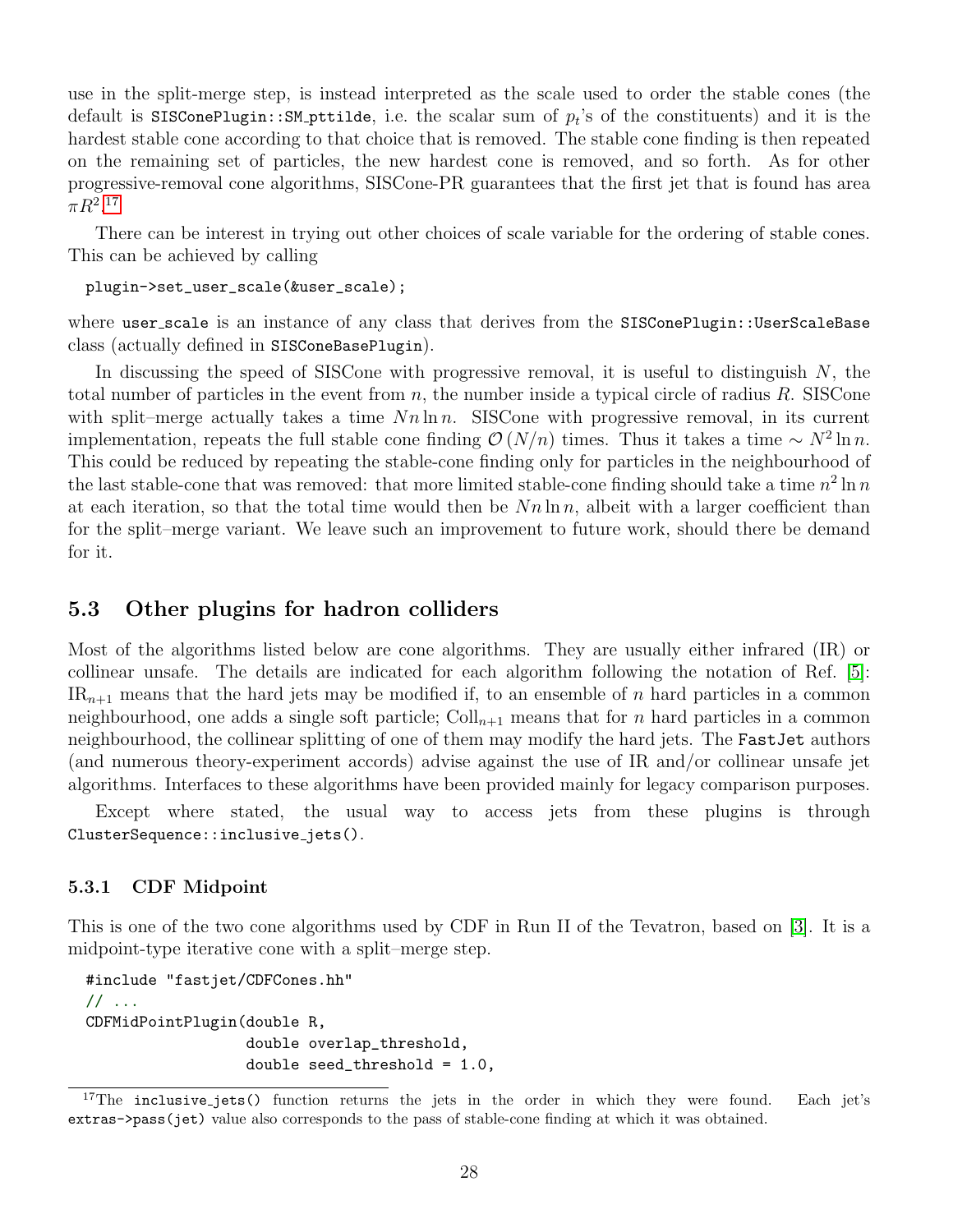use in the split-merge step, is instead interpreted as the scale used to order the stable cones (the default is `SISConePlugin::SM_pttilde`, i.e. the scalar sum of $p_t$'s of the constituents) and it is the hardest stable cone according to that choice that is removed. The stable cone finding is then repeated on the remaining set of particles, the new hardest cone is removed, and so forth. As for other progressive-removal cone algorithms, SISCone-PR guarantees that the first jet that is found has area $\pi R^2$.[17]

There can be interest in trying out other choices of scale variable for the ordering of stable cones. This can be achieved by calling

```
plugin->set_user_scale(&user_scale);
```

where `user_scale` is an instance of any class that derives from the `SISConePlugin::UserScaleBase` class (actually defined in `SISConeBasePlugin`).

In discussing the speed of SISCone with progressive removal, it is useful to distinguish $N$, the total number of particles in the event from $n$, the number inside a typical circle of radius $R$. SISCone with split–merge actually takes a time $Nn \ln n$. SISCone with progressive removal, in its current implementation, repeats the full stable cone finding $\mathcal{O}(N/n)$ times. Thus it takes a time $\sim N^2 \ln n$. This could be reduced by repeating the stable-cone finding only for particles in the neighbourhood of the last stable-cone that was removed: that more limited stable-cone finding should take a time $n^2 \ln n$ at each iteration, so that the total time would then be $Nn \ln n$, albeit with a larger coefficient than for the split–merge variant. We leave such an improvement to future work, should there be demand for it.

### 5.3 Other plugins for hadron colliders

Most of the algorithms listed below are cone algorithms. They are usually either infrared (IR) or collinear unsafe. The details are indicated for each algorithm following the notation of Ref. [5]: $\text{IR}_{n+1}$ means that the hard jets may be modified if, to an ensemble of $n$ hard particles in a common neighbourhood, one adds a single soft particle; $\text{Coll}_{n+1}$ means that for $n$ hard particles in a common neighbourhood, the collinear splitting of one of them may modify the hard jets. The FastJet authors (and numerous theory-experiment accords) advise against the use of IR and/or collinear unsafe jet algorithms. Interfaces to these algorithms have been provided mainly for legacy comparison purposes.

Except where stated, the usual way to access jets from these plugins is through `ClusterSequence::inclusive_jets()`.

#### 5.3.1 CDF Midpoint

This is one of the two cone algorithms used by CDF in Run II of the Tevatron, based on [3]. It is a midpoint-type iterative cone with a split–merge step.

```
#include "fastjet/CDFCones.hh"
// ...
CDFMidPointPlugin(double R,
                  double overlap_threshold,
                  double seed_threshold = 1.0,
```

[17] The `inclusive_jets()` function returns the jets in the order in which they were found. Each jet's `extras->pass(jet)` value also corresponds to the pass of stable-cone finding at which it was obtained.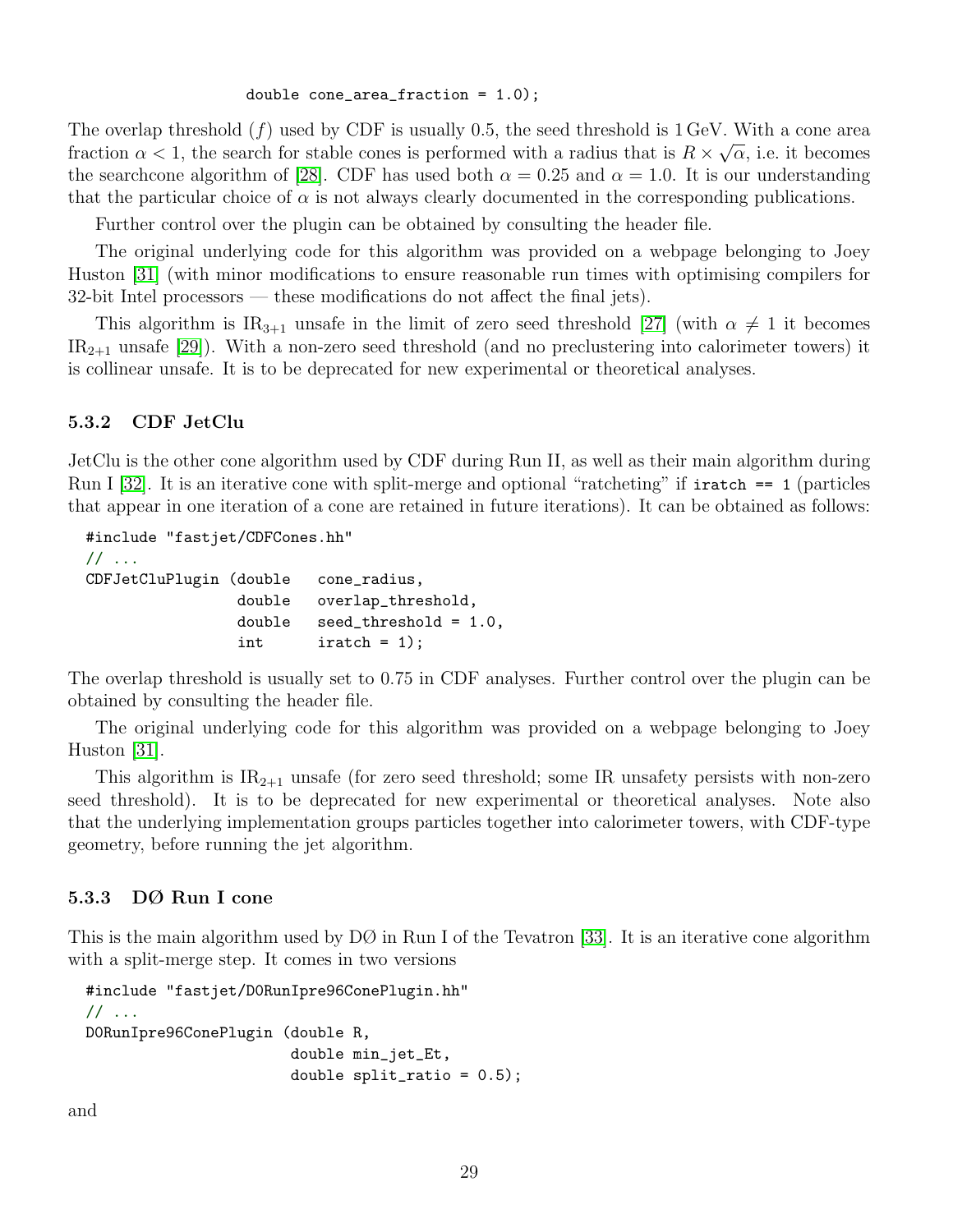```
                       double cone_area_fraction = 1.0);
```

The overlap threshold ($f$) used by CDF is usually 0.5, the seed threshold is 1 GeV. With a cone area fraction $\alpha < 1$, the search for stable cones is performed with a radius that is $R \times \sqrt{\alpha}$, i.e. it becomes the searchcone algorithm of [28]. CDF has used both $\alpha = 0.25$ and $\alpha = 1.0$. It is our understanding that the particular choice of $\alpha$ is not always clearly documented in the corresponding publications.

Further control over the plugin can be obtained by consulting the header file.

The original underlying code for this algorithm was provided on a webpage belonging to Joey Huston [31] (with minor modifications to ensure reasonable run times with optimising compilers for 32-bit Intel processors — these modifications do not affect the final jets).

This algorithm is $\mathrm{IR}_{3+1}$ unsafe in the limit of zero seed threshold [27] (with $\alpha \neq 1$ it becomes $\mathrm{IR}_{2+1}$ unsafe [29]). With a non-zero seed threshold (and no preclustering into calorimeter towers) it is collinear unsafe. It is to be deprecated for new experimental or theoretical analyses.

### 5.3.2 CDF JetClu

JetClu is the other cone algorithm used by CDF during Run II, as well as their main algorithm during Run I [32]. It is an iterative cone with split-merge and optional "ratcheting" if `iratch == 1` (particles that appear in one iteration of a cone are retained in future iterations). It can be obtained as follows:

```
#include "fastjet/CDFCones.hh"
// ...
CDFJetCluPlugin (double   cone_radius,
                 double   overlap_threshold,
                 double   seed_threshold = 1.0,
                 int      iratch = 1);
```

The overlap threshold is usually set to 0.75 in CDF analyses. Further control over the plugin can be obtained by consulting the header file.

The original underlying code for this algorithm was provided on a webpage belonging to Joey Huston [31].

This algorithm is $\mathrm{IR}_{2+1}$ unsafe (for zero seed threshold; some IR unsafety persists with non-zero seed threshold). It is to be deprecated for new experimental or theoretical analyses. Note also that the underlying implementation groups particles together into calorimeter towers, with CDF-type geometry, before running the jet algorithm.

### 5.3.3 DØ Run I cone

This is the main algorithm used by DØ in Run I of the Tevatron [33]. It is an iterative cone algorithm with a split-merge step. It comes in two versions

```
#include "fastjet/D0RunIpre96ConePlugin.hh"
// ...
D0RunIpre96ConePlugin (double R,
                       double min_jet_Et,
                       double split_ratio = 0.5);
```

and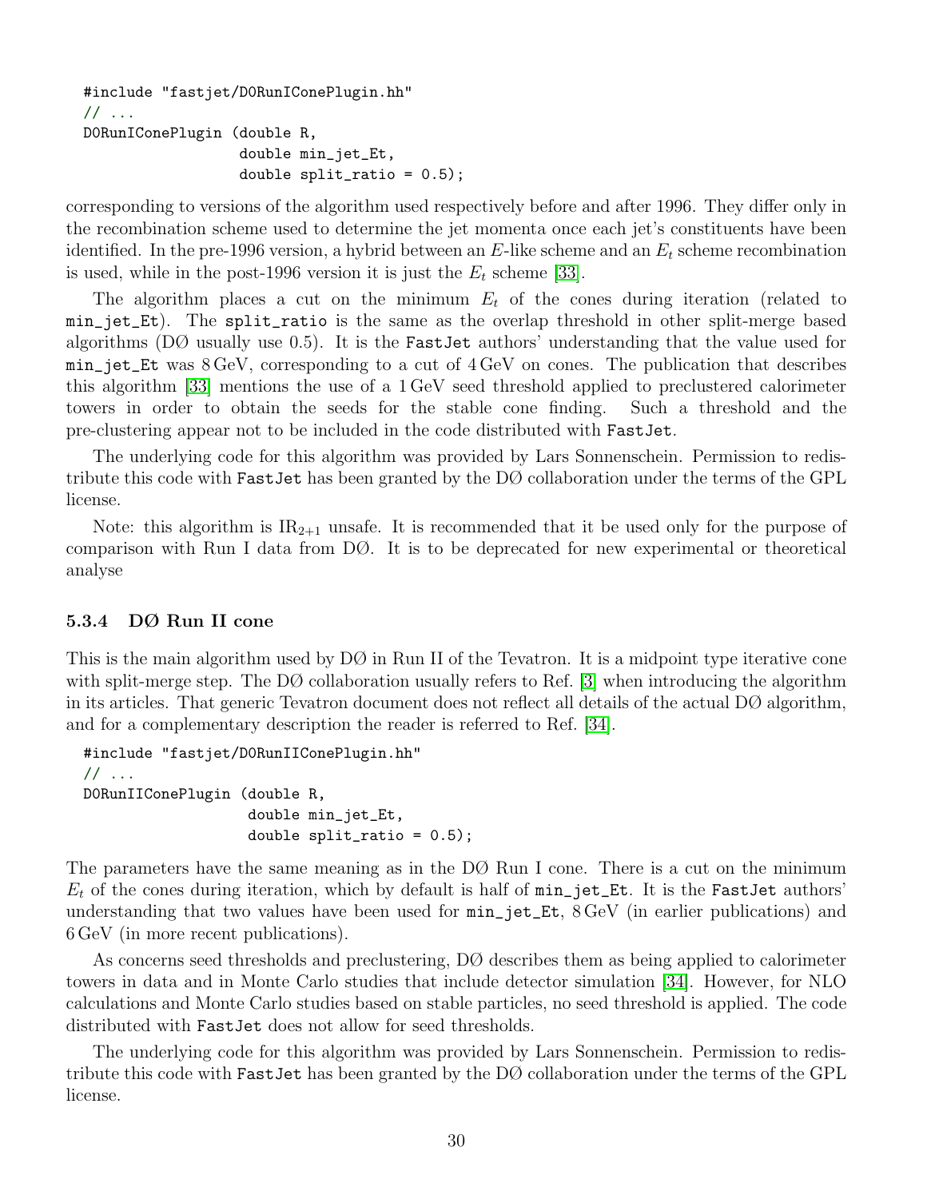```
#include "fastjet/D0RunIConePlugin.hh"
// ...
D0RunIConePlugin (double R,
                  double min_jet_Et,
                  double split_ratio = 0.5);
```

corresponding to versions of the algorithm used respectively before and after 1996. They differ only in the recombination scheme used to determine the jet momenta once each jet's constituents have been identified. In the pre-1996 version, a hybrid between an $E$-like scheme and an $E_t$ scheme recombination is used, while in the post-1996 version it is just the $E_t$ scheme [33].

The algorithm places a cut on the minimum $E_t$ of the cones during iteration (related to `min_jet_Et`). The `split_ratio` is the same as the overlap threshold in other split-merge based algorithms (DØ usually use 0.5). It is the FastJet authors' understanding that the value used for `min_jet_Et` was 8 GeV, corresponding to a cut of 4 GeV on cones. The publication that describes this algorithm [33] mentions the use of a 1 GeV seed threshold applied to preclustered calorimeter towers in order to obtain the seeds for the stable cone finding. Such a threshold and the pre-clustering appear not to be included in the code distributed with FastJet.

The underlying code for this algorithm was provided by Lars Sonnenschein. Permission to redistribute this code with FastJet has been granted by the DØ collaboration under the terms of the GPL license.

Note: this algorithm is $\mathrm{IR}_{2+1}$ unsafe. It is recommended that it be used only for the purpose of comparison with Run I data from DØ. It is to be deprecated for new experimental or theoretical analyse

#### 5.3.4 DØ Run II cone

This is the main algorithm used by DØ in Run II of the Tevatron. It is a midpoint type iterative cone with split-merge step. The DØ collaboration usually refers to Ref. [3] when introducing the algorithm in its articles. That generic Tevatron document does not reflect all details of the actual DØ algorithm, and for a complementary description the reader is referred to Ref. [34].

```
#include "fastjet/D0RunIIConePlugin.hh"
// ...
D0RunIIConePlugin (double R,
                   double min_jet_Et,
                   double split_ratio = 0.5);
```

The parameters have the same meaning as in the DØ Run I cone. There is a cut on the minimum $E_t$ of the cones during iteration, which by default is half of `min_jet_Et`. It is the FastJet authors' understanding that two values have been used for `min_jet_Et`, 8 GeV (in earlier publications) and 6 GeV (in more recent publications).

As concerns seed thresholds and preclustering, DØ describes them as being applied to calorimeter towers in data and in Monte Carlo studies that include detector simulation [34]. However, for NLO calculations and Monte Carlo studies based on stable particles, no seed threshold is applied. The code distributed with FastJet does not allow for seed thresholds.

The underlying code for this algorithm was provided by Lars Sonnenschein. Permission to redistribute this code with FastJet has been granted by the DØ collaboration under the terms of the GPL license.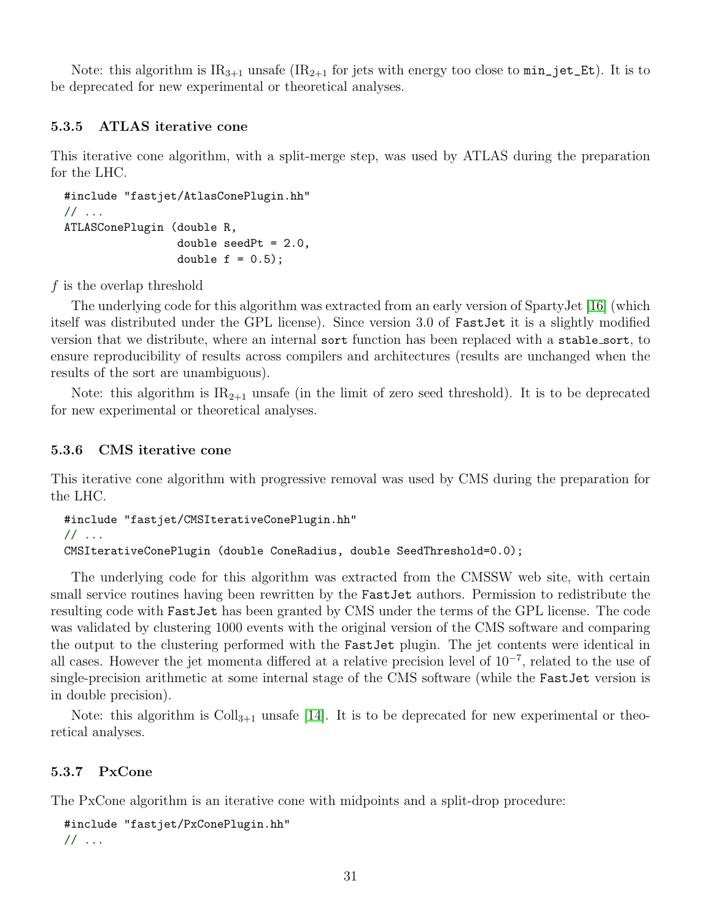Note: this algorithm is $\mathrm{IR}_{3+1}$ unsafe ($\mathrm{IR}_{2+1}$ for jets with energy too close to `min_jet_Et`). It is to be deprecated for new experimental or theoretical analyses.

### 5.3.5 ATLAS iterative cone

This iterative cone algorithm, with a split-merge step, was used by ATLAS during the preparation for the LHC.

```
#include "fastjet/AtlasConePlugin.hh"
// ...
ATLASConePlugin (double R,
                 double seedPt = 2.0,
                 double f = 0.5);
```

$f$ is the overlap threshold

The underlying code for this algorithm was extracted from an early version of SpartyJet [16] (which itself was distributed under the GPL license). Since version 3.0 of FastJet it is a slightly modified version that we distribute, where an internal `sort` function has been replaced with a `stable_sort`, to ensure reproducibility of results across compilers and architectures (results are unchanged when the results of the sort are unambiguous).

Note: this algorithm is $\mathrm{IR}_{2+1}$ unsafe (in the limit of zero seed threshold). It is to be deprecated for new experimental or theoretical analyses.

### 5.3.6 CMS iterative cone

This iterative cone algorithm with progressive removal was used by CMS during the preparation for the LHC.

```
#include "fastjet/CMSIterativeConePlugin.hh"
// ...
CMSIterativeConePlugin (double ConeRadius, double SeedThreshold=0.0);
```

The underlying code for this algorithm was extracted from the CMSSW web site, with certain small service routines having been rewritten by the FastJet authors. Permission to redistribute the resulting code with FastJet has been granted by CMS under the terms of the GPL license. The code was validated by clustering 1000 events with the original version of the CMS software and comparing the output to the clustering performed with the FastJet plugin. The jet contents were identical in all cases. However the jet momenta differed at a relative precision level of $10^{-7}$, related to the use of single-precision arithmetic at some internal stage of the CMS software (while the FastJet version is in double precision).

Note: this algorithm is $\mathrm{Coll}_{3+1}$ unsafe [14]. It is to be deprecated for new experimental or theoretical analyses.

### 5.3.7 PxCone

The PxCone algorithm is an iterative cone with midpoints and a split-drop procedure:

```
#include "fastjet/PxConePlugin.hh"
// ...
```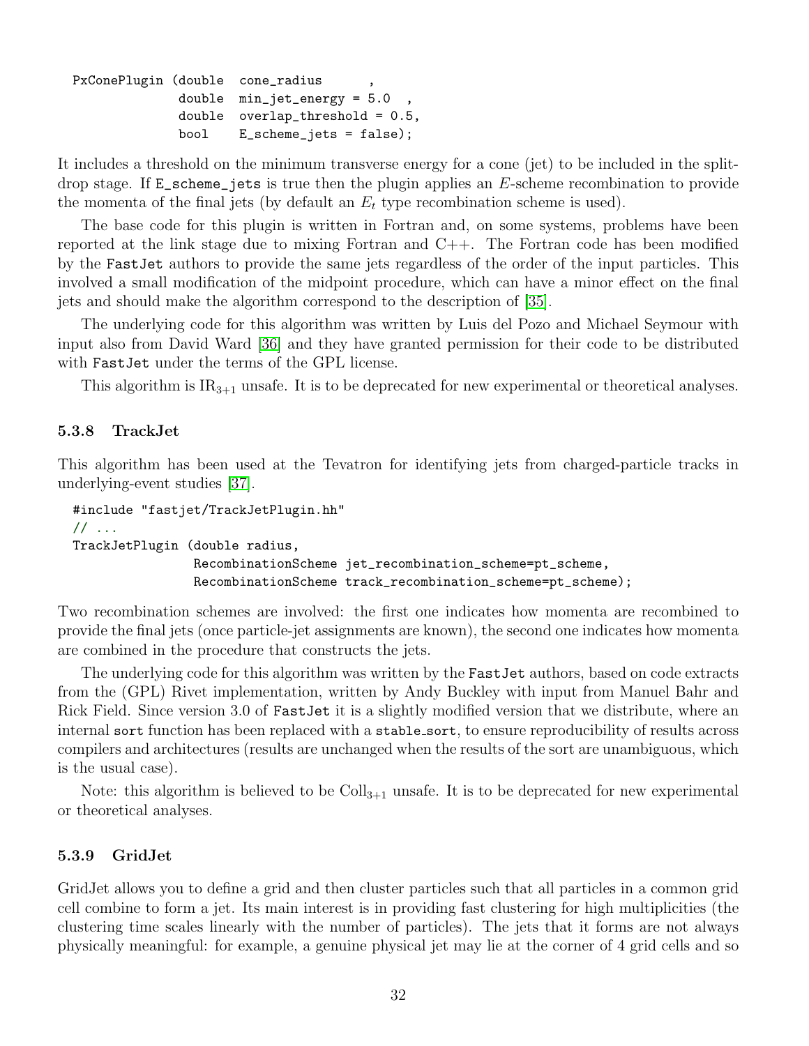```
PxConePlugin (double  cone_radius       ,
              double  min_jet_energy = 5.0  ,
              double  overlap_threshold = 0.5,
              bool    E_scheme_jets = false);
```

It includes a threshold on the minimum transverse energy for a cone (jet) to be included in the split-drop stage. If `E_scheme_jets` is true then the plugin applies an $E$-scheme recombination to provide the momenta of the final jets (by default an $E_t$ type recombination scheme is used).

The base code for this plugin is written in Fortran and, on some systems, problems have been reported at the link stage due to mixing Fortran and C++. The Fortran code has been modified by the FastJet authors to provide the same jets regardless of the order of the input particles. This involved a small modification of the midpoint procedure, which can have a minor effect on the final jets and should make the algorithm correspond to the description of [35].

The underlying code for this algorithm was written by Luis del Pozo and Michael Seymour with input also from David Ward [36] and they have granted permission for their code to be distributed with FastJet under the terms of the GPL license.

This algorithm is $\mathrm{IR}_{3+1}$ unsafe. It is to be deprecated for new experimental or theoretical analyses.

### 5.3.8 TrackJet

This algorithm has been used at the Tevatron for identifying jets from charged-particle tracks in underlying-event studies [37].

```
#include "fastjet/TrackJetPlugin.hh"
// ...
TrackJetPlugin (double radius,
                RecombinationScheme jet_recombination_scheme=pt_scheme,
                RecombinationScheme track_recombination_scheme=pt_scheme);
```

Two recombination schemes are involved: the first one indicates how momenta are recombined to provide the final jets (once particle-jet assignments are known), the second one indicates how momenta are combined in the procedure that constructs the jets.

The underlying code for this algorithm was written by the FastJet authors, based on code extracts from the (GPL) Rivet implementation, written by Andy Buckley with input from Manuel Bahr and Rick Field. Since version 3.0 of FastJet it is a slightly modified version that we distribute, where an internal `sort` function has been replaced with a `stable_sort`, to ensure reproducibility of results across compilers and architectures (results are unchanged when the results of the sort are unambiguous, which is the usual case).

Note: this algorithm is believed to be $\mathrm{Coll}_{3+1}$ unsafe. It is to be deprecated for new experimental or theoretical analyses.

### 5.3.9 GridJet

GridJet allows you to define a grid and then cluster particles such that all particles in a common grid cell combine to form a jet. Its main interest is in providing fast clustering for high multiplicities (the clustering time scales linearly with the number of particles). The jets that it forms are not always physically meaningful: for example, a genuine physical jet may lie at the corner of 4 grid cells and so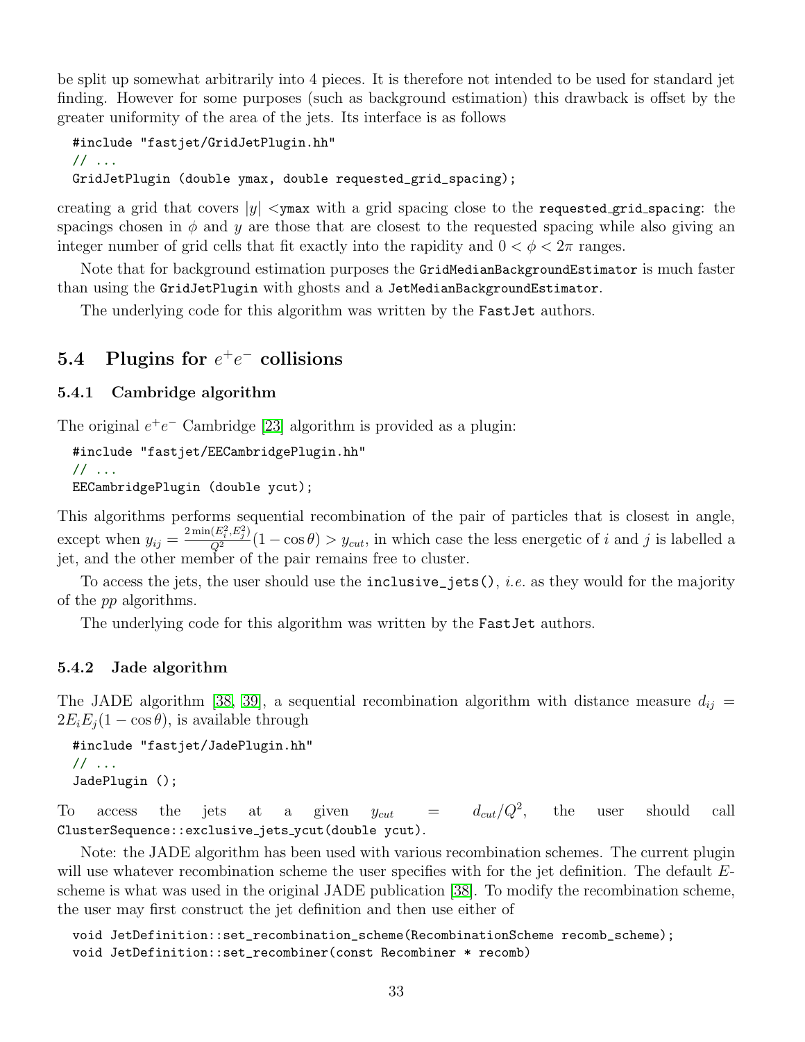be split up somewhat arbitrarily into 4 pieces. It is therefore not intended to be used for standard jet finding. However for some purposes (such as background estimation) this drawback is offset by the greater uniformity of the area of the jets. Its interface is as follows

```
#include "fastjet/GridJetPlugin.hh"
// ...
GridJetPlugin (double ymax, double requested_grid_spacing);
```

creating a grid that covers $|y| <$`ymax` with a grid spacing close to the `requested_grid_spacing`: the spacings chosen in $\phi$ and $y$ are those that are closest to the requested spacing while also giving an integer number of grid cells that fit exactly into the rapidity and $0 < \phi < 2\pi$ ranges.

Note that for background estimation purposes the `GridMedianBackgroundEstimator` is much faster than using the `GridJetPlugin` with ghosts and a `JetMedianBackgroundEstimator`.

The underlying code for this algorithm was written by the `FastJet` authors.

## 5.4 Plugins for $e^+e^-$ collisions

### 5.4.1 Cambridge algorithm

The original $e^+e^-$ Cambridge [23] algorithm is provided as a plugin:

```
#include "fastjet/EECambridgePlugin.hh"
// ...
EECambridgePlugin (double ycut);
```

This algorithms performs sequential recombination of the pair of particles that is closest in angle, except when $y_{ij} = \frac{2\min(E_i^2, E_j^2)}{Q^2}(1-\cos\theta) > y_{cut}$, in which case the less energetic of $i$ and $j$ is labelled a jet, and the other member of the pair remains free to cluster.

To access the jets, the user should use the `inclusive_jets()`, *i.e.* as they would for the majority of the *pp* algorithms.

The underlying code for this algorithm was written by the `FastJet` authors.

### 5.4.2 Jade algorithm

The JADE algorithm [38, 39], a sequential recombination algorithm with distance measure $d_{ij} = 2E_iE_j(1-\cos\theta)$, is available through

```
#include "fastjet/JadePlugin.hh"
// ...
JadePlugin ();
```

To access the jets at a given $y_{cut} = d_{cut}/Q^2$, the user should call `ClusterSequence::exclusive_jets_ycut(double ycut)`.

Note: the JADE algorithm has been used with various recombination schemes. The current plugin will use whatever recombination scheme the user specifies with for the jet definition. The default $E$-scheme is what was used in the original JADE publication [38]. To modify the recombination scheme, the user may first construct the jet definition and then use either of

```
void JetDefinition::set_recombination_scheme(RecombinationScheme recomb_scheme);
void JetDefinition::set_recombiner(const Recombiner * recomb)
```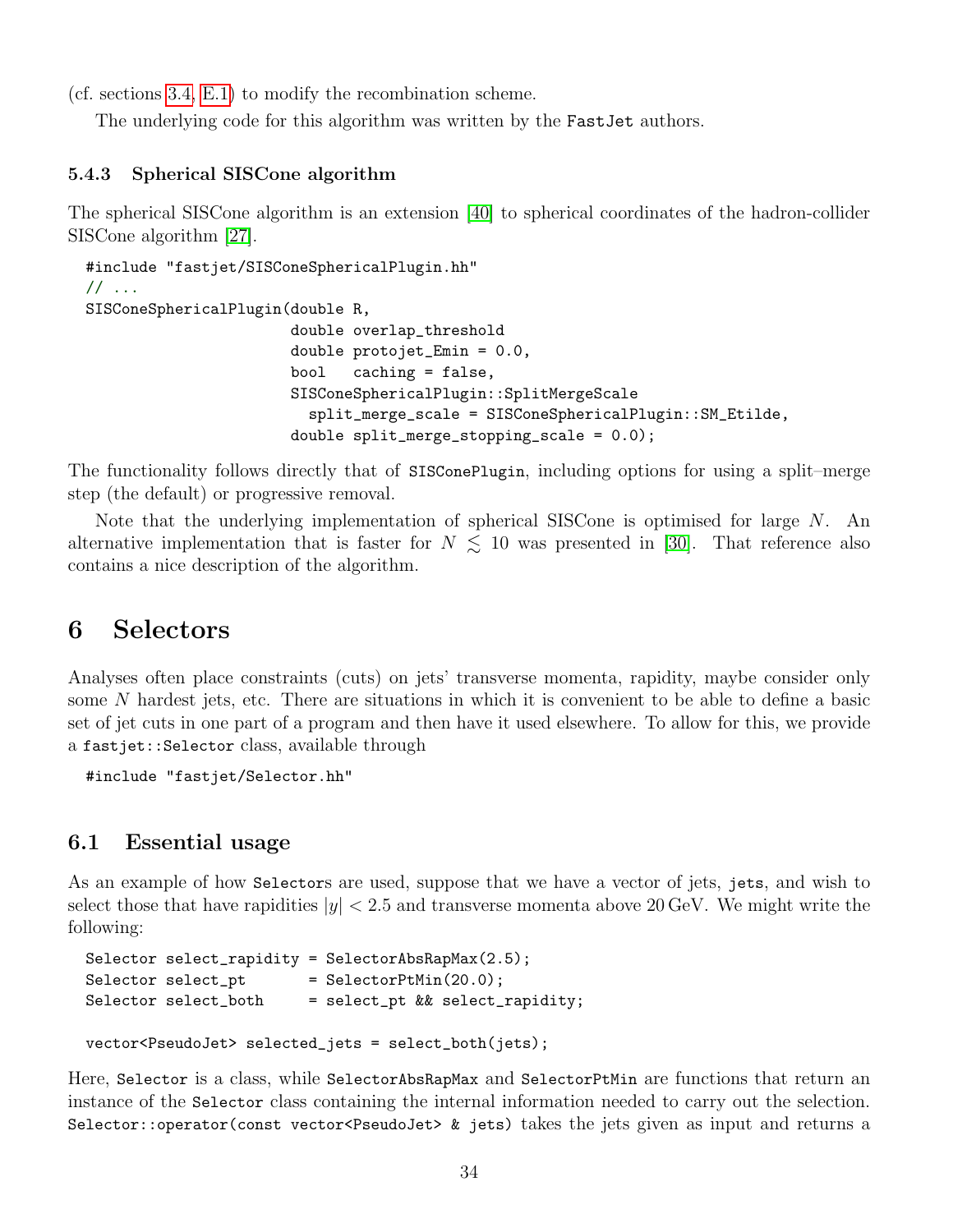(cf. sections 3.4, E.1) to modify the recombination scheme.

The underlying code for this algorithm was written by the FastJet authors.

### 5.4.3 Spherical SISCone algorithm

The spherical SISCone algorithm is an extension [40] to spherical coordinates of the hadron-collider SISCone algorithm [27].

```
#include "fastjet/SISConeSphericalPlugin.hh"
// ...
SISConeSphericalPlugin(double R,
                       double overlap_threshold
                       double protojet_Emin = 0.0,
                       bool   caching = false,
                       SISConeSphericalPlugin::SplitMergeScale
                         split_merge_scale = SISConeSphericalPlugin::SM_Etilde,
                       double split_merge_stopping_scale = 0.0);
```

The functionality follows directly that of `SISConePlugin`, including options for using a split–merge step (the default) or progressive removal.

Note that the underlying implementation of spherical SISCone is optimised for large $N$. An alternative implementation that is faster for $N \lesssim 10$ was presented in [30]. That reference also contains a nice description of the algorithm.

# 6 Selectors

Analyses often place constraints (cuts) on jets' transverse momenta, rapidity, maybe consider only some $N$ hardest jets, etc. There are situations in which it is convenient to be able to define a basic set of jet cuts in one part of a program and then have it used elsewhere. To allow for this, we provide a `fastjet::Selector` class, available through

```
#include "fastjet/Selector.hh"
```

## 6.1 Essential usage

As an example of how `Selector`s are used, suppose that we have a vector of jets, `jets`, and wish to select those that have rapidities $|y| < 2.5$ and transverse momenta above 20 GeV. We might write the following:

```
Selector select_rapidity = SelectorAbsRapMax(2.5);
Selector select_pt       = SelectorPtMin(20.0);
Selector select_both     = select_pt && select_rapidity;

vector<PseudoJet> selected_jets = select_both(jets);
```

Here, `Selector` is a class, while `SelectorAbsRapMax` and `SelectorPtMin` are functions that return an instance of the `Selector` class containing the internal information needed to carry out the selection. `Selector::operator(const vector<PseudoJet> & jets)` takes the jets given as input and returns a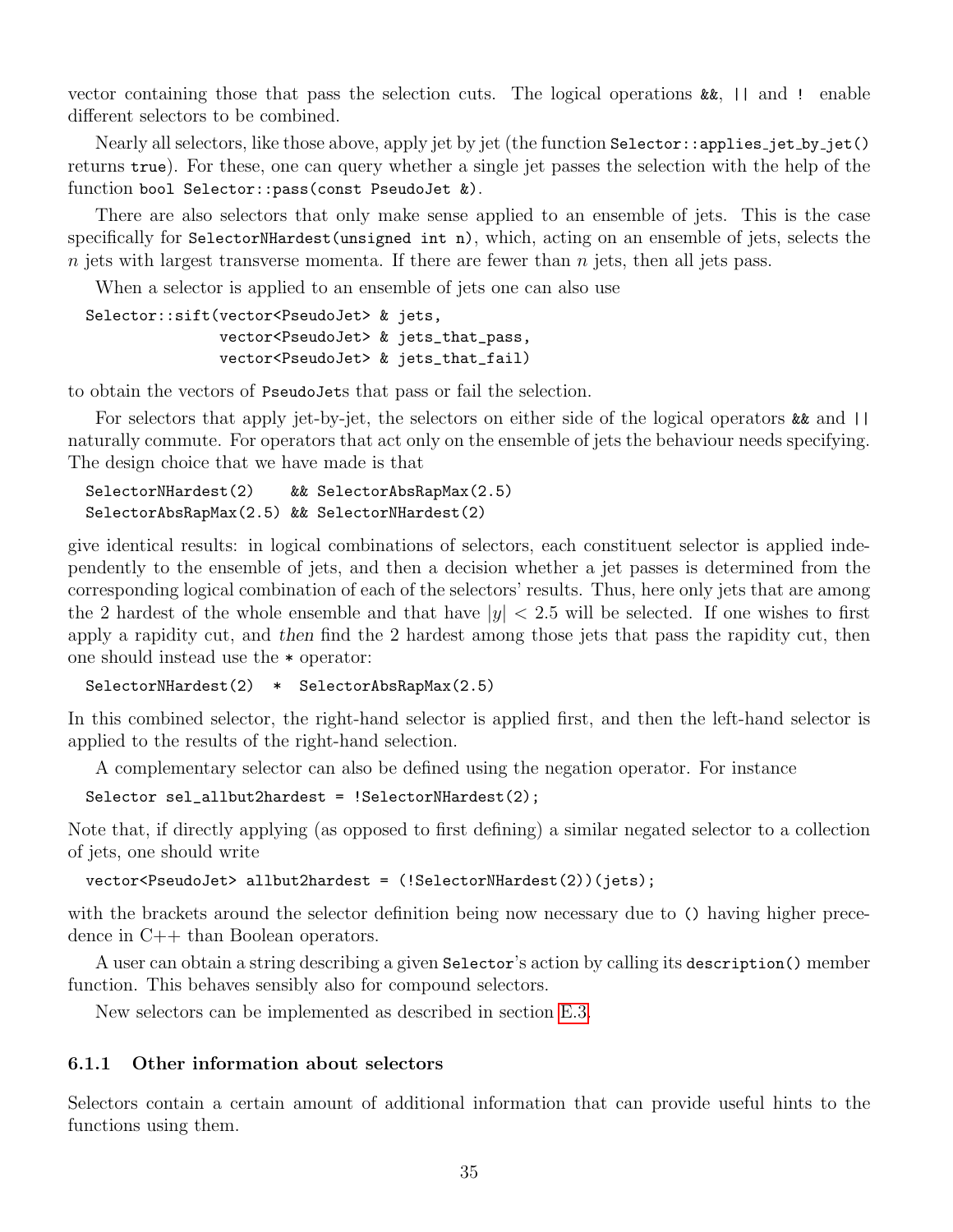vector containing those that pass the selection cuts. The logical operations `&&`, `||` and `!` enable different selectors to be combined.

Nearly all selectors, like those above, apply jet by jet (the function `Selector::applies_jet_by_jet()` returns `true`). For these, one can query whether a single jet passes the selection with the help of the function `bool Selector::pass(const PseudoJet &)`.

There are also selectors that only make sense applied to an ensemble of jets. This is the case specifically for `SelectorNHardest(unsigned int n)`, which, acting on an ensemble of jets, selects the $n$ jets with largest transverse momenta. If there are fewer than $n$ jets, then all jets pass.

When a selector is applied to an ensemble of jets one can also use

```
Selector::sift(vector<PseudoJet> & jets,
               vector<PseudoJet> & jets_that_pass,
               vector<PseudoJet> & jets_that_fail)
```

to obtain the vectors of `PseudoJet`s that pass or fail the selection.

For selectors that apply jet-by-jet, the selectors on either side of the logical operators `&&` and `||` naturally commute. For operators that act only on the ensemble of jets the behaviour needs specifying. The design choice that we have made is that

```
SelectorNHardest(2)    && SelectorAbsRapMax(2.5)
SelectorAbsRapMax(2.5) && SelectorNHardest(2)
```

give identical results: in logical combinations of selectors, each constituent selector is applied independently to the ensemble of jets, and then a decision whether a jet passes is determined from the corresponding logical combination of each of the selectors' results. Thus, here only jets that are among the 2 hardest of the whole ensemble and that have $|y| < 2.5$ will be selected. If one wishes to first apply a rapidity cut, and *then* find the 2 hardest among those jets that pass the rapidity cut, then one should instead use the `*` operator:

```
SelectorNHardest(2)  *  SelectorAbsRapMax(2.5)
```

In this combined selector, the right-hand selector is applied first, and then the left-hand selector is applied to the results of the right-hand selection.

A complementary selector can also be defined using the negation operator. For instance

```
Selector sel_allbut2hardest = !SelectorNHardest(2);
```

Note that, if directly applying (as opposed to first defining) a similar negated selector to a collection of jets, one should write

```
vector<PseudoJet> allbut2hardest = (!SelectorNHardest(2))(jets);
```

with the brackets around the selector definition being now necessary due to `()` having higher precedence in C++ than Boolean operators.

A user can obtain a string describing a given `Selector`'s action by calling its `description()` member function. This behaves sensibly also for compound selectors.

New selectors can be implemented as described in section E.3.

### 6.1.1 Other information about selectors

Selectors contain a certain amount of additional information that can provide useful hints to the functions using them.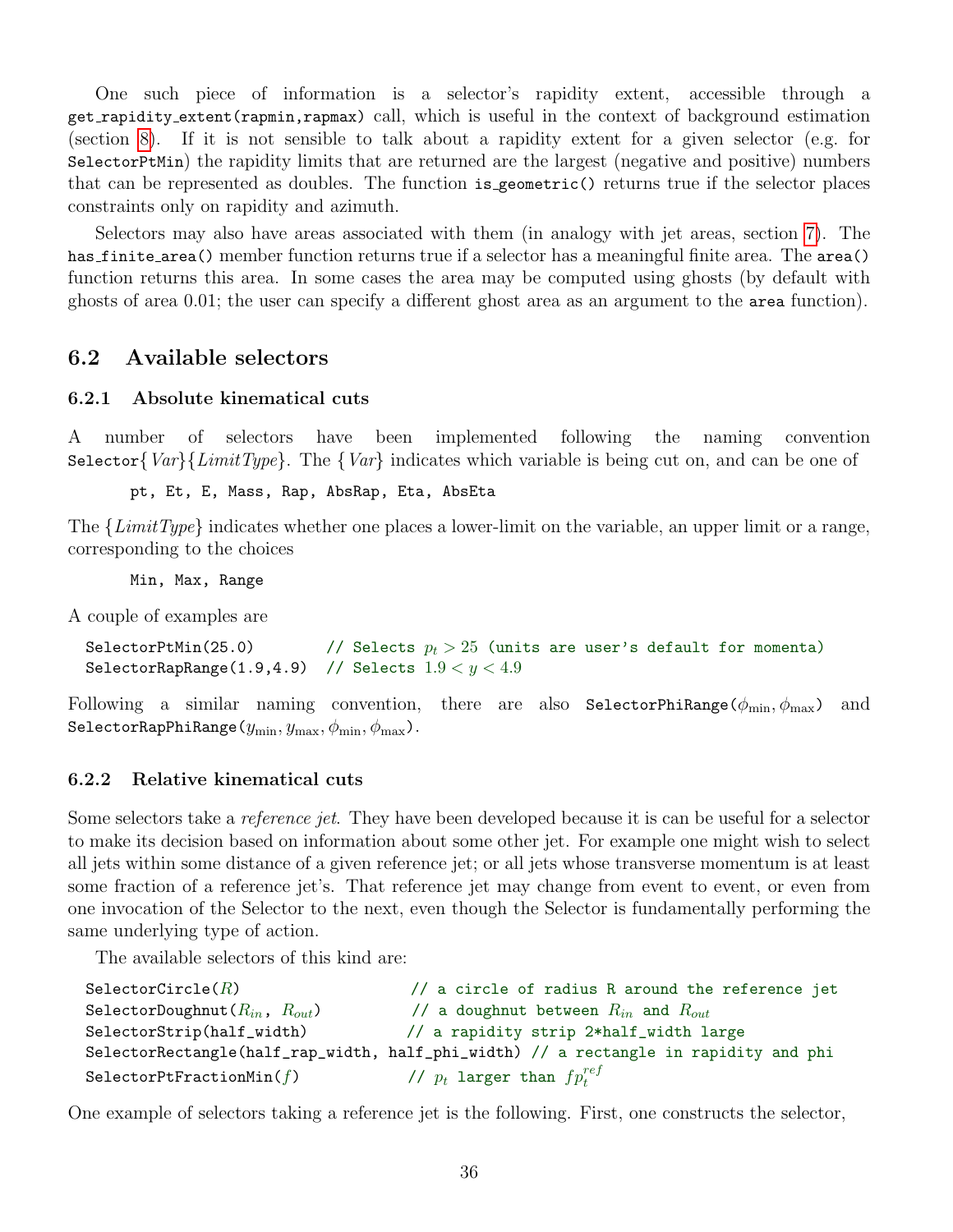One such piece of information is a selector's rapidity extent, accessible through a `get_rapidity_extent(rapmin,rapmax)` call, which is useful in the context of background estimation (section 8). If it is not sensible to talk about a rapidity extent for a given selector (e.g. for `SelectorPtMin`) the rapidity limits that are returned are the largest (negative and positive) numbers that can be represented as doubles. The function `is_geometric()` returns true if the selector places constraints only on rapidity and azimuth.

Selectors may also have areas associated with them (in analogy with jet areas, section 7). The `has_finite_area()` member function returns true if a selector has a meaningful finite area. The `area()` function returns this area. In some cases the area may be computed using ghosts (by default with ghosts of area 0.01; the user can specify a different ghost area as an argument to the `area` function).

## 6.2 Available selectors

### 6.2.1 Absolute kinematical cuts

A number of selectors have been implemented following the naming convention `Selector`{*Var*}{*LimitType*}. The {*Var*} indicates which variable is being cut on, and can be one of

```
pt, Et, E, Mass, Rap, AbsRap, Eta, AbsEta
```

The {*LimitType*} indicates whether one places a lower-limit on the variable, an upper limit or a range, corresponding to the choices

```
Min, Max, Range
```

A couple of examples are

```
SelectorPtMin(25.0)        // Selects p_t > 25 (units are user's default for momenta)
SelectorRapRange(1.9,4.9)  // Selects 1.9 < y < 4.9
```

Following a similar naming convention, there are also `SelectorPhiRange(`$\phi_{\min}, \phi_{\max}$`)` and `SelectorRapPhiRange(`$y_{\min}, y_{\max}, \phi_{\min}, \phi_{\max}$`)`.

### 6.2.2 Relative kinematical cuts

Some selectors take a *reference jet*. They have been developed because it is can be useful for a selector to make its decision based on information about some other jet. For example one might wish to select all jets within some distance of a given reference jet; or all jets whose transverse momentum is at least some fraction of a reference jet's. That reference jet may change from event to event, or even from one invocation of the Selector to the next, even though the Selector is fundamentally performing the same underlying type of action.

The available selectors of this kind are:

```
SelectorCircle(R)                  // a circle of radius R around the reference jet
SelectorDoughnut(R_in, R_out)      // a doughnut between R_in and R_out
SelectorStrip(half_width)          // a rapidity strip 2*half_width large
SelectorRectangle(half_rap_width, half_phi_width) // a rectangle in rapidity and phi
SelectorPtFractionMin(f)           // p_t larger than f p_t^ref
```

One example of selectors taking a reference jet is the following. First, one constructs the selector,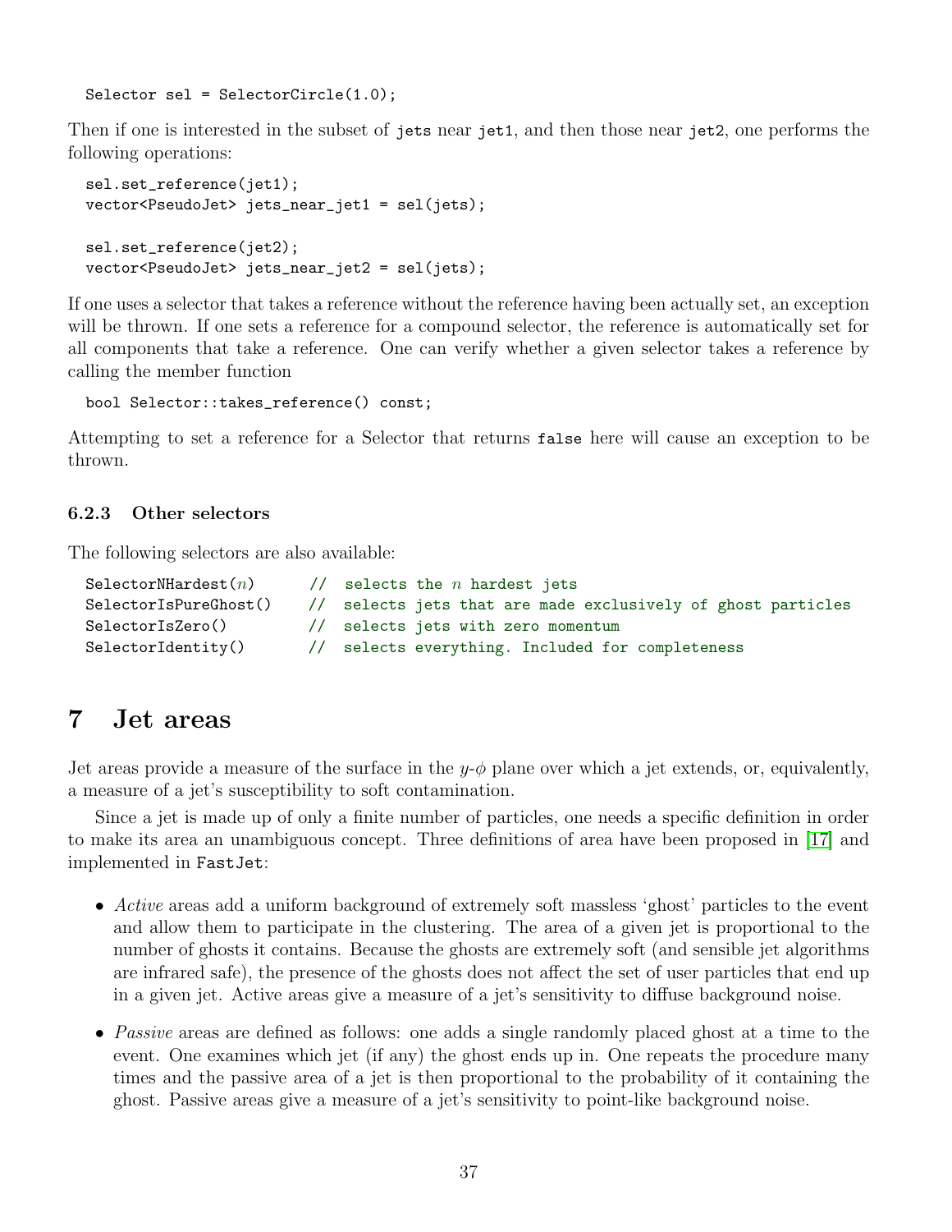```
Selector sel = SelectorCircle(1.0);
```

Then if one is interested in the subset of `jets` near `jet1`, and then those near `jet2`, one performs the following operations:

```
sel.set_reference(jet1);
vector<PseudoJet> jets_near_jet1 = sel(jets);

sel.set_reference(jet2);
vector<PseudoJet> jets_near_jet2 = sel(jets);
```

If one uses a selector that takes a reference without the reference having been actually set, an exception will be thrown. If one sets a reference for a compound selector, the reference is automatically set for all components that take a reference. One can verify whether a given selector takes a reference by calling the member function

```
bool Selector::takes_reference() const;
```

Attempting to set a reference for a Selector that returns `false` here will cause an exception to be thrown.

### 6.2.3 Other selectors

The following selectors are also available:

```
SelectorNHardest(n)      //  selects the n hardest jets
SelectorIsPureGhost()    //  selects jets that are made exclusively of ghost particles
SelectorIsZero()         //  selects jets with zero momentum
SelectorIdentity()       //  selects everything. Included for completeness
```

# 7 Jet areas

Jet areas provide a measure of the surface in the $y$-$\phi$ plane over which a jet extends, or, equivalently, a measure of a jet's susceptibility to soft contamination.

Since a jet is made up of only a finite number of particles, one needs a specific definition in order to make its area an unambiguous concept. Three definitions of area have been proposed in [17] and implemented in FastJet:

- *Active* areas add a uniform background of extremely soft massless 'ghost' particles to the event and allow them to participate in the clustering. The area of a given jet is proportional to the number of ghosts it contains. Because the ghosts are extremely soft (and sensible jet algorithms are infrared safe), the presence of the ghosts does not affect the set of user particles that end up in a given jet. Active areas give a measure of a jet's sensitivity to diffuse background noise.
- *Passive* areas are defined as follows: one adds a single randomly placed ghost at a time to the event. One examines which jet (if any) the ghost ends up in. One repeats the procedure many times and the passive area of a jet is then proportional to the probability of it containing the ghost. Passive areas give a measure of a jet's sensitivity to point-like background noise.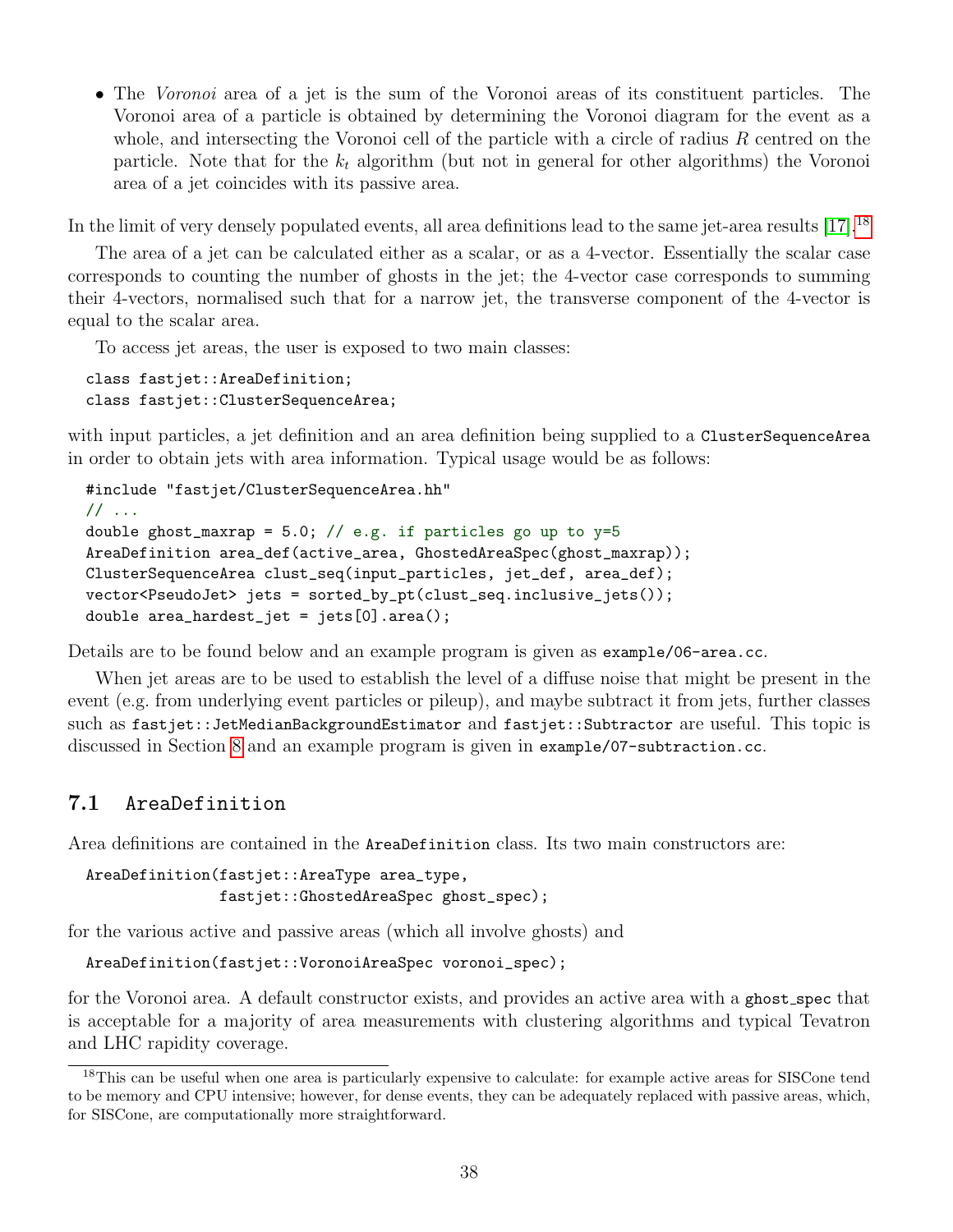- The *Voronoi* area of a jet is the sum of the Voronoi areas of its constituent particles. The Voronoi area of a particle is obtained by determining the Voronoi diagram for the event as a whole, and intersecting the Voronoi cell of the particle with a circle of radius $R$ centred on the particle. Note that for the $k_t$ algorithm (but not in general for other algorithms) the Voronoi area of a jet coincides with its passive area.

In the limit of very densely populated events, all area definitions lead to the same jet-area results [17].[18]

The area of a jet can be calculated either as a scalar, or as a 4-vector. Essentially the scalar case corresponds to counting the number of ghosts in the jet; the 4-vector case corresponds to summing their 4-vectors, normalised such that for a narrow jet, the transverse component of the 4-vector is equal to the scalar area.

To access jet areas, the user is exposed to two main classes:

```
class fastjet::AreaDefinition;
class fastjet::ClusterSequenceArea;
```

with input particles, a jet definition and an area definition being supplied to a `ClusterSequenceArea` in order to obtain jets with area information. Typical usage would be as follows:

```
#include "fastjet/ClusterSequenceArea.hh"
// ...
double ghost_maxrap = 5.0; // e.g. if particles go up to y=5
AreaDefinition area_def(active_area, GhostedAreaSpec(ghost_maxrap));
ClusterSequenceArea clust_seq(input_particles, jet_def, area_def);
vector<PseudoJet> jets = sorted_by_pt(clust_seq.inclusive_jets());
double area_hardest_jet = jets[0].area();
```

Details are to be found below and an example program is given as `example/06-area.cc`.

When jet areas are to be used to establish the level of a diffuse noise that might be present in the event (e.g. from underlying event particles or pileup), and maybe subtract it from jets, further classes such as `fastjet::JetMedianBackgroundEstimator` and `fastjet::Subtractor` are useful. This topic is discussed in Section 8 and an example program is given in `example/07-subtraction.cc`.

## 7.1 AreaDefinition

Area definitions are contained in the `AreaDefinition` class. Its two main constructors are:

```
AreaDefinition(fastjet::AreaType area_type,
               fastjet::GhostedAreaSpec ghost_spec);
```

for the various active and passive areas (which all involve ghosts) and

```
AreaDefinition(fastjet::VoronoiAreaSpec voronoi_spec);
```

for the Voronoi area. A default constructor exists, and provides an active area with a `ghost_spec` that is acceptable for a majority of area measurements with clustering algorithms and typical Tevatron and LHC rapidity coverage.

[18] This can be useful when one area is particularly expensive to calculate: for example active areas for SISCone tend to be memory and CPU intensive; however, for dense events, they can be adequately replaced with passive areas, which, for SISCone, are computationally more straightforward.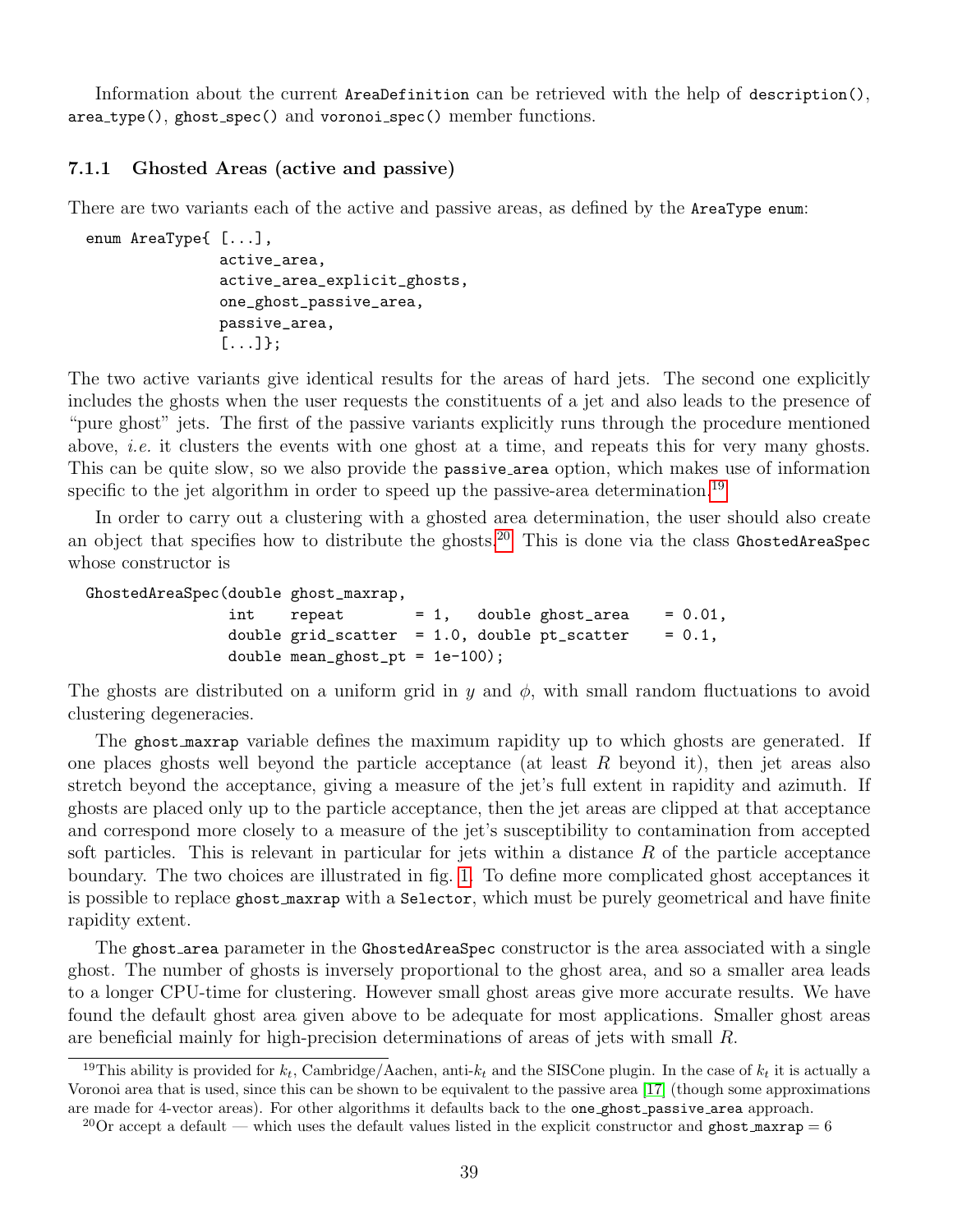Information about the current AreaDefinition can be retrieved with the help of description(), area_type(), ghost_spec() and voronoi_spec() member functions.

### 7.1.1 Ghosted Areas (active and passive)

There are two variants each of the active and passive areas, as defined by the AreaType enum:

```
enum AreaType{ [...],
               active_area,
               active_area_explicit_ghosts,
               one_ghost_passive_area,
               passive_area,
               [...]};
```

The two active variants give identical results for the areas of hard jets. The second one explicitly includes the ghosts when the user requests the constituents of a jet and also leads to the presence of "pure ghost" jets. The first of the passive variants explicitly runs through the procedure mentioned above, *i.e.* it clusters the events with one ghost at a time, and repeats this for very many ghosts. This can be quite slow, so we also provide the passive_area option, which makes use of information specific to the jet algorithm in order to speed up the passive-area determination.[19]

In order to carry out a clustering with a ghosted area determination, the user should also create an object that specifies how to distribute the ghosts.[20] This is done via the class GhostedAreaSpec whose constructor is

```
GhostedAreaSpec(double ghost_maxrap,
                int    repeat        = 1,   double ghost_area    = 0.01,
                double grid_scatter  = 1.0, double pt_scatter    = 0.1,
                double mean_ghost_pt = 1e-100);
```

The ghosts are distributed on a uniform grid in $y$ and $\phi$, with small random fluctuations to avoid clustering degeneracies.

The ghost_maxrap variable defines the maximum rapidity up to which ghosts are generated. If one places ghosts well beyond the particle acceptance (at least $R$ beyond it), then jet areas also stretch beyond the acceptance, giving a measure of the jet's full extent in rapidity and azimuth. If ghosts are placed only up to the particle acceptance, then the jet areas are clipped at that acceptance and correspond more closely to a measure of the jet's susceptibility to contamination from accepted soft particles. This is relevant in particular for jets within a distance $R$ of the particle acceptance boundary. The two choices are illustrated in fig. 1. To define more complicated ghost acceptances it is possible to replace ghost_maxrap with a Selector, which must be purely geometrical and have finite rapidity extent.

The ghost_area parameter in the GhostedAreaSpec constructor is the area associated with a single ghost. The number of ghosts is inversely proportional to the ghost area, and so a smaller area leads to a longer CPU-time for clustering. However small ghost areas give more accurate results. We have found the default ghost area given above to be adequate for most applications. Smaller ghost areas are beneficial mainly for high-precision determinations of areas of jets with small $R$.

---

[19] This ability is provided for $k_t$, Cambridge/Aachen, anti-$k_t$ and the SISCone plugin. In the case of $k_t$ it is actually a Voronoi area that is used, since this can be shown to be equivalent to the passive area [17] (though some approximations are made for 4-vector areas). For other algorithms it defaults back to the one_ghost_passive_area approach.

[20] Or accept a default — which uses the default values listed in the explicit constructor and ghost_maxrap = 6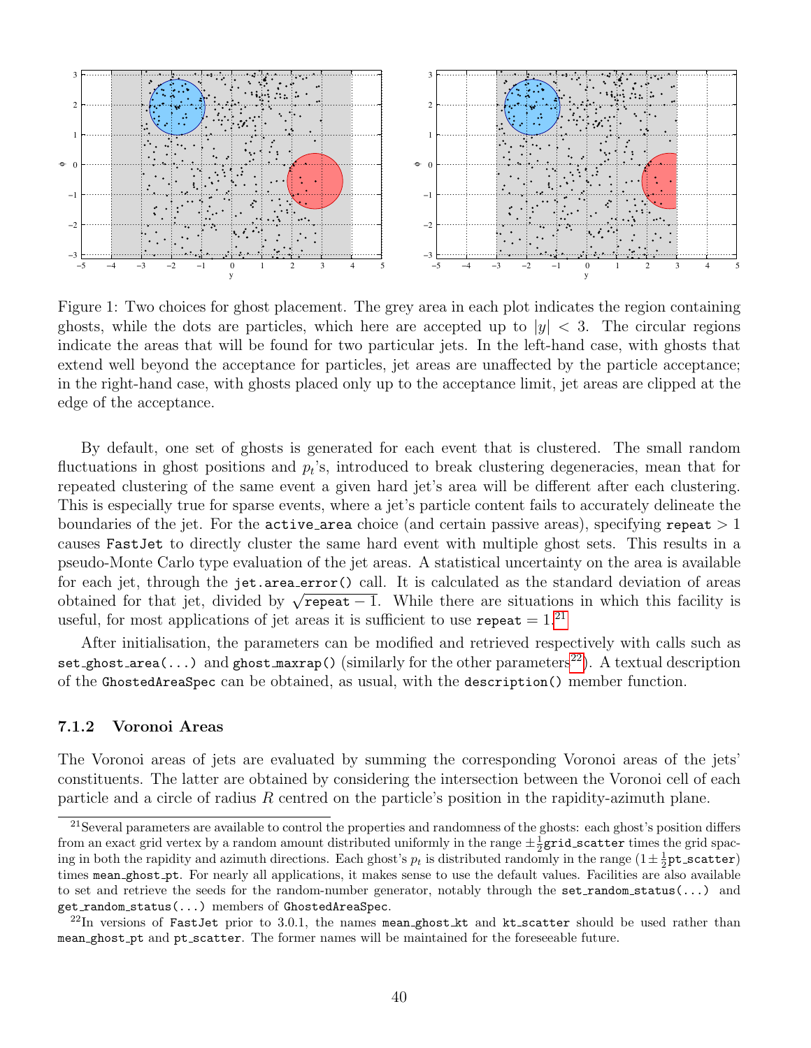Figure 1: Two choices for ghost placement. The grey area in each plot indicates the region containing ghosts, while the dots are particles, which here are accepted up to $|y| < 3$. The circular regions indicate the areas that will be found for two particular jets. In the left-hand case, with ghosts that extend well beyond the acceptance for particles, jet areas are unaffected by the particle acceptance; in the right-hand case, with ghosts placed only up to the acceptance limit, jet areas are clipped at the edge of the acceptance.

By default, one set of ghosts is generated for each event that is clustered. The small random fluctuations in ghost positions and $p_t$'s, introduced to break clustering degeneracies, mean that for repeated clustering of the same event a given hard jet's area will be different after each clustering. This is especially true for sparse events, where a jet's particle content fails to accurately delineate the boundaries of the jet. For the `active_area` choice (and certain passive areas), specifying `repeat` $> 1$ causes `FastJet` to directly cluster the same hard event with multiple ghost sets. This results in a pseudo-Monte Carlo type evaluation of the jet areas. A statistical uncertainty on the area is available for each jet, through the `jet.area_error()` call. It is calculated as the standard deviation of areas obtained for that jet, divided by $\sqrt{\texttt{repeat} - 1}$. While there are situations in which this facility is useful, for most applications of jet areas it is sufficient to use `repeat` $= 1$.[21]

After initialisation, the parameters can be modified and retrieved respectively with calls such as `set_ghost_area(...)` and `ghost_maxrap()` (similarly for the other parameters[22]). A textual description of the `GhostedAreaSpec` can be obtained, as usual, with the `description()` member function.

### 7.1.2 Voronoi Areas

The Voronoi areas of jets are evaluated by summing the corresponding Voronoi areas of the jets' constituents. The latter are obtained by considering the intersection between the Voronoi cell of each particle and a circle of radius $R$ centred on the particle's position in the rapidity-azimuth plane.

---

[21] Several parameters are available to control the properties and randomness of the ghosts: each ghost's position differs from an exact grid vertex by a random amount distributed uniformly in the range $\pm\frac{1}{2}$`grid_scatter` times the grid spacing in both the rapidity and azimuth directions. Each ghost's $p_t$ is distributed randomly in the range $(1 \pm \frac{1}{2}$`pt_scatter`$)$ times `mean_ghost_pt`. For nearly all applications, it makes sense to use the default values. Facilities are also available to set and retrieve the seeds for the random-number generator, notably through the `set_random_status(...)` and `get_random_status(...)` members of `GhostedAreaSpec`.

[22] In versions of `FastJet` prior to 3.0.1, the names `mean_ghost_kt` and `kt_scatter` should be used rather than `mean_ghost_pt` and `pt_scatter`. The former names will be maintained for the foreseeable future.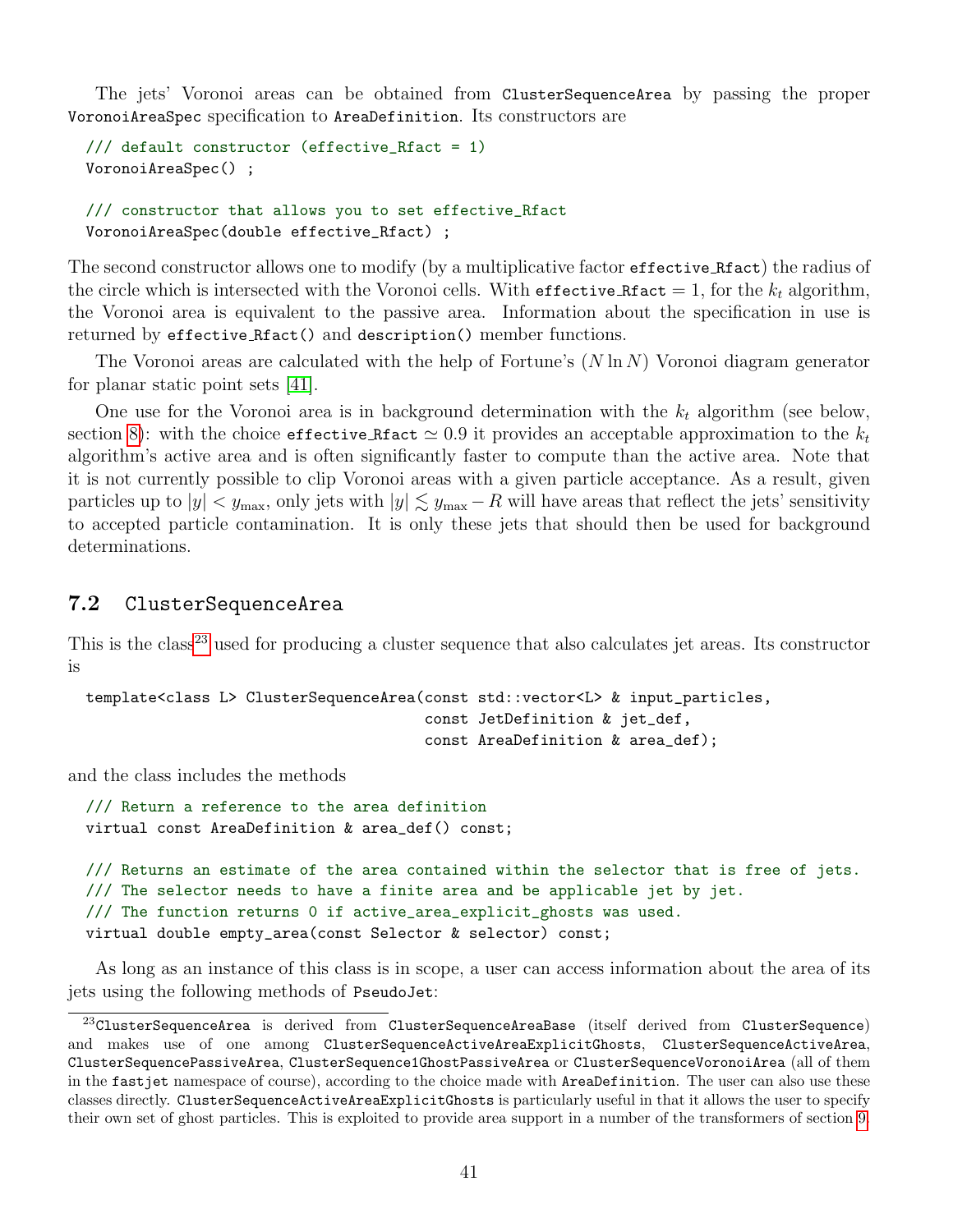The jets' Voronoi areas can be obtained from `ClusterSequenceArea` by passing the proper `VoronoiAreaSpec` specification to `AreaDefinition`. Its constructors are

```
/// default constructor (effective_Rfact = 1)
VoronoiAreaSpec() ;

/// constructor that allows you to set effective_Rfact
VoronoiAreaSpec(double effective_Rfact) ;
```

The second constructor allows one to modify (by a multiplicative factor `effective_Rfact`) the radius of the circle which is intersected with the Voronoi cells. With `effective_Rfact` = 1, for the $k_t$ algorithm, the Voronoi area is equivalent to the passive area. Information about the specification in use is returned by `effective_Rfact()` and `description()` member functions.

The Voronoi areas are calculated with the help of Fortune's ($N \ln N$) Voronoi diagram generator for planar static point sets [41].

One use for the Voronoi area is in background determination with the $k_t$ algorithm (see below, section 8): with the choice `effective_Rfact` $\simeq 0.9$ it provides an acceptable approximation to the $k_t$ algorithm's active area and is often significantly faster to compute than the active area. Note that it is not currently possible to clip Voronoi areas with a given particle acceptance. As a result, given particles up to $|y| < y_{\max}$, only jets with $|y| \lesssim y_{\max} - R$ will have areas that reflect the jets' sensitivity to accepted particle contamination. It is only these jets that should then be used for background determinations.

### 7.2 ClusterSequenceArea

This is the class[23] used for producing a cluster sequence that also calculates jet areas. Its constructor is

```
template<class L> ClusterSequenceArea(const std::vector<L> & input_particles,
                                      const JetDefinition & jet_def,
                                      const AreaDefinition & area_def);
```

and the class includes the methods

```
/// Return a reference to the area definition
virtual const AreaDefinition & area_def() const;

/// Returns an estimate of the area contained within the selector that is free of jets.
/// The selector needs to have a finite area and be applicable jet by jet.
/// The function returns 0 if active_area_explicit_ghosts was used.
virtual double empty_area(const Selector & selector) const;
```

As long as an instance of this class is in scope, a user can access information about the area of its jets using the following methods of `PseudoJet`:

[23] `ClusterSequenceArea` is derived from `ClusterSequenceAreaBase` (itself derived from `ClusterSequence`) and makes use of one among `ClusterSequenceActiveAreaExplicitGhosts`, `ClusterSequenceActiveArea`, `ClusterSequencePassiveArea`, `ClusterSequence1GhostPassiveArea` or `ClusterSequenceVoronoiArea` (all of them in the `fastjet` namespace of course), according to the choice made with `AreaDefinition`. The user can also use these classes directly. `ClusterSequenceActiveAreaExplicitGhosts` is particularly useful in that it allows the user to specify their own set of ghost particles. This is exploited to provide area support in a number of the transformers of section 9.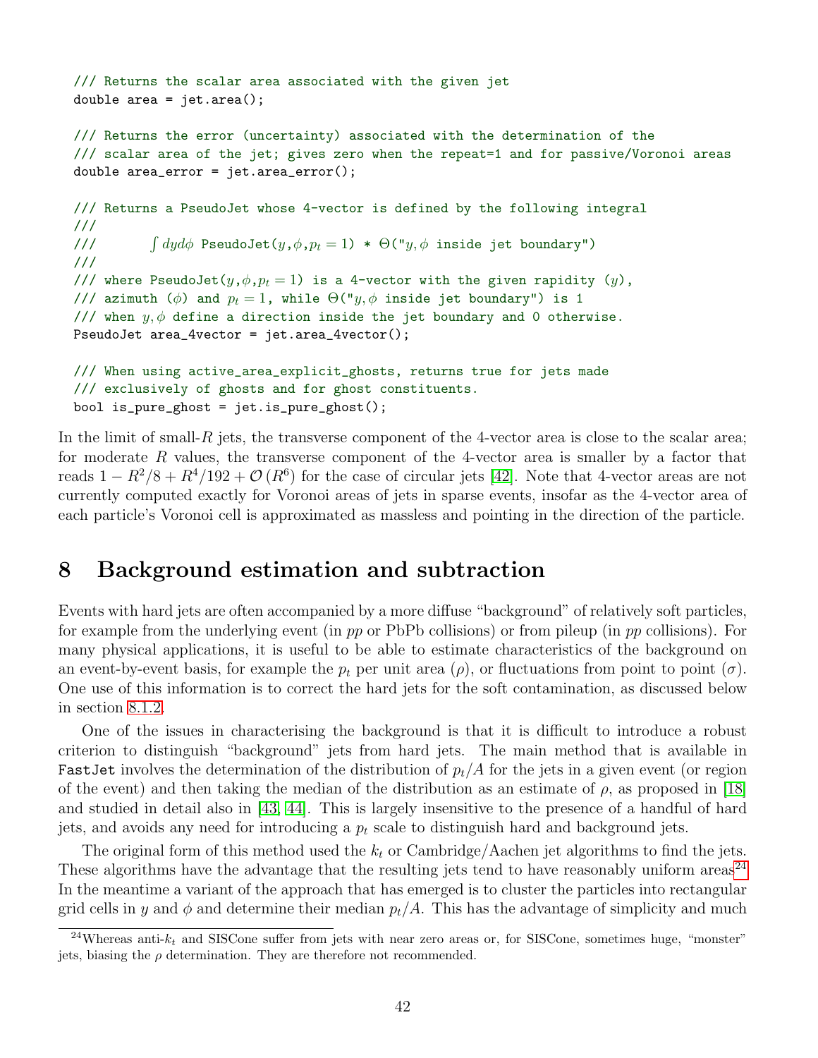```
/// Returns the scalar area associated with the given jet
double area = jet.area();

/// Returns the error (uncertainty) associated with the determination of the
/// scalar area of the jet; gives zero when the repeat=1 and for passive/Voronoi areas
double area_error = jet.area_error();

/// Returns a PseudoJet whose 4-vector is defined by the following integral
///
///       ∫ dydφ PseudoJet(y,φ,p_t=1) * Θ("y,φ inside jet boundary")
///
/// where PseudoJet(y,φ,p_t=1) is a 4-vector with the given rapidity (y),
/// azimuth (φ) and p_t=1, while Θ("y,φ inside jet boundary") is 1
/// when y,φ define a direction inside the jet boundary and 0 otherwise.
PseudoJet area_4vector = jet.area_4vector();

/// When using active_area_explicit_ghosts, returns true for jets made
/// exclusively of ghosts and for ghost constituents.
bool is_pure_ghost = jet.is_pure_ghost();
```

In the limit of small-$R$ jets, the transverse component of the 4-vector area is close to the scalar area; for moderate $R$ values, the transverse component of the 4-vector area is smaller by a factor that reads $1 - R^2/8 + R^4/192 + \mathcal{O}(R^6)$ for the case of circular jets [42]. Note that 4-vector areas are not currently computed exactly for Voronoi areas of jets in sparse events, insofar as the 4-vector area of each particle's Voronoi cell is approximated as massless and pointing in the direction of the particle.

# 8 Background estimation and subtraction

Events with hard jets are often accompanied by a more diffuse "background" of relatively soft particles, for example from the underlying event (in *pp* or PbPb collisions) or from pileup (in *pp* collisions). For many physical applications, it is useful to be able to estimate characteristics of the background on an event-by-event basis, for example the $p_t$ per unit area ($\rho$), or fluctuations from point to point ($\sigma$). One use of this information is to correct the hard jets for the soft contamination, as discussed below in section 8.1.2.

One of the issues in characterising the background is that it is difficult to introduce a robust criterion to distinguish "background" jets from hard jets. The main method that is available in FastJet involves the determination of the distribution of $p_t/A$ for the jets in a given event (or region of the event) and then taking the median of the distribution as an estimate of $\rho$, as proposed in [18] and studied in detail also in [43, 44]. This is largely insensitive to the presence of a handful of hard jets, and avoids any need for introducing a $p_t$ scale to distinguish hard and background jets.

The original form of this method used the $k_t$ or Cambridge/Aachen jet algorithms to find the jets. These algorithms have the advantage that the resulting jets tend to have reasonably uniform areas[24]. In the meantime a variant of the approach that has emerged is to cluster the particles into rectangular grid cells in $y$ and $\phi$ and determine their median $p_t/A$. This has the advantage of simplicity and much

[24] Whereas anti-$k_t$ and SISCone suffer from jets with near zero areas or, for SISCone, sometimes huge, "monster" jets, biasing the $\rho$ determination. They are therefore not recommended.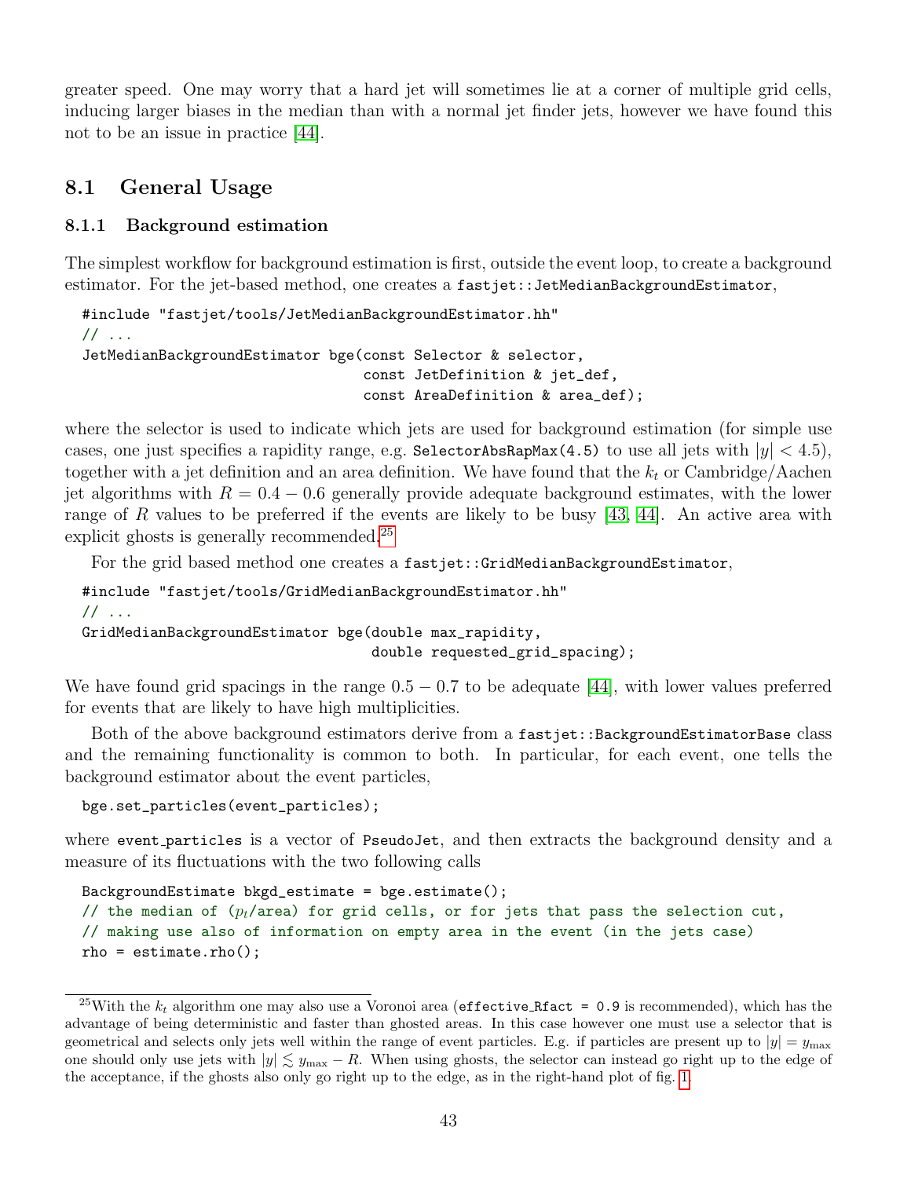greater speed. One may worry that a hard jet will sometimes lie at a corner of multiple grid cells, inducing larger biases in the median than with a normal jet finder jets, however we have found this not to be an issue in practice [44].

## 8.1 General Usage

### 8.1.1 Background estimation

The simplest workflow for background estimation is first, outside the event loop, to create a background estimator. For the jet-based method, one creates a `fastjet::JetMedianBackgroundEstimator`,

```
#include "fastjet/tools/JetMedianBackgroundEstimator.hh"
// ...
JetMedianBackgroundEstimator bge(const Selector & selector,
                                 const JetDefinition & jet_def,
                                 const AreaDefinition & area_def);
```

where the selector is used to indicate which jets are used for background estimation (for simple use cases, one just specifies a rapidity range, e.g. `SelectorAbsRapMax(4.5)` to use all jets with $|y| < 4.5$), together with a jet definition and an area definition. We have found that the $k_t$ or Cambridge/Aachen jet algorithms with $R = 0.4 - 0.6$ generally provide adequate background estimates, with the lower range of $R$ values to be preferred if the events are likely to be busy [43, 44]. An active area with explicit ghosts is generally recommended.[25]

For the grid based method one creates a `fastjet::GridMedianBackgroundEstimator`,

```
#include "fastjet/tools/GridMedianBackgroundEstimator.hh"
// ...
GridMedianBackgroundEstimator bge(double max_rapidity,
                                  double requested_grid_spacing);
```

We have found grid spacings in the range $0.5 - 0.7$ to be adequate [44], with lower values preferred for events that are likely to have high multiplicities.

Both of the above background estimators derive from a `fastjet::BackgroundEstimatorBase` class and the remaining functionality is common to both. In particular, for each event, one tells the background estimator about the event particles,

```
bge.set_particles(event_particles);
```

where `event_particles` is a vector of `PseudoJet`, and then extracts the background density and a measure of its fluctuations with the two following calls

```
BackgroundEstimate bkgd_estimate = bge.estimate();
// the median of (pt/area) for grid cells, or for jets that pass the selection cut,
// making use also of information on empty area in the event (in the jets case)
rho = estimate.rho();
```

[25] With the $k_t$ algorithm one may also use a Voronoi area (`effective_Rfact = 0.9` is recommended), which has the advantage of being deterministic and faster than ghosted areas. In this case however one must use a selector that is geometrical and selects only jets well within the range of event particles. E.g. if particles are present up to $|y| = y_{\max}$ one should only use jets with $|y| \lesssim y_{\max} - R$. When using ghosts, the selector can instead go right up to the edge of the acceptance, if the ghosts also only go right up to the edge, as in the right-hand plot of fig. 1.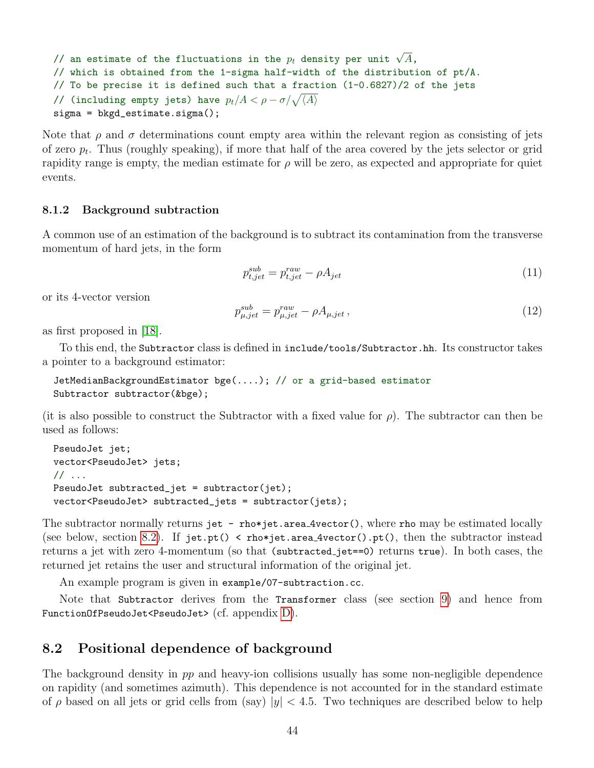```
// an estimate of the fluctuations in the p_t density per unit √A,
// which is obtained from the 1-sigma half-width of the distribution of pt/A.
// To be precise it is defined such that a fraction (1-0.6827)/2 of the jets
// (including empty jets) have p_t/A < ρ − σ/√⟨A⟩
sigma = bkgd_estimate.sigma();
```

Note that $\rho$ and $\sigma$ determinations count empty area within the relevant region as consisting of jets of zero $p_t$. Thus (roughly speaking), if more that half of the area covered by the jets selector or grid rapidity range is empty, the median estimate for $\rho$ will be zero, as expected and appropriate for quiet events.

### 8.1.2 Background subtraction

A common use of an estimation of the background is to subtract its contamination from the transverse momentum of hard jets, in the form

$$p_{t,jet}^{sub} = p_{t,jet}^{raw} - \rho A_{jet} \tag{11}$$

or its 4-vector version

$$p_{\mu,jet}^{sub} = p_{\mu,jet}^{raw} - \rho A_{\mu,jet}\,, \tag{12}$$

as first proposed in [18].

To this end, the `Subtractor` class is defined in `include/tools/Subtractor.hh`. Its constructor takes a pointer to a background estimator:

```
JetMedianBackgroundEstimator bge(....); // or a grid-based estimator
Subtractor subtractor(&bge);
```

(it is also possible to construct the Subtractor with a fixed value for $\rho$). The subtractor can then be used as follows:

```
PseudoJet jet;
vector<PseudoJet> jets;
// ...
PseudoJet subtracted_jet = subtractor(jet);
vector<PseudoJet> subtracted_jets = subtractor(jets);
```

The subtractor normally returns `jet - rho*jet.area_4vector()`, where `rho` may be estimated locally (see below, section 8.2). If `jet.pt() < rho*jet.area_4vector().pt()`, then the subtractor instead returns a jet with zero 4-momentum (so that `(subtracted_jet==0)` returns `true`). In both cases, the returned jet retains the user and structural information of the original jet.

An example program is given in `example/07-subtraction.cc`.

Note that `Subtractor` derives from the `Transformer` class (see section 9) and hence from `FunctionOfPseudoJet<PseudoJet>` (cf. appendix D).

## 8.2 Positional dependence of background

The background density in *pp* and heavy-ion collisions usually has some non-negligible dependence on rapidity (and sometimes azimuth). This dependence is not accounted for in the standard estimate of $\rho$ based on all jets or grid cells from (say) $|y| < 4.5$. Two techniques are described below to help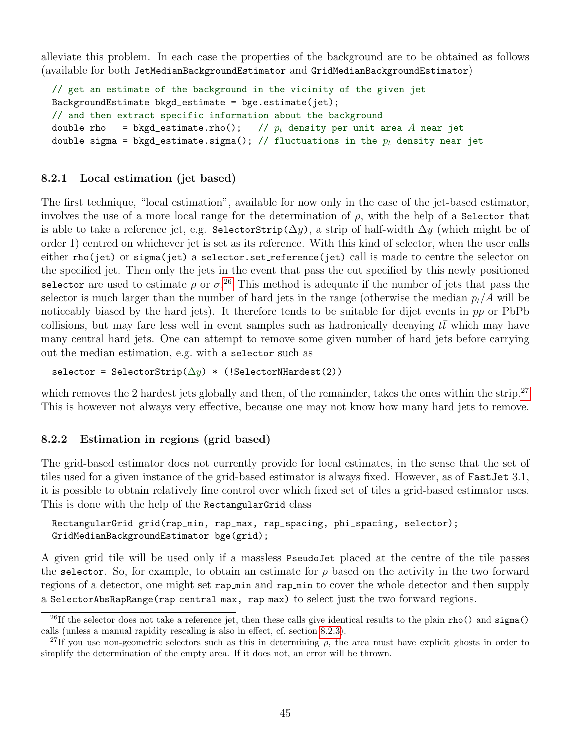alleviate this problem. In each case the properties of the background are to be obtained as follows (available for both `JetMedianBackgroundEstimator` and `GridMedianBackgroundEstimator`)

```
// get an estimate of the background in the vicinity of the given jet
BackgroundEstimate bkgd_estimate = bge.estimate(jet);
// and then extract specific information about the background
double rho   = bkgd_estimate.rho();   // p_t density per unit area A near jet
double sigma = bkgd_estimate.sigma(); // fluctuations in the p_t density near jet
```

### 8.2.1 Local estimation (jet based)

The first technique, "local estimation", available for now only in the case of the jet-based estimator, involves the use of a more local range for the determination of $\rho$, with the help of a `Selector` that is able to take a reference jet, e.g. `SelectorStrip(`$\Delta y$`)`, a strip of half-width $\Delta y$ (which might be of order 1) centred on whichever jet is set as its reference. With this kind of selector, when the user calls either `rho(jet)` or `sigma(jet)` a `selector.set_reference(jet)` call is made to centre the selector on the specified jet. Then only the jets in the event that pass the cut specified by this newly positioned `selector` are used to estimate $\rho$ or $\sigma$.[26] This method is adequate if the number of jets that pass the selector is much larger than the number of hard jets in the range (otherwise the median $p_t/A$ will be noticeably biased by the hard jets). It therefore tends to be suitable for dijet events in $pp$ or PbPb collisions, but may fare less well in event samples such as hadronically decaying $t\bar{t}$ which may have many central hard jets. One can attempt to remove some given number of hard jets before carrying out the median estimation, e.g. with a `selector` such as

```
selector = SelectorStrip(Δy) * (!SelectorNHardest(2))
```

which removes the 2 hardest jets globally and then, of the remainder, takes the ones within the strip.[27] This is however not always very effective, because one may not know how many hard jets to remove.

### 8.2.2 Estimation in regions (grid based)

The grid-based estimator does not currently provide for local estimates, in the sense that the set of tiles used for a given instance of the grid-based estimator is always fixed. However, as of FastJet 3.1, it is possible to obtain relatively fine control over which fixed set of tiles a grid-based estimator uses. This is done with the help of the `RectangularGrid` class

```
RectangularGrid grid(rap_min, rap_max, rap_spacing, phi_spacing, selector);
GridMedianBackgroundEstimator bge(grid);
```

A given grid tile will be used only if a massless `PseudoJet` placed at the centre of the tile passes the `selector`. So, for example, to obtain an estimate for $\rho$ based on the activity in the two forward regions of a detector, one might set `rap_min` and `rap_min` to cover the whole detector and then supply a `SelectorAbsRapRange(rap_central_max, rap_max)` to select just the two forward regions.

---

[26] If the selector does not take a reference jet, then these calls give identical results to the plain `rho()` and `sigma()` calls (unless a manual rapidity rescaling is also in effect, cf. section 8.2.3).

[27] If you use non-geometric selectors such as this in determining $\rho$, the area must have explicit ghosts in order to simplify the determination of the empty area. If it does not, an error will be thrown.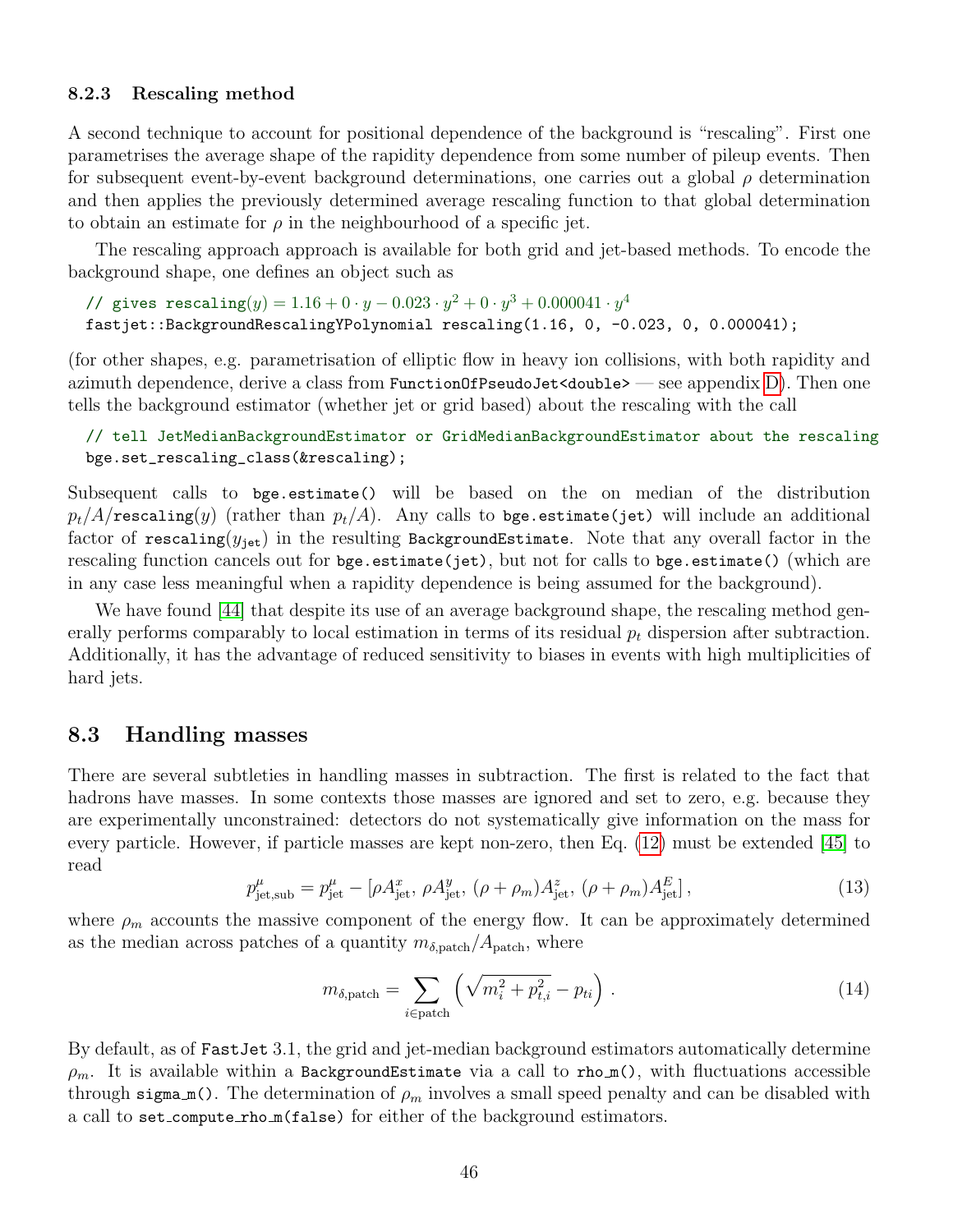### 8.2.3 Rescaling method

A second technique to account for positional dependence of the background is "rescaling". First one parametrises the average shape of the rapidity dependence from some number of pileup events. Then for subsequent event-by-event background determinations, one carries out a global $\rho$ determination and then applies the previously determined average rescaling function to that global determination to obtain an estimate for $\rho$ in the neighbourhood of a specific jet.

The rescaling approach approach is available for both grid and jet-based methods. To encode the background shape, one defines an object such as

```
// gives rescaling(y) = 1.16 + 0 · y − 0.023 · y^2 + 0 · y^3 + 0.000041 · y^4
fastjet::BackgroundRescalingYPolynomial rescaling(1.16, 0, -0.023, 0, 0.000041);
```

(for other shapes, e.g. parametrisation of elliptic flow in heavy ion collisions, with both rapidity and azimuth dependence, derive a class from `FunctionOfPseudoJet<double>` — see appendix D). Then one tells the background estimator (whether jet or grid based) about the rescaling with the call

```
// tell JetMedianBackgroundEstimator or GridMedianBackgroundEstimator about the rescaling
bge.set_rescaling_class(&rescaling);
```

Subsequent calls to `bge.estimate()` will be based on the on median of the distribution $p_t/A/$`rescaling`$(y)$ (rather than $p_t/A$). Any calls to `bge.estimate(jet)` will include an additional factor of `rescaling`$(y_{\texttt{jet}})$ in the resulting `BackgroundEstimate`. Note that any overall factor in the rescaling function cancels out for `bge.estimate(jet)`, but not for calls to `bge.estimate()` (which are in any case less meaningful when a rapidity dependence is being assumed for the background).

We have found [44] that despite its use of an average background shape, the rescaling method generally performs comparably to local estimation in terms of its residual $p_t$ dispersion after subtraction. Additionally, it has the advantage of reduced sensitivity to biases in events with high multiplicities of hard jets.

## 8.3 Handling masses

There are several subtleties in handling masses in subtraction. The first is related to the fact that hadrons have masses. In some contexts those masses are ignored and set to zero, e.g. because they are experimentally unconstrained: detectors do not systematically give information on the mass for every particle. However, if particle masses are kept non-zero, then Eq. (12) must be extended [45] to read

$$p^{\mu}_{\text{jet,sub}} = p^{\mu}_{\text{jet}} - [\rho A^{x}_{\text{jet}},\, \rho A^{y}_{\text{jet}},\, (\rho + \rho_m) A^{z}_{\text{jet}},\, (\rho + \rho_m) A^{E}_{\text{jet}}]\,, \tag{13}$$

where $\rho_m$ accounts the massive component of the energy flow. It can be approximately determined as the median across patches of a quantity $m_{\delta,\text{patch}}/A_{\text{patch}}$, where

$$m_{\delta,\text{patch}} = \sum_{i \in \text{patch}} \left( \sqrt{m_i^2 + p_{t,i}^2} - p_{ti} \right) . \tag{14}$$

By default, as of FastJet 3.1, the grid and jet-median background estimators automatically determine $\rho_m$. It is available within a `BackgroundEstimate` via a call to `rho_m()`, with fluctuations accessible through `sigma_m()`. The determination of $\rho_m$ involves a small speed penalty and can be disabled with a call to `set_compute_rho_m(false)` for either of the background estimators.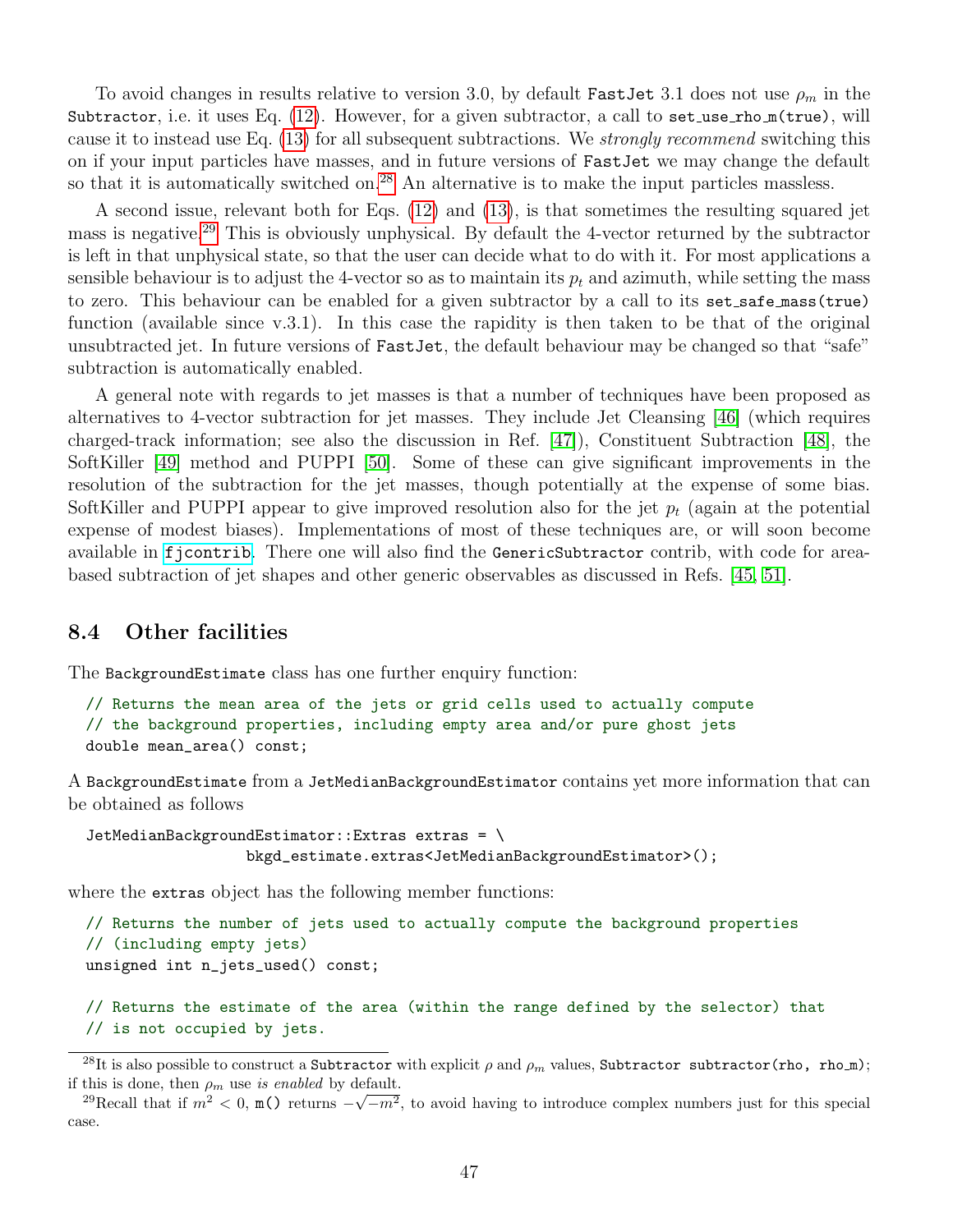To avoid changes in results relative to version 3.0, by default `FastJet` 3.1 does not use $\rho_m$ in the `Subtractor`, i.e. it uses Eq. (12). However, for a given subtractor, a call to `set_use_rho_m(true)`, will cause it to instead use Eq. (13) for all subsequent subtractions. We *strongly recommend* switching this on if your input particles have masses, and in future versions of `FastJet` we may change the default so that it is automatically switched on.[28] An alternative is to make the input particles massless.

A second issue, relevant both for Eqs. (12) and (13), is that sometimes the resulting squared jet mass is negative.[29] This is obviously unphysical. By default the 4-vector returned by the subtractor is left in that unphysical state, so that the user can decide what to do with it. For most applications a sensible behaviour is to adjust the 4-vector so as to maintain its $p_t$ and azimuth, while setting the mass to zero. This behaviour can be enabled for a given subtractor by a call to its `set_safe_mass(true)` function (available since v.3.1). In this case the rapidity is then taken to be that of the original unsubtracted jet. In future versions of `FastJet`, the default behaviour may be changed so that "safe" subtraction is automatically enabled.

A general note with regards to jet masses is that a number of techniques have been proposed as alternatives to 4-vector subtraction for jet masses. They include Jet Cleansing [46] (which requires charged-track information; see also the discussion in Ref. [47]), Constituent Subtraction [48], the SoftKiller [49] method and PUPPI [50]. Some of these can give significant improvements in the resolution of the subtraction for the jet masses, though potentially at the expense of some bias. SoftKiller and PUPPI appear to give improved resolution also for the jet $p_t$ (again at the potential expense of modest biases). Implementations of most of these techniques are, or will soon become available in `fjcontrib`. There one will also find the `GenericSubtractor` contrib, with code for area-based subtraction of jet shapes and other generic observables as discussed in Refs. [45, 51].

### 8.4 Other facilities

The `BackgroundEstimate` class has one further enquiry function:

```
// Returns the mean area of the jets or grid cells used to actually compute
// the background properties, including empty area and/or pure ghost jets
double mean_area() const;
```

A `BackgroundEstimate` from a `JetMedianBackgroundEstimator` contains yet more information that can be obtained as follows

```
JetMedianBackgroundEstimator::Extras extras = \
                  bkgd_estimate.extras<JetMedianBackgroundEstimator>();
```

where the `extras` object has the following member functions:

```
// Returns the number of jets used to actually compute the background properties
// (including empty jets)
unsigned int n_jets_used() const;

// Returns the estimate of the area (within the range defined by the selector) that
// is not occupied by jets.
```

[28] It is also possible to construct a `Subtractor` with explicit $\rho$ and $\rho_m$ values, `Subtractor subtractor(rho, rho_m)`; if this is done, then $\rho_m$ use *is enabled* by default.

[29] Recall that if $m^2 < 0$, `m()` returns $-\sqrt{-m^2}$, to avoid having to introduce complex numbers just for this special case.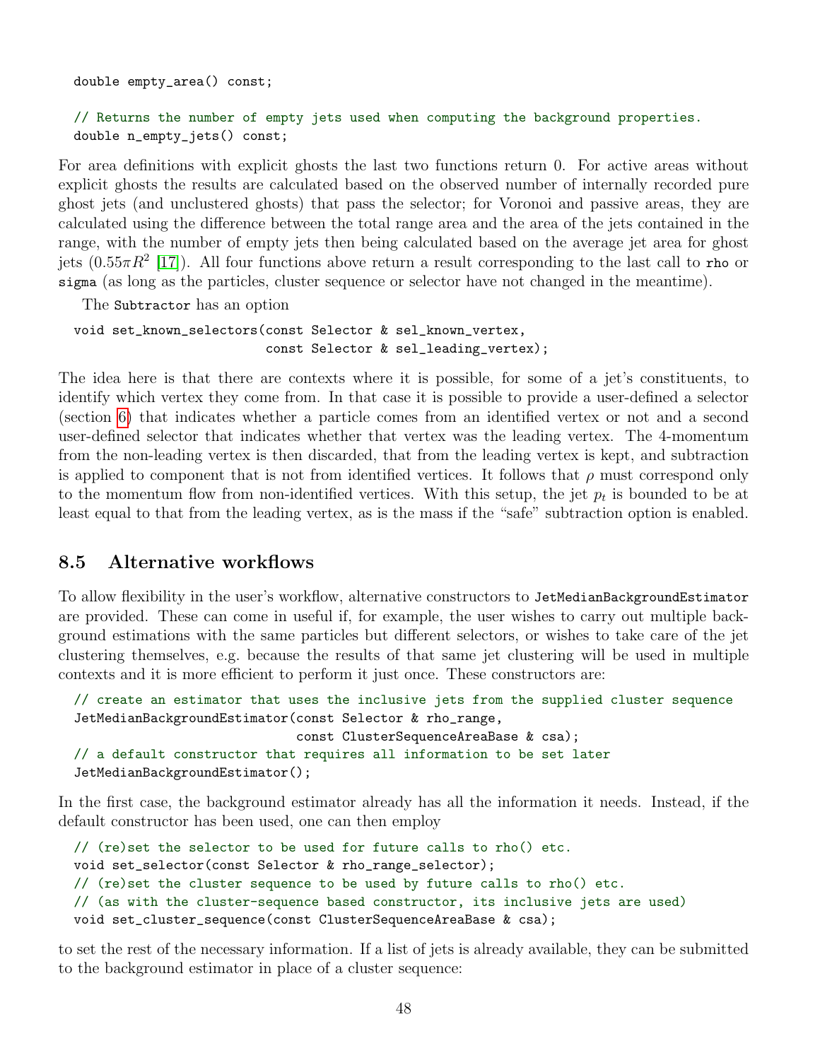```
double empty_area() const;

// Returns the number of empty jets used when computing the background properties.
double n_empty_jets() const;
```

For area definitions with explicit ghosts the last two functions return 0. For active areas without explicit ghosts the results are calculated based on the observed number of internally recorded pure ghost jets (and unclustered ghosts) that pass the selector; for Voronoi and passive areas, they are calculated using the difference between the total range area and the area of the jets contained in the range, with the number of empty jets then being calculated based on the average jet area for ghost jets ($0.55\pi R^2$ [17]). All four functions above return a result corresponding to the last call to `rho` or `sigma` (as long as the particles, cluster sequence or selector have not changed in the meantime).

The `Subtractor` has an option

```
void set_known_selectors(const Selector & sel_known_vertex,
                         const Selector & sel_leading_vertex);
```

The idea here is that there are contexts where it is possible, for some of a jet's constituents, to identify which vertex they come from. In that case it is possible to provide a user-defined a selector (section 6) that indicates whether a particle comes from an identified vertex or not and a second user-defined selector that indicates whether that vertex was the leading vertex. The 4-momentum from the non-leading vertex is then discarded, that from the leading vertex is kept, and subtraction is applied to component that is not from identified vertices. It follows that $\rho$ must correspond only to the momentum flow from non-identified vertices. With this setup, the jet $p_t$ is bounded to be at least equal to that from the leading vertex, as is the mass if the "safe" subtraction option is enabled.

## 8.5 Alternative workflows

To allow flexibility in the user's workflow, alternative constructors to `JetMedianBackgroundEstimator` are provided. These can come in useful if, for example, the user wishes to carry out multiple background estimations with the same particles but different selectors, or wishes to take care of the jet clustering themselves, e.g. because the results of that same jet clustering will be used in multiple contexts and it is more efficient to perform it just once. These constructors are:

```
// create an estimator that uses the inclusive jets from the supplied cluster sequence
JetMedianBackgroundEstimator(const Selector & rho_range,
                             const ClusterSequenceAreaBase & csa);
// a default constructor that requires all information to be set later
JetMedianBackgroundEstimator();
```

In the first case, the background estimator already has all the information it needs. Instead, if the default constructor has been used, one can then employ

```
// (re)set the selector to be used for future calls to rho() etc.
void set_selector(const Selector & rho_range_selector);
// (re)set the cluster sequence to be used by future calls to rho() etc.
// (as with the cluster-sequence based constructor, its inclusive jets are used)
void set_cluster_sequence(const ClusterSequenceAreaBase & csa);
```

to set the rest of the necessary information. If a list of jets is already available, they can be submitted to the background estimator in place of a cluster sequence: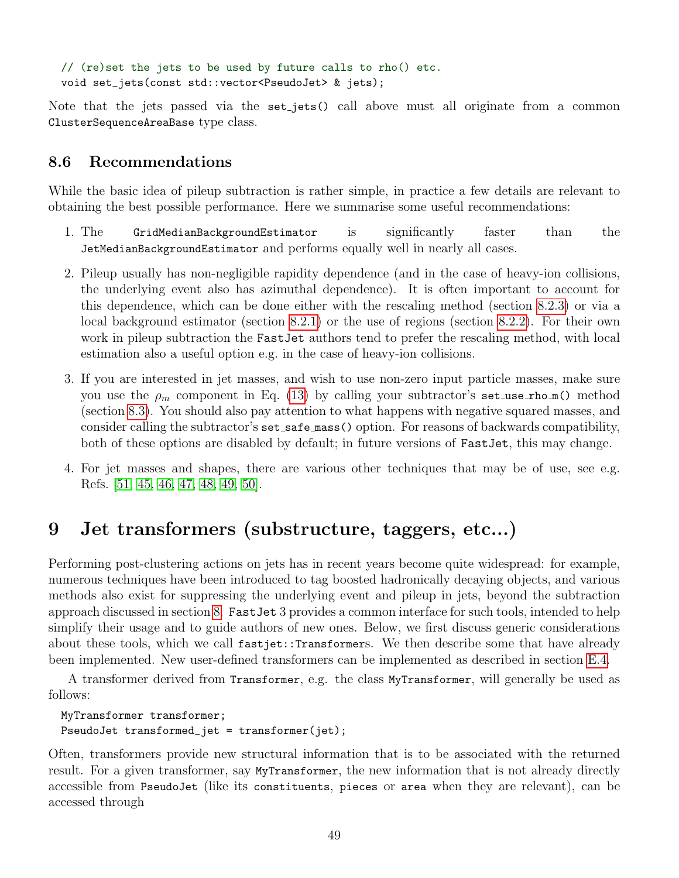```
// (re)set the jets to be used by future calls to rho() etc.
void set_jets(const std::vector<PseudoJet> & jets);
```

Note that the jets passed via the `set_jets()` call above must all originate from a common `ClusterSequenceAreaBase` type class.

### 8.6 Recommendations

While the basic idea of pileup subtraction is rather simple, in practice a few details are relevant to obtaining the best possible performance. Here we summarise some useful recommendations:

1. The `GridMedianBackgroundEstimator` is significantly faster than the `JetMedianBackgroundEstimator` and performs equally well in nearly all cases.

2. Pileup usually has non-negligible rapidity dependence (and in the case of heavy-ion collisions, the underlying event also has azimuthal dependence). It is often important to account for this dependence, which can be done either with the rescaling method (section 8.2.3) or via a local background estimator (section 8.2.1) or the use of regions (section 8.2.2). For their own work in pileup subtraction the FastJet authors tend to prefer the rescaling method, with local estimation also a useful option e.g. in the case of heavy-ion collisions.

3. If you are interested in jet masses, and wish to use non-zero input particle masses, make sure you use the $\rho_m$ component in Eq. (13) by calling your subtractor's `set_use_rho_m()` method (section 8.3). You should also pay attention to what happens with negative squared masses, and consider calling the subtractor's `set_safe_mass()` option. For reasons of backwards compatibility, both of these options are disabled by default; in future versions of FastJet, this may change.

4. For jet masses and shapes, there are various other techniques that may be of use, see e.g. Refs. [51, 45, 46, 47, 48, 49, 50].

## 9 Jet transformers (substructure, taggers, etc...)

Performing post-clustering actions on jets has in recent years become quite widespread: for example, numerous techniques have been introduced to tag boosted hadronically decaying objects, and various methods also exist for suppressing the underlying event and pileup in jets, beyond the subtraction approach discussed in section 8. FastJet 3 provides a common interface for such tools, intended to help simplify their usage and to guide authors of new ones. Below, we first discuss generic considerations about these tools, which we call `fastjet::Transformers`. We then describe some that have already been implemented. New user-defined transformers can be implemented as described in section E.4.

A transformer derived from `Transformer`, e.g. the class `MyTransformer`, will generally be used as follows:

```
MyTransformer transformer;
PseudoJet transformed_jet = transformer(jet);
```

Often, transformers provide new structural information that is to be associated with the returned result. For a given transformer, say `MyTransformer`, the new information that is not already directly accessible from `PseudoJet` (like its `constituents`, `pieces` or `area` when they are relevant), can be accessed through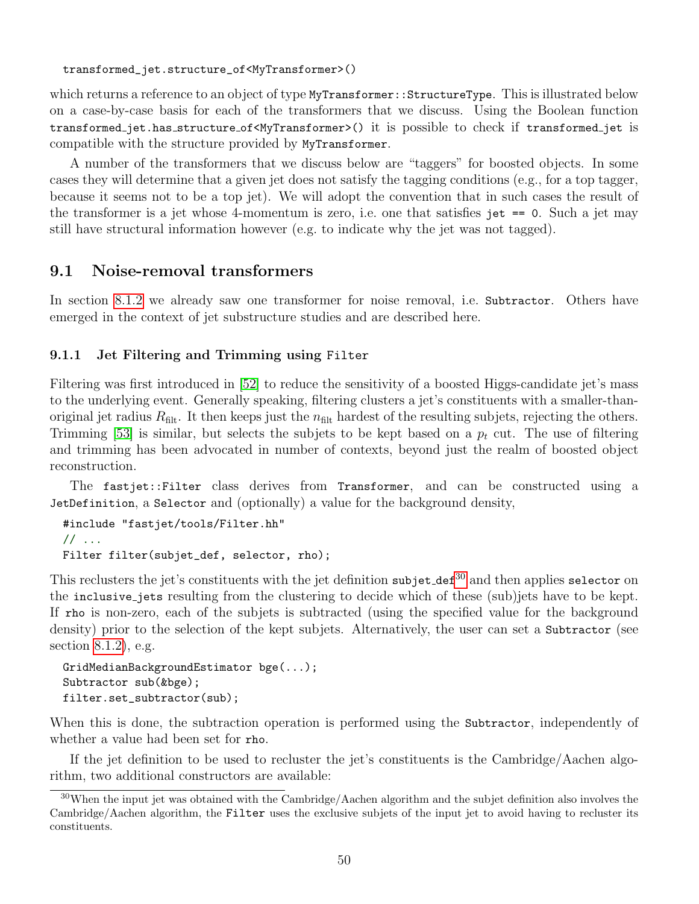```
transformed_jet.structure_of<MyTransformer>()
```

which returns a reference to an object of type `MyTransformer::StructureType`. This is illustrated below on a case-by-case basis for each of the transformers that we discuss. Using the Boolean function `transformed_jet.has_structure_of<MyTransformer>()` it is possible to check if `transformed_jet` is compatible with the structure provided by `MyTransformer`.

A number of the transformers that we discuss below are "taggers" for boosted objects. In some cases they will determine that a given jet does not satisfy the tagging conditions (e.g., for a top tagger, because it seems not to be a top jet). We will adopt the convention that in such cases the result of the transformer is a jet whose 4-momentum is zero, i.e. one that satisfies `jet == 0`. Such a jet may still have structural information however (e.g. to indicate why the jet was not tagged).

## 9.1 Noise-removal transformers

In section 8.1.2 we already saw one transformer for noise removal, i.e. `Subtractor`. Others have emerged in the context of jet substructure studies and are described here.

### 9.1.1 Jet Filtering and Trimming using `Filter`

Filtering was first introduced in [52] to reduce the sensitivity of a boosted Higgs-candidate jet's mass to the underlying event. Generally speaking, filtering clusters a jet's constituents with a smaller-than-original jet radius $R_{\text{filt}}$. It then keeps just the $n_{\text{filt}}$ hardest of the resulting subjets, rejecting the others. Trimming [53] is similar, but selects the subjets to be kept based on a $p_t$ cut. The use of filtering and trimming has been advocated in number of contexts, beyond just the realm of boosted object reconstruction.

The `fastjet::Filter` class derives from `Transformer`, and can be constructed using a `JetDefinition`, a `Selector` and (optionally) a value for the background density,

```
#include "fastjet/tools/Filter.hh"
// ...
Filter filter(subjet_def, selector, rho);
```

This reclusters the jet's constituents with the jet definition `subjet_def`[30] and then applies `selector` on the `inclusive_jets` resulting from the clustering to decide which of these (sub)jets have to be kept. If `rho` is non-zero, each of the subjets is subtracted (using the specified value for the background density) prior to the selection of the kept subjets. Alternatively, the user can set a `Subtractor` (see section 8.1.2), e.g.

```
GridMedianBackgroundEstimator bge(...);
Subtractor sub(&bge);
filter.set_subtractor(sub);
```

When this is done, the subtraction operation is performed using the `Subtractor`, independently of whether a value had been set for `rho`.

If the jet definition to be used to recluster the jet's constituents is the Cambridge/Aachen algorithm, two additional constructors are available:

[30] When the input jet was obtained with the Cambridge/Aachen algorithm and the subjet definition also involves the Cambridge/Aachen algorithm, the `Filter` uses the exclusive subjets of the input jet to avoid having to recluster its constituents.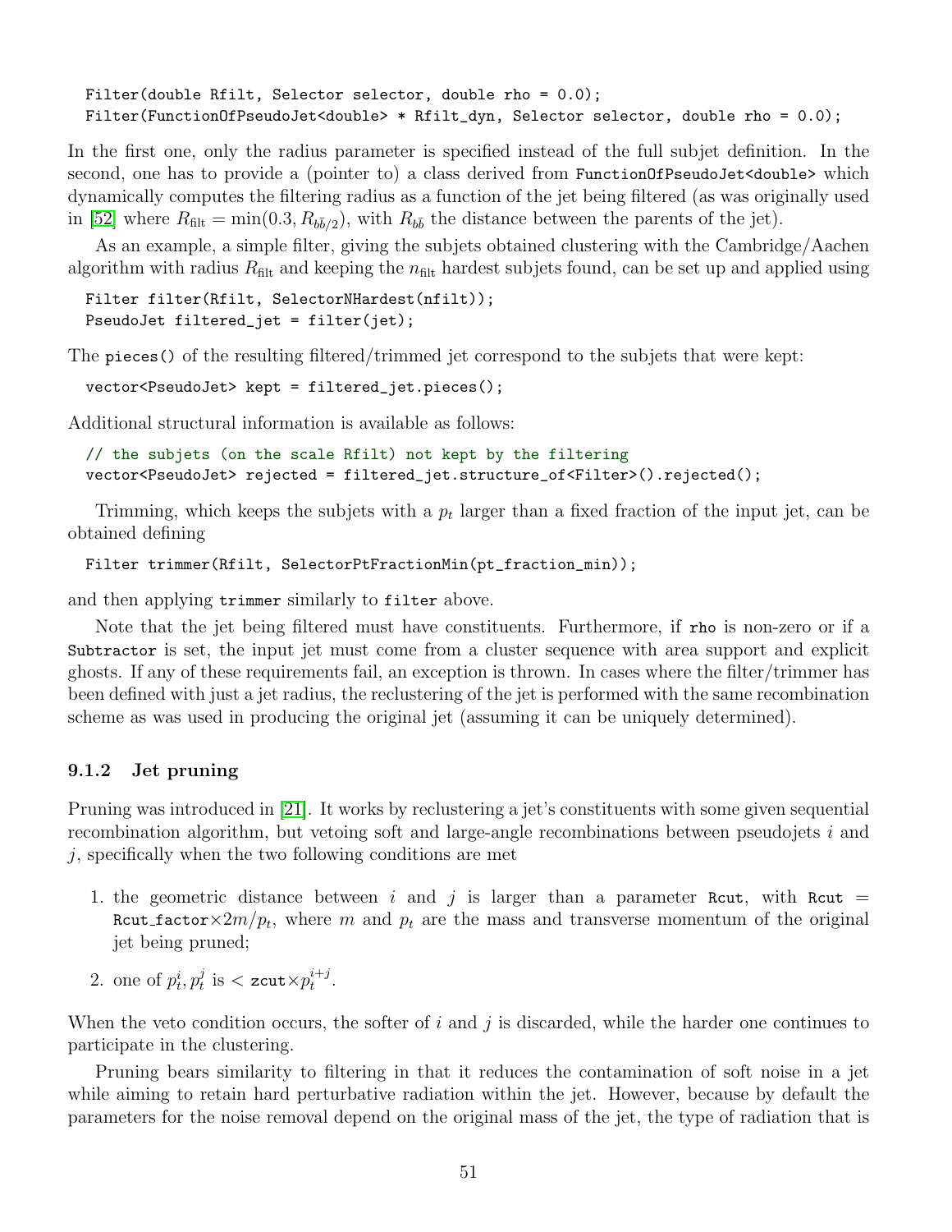```
Filter(double Rfilt, Selector selector, double rho = 0.0);
Filter(FunctionOfPseudoJet<double> * Rfilt_dyn, Selector selector, double rho = 0.0);
```

In the first one, only the radius parameter is specified instead of the full subjet definition. In the second, one has to provide a (pointer to) a class derived from `FunctionOfPseudoJet<double>` which dynamically computes the filtering radius as a function of the jet being filtered (as was originally used in [52] where $R_{\rm filt} = \min(0.3, R_{b\bar{b}/2})$, with $R_{b\bar{b}}$ the distance between the parents of the jet).

As an example, a simple filter, giving the subjets obtained clustering with the Cambridge/Aachen algorithm with radius $R_{\rm filt}$ and keeping the $n_{\rm filt}$ hardest subjets found, can be set up and applied using

```
Filter filter(Rfilt, SelectorNHardest(nfilt));
PseudoJet filtered_jet = filter(jet);
```

The `pieces()` of the resulting filtered/trimmed jet correspond to the subjets that were kept:

```
vector<PseudoJet> kept = filtered_jet.pieces();
```

Additional structural information is available as follows:

```
// the subjets (on the scale Rfilt) not kept by the filtering
vector<PseudoJet> rejected = filtered_jet.structure_of<Filter>().rejected();
```

Trimming, which keeps the subjets with a $p_t$ larger than a fixed fraction of the input jet, can be obtained defining

```
Filter trimmer(Rfilt, SelectorPtFractionMin(pt_fraction_min));
```

and then applying `trimmer` similarly to `filter` above.

Note that the jet being filtered must have constituents. Furthermore, if `rho` is non-zero or if a `Subtractor` is set, the input jet must come from a cluster sequence with area support and explicit ghosts. If any of these requirements fail, an exception is thrown. In cases where the filter/trimmer has been defined with just a jet radius, the reclustering of the jet is performed with the same recombination scheme as was used in producing the original jet (assuming it can be uniquely determined).

### 9.1.2 Jet pruning

Pruning was introduced in [21]. It works by reclustering a jet's constituents with some given sequential recombination algorithm, but vetoing soft and large-angle recombinations between pseudojets $i$ and $j$, specifically when the two following conditions are met

1. the geometric distance between $i$ and $j$ is larger than a parameter `Rcut`, with `Rcut` = `Rcut_factor`$\times 2m/p_t$, where $m$ and $p_t$ are the mass and transverse momentum of the original jet being pruned;
2. one of $p_t^i, p_t^j$ is < `zcut`$\times p_t^{i+j}$.

When the veto condition occurs, the softer of $i$ and $j$ is discarded, while the harder one continues to participate in the clustering.

Pruning bears similarity to filtering in that it reduces the contamination of soft noise in a jet while aiming to retain hard perturbative radiation within the jet. However, because by default the parameters for the noise removal depend on the original mass of the jet, the type of radiation that is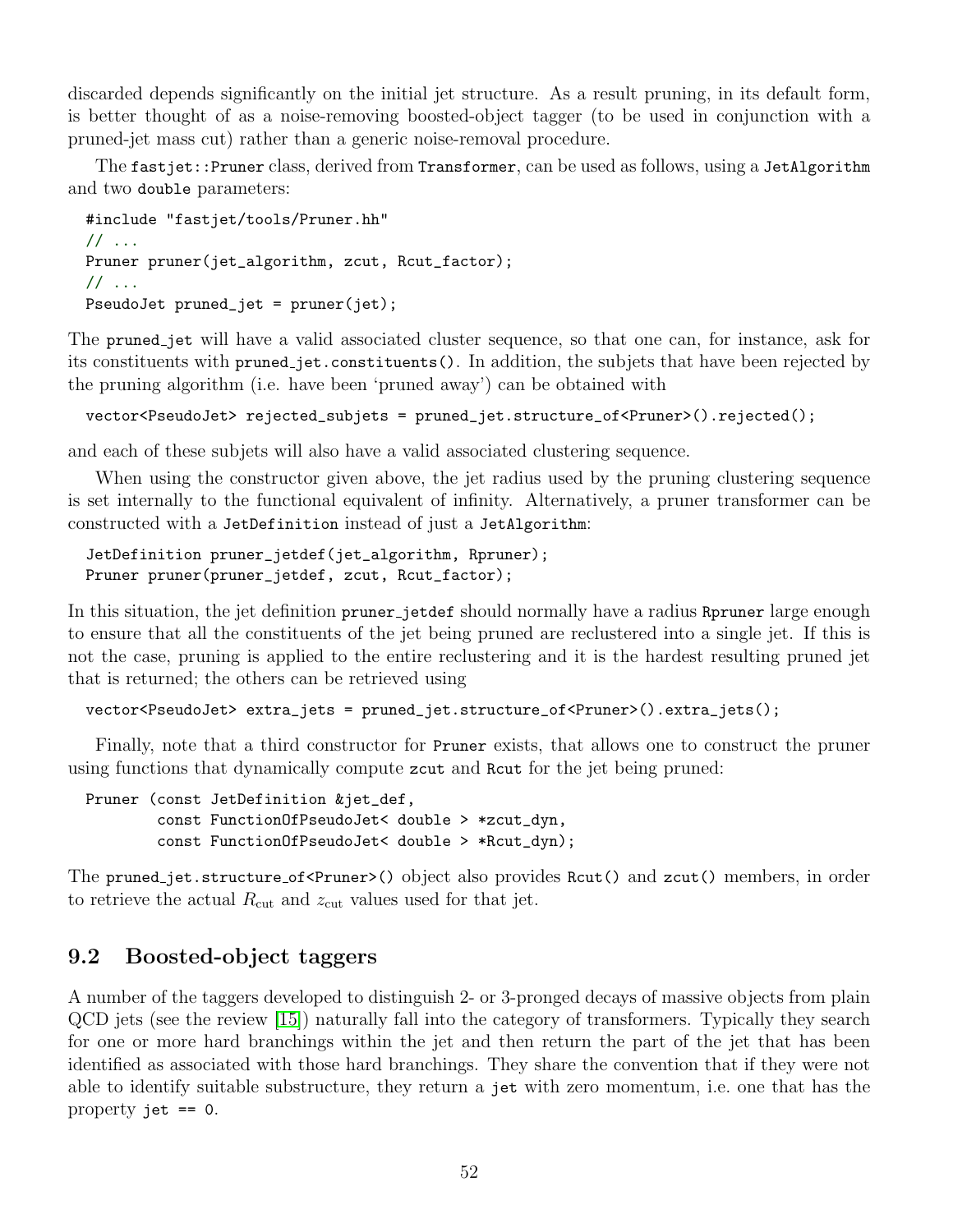discarded depends significantly on the initial jet structure. As a result pruning, in its default form, is better thought of as a noise-removing boosted-object tagger (to be used in conjunction with a pruned-jet mass cut) rather than a generic noise-removal procedure.

The `fastjet::Pruner` class, derived from `Transformer`, can be used as follows, using a `JetAlgorithm` and two `double` parameters:

```
#include "fastjet/tools/Pruner.hh"
// ...
Pruner pruner(jet_algorithm, zcut, Rcut_factor);
// ...
PseudoJet pruned_jet = pruner(jet);
```

The `pruned_jet` will have a valid associated cluster sequence, so that one can, for instance, ask for its constituents with `pruned_jet.constituents()`. In addition, the subjets that have been rejected by the pruning algorithm (i.e. have been 'pruned away') can be obtained with

```
vector<PseudoJet> rejected_subjets = pruned_jet.structure_of<Pruner>().rejected();
```

and each of these subjets will also have a valid associated clustering sequence.

When using the constructor given above, the jet radius used by the pruning clustering sequence is set internally to the functional equivalent of infinity. Alternatively, a pruner transformer can be constructed with a `JetDefinition` instead of just a `JetAlgorithm`:

```
JetDefinition pruner_jetdef(jet_algorithm, Rpruner);
Pruner pruner(pruner_jetdef, zcut, Rcut_factor);
```

In this situation, the jet definition `pruner_jetdef` should normally have a radius `Rpruner` large enough to ensure that all the constituents of the jet being pruned are reclustered into a single jet. If this is not the case, pruning is applied to the entire reclustering and it is the hardest resulting pruned jet that is returned; the others can be retrieved using

```
vector<PseudoJet> extra_jets = pruned_jet.structure_of<Pruner>().extra_jets();
```

Finally, note that a third constructor for `Pruner` exists, that allows one to construct the pruner using functions that dynamically compute `zcut` and `Rcut` for the jet being pruned:

```
Pruner (const JetDefinition &jet_def,
        const FunctionOfPseudoJet< double > *zcut_dyn,
        const FunctionOfPseudoJet< double > *Rcut_dyn);
```

The `pruned_jet.structure_of<Pruner>()` object also provides `Rcut()` and `zcut()` members, in order to retrieve the actual $R_{\rm cut}$ and $z_{\rm cut}$ values used for that jet.

## 9.2 Boosted-object taggers

A number of the taggers developed to distinguish 2- or 3-pronged decays of massive objects from plain QCD jets (see the review [15]) naturally fall into the category of transformers. Typically they search for one or more hard branchings within the jet and then return the part of the jet that has been identified as associated with those hard branchings. They share the convention that if they were not able to identify suitable substructure, they return a `jet` with zero momentum, i.e. one that has the property `jet == 0`.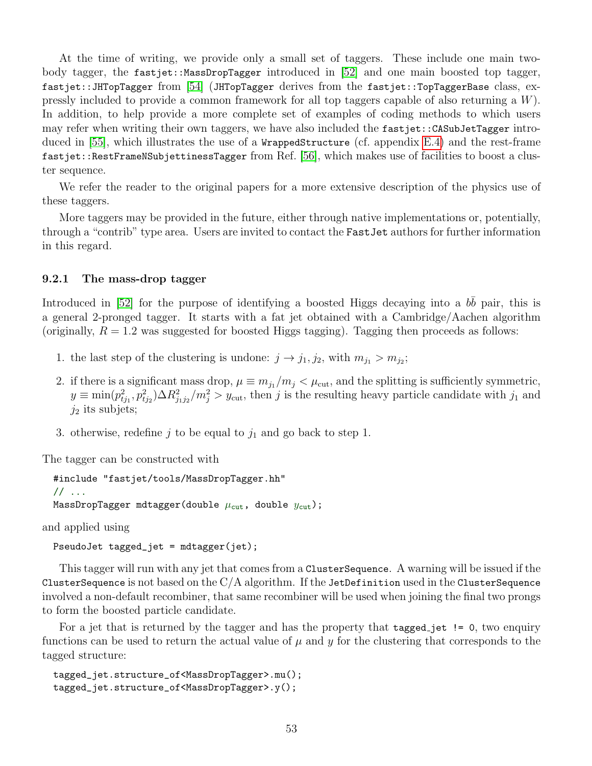At the time of writing, we provide only a small set of taggers. These include one main two-body tagger, the `fastjet::MassDropTagger` introduced in [52] and one main boosted top tagger, `fastjet::JHTopTagger` from [54] (`JHTopTagger` derives from the `fastjet::TopTaggerBase` class, expressly included to provide a common framework for all top taggers capable of also returning a $W$). In addition, to help provide a more complete set of examples of coding methods to which users may refer when writing their own taggers, we have also included the `fastjet::CASubJetTagger` introduced in [55], which illustrates the use of a `WrappedStructure` (cf. appendix E.4) and the rest-frame `fastjet::RestFrameNSubjettinessTagger` from Ref. [56], which makes use of facilities to boost a cluster sequence.

We refer the reader to the original papers for a more extensive description of the physics use of these taggers.

More taggers may be provided in the future, either through native implementations or, potentially, through a "contrib" type area. Users are invited to contact the `FastJet` authors for further information in this regard.

### 9.2.1 The mass-drop tagger

Introduced in [52] for the purpose of identifying a boosted Higgs decaying into a $b\bar{b}$ pair, this is a general 2-pronged tagger. It starts with a fat jet obtained with a Cambridge/Aachen algorithm (originally, $R = 1.2$ was suggested for boosted Higgs tagging). Tagging then proceeds as follows:

1. the last step of the clustering is undone: $j \to j_1, j_2$, with $m_{j_1} > m_{j_2}$;
2. if there is a significant mass drop, $\mu \equiv m_{j_1}/m_j < \mu_{\rm cut}$, and the splitting is sufficiently symmetric, $y \equiv \min(p_{tj_1}^2, p_{tj_2}^2)\Delta R_{j_1j_2}^2/m_j^2 > y_{\rm cut}$, then $j$ is the resulting heavy particle candidate with $j_1$ and $j_2$ its subjets;
3. otherwise, redefine $j$ to be equal to $j_1$ and go back to step 1.

The tagger can be constructed with

```
#include "fastjet/tools/MassDropTagger.hh"
// ...
MassDropTagger mdtagger(double μcut, double ycut);
```

and applied using

```
PseudoJet tagged_jet = mdtagger(jet);
```

This tagger will run with any jet that comes from a `ClusterSequence`. A warning will be issued if the `ClusterSequence` is not based on the C/A algorithm. If the `JetDefinition` used in the `ClusterSequence` involved a non-default recombiner, that same recombiner will be used when joining the final two prongs to form the boosted particle candidate.

For a jet that is returned by the tagger and has the property that `tagged_jet != 0`, two enquiry functions can be used to return the actual value of $\mu$ and $y$ for the clustering that corresponds to the tagged structure:

```
tagged_jet.structure_of<MassDropTagger>.mu();
tagged_jet.structure_of<MassDropTagger>.y();
```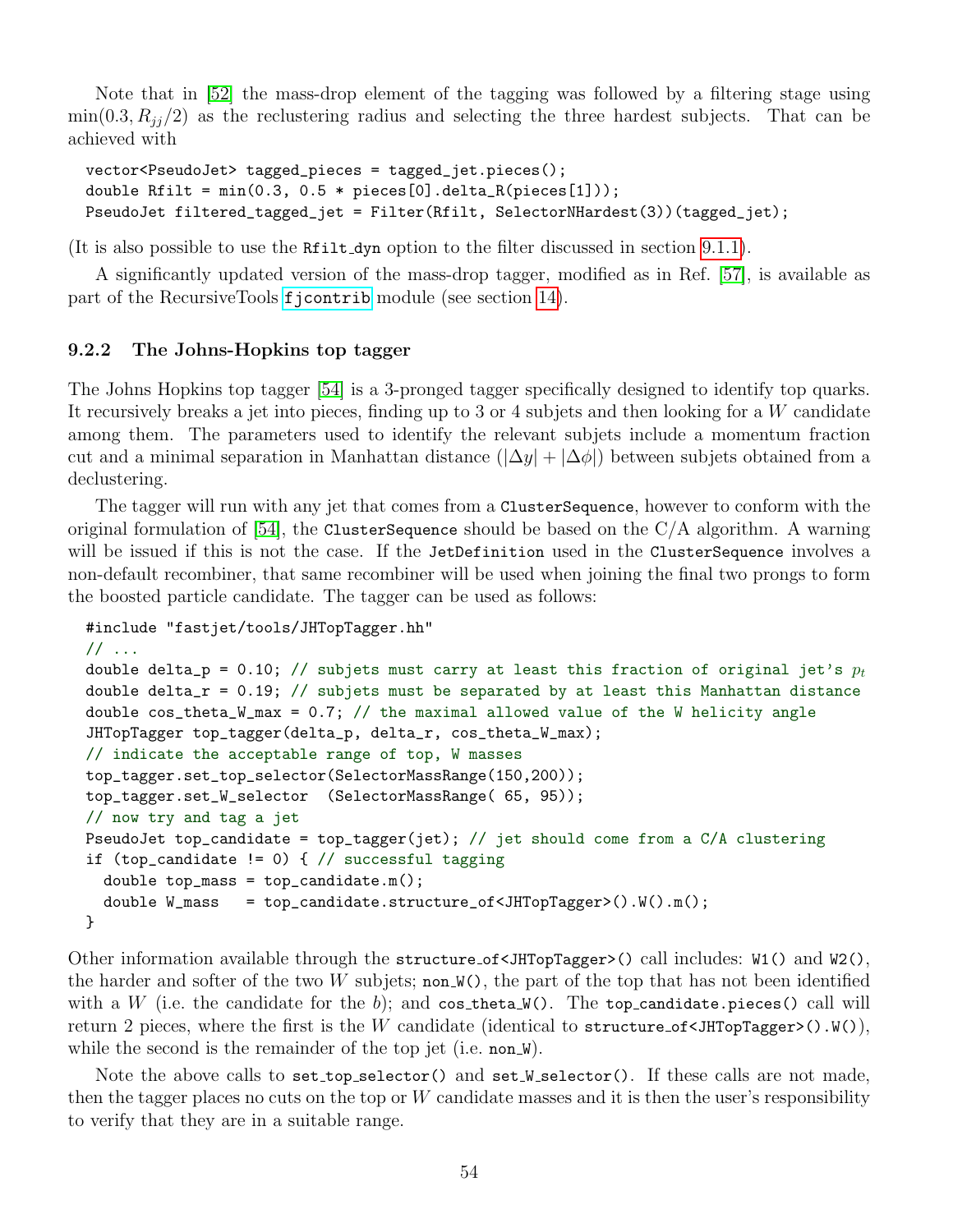Note that in [52] the mass-drop element of the tagging was followed by a filtering stage using $\min(0.3, R_{jj}/2)$ as the reclustering radius and selecting the three hardest subjects. That can be achieved with

```
vector<PseudoJet> tagged_pieces = tagged_jet.pieces();
double Rfilt = min(0.3, 0.5 * pieces[0].delta_R(pieces[1]));
PseudoJet filtered_tagged_jet = Filter(Rfilt, SelectorNHardest(3))(tagged_jet);
```

(It is also possible to use the `Rfilt_dyn` option to the filter discussed in section 9.1.1).

A significantly updated version of the mass-drop tagger, modified as in Ref. [57], is available as part of the RecursiveTools `fjcontrib` module (see section 14).

### 9.2.2 The Johns-Hopkins top tagger

The Johns Hopkins top tagger [54] is a 3-pronged tagger specifically designed to identify top quarks. It recursively breaks a jet into pieces, finding up to 3 or 4 subjets and then looking for a $W$ candidate among them. The parameters used to identify the relevant subjets include a momentum fraction cut and a minimal separation in Manhattan distance ($|\Delta y| + |\Delta\phi|$) between subjets obtained from a declustering.

The tagger will run with any jet that comes from a `ClusterSequence`, however to conform with the original formulation of [54], the `ClusterSequence` should be based on the C/A algorithm. A warning will be issued if this is not the case. If the `JetDefinition` used in the `ClusterSequence` involves a non-default recombiner, that same recombiner will be used when joining the final two prongs to form the boosted particle candidate. The tagger can be used as follows:

```
#include "fastjet/tools/JHTopTagger.hh"
// ...
double delta_p = 0.10; // subjets must carry at least this fraction of original jet's pt
double delta_r = 0.19; // subjets must be separated by at least this Manhattan distance
double cos_theta_W_max = 0.7; // the maximal allowed value of the W helicity angle
JHTopTagger top_tagger(delta_p, delta_r, cos_theta_W_max);
// indicate the acceptable range of top, W masses
top_tagger.set_top_selector(SelectorMassRange(150,200));
top_tagger.set_W_selector  (SelectorMassRange( 65, 95));
// now try and tag a jet
PseudoJet top_candidate = top_tagger(jet); // jet should come from a C/A clustering
if (top_candidate != 0) { // successful tagging
  double top_mass = top_candidate.m();
  double W_mass   = top_candidate.structure_of<JHTopTagger>().W().m();
}
```

Other information available through the `structure_of<JHTopTagger>()` call includes: `W1()` and `W2()`, the harder and softer of the two $W$ subjets; `non_W()`, the part of the top that has not been identified with a $W$ (i.e. the candidate for the $b$); and `cos_theta_W()`. The `top_candidate.pieces()` call will return 2 pieces, where the first is the $W$ candidate (identical to `structure_of<JHTopTagger>().W()`), while the second is the remainder of the top jet (i.e. `non_W`).

Note the above calls to `set_top_selector()` and `set_W_selector()`. If these calls are not made, then the tagger places no cuts on the top or $W$ candidate masses and it is then the user's responsibility to verify that they are in a suitable range.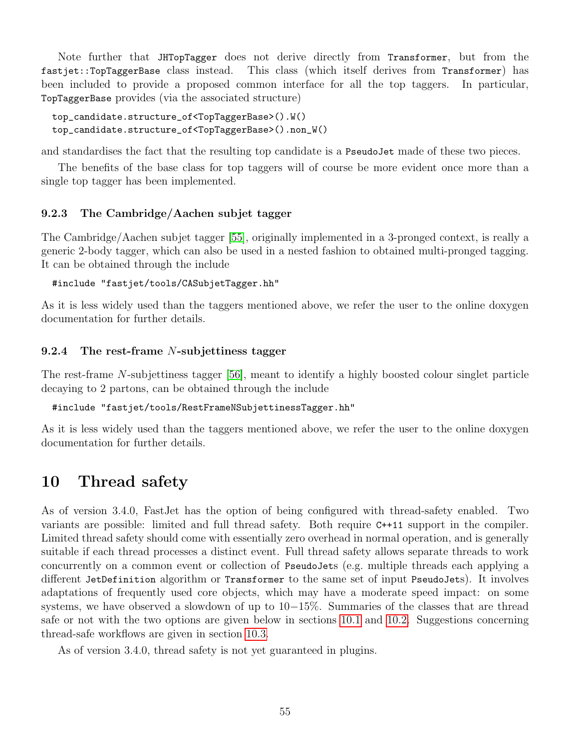Note further that `JHTopTagger` does not derive directly from `Transformer`, but from the `fastjet::TopTaggerBase` class instead. This class (which itself derives from `Transformer`) has been included to provide a proposed common interface for all the top taggers. In particular, `TopTaggerBase` provides (via the associated structure)

```
top_candidate.structure_of<TopTaggerBase>().W()
top_candidate.structure_of<TopTaggerBase>().non_W()
```

and standardises the fact that the resulting top candidate is a `PseudoJet` made of these two pieces.

The benefits of the base class for top taggers will of course be more evident once more than a single top tagger has been implemented.

### 9.2.3 The Cambridge/Aachen subjet tagger

The Cambridge/Aachen subjet tagger [55], originally implemented in a 3-pronged context, is really a generic 2-body tagger, which can also be used in a nested fashion to obtained multi-pronged tagging. It can be obtained through the include

```
#include "fastjet/tools/CASubjetTagger.hh"
```

As it is less widely used than the taggers mentioned above, we refer the user to the online doxygen documentation for further details.

### 9.2.4 The rest-frame $N$-subjettiness tagger

The rest-frame $N$-subjettiness tagger [56], meant to identify a highly boosted colour singlet particle decaying to 2 partons, can be obtained through the include

```
#include "fastjet/tools/RestFrameNSubjettinessTagger.hh"
```

As it is less widely used than the taggers mentioned above, we refer the user to the online doxygen documentation for further details.

# 10 Thread safety

As of version 3.4.0, FastJet has the option of being configured with thread-safety enabled. Two variants are possible: limited and full thread safety. Both require `C++11` support in the compiler. Limited thread safety should come with essentially zero overhead in normal operation, and is generally suitable if each thread processes a distinct event. Full thread safety allows separate threads to work concurrently on a common event or collection of `PseudoJet`s (e.g. multiple threads each applying a different `JetDefinition` algorithm or `Transformer` to the same set of input `PseudoJet`s). It involves adaptations of frequently used core objects, which may have a moderate speed impact: on some systems, we have observed a slowdown of up to 10−15%. Summaries of the classes that are thread safe or not with the two options are given below in sections 10.1 and 10.2. Suggestions concerning thread-safe workflows are given in section 10.3.

As of version 3.4.0, thread safety is not yet guaranteed in plugins.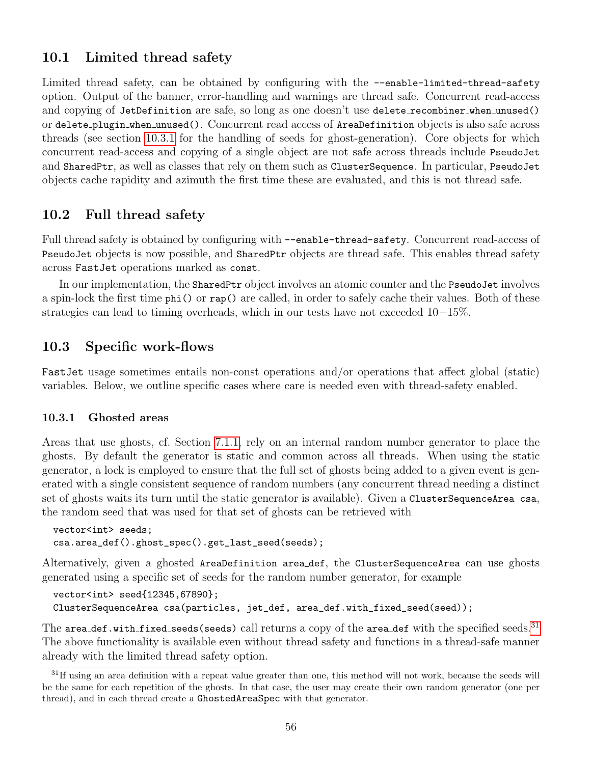### 10.1 Limited thread safety

Limited thread safety, can be obtained by configuring with the `--enable-limited-thread-safety` option. Output of the banner, error-handling and warnings are thread safe. Concurrent read-access and copying of `JetDefinition` are safe, so long as one doesn't use `delete_recombiner_when_unused()` or `delete_plugin_when_unused()`. Concurrent read access of `AreaDefinition` objects is also safe across threads (see section 10.3.1 for the handling of seeds for ghost-generation). Core objects for which concurrent read-access and copying of a single object are not safe across threads include `PseudoJet` and `SharedPtr`, as well as classes that rely on them such as `ClusterSequence`. In particular, `PseudoJet` objects cache rapidity and azimuth the first time these are evaluated, and this is not thread safe.

### 10.2 Full thread safety

Full thread safety is obtained by configuring with `--enable-thread-safety`. Concurrent read-access of `PseudoJet` objects is now possible, and `SharedPtr` objects are thread safe. This enables thread safety across `FastJet` operations marked as `const`.

In our implementation, the `SharedPtr` object involves an atomic counter and the `PseudoJet` involves a spin-lock the first time `phi()` or `rap()` are called, in order to safely cache their values. Both of these strategies can lead to timing overheads, which in our tests have not exceeded 10−15%.

### 10.3 Specific work-flows

`FastJet` usage sometimes entails non-const operations and/or operations that affect global (static) variables. Below, we outline specific cases where care is needed even with thread-safety enabled.

#### 10.3.1 Ghosted areas

Areas that use ghosts, cf. Section 7.1.1, rely on an internal random number generator to place the ghosts. By default the generator is static and common across all threads. When using the static generator, a lock is employed to ensure that the full set of ghosts being added to a given event is generated with a single consistent sequence of random numbers (any concurrent thread needing a distinct set of ghosts waits its turn until the static generator is available). Given a `ClusterSequenceArea csa`, the random seed that was used for that set of ghosts can be retrieved with

```
vector<int> seeds;
csa.area_def().ghost_spec().get_last_seed(seeds);
```

Alternatively, given a ghosted `AreaDefinition area_def`, the `ClusterSequenceArea` can use ghosts generated using a specific set of seeds for the random number generator, for example

```
vector<int> seed{12345,67890};
ClusterSequenceArea csa(particles, jet_def, area_def.with_fixed_seed(seed));
```

The `area_def.with_fixed_seeds(seeds)` call returns a copy of the `area_def` with the specified seeds.[31] The above functionality is available even without thread safety and functions in a thread-safe manner already with the limited thread safety option.

[31] If using an area definition with a repeat value greater than one, this method will not work, because the seeds will be the same for each repetition of the ghosts. In that case, the user may create their own random generator (one per thread), and in each thread create a `GhostedAreaSpec` with that generator.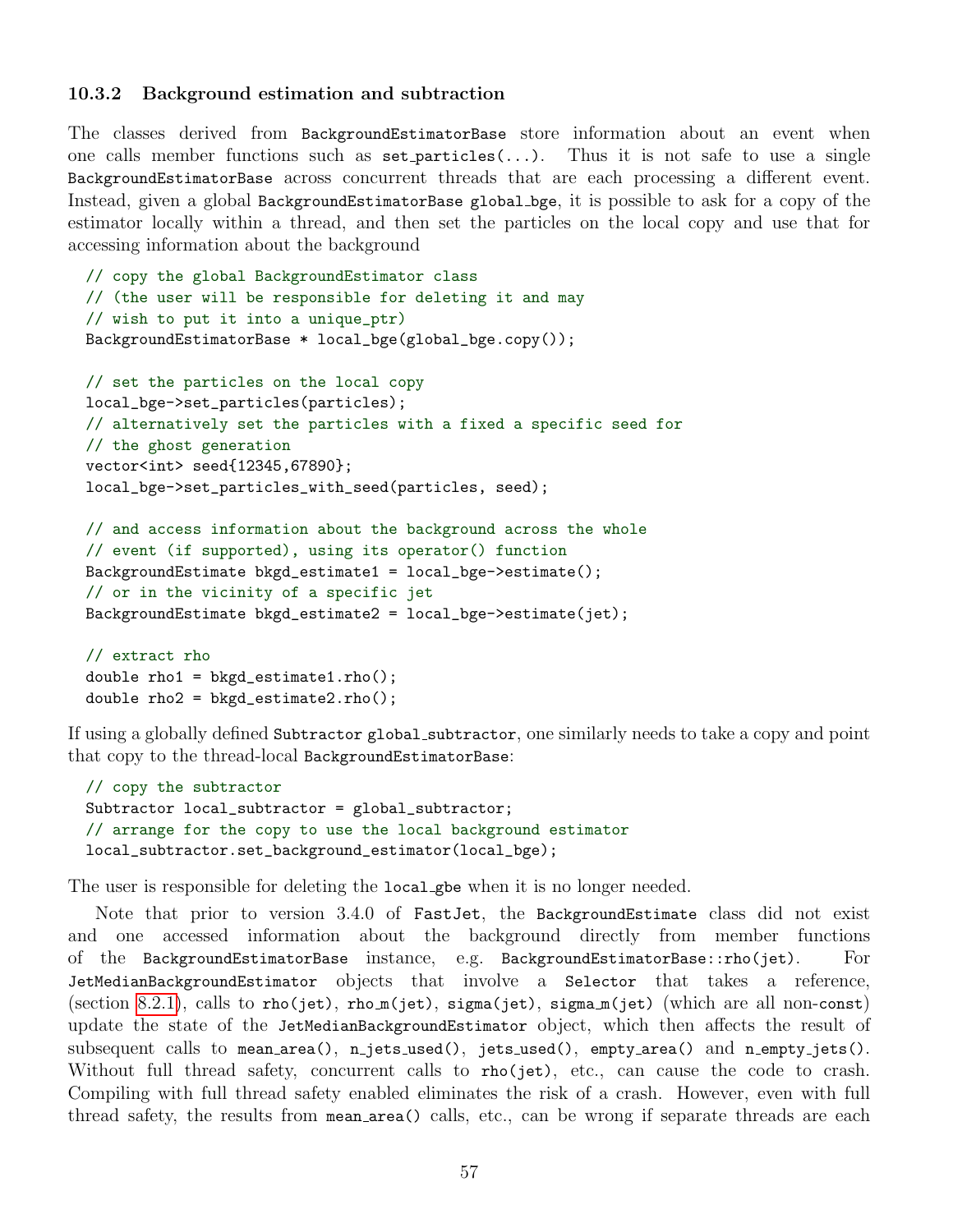### 10.3.2 Background estimation and subtraction

The classes derived from `BackgroundEstimatorBase` store information about an event when one calls member functions such as `set_particles(...)`. Thus it is not safe to use a single `BackgroundEstimatorBase` across concurrent threads that are each processing a different event. Instead, given a global `BackgroundEstimatorBase global_bge`, it is possible to ask for a copy of the estimator locally within a thread, and then set the particles on the local copy and use that for accessing information about the background

```
// copy the global BackgroundEstimator class
// (the user will be responsible for deleting it and may
// wish to put it into a unique_ptr)
BackgroundEstimatorBase * local_bge(global_bge.copy());

// set the particles on the local copy
local_bge->set_particles(particles);
// alternatively set the particles with a fixed a specific seed for
// the ghost generation
vector<int> seed{12345,67890};
local_bge->set_particles_with_seed(particles, seed);

// and access information about the background across the whole
// event (if supported), using its operator() function
BackgroundEstimate bkgd_estimate1 = local_bge->estimate();
// or in the vicinity of a specific jet
BackgroundEstimate bkgd_estimate2 = local_bge->estimate(jet);

// extract rho
double rho1 = bkgd_estimate1.rho();
double rho2 = bkgd_estimate2.rho();
```

If using a globally defined `Subtractor global_subtractor`, one similarly needs to take a copy and point that copy to the thread-local `BackgroundEstimatorBase`:

```
// copy the subtractor
Subtractor local_subtractor = global_subtractor;
// arrange for the copy to use the local background estimator
local_subtractor.set_background_estimator(local_bge);
```

The user is responsible for deleting the `local_gbe` when it is no longer needed.

Note that prior to version 3.4.0 of `FastJet`, the `BackgroundEstimate` class did not exist and one accessed information about the background directly from member functions of the `BackgroundEstimatorBase` instance, e.g. `BackgroundEstimatorBase::rho(jet)`. For `JetMedianBackgroundEstimator` objects that involve a `Selector` that takes a reference, (section 8.2.1), calls to `rho(jet)`, `rho_m(jet)`, `sigma(jet)`, `sigma_m(jet)` (which are all non-`const`) update the state of the `JetMedianBackgroundEstimator` object, which then affects the result of subsequent calls to `mean_area()`, `n_jets_used()`, `jets_used()`, `empty_area()` and `n_empty_jets()`. Without full thread safety, concurrent calls to `rho(jet)`, etc., can cause the code to crash. Compiling with full thread safety enabled eliminates the risk of a crash. However, even with full thread safety, the results from `mean_area()` calls, etc., can be wrong if separate threads are each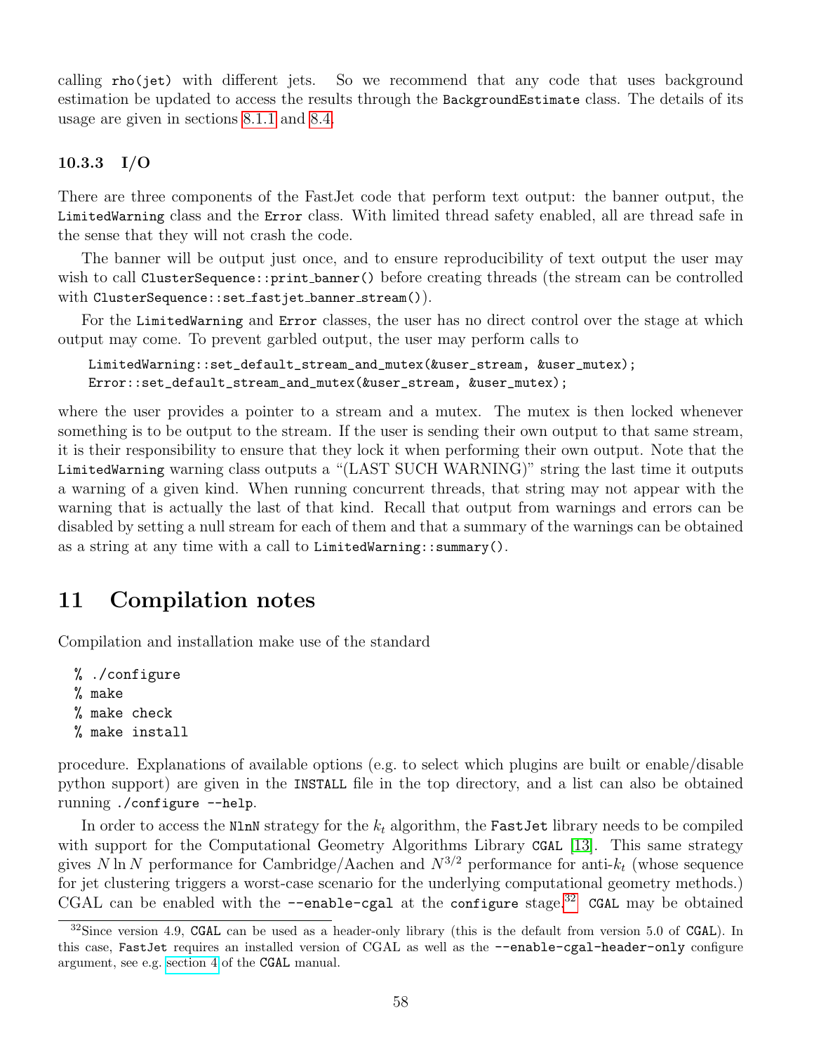calling `rho(jet)` with different jets. So we recommend that any code that uses background estimation be updated to access the results through the `BackgroundEstimate` class. The details of its usage are given in sections 8.1.1 and 8.4.

#### 10.3.3 I/O

There are three components of the FastJet code that perform text output: the banner output, the `LimitedWarning` class and the `Error` class. With limited thread safety enabled, all are thread safe in the sense that they will not crash the code.

The banner will be output just once, and to ensure reproducibility of text output the user may wish to call `ClusterSequence::print_banner()` before creating threads (the stream can be controlled with `ClusterSequence::set_fastjet_banner_stream()`).

For the `LimitedWarning` and `Error` classes, the user has no direct control over the stage at which output may come. To prevent garbled output, the user may perform calls to

```
LimitedWarning::set_default_stream_and_mutex(&user_stream, &user_mutex);
Error::set_default_stream_and_mutex(&user_stream, &user_mutex);
```

where the user provides a pointer to a stream and a mutex. The mutex is then locked whenever something is to be output to the stream. If the user is sending their own output to that same stream, it is their responsibility to ensure that they lock it when performing their own output. Note that the `LimitedWarning` warning class outputs a "(LAST SUCH WARNING)" string the last time it outputs a warning of a given kind. When running concurrent threads, that string may not appear with the warning that is actually the last of that kind. Recall that output from warnings and errors can be disabled by setting a null stream for each of them and that a summary of the warnings can be obtained as a string at any time with a call to `LimitedWarning::summary()`.

## 11 Compilation notes

Compilation and installation make use of the standard

```
% ./configure
% make
% make check
% make install
```

procedure. Explanations of available options (e.g. to select which plugins are built or enable/disable python support) are given in the `INSTALL` file in the top directory, and a list can also be obtained running `./configure --help`.

In order to access the `NlnN` strategy for the $k_t$ algorithm, the `FastJet` library needs to be compiled with support for the Computational Geometry Algorithms Library `CGAL` [13]. This same strategy gives $N \ln N$ performance for Cambridge/Aachen and $N^{3/2}$ performance for anti-$k_t$ (whose sequence for jet clustering triggers a worst-case scenario for the underlying computational geometry methods.) CGAL can be enabled with the `--enable-cgal` at the `configure` stage.[32] `CGAL` may be obtained

[32] Since version 4.9, `CGAL` can be used as a header-only library (this is the default from version 5.0 of `CGAL`). In this case, `FastJet` requires an installed version of CGAL as well as the `--enable-cgal-header-only` configure argument, see e.g. section 4 of the `CGAL` manual.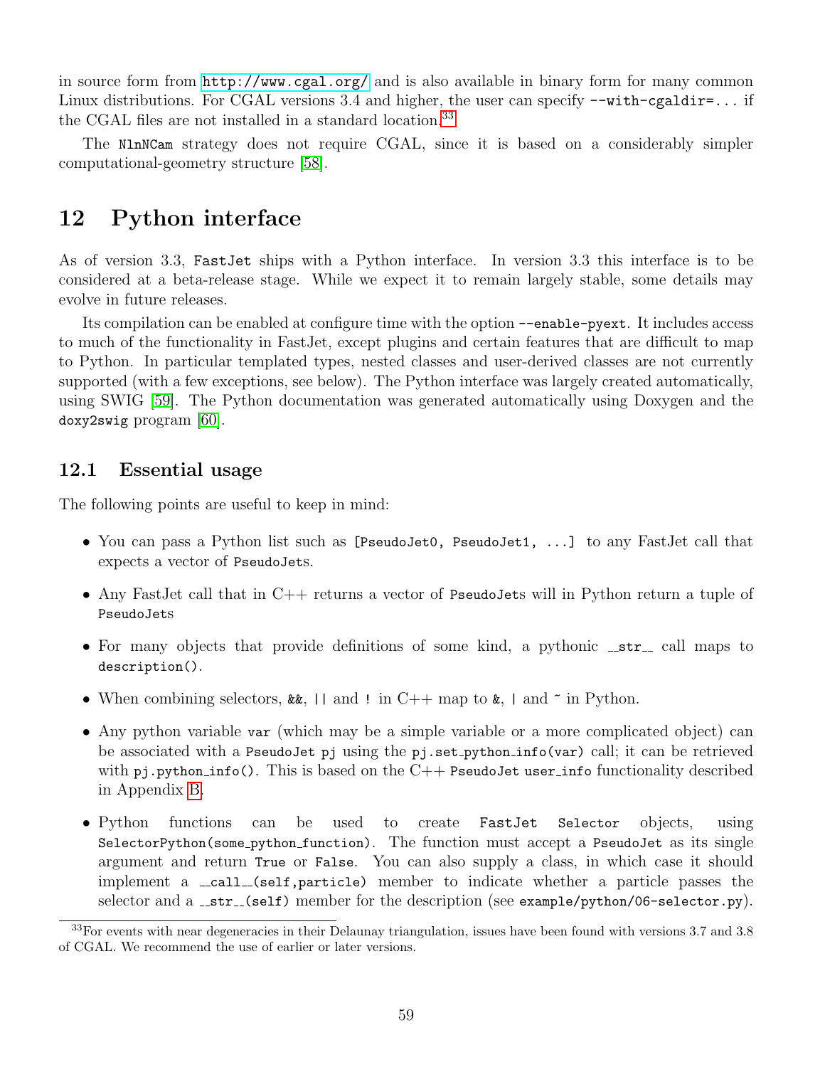in source form from http://www.cgal.org/ and is also available in binary form for many common Linux distributions. For CGAL versions 3.4 and higher, the user can specify `--with-cgaldir=...` if the CGAL files are not installed in a standard location.[33]

The `NlnNCam` strategy does not require CGAL, since it is based on a considerably simpler computational-geometry structure [58].

# 12 Python interface

As of version 3.3, `FastJet` ships with a Python interface. In version 3.3 this interface is to be considered at a beta-release stage. While we expect it to remain largely stable, some details may evolve in future releases.

Its compilation can be enabled at configure time with the option `--enable-pyext`. It includes access to much of the functionality in FastJet, except plugins and certain features that are difficult to map to Python. In particular templated types, nested classes and user-derived classes are not currently supported (with a few exceptions, see below). The Python interface was largely created automatically, using SWIG [59]. The Python documentation was generated automatically using Doxygen and the `doxy2swig` program [60].

## 12.1 Essential usage

The following points are useful to keep in mind:

- You can pass a Python list such as `[PseudoJet0, PseudoJet1, ...]` to any FastJet call that expects a vector of `PseudoJet`s.
- Any FastJet call that in C++ returns a vector of `PseudoJets` will in Python return a tuple of `PseudoJets`
- For many objects that provide definitions of some kind, a pythonic `__str__` call maps to `description()`.
- When combining selectors, `&&`, `||` and `!` in C++ map to `&`, `|` and `~` in Python.
- Any python variable `var` (which may be a simple variable or a more complicated object) can be associated with a `PseudoJet pj` using the `pj.set_python_info(var)` call; it can be retrieved with `pj.python_info()`. This is based on the C++ `PseudoJet` `user_info` functionality described in Appendix B.
- Python functions can be used to create `FastJet Selector` objects, using `SelectorPython(some_python_function)`. The function must accept a `PseudoJet` as its single argument and return `True` or `False`. You can also supply a class, in which case it should implement a `__call__(self,particle)` member to indicate whether a particle passes the selector and a `__str__(self)` member for the description (see `example/python/06-selector.py`).

[33] For events with near degeneracies in their Delaunay triangulation, issues have been found with versions 3.7 and 3.8 of CGAL. We recommend the use of earlier or later versions.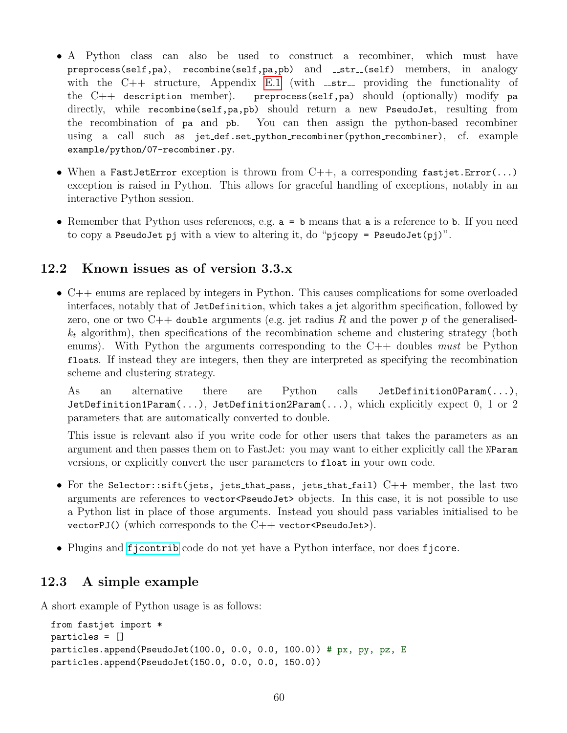- A Python class can also be used to construct a recombiner, which must have `preprocess(self,pa)`, `recombine(self,pa,pb)` and `__str__(self)` members, in analogy with the C++ structure, Appendix E.1 (with `__str__` providing the functionality of the C++ `description` member). `preprocess(self,pa)` should (optionally) modify `pa` directly, while `recombine(self,pa,pb)` should return a new `PseudoJet`, resulting from the recombination of `pa` and `pb`. You can then assign the python-based recombiner using a call such as `jet_def.set_python_recombiner(python_recombiner)`, cf. example `example/python/07-recombiner.py`.

- When a `FastJetError` exception is thrown from C++, a corresponding `fastjet.Error(...)` exception is raised in Python. This allows for graceful handling of exceptions, notably in an interactive Python session.

- Remember that Python uses references, e.g. `a = b` means that `a` is a reference to `b`. If you need to copy a `PseudoJet pj` with a view to altering it, do "`pjcopy = PseudoJet(pj)`".

## 12.2 Known issues as of version 3.3.x

- C++ enums are replaced by integers in Python. This causes complications for some overloaded interfaces, notably that of `JetDefinition`, which takes a jet algorithm specification, followed by zero, one or two C++ `double` arguments (e.g. jet radius $R$ and the power $p$ of the generalised-$k_t$ algorithm), then specifications of the recombination scheme and clustering strategy (both enums). With Python the arguments corresponding to the C++ doubles *must* be Python `float`s. If instead they are integers, then they are interpreted as specifying the recombination scheme and clustering strategy.

  As an alternative there are Python calls `JetDefinition0Param(...)`, `JetDefinition1Param(...)`, `JetDefinition2Param(...)`, which explicitly expect 0, 1 or 2 parameters that are automatically converted to double.

  This issue is relevant also if you write code for other users that takes the parameters as an argument and then passes them on to FastJet: you may want to either explicitly call the `NParam` versions, or explicitly convert the user parameters to `float` in your own code.

- For the `Selector::sift(jets, jets_that_pass, jets_that_fail)` C++ member, the last two arguments are references to `vector<PseudoJet>` objects. In this case, it is not possible to use a Python list in place of those arguments. Instead you should pass variables initialised to be `vectorPJ()` (which corresponds to the C++ `vector<PseudoJet>`).

- Plugins and `fjcontrib` code do not yet have a Python interface, nor does `fjcore`.

## 12.3 A simple example

A short example of Python usage is as follows:

```
from fastjet import *
particles = []
particles.append(PseudoJet(100.0, 0.0, 0.0, 100.0)) # px, py, pz, E
particles.append(PseudoJet(150.0, 0.0, 0.0, 150.0))
```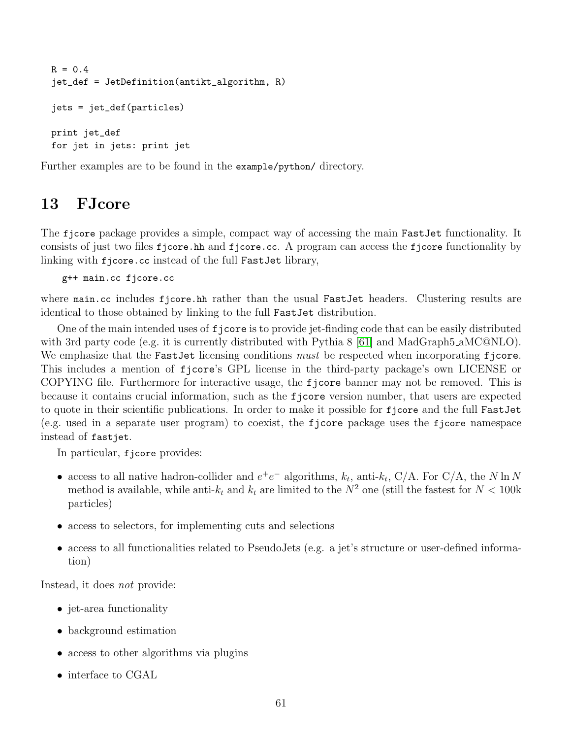```
R = 0.4
jet_def = JetDefinition(antikt_algorithm, R)

jets = jet_def(particles)

print jet_def
for jet in jets: print jet
```

Further examples are to be found in the `example/python/` directory.

# 13 FJcore

The `fjcore` package provides a simple, compact way of accessing the main `FastJet` functionality. It consists of just two files `fjcore.hh` and `fjcore.cc`. A program can access the `fjcore` functionality by linking with `fjcore.cc` instead of the full `FastJet` library,

```
g++ main.cc fjcore.cc
```

where `main.cc` includes `fjcore.hh` rather than the usual `FastJet` headers. Clustering results are identical to those obtained by linking to the full `FastJet` distribution.

One of the main intended uses of `fjcore` is to provide jet-finding code that can be easily distributed with 3rd party code (e.g. it is currently distributed with Pythia 8 [61] and MadGraph5_aMC@NLO). We emphasize that the `FastJet` licensing conditions *must* be respected when incorporating `fjcore`. This includes a mention of `fjcore`'s GPL license in the third-party package's own LICENSE or COPYING file. Furthermore for interactive usage, the `fjcore` banner may not be removed. This is because it contains crucial information, such as the `fjcore` version number, that users are expected to quote in their scientific publications. In order to make it possible for `fjcore` and the full `FastJet` (e.g. used in a separate user program) to coexist, the `fjcore` package uses the `fjcore` namespace instead of `fastjet`.

In particular, `fjcore` provides:

- access to all native hadron-collider and $e^+e^-$ algorithms, $k_t$, anti-$k_t$, C/A. For C/A, the $N \ln N$ method is available, while anti-$k_t$ and $k_t$ are limited to the $N^2$ one (still the fastest for $N < 100$k particles)
- access to selectors, for implementing cuts and selections
- access to all functionalities related to PseudoJets (e.g. a jet's structure or user-defined information)

Instead, it does *not* provide:

- jet-area functionality
- background estimation
- access to other algorithms via plugins
- interface to CGAL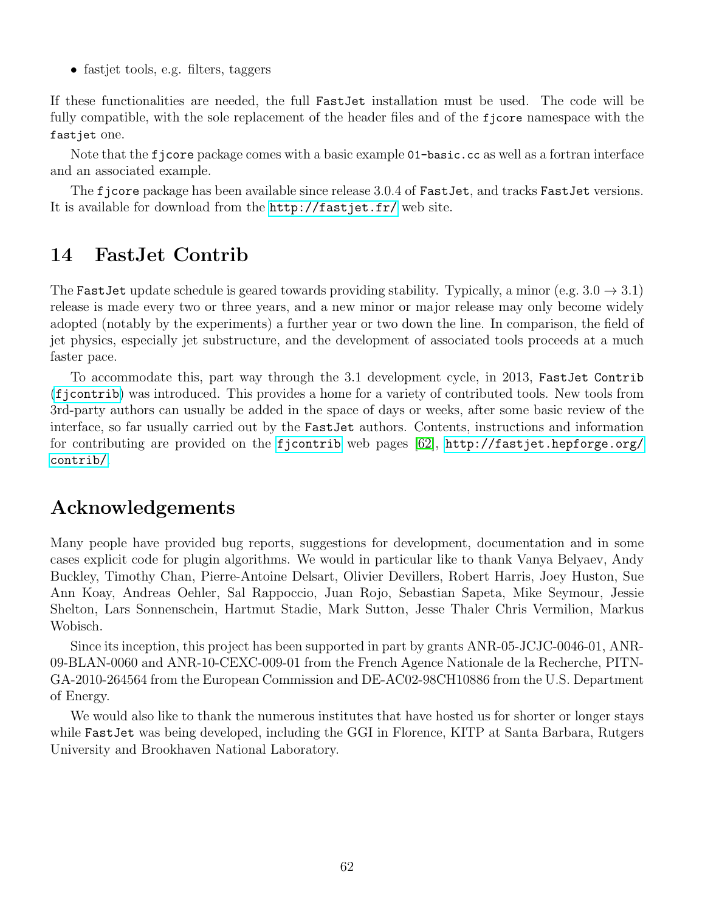- fastjet tools, e.g. filters, taggers

If these functionalities are needed, the full `FastJet` installation must be used. The code will be fully compatible, with the sole replacement of the header files and of the `fjcore` namespace with the `fastjet` one.

Note that the `fjcore` package comes with a basic example `01-basic.cc` as well as a fortran interface and an associated example.

The `fjcore` package has been available since release 3.0.4 of `FastJet`, and tracks `FastJet` versions. It is available for download from the `http://fastjet.fr/` web site.

## 14 FastJet Contrib

The `FastJet` update schedule is geared towards providing stability. Typically, a minor (e.g. 3.0 → 3.1) release is made every two or three years, and a new minor or major release may only become widely adopted (notably by the experiments) a further year or two down the line. In comparison, the field of jet physics, especially jet substructure, and the development of associated tools proceeds at a much faster pace.

To accommodate this, part way through the 3.1 development cycle, in 2013, `FastJet Contrib` (`fjcontrib`) was introduced. This provides a home for a variety of contributed tools. New tools from 3rd-party authors can usually be added in the space of days or weeks, after some basic review of the interface, so far usually carried out by the `FastJet` authors. Contents, instructions and information for contributing are provided on the `fjcontrib` web pages [62], `http://fastjet.hepforge.org/contrib/`.

## Acknowledgements

Many people have provided bug reports, suggestions for development, documentation and in some cases explicit code for plugin algorithms. We would in particular like to thank Vanya Belyaev, Andy Buckley, Timothy Chan, Pierre-Antoine Delsart, Olivier Devillers, Robert Harris, Joey Huston, Sue Ann Koay, Andreas Oehler, Sal Rappoccio, Juan Rojo, Sebastian Sapeta, Mike Seymour, Jessie Shelton, Lars Sonnenschein, Hartmut Stadie, Mark Sutton, Jesse Thaler Chris Vermilion, Markus Wobisch.

Since its inception, this project has been supported in part by grants ANR-05-JCJC-0046-01, ANR-09-BLAN-0060 and ANR-10-CEXC-009-01 from the French Agence Nationale de la Recherche, PITN-GA-2010-264564 from the European Commission and DE-AC02-98CH10886 from the U.S. Department of Energy.

We would also like to thank the numerous institutes that have hosted us for shorter or longer stays while `FastJet` was being developed, including the GGI in Florence, KITP at Santa Barbara, Rutgers University and Brookhaven National Laboratory.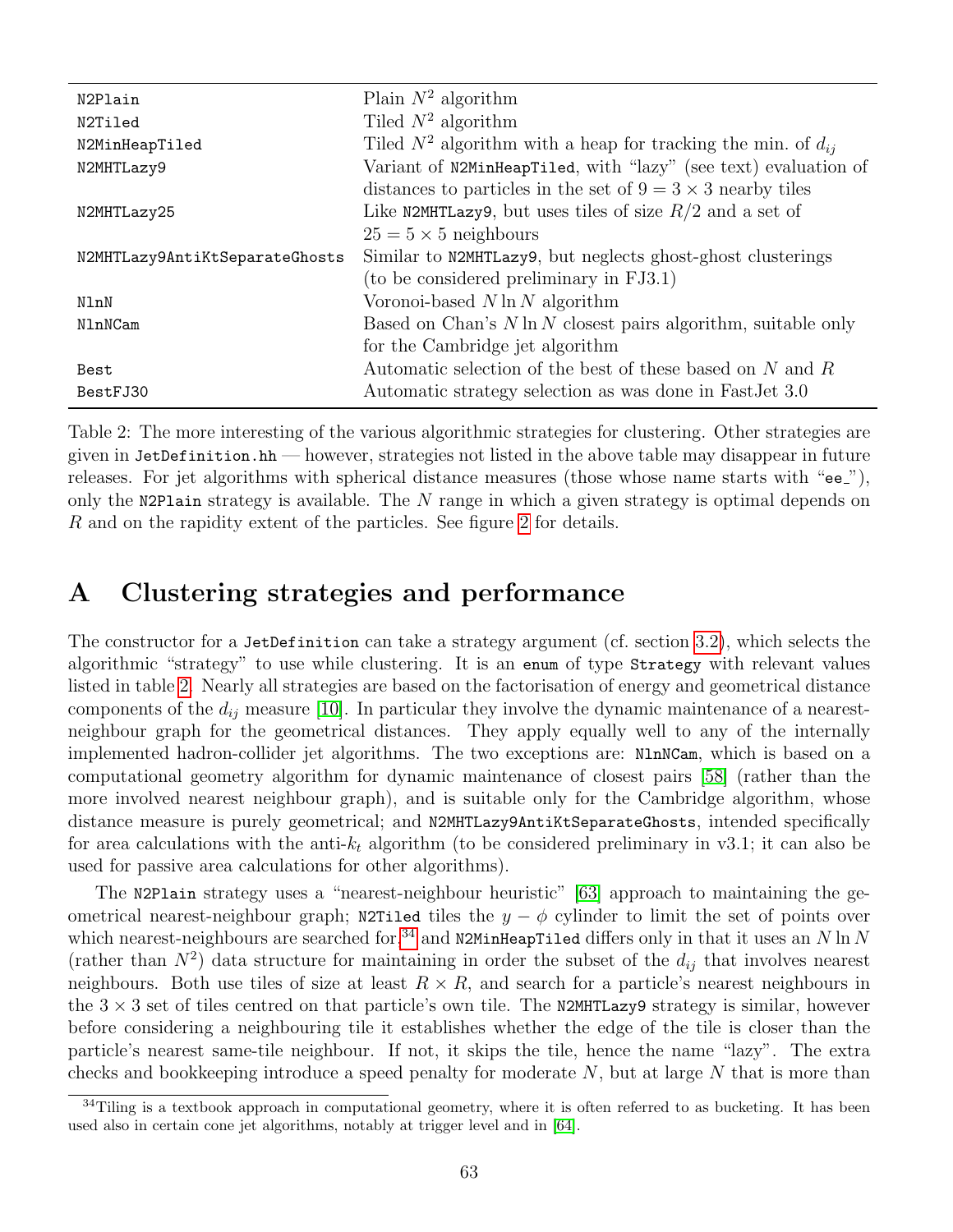| | |
|---|---|
| `N2Plain` | Plain $N^2$ algorithm |
| `N2Tiled` | Tiled $N^2$ algorithm |
| `N2MinHeapTiled` | Tiled $N^2$ algorithm with a heap for tracking the min. of $d_{ij}$ |
| `N2MHTLazy9` | Variant of `N2MinHeapTiled`, with "lazy" (see text) evaluation of distances to particles in the set of $9 = 3 \times 3$ nearby tiles |
| `N2MHTLazy25` | Like `N2MHTLazy9`, but uses tiles of size $R/2$ and a set of $25 = 5 \times 5$ neighbours |
| `N2MHTLazy9AntiKtSeparateGhosts` | Similar to `N2MHTLazy9`, but neglects ghost-ghost clusterings (to be considered preliminary in FJ3.1) |
| `NlnN` | Voronoi-based $N \ln N$ algorithm |
| `NlnNCam` | Based on Chan's $N \ln N$ closest pairs algorithm, suitable only for the Cambridge jet algorithm |
| `Best` | Automatic selection of the best of these based on $N$ and $R$ |
| `BestFJ30` | Automatic strategy selection as was done in FastJet 3.0 |

Table 2: The more interesting of the various algorithmic strategies for clustering. Other strategies are given in `JetDefinition.hh` — however, strategies not listed in the above table may disappear in future releases. For jet algorithms with spherical distance measures (those whose name starts with "`ee_`"), only the `N2Plain` strategy is available. The $N$ range in which a given strategy is optimal depends on $R$ and on the rapidity extent of the particles. See figure 2 for details.

# A Clustering strategies and performance

The constructor for a `JetDefinition` can take a strategy argument (cf. section 3.2), which selects the algorithmic "strategy" to use while clustering. It is an `enum` of type `Strategy` with relevant values listed in table 2. Nearly all strategies are based on the factorisation of energy and geometrical distance components of the $d_{ij}$ measure [10]. In particular they involve the dynamic maintenance of a nearest-neighbour graph for the geometrical distances. They apply equally well to any of the internally implemented hadron-collider jet algorithms. The two exceptions are: `NlnNCam`, which is based on a computational geometry algorithm for dynamic maintenance of closest pairs [58] (rather than the more involved nearest neighbour graph), and is suitable only for the Cambridge algorithm, whose distance measure is purely geometrical; and `N2MHTLazy9AntiKtSeparateGhosts`, intended specifically for area calculations with the anti-$k_t$ algorithm (to be considered preliminary in v3.1; it can also be used for passive area calculations for other algorithms).

The `N2Plain` strategy uses a "nearest-neighbour heuristic" [63] approach to maintaining the geometrical nearest-neighbour graph; `N2Tiled` tiles the $y - \phi$ cylinder to limit the set of points over which nearest-neighbours are searched for,[34] and `N2MinHeapTiled` differs only in that it uses an $N \ln N$ (rather than $N^2$) data structure for maintaining in order the subset of the $d_{ij}$ that involves nearest neighbours. Both use tiles of size at least $R \times R$, and search for a particle's nearest neighbours in the $3 \times 3$ set of tiles centred on that particle's own tile. The `N2MHTLazy9` strategy is similar, however before considering a neighbouring tile it establishes whether the edge of the tile is closer than the particle's nearest same-tile neighbour. If not, it skips the tile, hence the name "lazy". The extra checks and bookkeeping introduce a speed penalty for moderate $N$, but at large $N$ that is more than

[34] Tiling is a textbook approach in computational geometry, where it is often referred to as bucketing. It has been used also in certain cone jet algorithms, notably at trigger level and in [64].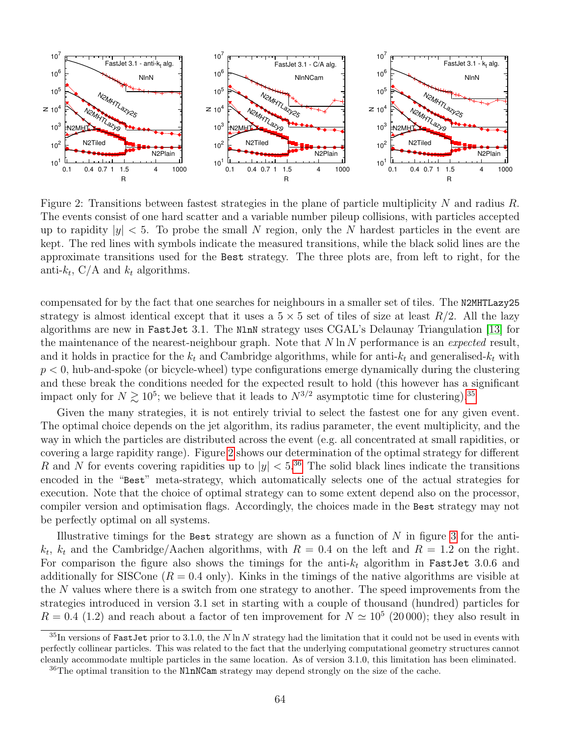Figure 2: Transitions between fastest strategies in the plane of particle multiplicity $N$ and radius $R$. The events consist of one hard scatter and a variable number pileup collisions, with particles accepted up to rapidity $|y| < 5$. To probe the small $N$ region, only the $N$ hardest particles in the event are kept. The red lines with symbols indicate the measured transitions, while the black solid lines are the approximate transitions used for the `Best` strategy. The three plots are, from left to right, for the anti-$k_t$, C/A and $k_t$ algorithms.

compensated for by the fact that one searches for neighbours in a smaller set of tiles. The `N2MHTLazy25` strategy is almost identical except that it uses a $5 \times 5$ set of tiles of size at least $R/2$. All the lazy algorithms are new in `FastJet` 3.1. The `NlnN` strategy uses CGAL's Delaunay Triangulation [13] for the maintenance of the nearest-neighbour graph. Note that $N \ln N$ performance is an *expected* result, and it holds in practice for the $k_t$ and Cambridge algorithms, while for anti-$k_t$ and generalised-$k_t$ with $p < 0$, hub-and-spoke (or bicycle-wheel) type configurations emerge dynamically during the clustering and these break the conditions needed for the expected result to hold (this however has a significant impact only for $N \gtrsim 10^5$; we believe that it leads to $N^{3/2}$ asymptotic time for clustering).[35]

Given the many strategies, it is not entirely trivial to select the fastest one for any given event. The optimal choice depends on the jet algorithm, its radius parameter, the event multiplicity, and the way in which the particles are distributed across the event (e.g. all concentrated at small rapidities, or covering a large rapidity range). Figure 2 shows our determination of the optimal strategy for different $R$ and $N$ for events covering rapidities up to $|y| < 5$.[36] The solid black lines indicate the transitions encoded in the "`Best`" meta-strategy, which automatically selects one of the actual strategies for execution. Note that the choice of optimal strategy can to some extent depend also on the processor, compiler version and optimisation flags. Accordingly, the choices made in the `Best` strategy may not be perfectly optimal on all systems.

Illustrative timings for the `Best` strategy are shown as a function of $N$ in figure 3 for the anti-$k_t$, $k_t$ and the Cambridge/Aachen algorithms, with $R = 0.4$ on the left and $R = 1.2$ on the right. For comparison the figure also shows the timings for the anti-$k_t$ algorithm in `FastJet` 3.0.6 and additionally for SISCone ($R = 0.4$ only). Kinks in the timings of the native algorithms are visible at the $N$ values where there is a switch from one strategy to another. The speed improvements from the strategies introduced in version 3.1 set in starting with a couple of thousand (hundred) particles for $R = 0.4$ (1.2) and reach about a factor of ten improvement for $N \simeq 10^5$ (20 000); they also result in

[35] In versions of `FastJet` prior to 3.1.0, the $N \ln N$ strategy had the limitation that it could not be used in events with perfectly collinear particles. This was related to the fact that the underlying computational geometry structures cannot cleanly accommodate multiple particles in the same location. As of version 3.1.0, this limitation has been eliminated.

[36] The optimal transition to the `NlnNCam` strategy may depend strongly on the size of the cache.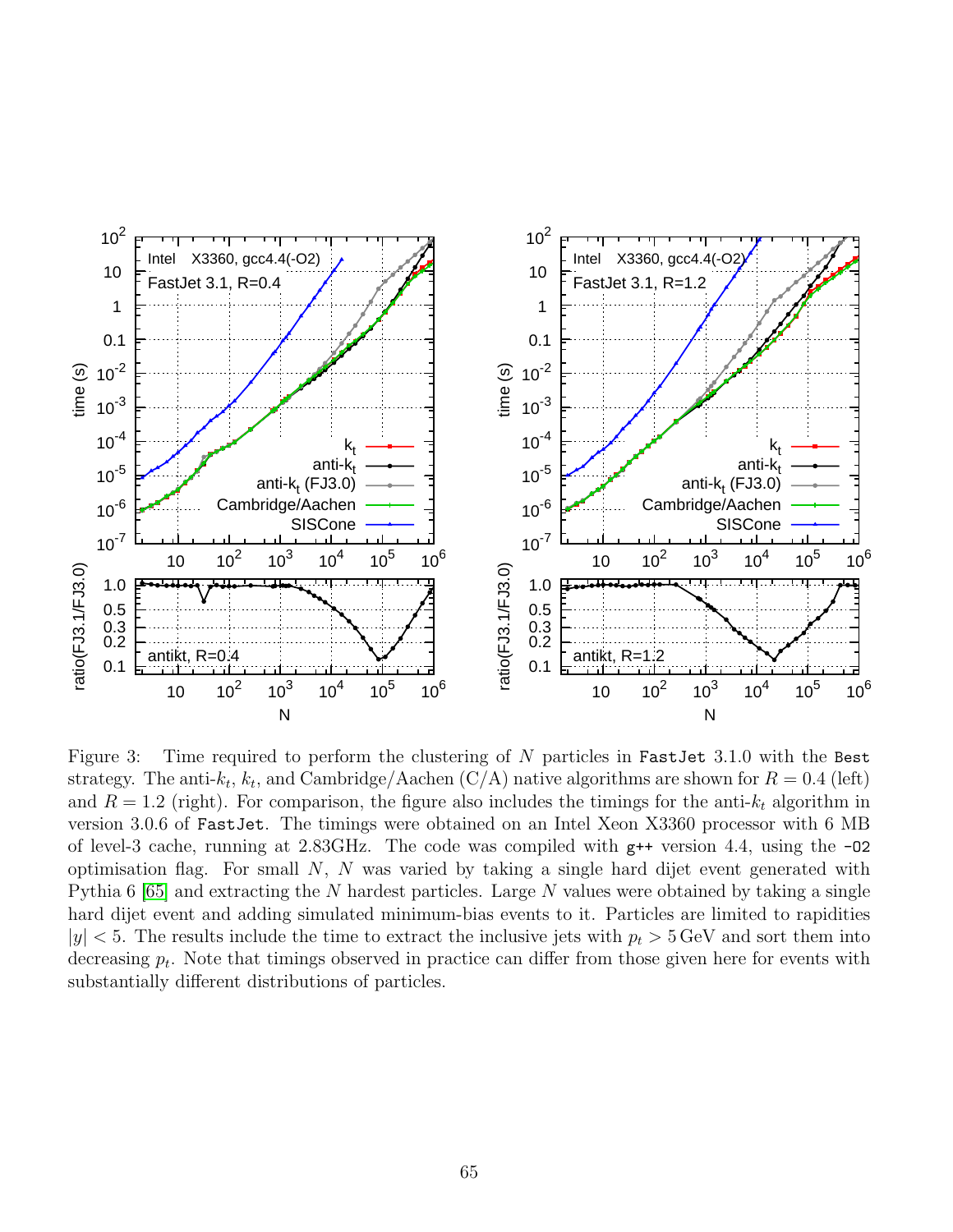Figure 3: Time required to perform the clustering of $N$ particles in `FastJet` 3.1.0 with the `Best` strategy. The anti-$k_t$, $k_t$, and Cambridge/Aachen (C/A) native algorithms are shown for $R = 0.4$ (left) and $R = 1.2$ (right). For comparison, the figure also includes the timings for the anti-$k_t$ algorithm in version 3.0.6 of `FastJet`. The timings were obtained on an Intel Xeon X3360 processor with 6 MB of level-3 cache, running at 2.83GHz. The code was compiled with `g++` version 4.4, using the `-O2` optimisation flag. For small $N$, $N$ was varied by taking a single hard dijet event generated with Pythia 6 [65] and extracting the $N$ hardest particles. Large $N$ values were obtained by taking a single hard dijet event and adding simulated minimum-bias events to it. Particles are limited to rapidities $|y| < 5$. The results include the time to extract the inclusive jets with $p_t > 5$ GeV and sort them into decreasing $p_t$. Note that timings observed in practice can differ from those given here for events with substantially different distributions of particles.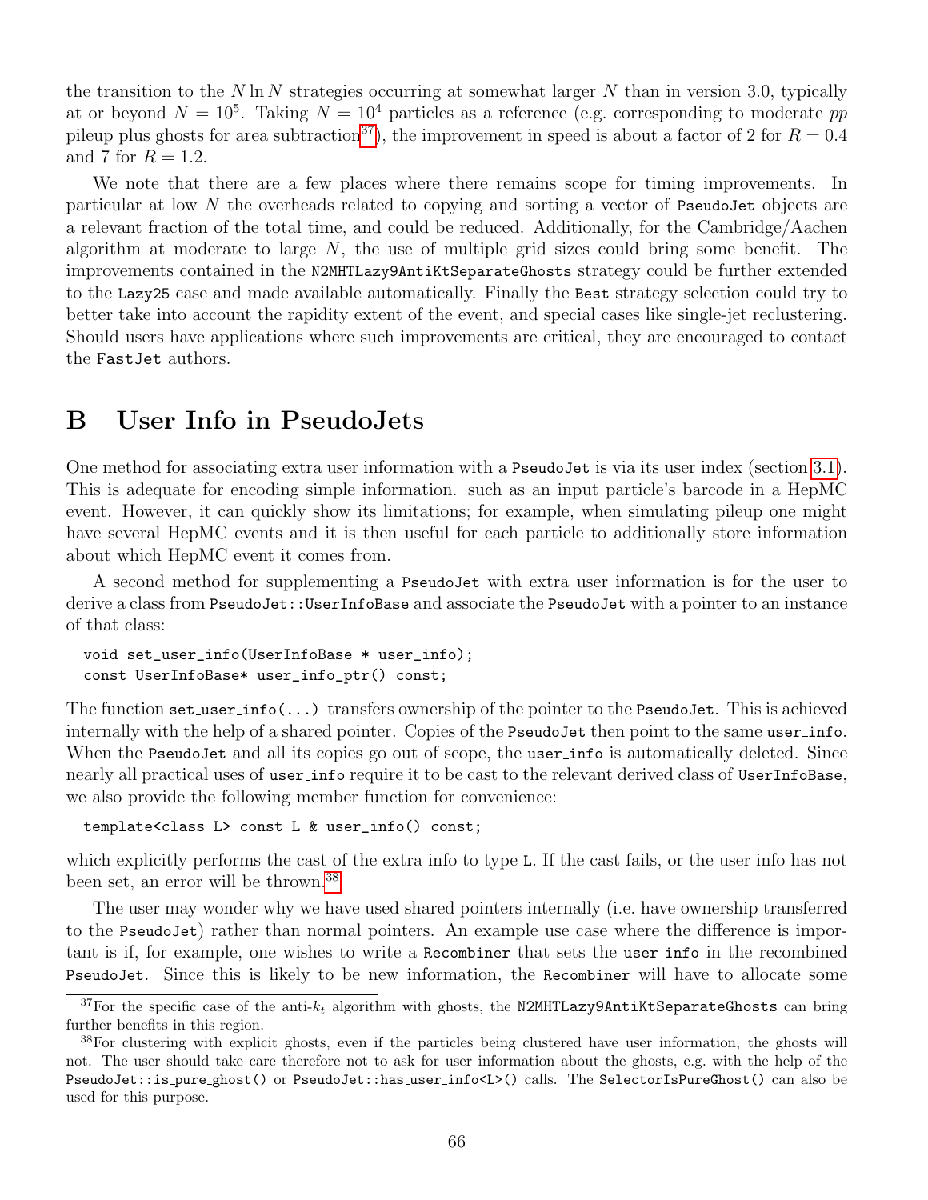the transition to the $N \ln N$ strategies occurring at somewhat larger $N$ than in version 3.0, typically at or beyond $N = 10^5$. Taking $N = 10^4$ particles as a reference (e.g. corresponding to moderate $pp$ pileup plus ghosts for area subtraction[37]), the improvement in speed is about a factor of 2 for $R = 0.4$ and 7 for $R = 1.2$.

We note that there are a few places where there remains scope for timing improvements. In particular at low $N$ the overheads related to copying and sorting a vector of `PseudoJet` objects are a relevant fraction of the total time, and could be reduced. Additionally, for the Cambridge/Aachen algorithm at moderate to large $N$, the use of multiple grid sizes could bring some benefit. The improvements contained in the `N2MHTLazy9AntiKtSeparateGhosts` strategy could be further extended to the `Lazy25` case and made available automatically. Finally the `Best` strategy selection could try to better take into account the rapidity extent of the event, and special cases like single-jet reclustering. Should users have applications where such improvements are critical, they are encouraged to contact the `FastJet` authors.

# B User Info in PseudoJets

One method for associating extra user information with a `PseudoJet` is via its user index (section 3.1). This is adequate for encoding simple information. such as an input particle's barcode in a HepMC event. However, it can quickly show its limitations; for example, when simulating pileup one might have several HepMC events and it is then useful for each particle to additionally store information about which HepMC event it comes from.

A second method for supplementing a `PseudoJet` with extra user information is for the user to derive a class from `PseudoJet::UserInfoBase` and associate the `PseudoJet` with a pointer to an instance of that class:

```
void set_user_info(UserInfoBase * user_info);
const UserInfoBase* user_info_ptr() const;
```

The function `set_user_info(...)` transfers ownership of the pointer to the `PseudoJet`. This is achieved internally with the help of a shared pointer. Copies of the `PseudoJet` then point to the same `user_info`. When the `PseudoJet` and all its copies go out of scope, the `user_info` is automatically deleted. Since nearly all practical uses of `user_info` require it to be cast to the relevant derived class of `UserInfoBase`, we also provide the following member function for convenience:

```
template<class L> const L & user_info() const;
```

which explicitly performs the cast of the extra info to type `L`. If the cast fails, or the user info has not been set, an error will be thrown.[38]

The user may wonder why we have used shared pointers internally (i.e. have ownership transferred to the `PseudoJet`) rather than normal pointers. An example use case where the difference is important is if, for example, one wishes to write a `Recombiner` that sets the `user_info` in the recombined `PseudoJet`. Since this is likely to be new information, the `Recombiner` will have to allocate some

---

[37] For the specific case of the anti-$k_t$ algorithm with ghosts, the `N2MHTLazy9AntiKtSeparateGhosts` can bring further benefits in this region.

[38] For clustering with explicit ghosts, even if the particles being clustered have user information, the ghosts will not. The user should take care therefore not to ask for user information about the ghosts, e.g. with the help of the `PseudoJet::is_pure_ghost()` or `PseudoJet::has_user_info<L>()` calls. The `SelectorIsPureGhost()` can also be used for this purpose.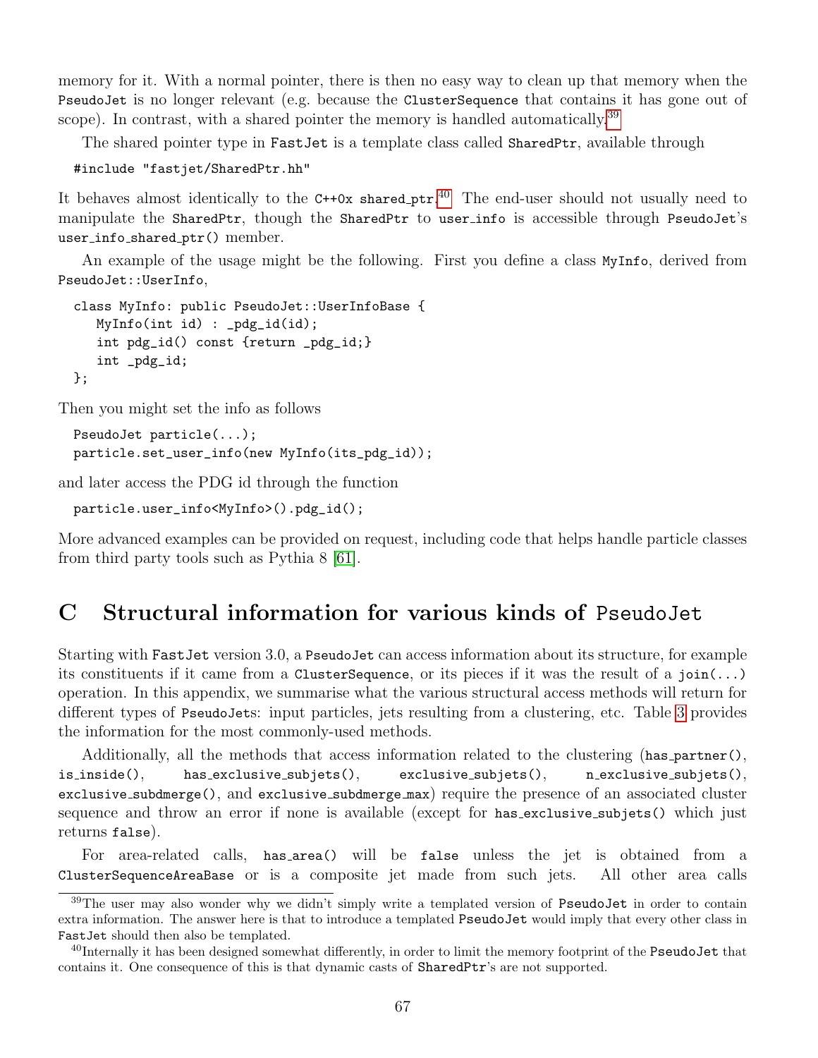memory for it. With a normal pointer, there is then no easy way to clean up that memory when the PseudoJet is no longer relevant (e.g. because the ClusterSequence that contains it has gone out of scope). In contrast, with a shared pointer the memory is handled automatically.[39]

The shared pointer type in FastJet is a template class called SharedPtr, available through

```
#include "fastjet/SharedPtr.hh"
```

It behaves almost identically to the C++0x shared_ptr.[40] The end-user should not usually need to manipulate the SharedPtr, though the SharedPtr to user_info is accessible through PseudoJet's user_info_shared_ptr() member.

An example of the usage might be the following. First you define a class MyInfo, derived from PseudoJet::UserInfo,

```
class MyInfo: public PseudoJet::UserInfoBase {
   MyInfo(int id) : _pdg_id(id);
   int pdg_id() const {return _pdg_id;}
   int _pdg_id;
};
```

Then you might set the info as follows

```
PseudoJet particle(...);
particle.set_user_info(new MyInfo(its_pdg_id));
```

and later access the PDG id through the function

```
particle.user_info<MyInfo>().pdg_id();
```

More advanced examples can be provided on request, including code that helps handle particle classes from third party tools such as Pythia 8 [61].

# C Structural information for various kinds of PseudoJet

Starting with FastJet version 3.0, a PseudoJet can access information about its structure, for example its constituents if it came from a ClusterSequence, or its pieces if it was the result of a join(...) operation. In this appendix, we summarise what the various structural access methods will return for different types of PseudoJets: input particles, jets resulting from a clustering, etc. Table 3 provides the information for the most commonly-used methods.

Additionally, all the methods that access information related to the clustering (has_partner(), is_inside(), has_exclusive_subjets(), exclusive_subjets(), n_exclusive_subjets(), exclusive_subdmerge(), and exclusive_subdmerge_max) require the presence of an associated cluster sequence and throw an error if none is available (except for has_exclusive_subjets() which just returns false).

For area-related calls, has_area() will be false unless the jet is obtained from a ClusterSequenceAreaBase or is a composite jet made from such jets. All other area calls

[39] The user may also wonder why we didn't simply write a templated version of PseudoJet in order to contain extra information. The answer here is that to introduce a templated PseudoJet would imply that every other class in FastJet should then also be templated.

[40] Internally it has been designed somewhat differently, in order to limit the memory footprint of the PseudoJet that contains it. One consequence of this is that dynamic casts of SharedPtr's are not supported.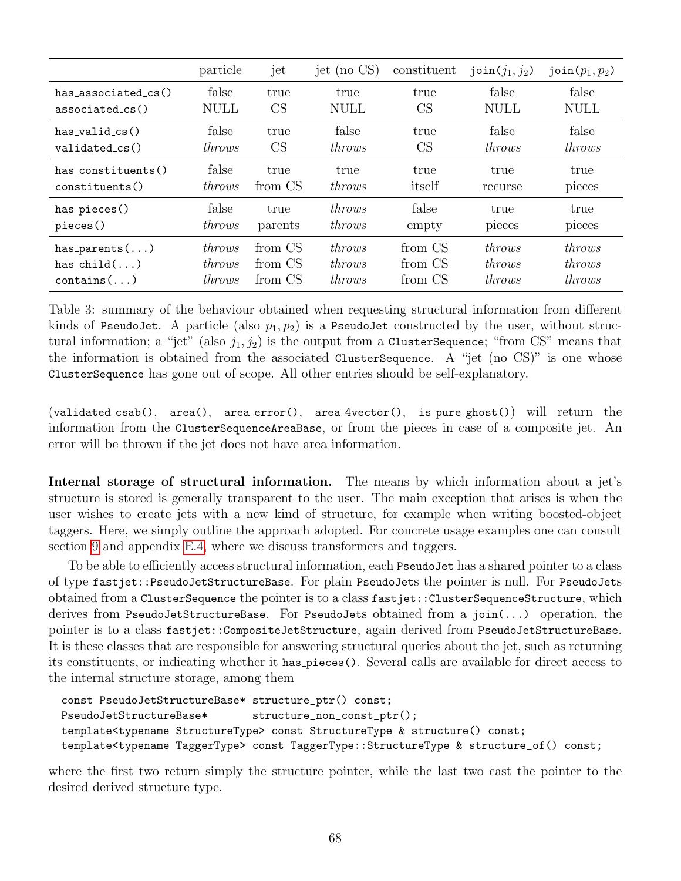| | particle | jet | jet (no CS) | constituent | `join`($j_1, j_2$) | `join`($p_1, p_2$) |
|---|---|---|---|---|---|---|
| `has_associated_cs()` | false | true | true | true | false | false |
| `associated_cs()` | NULL | CS | NULL | CS | NULL | NULL |
| `has_valid_cs()` | false | true | false | true | false | false |
| `validated_cs()` | *throws* | CS | *throws* | CS | *throws* | *throws* |
| `has_constituents()` | false | true | true | true | true | true |
| `constituents()` | *throws* | from CS | *throws* | itself | recurse | pieces |
| `has_pieces()` | false | true | *throws* | false | true | true |
| `pieces()` | *throws* | parents | *throws* | empty | pieces | pieces |
| `has_parents(...)` | *throws* | from CS | *throws* | from CS | *throws* | *throws* |
| `has_child(...)` | *throws* | from CS | *throws* | from CS | *throws* | *throws* |
| `contains(...)` | *throws* | from CS | *throws* | from CS | *throws* | *throws* |

Table 3: summary of the behaviour obtained when requesting structural information from different kinds of `PseudoJet`. A particle (also $p_1, p_2$) is a `PseudoJet` constructed by the user, without structural information; a "jet" (also $j_1, j_2$) is the output from a `ClusterSequence`; "from CS" means that the information is obtained from the associated `ClusterSequence`. A "jet (no CS)" is one whose `ClusterSequence` has gone out of scope. All other entries should be self-explanatory.

(`validated_csab()`, `area()`, `area_error()`, `area_4vector()`, `is_pure_ghost()`) will return the information from the `ClusterSequenceAreaBase`, or from the pieces in case of a composite jet. An error will be thrown if the jet does not have area information.

**Internal storage of structural information.** The means by which information about a jet's structure is stored is generally transparent to the user. The main exception that arises is when the user wishes to create jets with a new kind of structure, for example when writing boosted-object taggers. Here, we simply outline the approach adopted. For concrete usage examples one can consult section 9 and appendix E.4, where we discuss transformers and taggers.

To be able to efficiently access structural information, each `PseudoJet` has a shared pointer to a class of type `fastjet::PseudoJetStructureBase`. For plain `PseudoJet`s the pointer is null. For `PseudoJet`s obtained from a `ClusterSequence` the pointer is to a class `fastjet::ClusterSequenceStructure`, which derives from `PseudoJetStructureBase`. For `PseudoJet`s obtained from a `join(...)` operation, the pointer is to a class `fastjet::CompositeJetStructure`, again derived from `PseudoJetStructureBase`. It is these classes that are responsible for answering structural queries about the jet, such as returning its constituents, or indicating whether it `has_pieces()`. Several calls are available for direct access to the internal structure storage, among them

```
const PseudoJetStructureBase* structure_ptr() const;
PseudoJetStructureBase*       structure_non_const_ptr();
template<typename StructureType> const StructureType & structure() const;
template<typename TaggerType> const TaggerType::StructureType & structure_of() const;
```

where the first two return simply the structure pointer, while the last two cast the pointer to the desired derived structure type.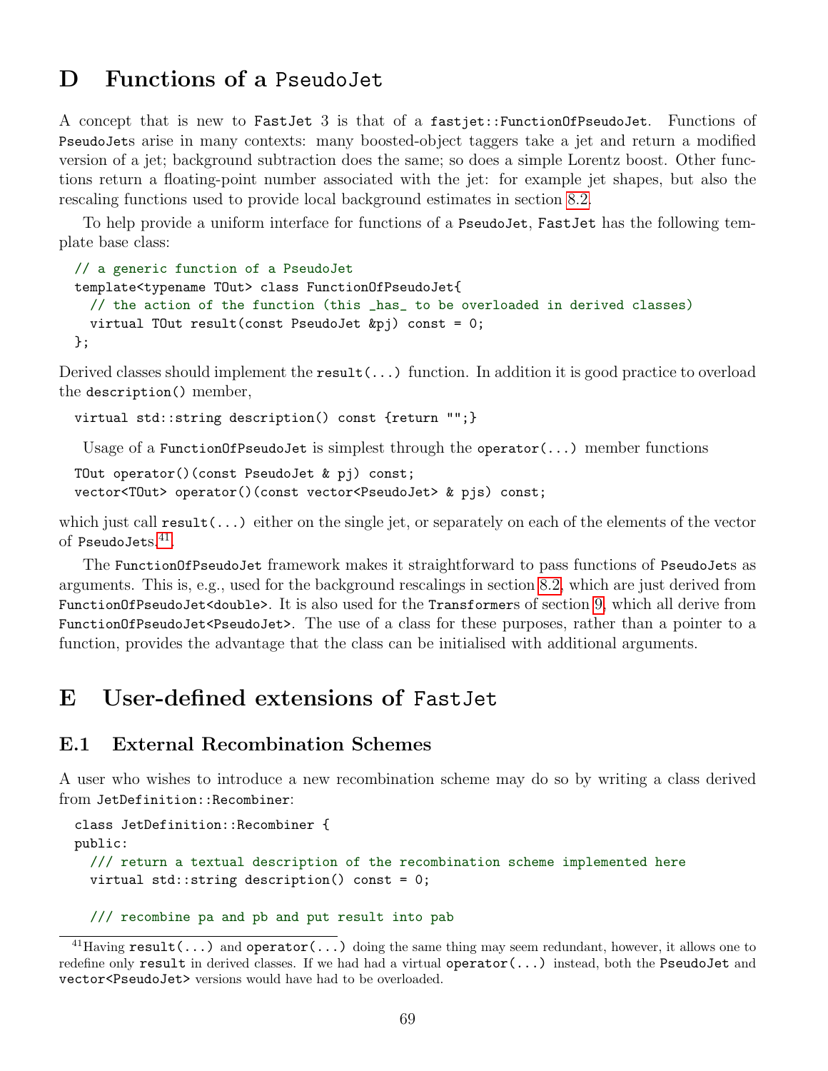# D Functions of a PseudoJet

A concept that is new to FastJet 3 is that of a fastjet::FunctionOfPseudoJet. Functions of PseudoJets arise in many contexts: many boosted-object taggers take a jet and return a modified version of a jet; background subtraction does the same; so does a simple Lorentz boost. Other functions return a floating-point number associated with the jet: for example jet shapes, but also the rescaling functions used to provide local background estimates in section 8.2.

To help provide a uniform interface for functions of a PseudoJet, FastJet has the following template base class:

```
// a generic function of a PseudoJet
template<typename TOut> class FunctionOfPseudoJet{
  // the action of the function (this _has_ to be overloaded in derived classes)
  virtual TOut result(const PseudoJet &pj) const = 0;
};
```

Derived classes should implement the result(...) function. In addition it is good practice to overload the description() member,

```
virtual std::string description() const {return "";}
```

Usage of a FunctionOfPseudoJet is simplest through the operator(...) member functions

```
TOut operator()(const PseudoJet & pj) const;
vector<TOut> operator()(const vector<PseudoJet> & pjs) const;
```

which just call result(...) either on the single jet, or separately on each of the elements of the vector of PseudoJets.[41]

The FunctionOfPseudoJet framework makes it straightforward to pass functions of PseudoJets as arguments. This is, e.g., used for the background rescalings in section 8.2, which are just derived from FunctionOfPseudoJet<double>. It is also used for the Transformers of section 9, which all derive from FunctionOfPseudoJet<PseudoJet>. The use of a class for these purposes, rather than a pointer to a function, provides the advantage that the class can be initialised with additional arguments.

# E User-defined extensions of FastJet

## E.1 External Recombination Schemes

A user who wishes to introduce a new recombination scheme may do so by writing a class derived from JetDefinition::Recombiner:

```
class JetDefinition::Recombiner {
public:
  /// return a textual description of the recombination scheme implemented here
  virtual std::string description() const = 0;

  /// recombine pa and pb and put result into pab
```

[41] Having result(...) and operator(...) doing the same thing may seem redundant, however, it allows one to redefine only result in derived classes. If we had had a virtual operator(...) instead, both the PseudoJet and vector<PseudoJet> versions would have had to be overloaded.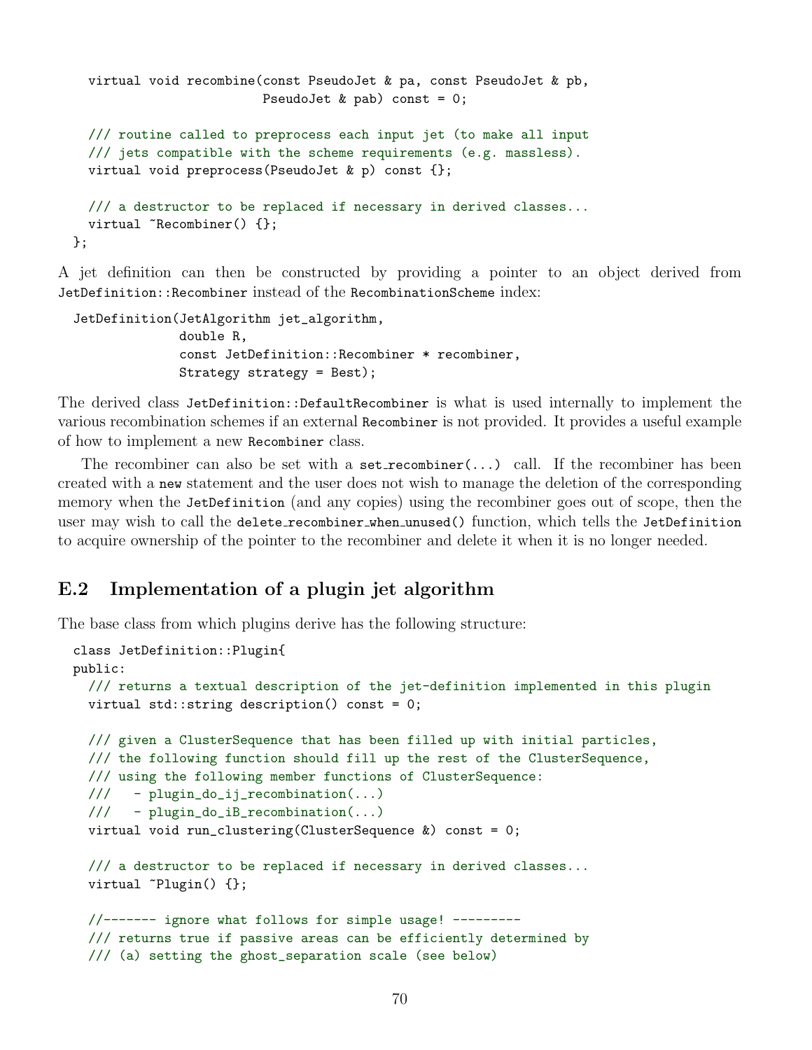```
  virtual void recombine(const PseudoJet & pa, const PseudoJet & pb,
                         PseudoJet & pab) const = 0;

  /// routine called to preprocess each input jet (to make all input
  /// jets compatible with the scheme requirements (e.g. massless).
  virtual void preprocess(PseudoJet & p) const {};

  /// a destructor to be replaced if necessary in derived classes...
  virtual ~Recombiner() {};
};
```

A jet definition can then be constructed by providing a pointer to an object derived from `JetDefinition::Recombiner` instead of the `RecombinationScheme` index:

```
JetDefinition(JetAlgorithm jet_algorithm,
              double R,
              const JetDefinition::Recombiner * recombiner,
              Strategy strategy = Best);
```

The derived class `JetDefinition::DefaultRecombiner` is what is used internally to implement the various recombination schemes if an external `Recombiner` is not provided. It provides a useful example of how to implement a new `Recombiner` class.

The recombiner can also be set with a `set_recombiner(...)` call. If the recombiner has been created with a `new` statement and the user does not wish to manage the deletion of the corresponding memory when the `JetDefinition` (and any copies) using the recombiner goes out of scope, then the user may wish to call the `delete_recombiner_when_unused()` function, which tells the `JetDefinition` to acquire ownership of the pointer to the recombiner and delete it when it is no longer needed.

## E.2 Implementation of a plugin jet algorithm

The base class from which plugins derive has the following structure:

```
class JetDefinition::Plugin{
public:
  /// returns a textual description of the jet-definition implemented in this plugin
  virtual std::string description() const = 0;

  /// given a ClusterSequence that has been filled up with initial particles,
  /// the following function should fill up the rest of the ClusterSequence,
  /// using the following member functions of ClusterSequence:
  ///   - plugin_do_ij_recombination(...)
  ///   - plugin_do_iB_recombination(...)
  virtual void run_clustering(ClusterSequence &) const = 0;

  /// a destructor to be replaced if necessary in derived classes...
  virtual ~Plugin() {};

  //------- ignore what follows for simple usage! ---------
  /// returns true if passive areas can be efficiently determined by
  /// (a) setting the ghost_separation scale (see below)
```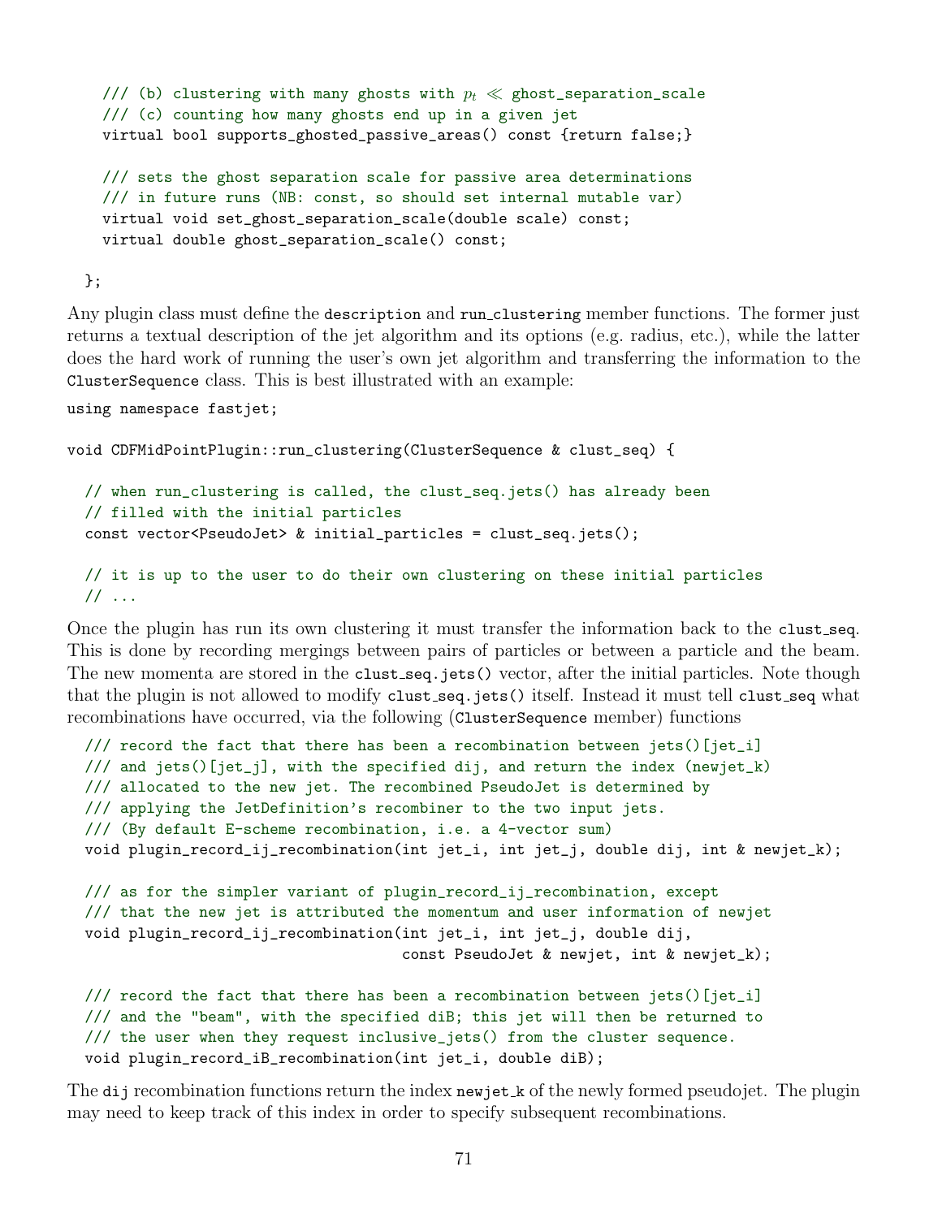```
    /// (b) clustering with many ghosts with p_t << ghost_separation_scale
    /// (c) counting how many ghosts end up in a given jet
    virtual bool supports_ghosted_passive_areas() const {return false;}

    /// sets the ghost separation scale for passive area determinations
    /// in future runs (NB: const, so should set internal mutable var)
    virtual void set_ghost_separation_scale(double scale) const;
    virtual double ghost_separation_scale() const;

  };
```

Any plugin class must define the `description` and `run_clustering` member functions. The former just returns a textual description of the jet algorithm and its options (e.g. radius, etc.), while the latter does the hard work of running the user's own jet algorithm and transferring the information to the `ClusterSequence` class. This is best illustrated with an example:

```
using namespace fastjet;

void CDFMidPointPlugin::run_clustering(ClusterSequence & clust_seq) {

  // when run_clustering is called, the clust_seq.jets() has already been
  // filled with the initial particles
  const vector<PseudoJet> & initial_particles = clust_seq.jets();

  // it is up to the user to do their own clustering on these initial particles
  // ...
```

Once the plugin has run its own clustering it must transfer the information back to the `clust_seq`. This is done by recording mergings between pairs of particles or between a particle and the beam. The new momenta are stored in the `clust_seq.jets()` vector, after the initial particles. Note though that the plugin is not allowed to modify `clust_seq.jets()` itself. Instead it must tell `clust_seq` what recombinations have occurred, via the following (`ClusterSequence` member) functions

```
  /// record the fact that there has been a recombination between jets()[jet_i]
  /// and jets()[jet_j], with the specified dij, and return the index (newjet_k)
  /// allocated to the new jet. The recombined PseudoJet is determined by
  /// applying the JetDefinition's recombiner to the two input jets.
  /// (By default E-scheme recombination, i.e. a 4-vector sum)
  void plugin_record_ij_recombination(int jet_i, int jet_j, double dij, int & newjet_k);

  /// as for the simpler variant of plugin_record_ij_recombination, except
  /// that the new jet is attributed the momentum and user information of newjet
  void plugin_record_ij_recombination(int jet_i, int jet_j, double dij,
                                      const PseudoJet & newjet, int & newjet_k);

  /// record the fact that there has been a recombination between jets()[jet_i]
  /// and the "beam", with the specified diB; this jet will then be returned to
  /// the user when they request inclusive_jets() from the cluster sequence.
  void plugin_record_iB_recombination(int jet_i, double diB);
```

The `dij` recombination functions return the index `newjet_k` of the newly formed pseudojet. The plugin may need to keep track of this index in order to specify subsequent recombinations.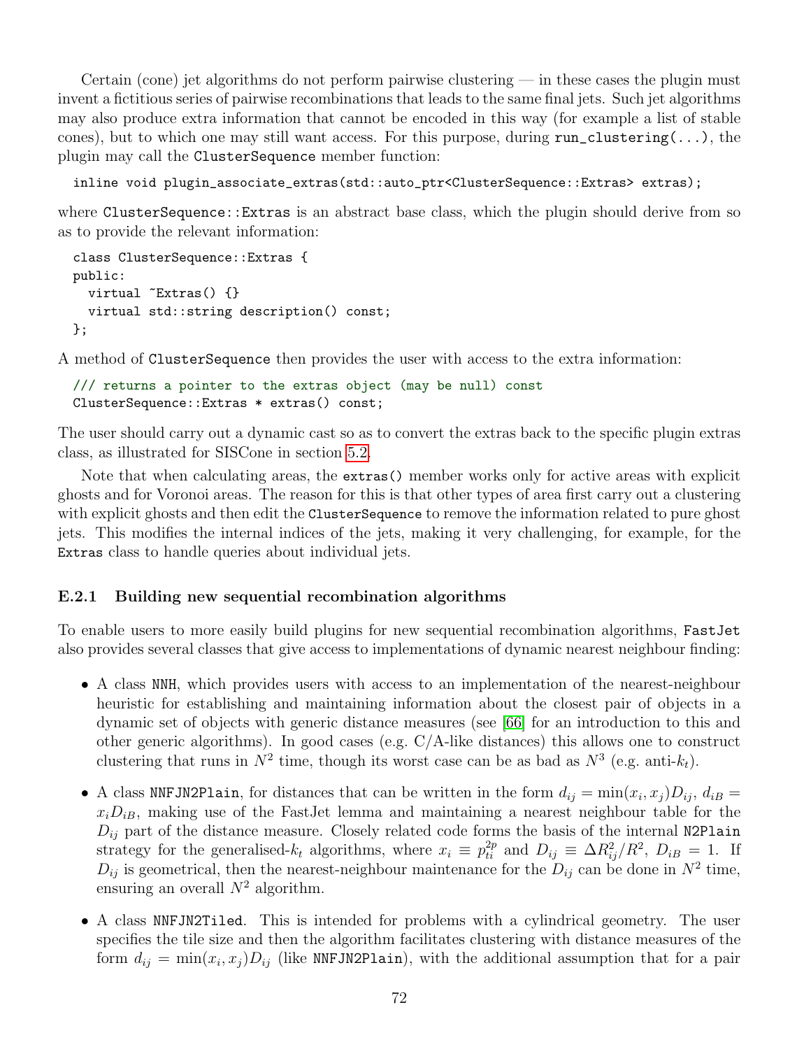Certain (cone) jet algorithms do not perform pairwise clustering — in these cases the plugin must invent a fictitious series of pairwise recombinations that leads to the same final jets. Such jet algorithms may also produce extra information that cannot be encoded in this way (for example a list of stable cones), but to which one may still want access. For this purpose, during `run_clustering(...)`, the plugin may call the `ClusterSequence` member function:

```
inline void plugin_associate_extras(std::auto_ptr<ClusterSequence::Extras> extras);
```

where `ClusterSequence::Extras` is an abstract base class, which the plugin should derive from so as to provide the relevant information:

```
class ClusterSequence::Extras {
public:
  virtual ~Extras() {}
  virtual std::string description() const;
};
```

A method of `ClusterSequence` then provides the user with access to the extra information:

```
/// returns a pointer to the extras object (may be null) const
ClusterSequence::Extras * extras() const;
```

The user should carry out a dynamic cast so as to convert the extras back to the specific plugin extras class, as illustrated for SISCone in section 5.2.

Note that when calculating areas, the `extras()` member works only for active areas with explicit ghosts and for Voronoi areas. The reason for this is that other types of area first carry out a clustering with explicit ghosts and then edit the `ClusterSequence` to remove the information related to pure ghost jets. This modifies the internal indices of the jets, making it very challenging, for example, for the `Extras` class to handle queries about individual jets.

### E.2.1 Building new sequential recombination algorithms

To enable users to more easily build plugins for new sequential recombination algorithms, `FastJet` also provides several classes that give access to implementations of dynamic nearest neighbour finding:

- A class `NNH`, which provides users with access to an implementation of the nearest-neighbour heuristic for establishing and maintaining information about the closest pair of objects in a dynamic set of objects with generic distance measures (see [66] for an introduction to this and other generic algorithms). In good cases (e.g. C/A-like distances) this allows one to construct clustering that runs in $N^2$ time, though its worst case can be as bad as $N^3$ (e.g. anti-$k_t$).

- A class `NNFJN2Plain`, for distances that can be written in the form $d_{ij} = \min(x_i, x_j) D_{ij}$, $d_{iB} = x_i D_{iB}$, making use of the FastJet lemma and maintaining a nearest neighbour table for the $D_{ij}$ part of the distance measure. Closely related code forms the basis of the internal `N2Plain` strategy for the generalised-$k_t$ algorithms, where $x_i \equiv p_{ti}^{2p}$ and $D_{ij} \equiv \Delta R_{ij}^2/R^2$, $D_{iB} = 1$. If $D_{ij}$ is geometrical, then the nearest-neighbour maintenance for the $D_{ij}$ can be done in $N^2$ time, ensuring an overall $N^2$ algorithm.

- A class `NNFJN2Tiled`. This is intended for problems with a cylindrical geometry. The user specifies the tile size and then the algorithm facilitates clustering with distance measures of the form $d_{ij} = \min(x_i, x_j) D_{ij}$ (like `NNFJN2Plain`), with the additional assumption that for a pair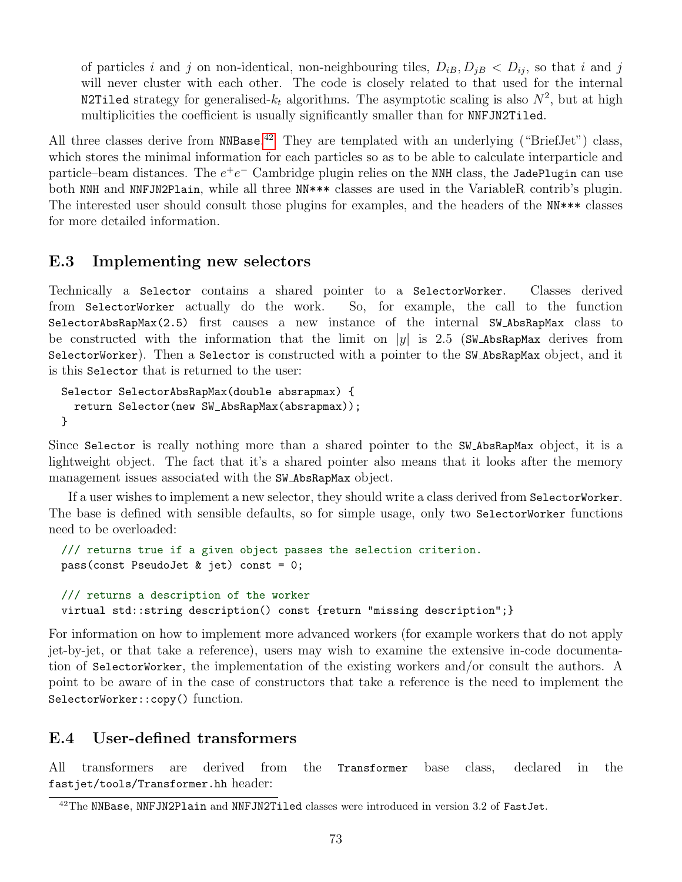of particles $i$ and $j$ on non-identical, non-neighbouring tiles, $D_{iB}, D_{jB} < D_{ij}$, so that $i$ and $j$ will never cluster with each other. The code is closely related to that used for the internal `N2Tiled` strategy for generalised-$k_t$ algorithms. The asymptotic scaling is also $N^2$, but at high multiplicities the coefficient is usually significantly smaller than for `NNFJN2Tiled`.

All three classes derive from `NNBase`.[42] They are templated with an underlying ("BriefJet") class, which stores the minimal information for each particles so as to be able to calculate interparticle and particle–beam distances. The $e^+e^-$ Cambridge plugin relies on the `NNH` class, the `JadePlugin` can use both `NNH` and `NNFJN2Plain`, while all three `NN***` classes are used in the VariableR contrib's plugin. The interested user should consult those plugins for examples, and the headers of the `NN***` classes for more detailed information.

## E.3 Implementing new selectors

Technically a `Selector` contains a shared pointer to a `SelectorWorker`. Classes derived from `SelectorWorker` actually do the work. So, for example, the call to the function `SelectorAbsRapMax(2.5)` first causes a new instance of the internal `SW_AbsRapMax` class to be constructed with the information that the limit on $|y|$ is 2.5 (`SW_AbsRapMax` derives from `SelectorWorker`). Then a `Selector` is constructed with a pointer to the `SW_AbsRapMax` object, and it is this `Selector` that is returned to the user:

```
Selector SelectorAbsRapMax(double absrapmax) {
  return Selector(new SW_AbsRapMax(absrapmax));
}
```

Since `Selector` is really nothing more than a shared pointer to the `SW_AbsRapMax` object, it is a lightweight object. The fact that it's a shared pointer also means that it looks after the memory management issues associated with the `SW_AbsRapMax` object.

If a user wishes to implement a new selector, they should write a class derived from `SelectorWorker`. The base is defined with sensible defaults, so for simple usage, only two `SelectorWorker` functions need to be overloaded:

```
/// returns true if a given object passes the selection criterion.
pass(const PseudoJet & jet) const = 0;

/// returns a description of the worker
virtual std::string description() const {return "missing description";}
```

For information on how to implement more advanced workers (for example workers that do not apply jet-by-jet, or that take a reference), users may wish to examine the extensive in-code documentation of `SelectorWorker`, the implementation of the existing workers and/or consult the authors. A point to be aware of in the case of constructors that take a reference is the need to implement the `SelectorWorker::copy()` function.

## E.4 User-defined transformers

All transformers are derived from the `Transformer` base class, declared in the `fastjet/tools/Transformer.hh` header:

[42] The `NNBase`, `NNFJN2Plain` and `NNFJN2Tiled` classes were introduced in version 3.2 of FastJet.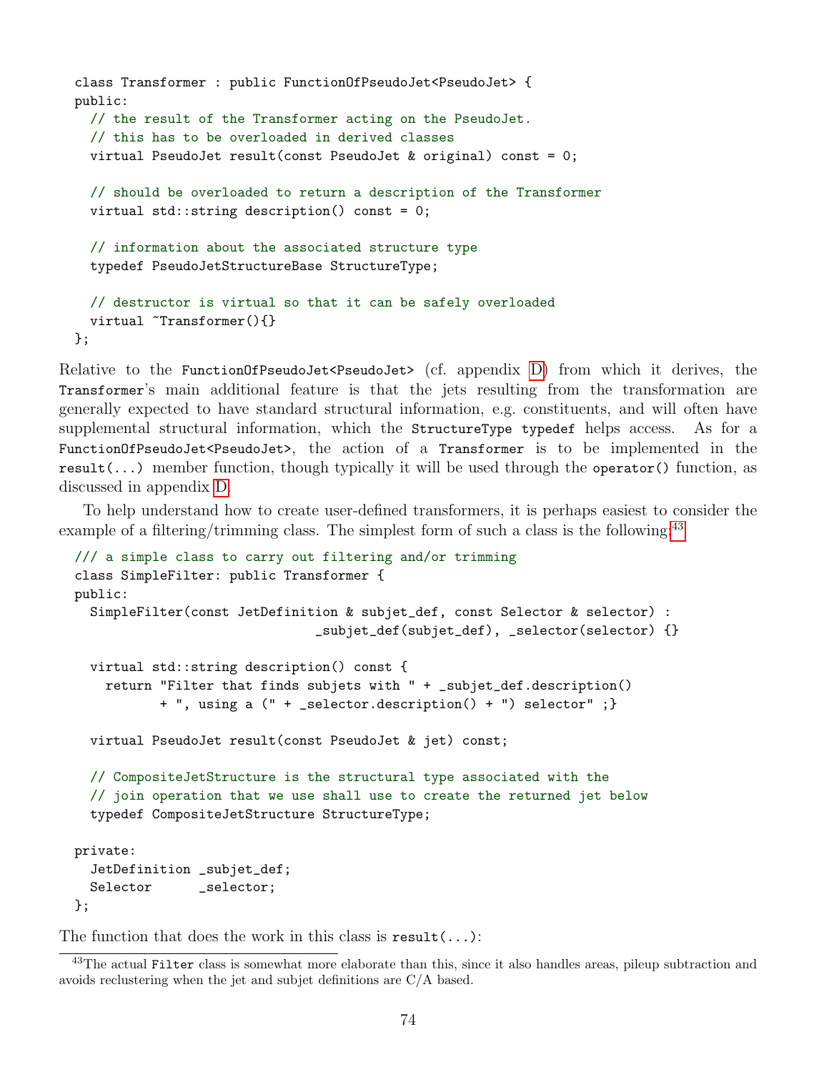```
class Transformer : public FunctionOfPseudoJet<PseudoJet> {
public:
  // the result of the Transformer acting on the PseudoJet.
  // this has to be overloaded in derived classes
  virtual PseudoJet result(const PseudoJet & original) const = 0;

  // should be overloaded to return a description of the Transformer
  virtual std::string description() const = 0;

  // information about the associated structure type
  typedef PseudoJetStructureBase StructureType;

  // destructor is virtual so that it can be safely overloaded
  virtual ~Transformer(){}
};
```

Relative to the `FunctionOfPseudoJet<PseudoJet>` (cf. appendix D) from which it derives, the `Transformer`'s main additional feature is that the jets resulting from the transformation are generally expected to have standard structural information, e.g. constituents, and will often have supplemental structural information, which the `StructureType typedef` helps access. As for a `FunctionOfPseudoJet<PseudoJet>`, the action of a `Transformer` is to be implemented in the `result(...)` member function, though typically it will be used through the `operator()` function, as discussed in appendix D.

To help understand how to create user-defined transformers, it is perhaps easiest to consider the example of a filtering/trimming class. The simplest form of such a class is the following:[43]

```
/// a simple class to carry out filtering and/or trimming
class SimpleFilter: public Transformer {
public:
  SimpleFilter(const JetDefinition & subjet_def, const Selector & selector) :
                             _subjet_def(subjet_def), _selector(selector) {}

  virtual std::string description() const {
    return "Filter that finds subjets with " + _subjet_def.description()
          + ", using a (" + _selector.description() + ") selector" ;}

  virtual PseudoJet result(const PseudoJet & jet) const;

  // CompositeJetStructure is the structural type associated with the
  // join operation that we use shall use to create the returned jet below
  typedef CompositeJetStructure StructureType;

private:
  JetDefinition _subjet_def;
  Selector      _selector;
};
```

The function that does the work in this class is `result(...)`:

[43] The actual `Filter` class is somewhat more elaborate than this, since it also handles areas, pileup subtraction and avoids reclustering when the jet and subjet definitions are C/A based.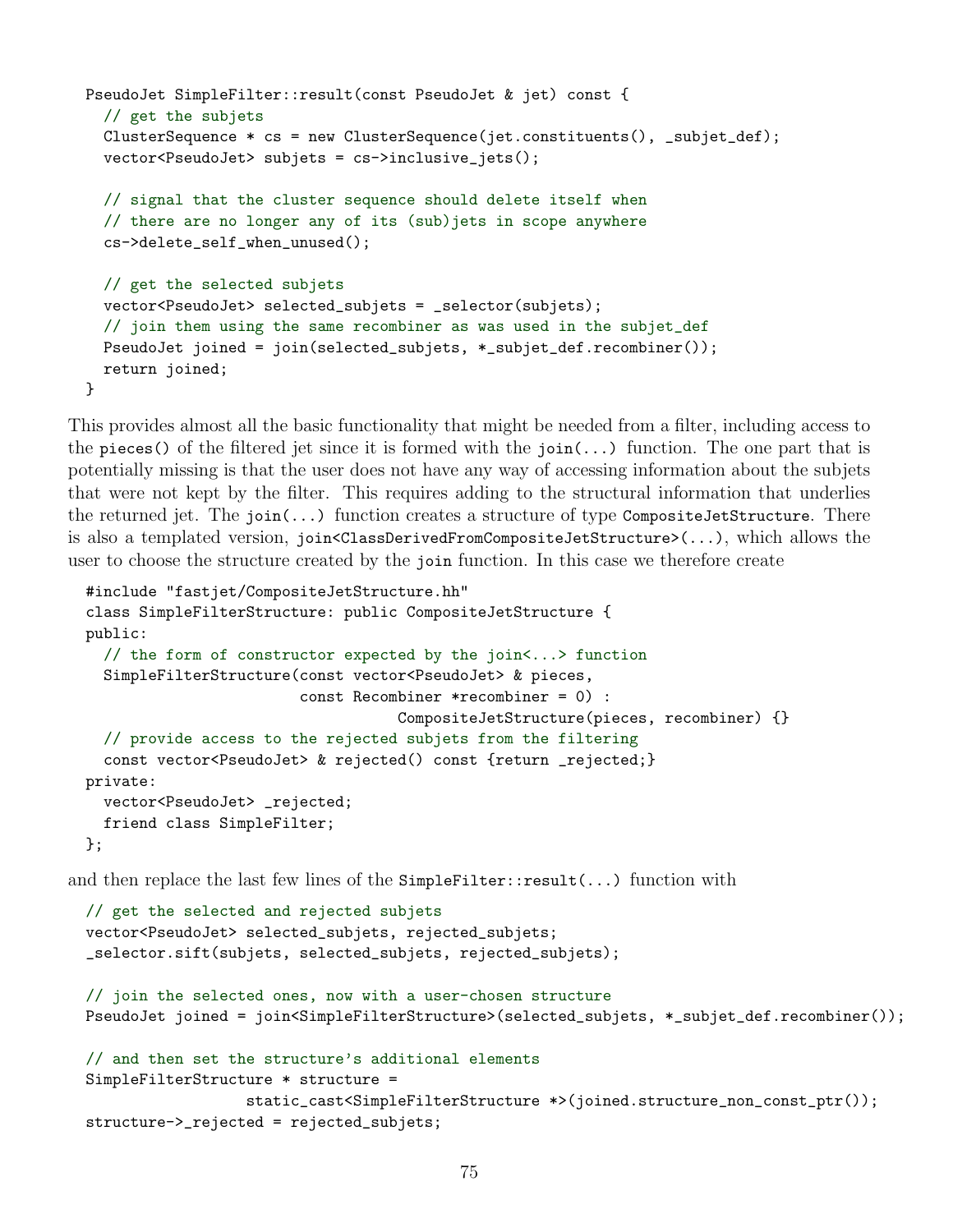```
PseudoJet SimpleFilter::result(const PseudoJet & jet) const {
  // get the subjets
  ClusterSequence * cs = new ClusterSequence(jet.constituents(), _subjet_def);
  vector<PseudoJet> subjets = cs->inclusive_jets();

  // signal that the cluster sequence should delete itself when
  // there are no longer any of its (sub)jets in scope anywhere
  cs->delete_self_when_unused();

  // get the selected subjets
  vector<PseudoJet> selected_subjets = _selector(subjets);
  // join them using the same recombiner as was used in the subjet_def
  PseudoJet joined = join(selected_subjets, *_subjet_def.recombiner());
  return joined;
}
```

This provides almost all the basic functionality that might be needed from a filter, including access to the `pieces()` of the filtered jet since it is formed with the `join(...)` function. The one part that is potentially missing is that the user does not have any way of accessing information about the subjets that were not kept by the filter. This requires adding to the structural information that underlies the returned jet. The `join(...)` function creates a structure of type `CompositeJetStructure`. There is also a templated version, `join<ClassDerivedFromCompositeJetStructure>(...)`, which allows the user to choose the structure created by the `join` function. In this case we therefore create

```
#include "fastjet/CompositeJetStructure.hh"
class SimpleFilterStructure: public CompositeJetStructure {
public:
  // the form of constructor expected by the join<...> function
  SimpleFilterStructure(const vector<PseudoJet> & pieces,
                        const Recombiner *recombiner = 0) :
                                   CompositeJetStructure(pieces, recombiner) {}
  // provide access to the rejected subjets from the filtering
  const vector<PseudoJet> & rejected() const {return _rejected;}
private:
  vector<PseudoJet> _rejected;
  friend class SimpleFilter;
};
```

and then replace the last few lines of the `SimpleFilter::result(...)` function with

```
// get the selected and rejected subjets
vector<PseudoJet> selected_subjets, rejected_subjets;
_selector.sift(subjets, selected_subjets, rejected_subjets);

// join the selected ones, now with a user-chosen structure
PseudoJet joined = join<SimpleFilterStructure>(selected_subjets, *_subjet_def.recombiner());

// and then set the structure's additional elements
SimpleFilterStructure * structure =
                  static_cast<SimpleFilterStructure *>(joined.structure_non_const_ptr());
structure->_rejected = rejected_subjets;
```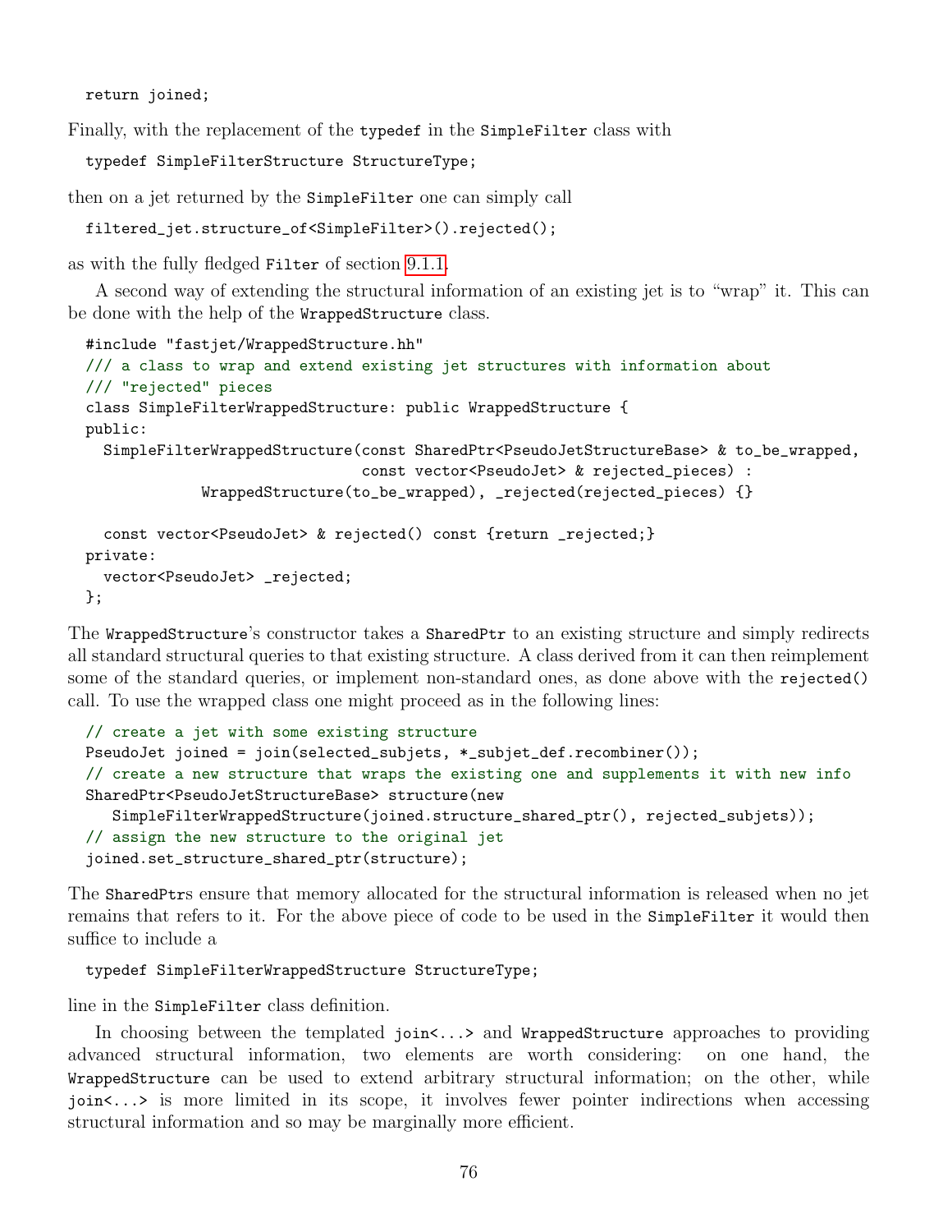```
return joined;
```

Finally, with the replacement of the `typedef` in the `SimpleFilter` class with

```
typedef SimpleFilterStructure StructureType;
```

then on a jet returned by the `SimpleFilter` one can simply call

```
filtered_jet.structure_of<SimpleFilter>().rejected();
```

as with the fully fledged `Filter` of section 9.1.1.

A second way of extending the structural information of an existing jet is to "wrap" it. This can be done with the help of the `WrappedStructure` class.

```
#include "fastjet/WrappedStructure.hh"
/// a class to wrap and extend existing jet structures with information about
/// "rejected" pieces
class SimpleFilterWrappedStructure: public WrappedStructure {
public:
  SimpleFilterWrappedStructure(const SharedPtr<PseudoJetStructureBase> & to_be_wrapped,
                               const vector<PseudoJet> & rejected_pieces) :
           WrappedStructure(to_be_wrapped), _rejected(rejected_pieces) {}

  const vector<PseudoJet> & rejected() const {return _rejected;}
private:
  vector<PseudoJet> _rejected;
};
```

The `WrappedStructure`'s constructor takes a `SharedPtr` to an existing structure and simply redirects all standard structural queries to that existing structure. A class derived from it can then reimplement some of the standard queries, or implement non-standard ones, as done above with the `rejected()` call. To use the wrapped class one might proceed as in the following lines:

```
// create a jet with some existing structure
PseudoJet joined = join(selected_subjets, *_subjet_def.recombiner());
// create a new structure that wraps the existing one and supplements it with new info
SharedPtr<PseudoJetStructureBase> structure(new
   SimpleFilterWrappedStructure(joined.structure_shared_ptr(), rejected_subjets));
// assign the new structure to the original jet
joined.set_structure_shared_ptr(structure);
```

The `SharedPtr`s ensure that memory allocated for the structural information is released when no jet remains that refers to it. For the above piece of code to be used in the `SimpleFilter` it would then suffice to include a

```
typedef SimpleFilterWrappedStructure StructureType;
```

line in the `SimpleFilter` class definition.

In choosing between the templated `join<...>` and `WrappedStructure` approaches to providing advanced structural information, two elements are worth considering: on one hand, the `WrappedStructure` can be used to extend arbitrary structural information; on the other, while `join<...>` is more limited in its scope, it involves fewer pointer indirections when accessing structural information and so may be marginally more efficient.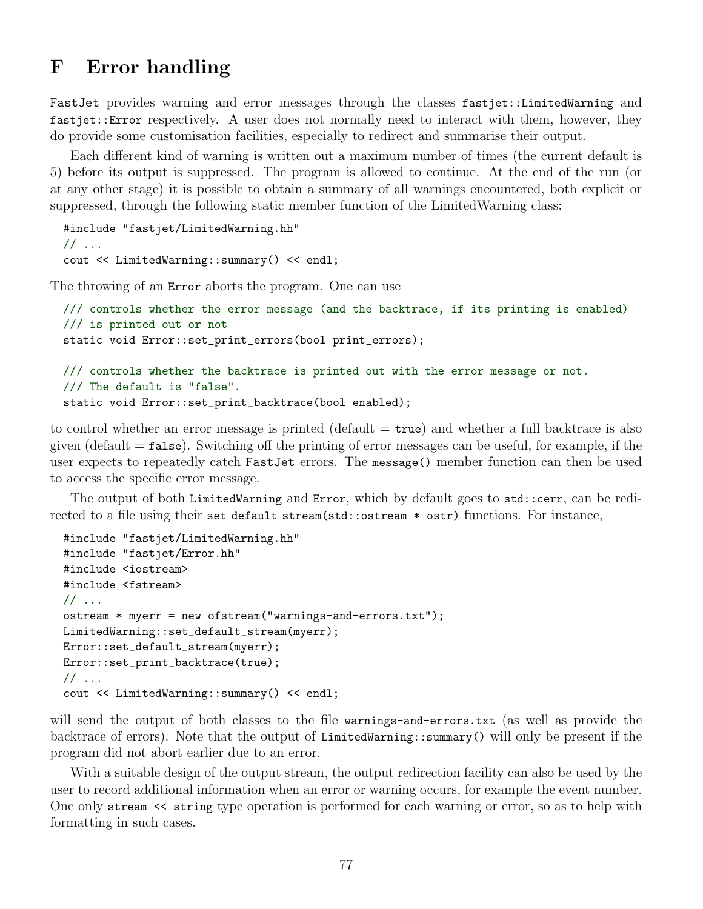# F Error handling

FastJet provides warning and error messages through the classes `fastjet::LimitedWarning` and `fastjet::Error` respectively. A user does not normally need to interact with them, however, they do provide some customisation facilities, especially to redirect and summarise their output.

Each different kind of warning is written out a maximum number of times (the current default is 5) before its output is suppressed. The program is allowed to continue. At the end of the run (or at any other stage) it is possible to obtain a summary of all warnings encountered, both explicit or suppressed, through the following static member function of the LimitedWarning class:

```
#include "fastjet/LimitedWarning.hh"
// ...
cout << LimitedWarning::summary() << endl;
```

The throwing of an `Error` aborts the program. One can use

```
/// controls whether the error message (and the backtrace, if its printing is enabled)
/// is printed out or not
static void Error::set_print_errors(bool print_errors);

/// controls whether the backtrace is printed out with the error message or not.
/// The default is "false".
static void Error::set_print_backtrace(bool enabled);
```

to control whether an error message is printed (default = `true`) and whether a full backtrace is also given (default = `false`). Switching off the printing of error messages can be useful, for example, if the user expects to repeatedly catch FastJet errors. The `message()` member function can then be used to access the specific error message.

The output of both `LimitedWarning` and `Error`, which by default goes to `std::cerr`, can be redirected to a file using their `set_default_stream(std::ostream * ostr)` functions. For instance,

```
#include "fastjet/LimitedWarning.hh"
#include "fastjet/Error.hh"
#include <iostream>
#include <fstream>
// ...
ostream * myerr = new ofstream("warnings-and-errors.txt");
LimitedWarning::set_default_stream(myerr);
Error::set_default_stream(myerr);
Error::set_print_backtrace(true);
// ...
cout << LimitedWarning::summary() << endl;
```

will send the output of both classes to the file `warnings-and-errors.txt` (as well as provide the backtrace of errors). Note that the output of `LimitedWarning::summary()` will only be present if the program did not abort earlier due to an error.

With a suitable design of the output stream, the output redirection facility can also be used by the user to record additional information when an error or warning occurs, for example the event number. One only `stream << string` type operation is performed for each warning or error, so as to help with formatting in such cases.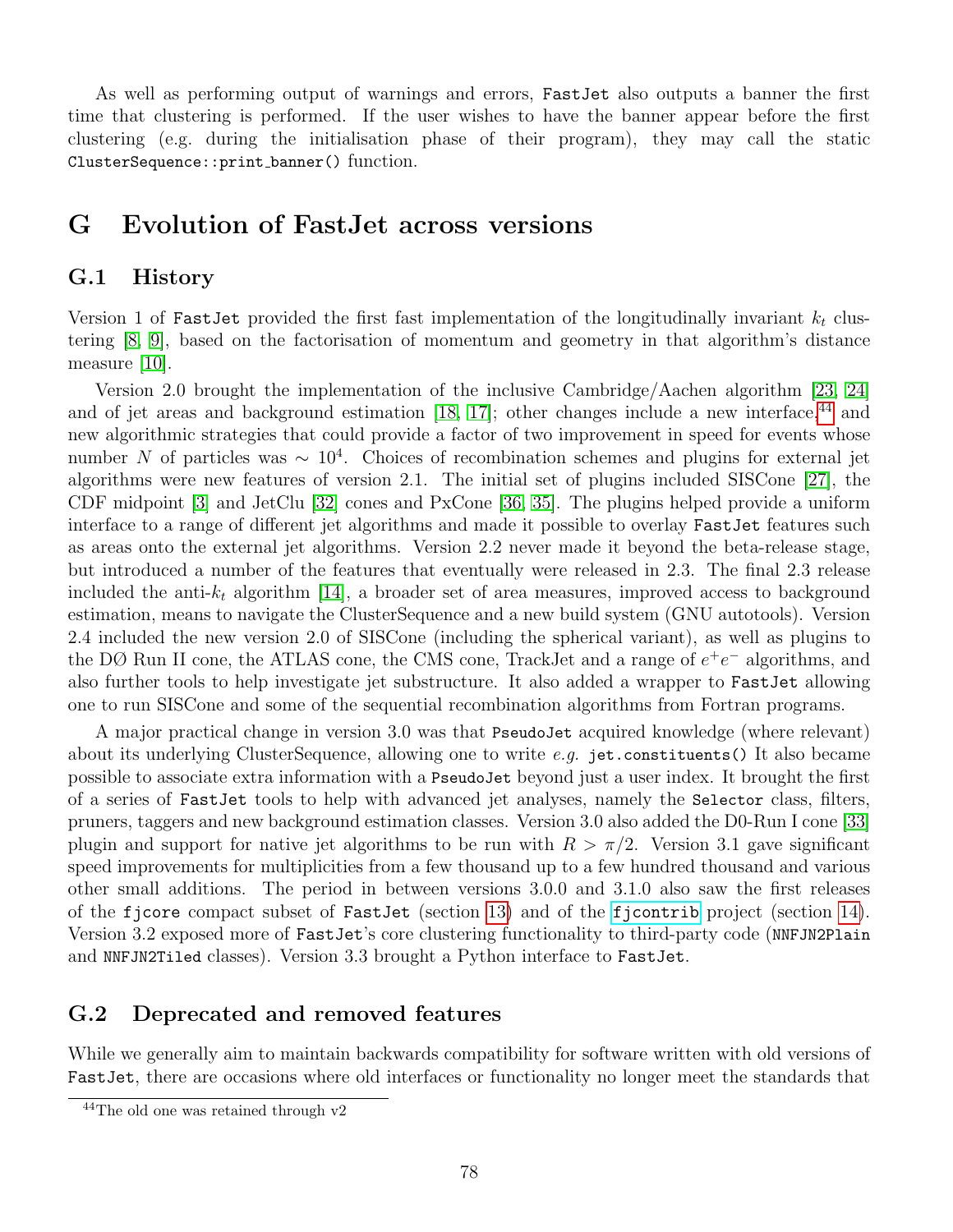As well as performing output of warnings and errors, `FastJet` also outputs a banner the first time that clustering is performed. If the user wishes to have the banner appear before the first clustering (e.g. during the initialisation phase of their program), they may call the static `ClusterSequence::print_banner()` function.

# G Evolution of FastJet across versions

## G.1 History

Version 1 of `FastJet` provided the first fast implementation of the longitudinally invariant $k_t$ clustering [8, 9], based on the factorisation of momentum and geometry in that algorithm's distance measure [10].

Version 2.0 brought the implementation of the inclusive Cambridge/Aachen algorithm [23, 24] and of jet areas and background estimation [18, 17]; other changes include a new interface,[44] and new algorithmic strategies that could provide a factor of two improvement in speed for events whose number $N$ of particles was $\sim 10^4$. Choices of recombination schemes and plugins for external jet algorithms were new features of version 2.1. The initial set of plugins included SISCone [27], the CDF midpoint [3] and JetClu [32] cones and PxCone [36, 35]. The plugins helped provide a uniform interface to a range of different jet algorithms and made it possible to overlay `FastJet` features such as areas onto the external jet algorithms. Version 2.2 never made it beyond the beta-release stage, but introduced a number of the features that eventually were released in 2.3. The final 2.3 release included the anti-$k_t$ algorithm [14], a broader set of area measures, improved access to background estimation, means to navigate the ClusterSequence and a new build system (GNU autotools). Version 2.4 included the new version 2.0 of SISCone (including the spherical variant), as well as plugins to the DØ Run II cone, the ATLAS cone, the CMS cone, TrackJet and a range of $e^+e^-$ algorithms, and also further tools to help investigate jet substructure. It also added a wrapper to `FastJet` allowing one to run SISCone and some of the sequential recombination algorithms from Fortran programs.

A major practical change in version 3.0 was that `PseudoJet` acquired knowledge (where relevant) about its underlying ClusterSequence, allowing one to write *e.g.* `jet.constituents()` It also became possible to associate extra information with a `PseudoJet` beyond just a user index. It brought the first of a series of `FastJet` tools to help with advanced jet analyses, namely the `Selector` class, filters, pruners, taggers and new background estimation classes. Version 3.0 also added the D0-Run I cone [33] plugin and support for native jet algorithms to be run with $R > \pi/2$. Version 3.1 gave significant speed improvements for multiplicities from a few thousand up to a few hundred thousand and various other small additions. The period in between versions 3.0.0 and 3.1.0 also saw the first releases of the `fjcore` compact subset of `FastJet` (section 13) and of the `fjcontrib` project (section 14). Version 3.2 exposed more of `FastJet`'s core clustering functionality to third-party code (`NNFJN2Plain` and `NNFJN2Tiled` classes). Version 3.3 brought a Python interface to `FastJet`.

## G.2 Deprecated and removed features

While we generally aim to maintain backwards compatibility for software written with old versions of `FastJet`, there are occasions where old interfaces or functionality no longer meet the standards that

[44] The old one was retained through v2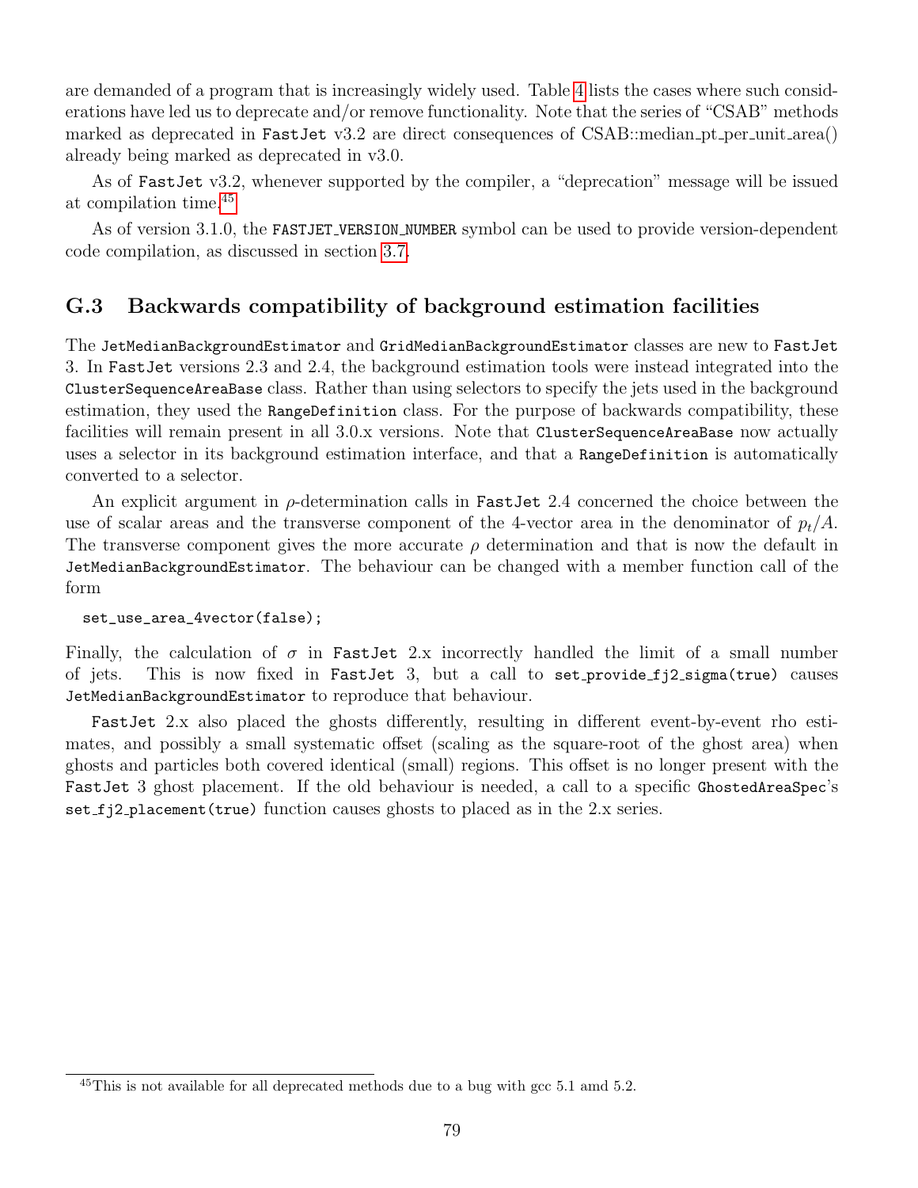are demanded of a program that is increasingly widely used. Table 4 lists the cases where such considerations have led us to deprecate and/or remove functionality. Note that the series of "CSAB" methods marked as deprecated in FastJet v3.2 are direct consequences of CSAB::median_pt_per_unit_area() already being marked as deprecated in v3.0.

As of FastJet v3.2, whenever supported by the compiler, a "deprecation" message will be issued at compilation time.[45]

As of version 3.1.0, the FASTJET_VERSION_NUMBER symbol can be used to provide version-dependent code compilation, as discussed in section 3.7.

## G.3 Backwards compatibility of background estimation facilities

The JetMedianBackgroundEstimator and GridMedianBackgroundEstimator classes are new to FastJet 3. In FastJet versions 2.3 and 2.4, the background estimation tools were instead integrated into the ClusterSequenceAreaBase class. Rather than using selectors to specify the jets used in the background estimation, they used the RangeDefinition class. For the purpose of backwards compatibility, these facilities will remain present in all 3.0.x versions. Note that ClusterSequenceAreaBase now actually uses a selector in its background estimation interface, and that a RangeDefinition is automatically converted to a selector.

An explicit argument in $\rho$-determination calls in FastJet 2.4 concerned the choice between the use of scalar areas and the transverse component of the 4-vector area in the denominator of $p_t/A$. The transverse component gives the more accurate $\rho$ determination and that is now the default in JetMedianBackgroundEstimator. The behaviour can be changed with a member function call of the form

```
set_use_area_4vector(false);
```

Finally, the calculation of $\sigma$ in FastJet 2.x incorrectly handled the limit of a small number of jets. This is now fixed in FastJet 3, but a call to set_provide_fj2_sigma(true) causes JetMedianBackgroundEstimator to reproduce that behaviour.

FastJet 2.x also placed the ghosts differently, resulting in different event-by-event rho estimates, and possibly a small systematic offset (scaling as the square-root of the ghost area) when ghosts and particles both covered identical (small) regions. This offset is no longer present with the FastJet 3 ghost placement. If the old behaviour is needed, a call to a specific GhostedAreaSpec's set_fj2_placement(true) function causes ghosts to placed as in the 2.x series.

[45] This is not available for all deprecated methods due to a bug with gcc 5.1 amd 5.2.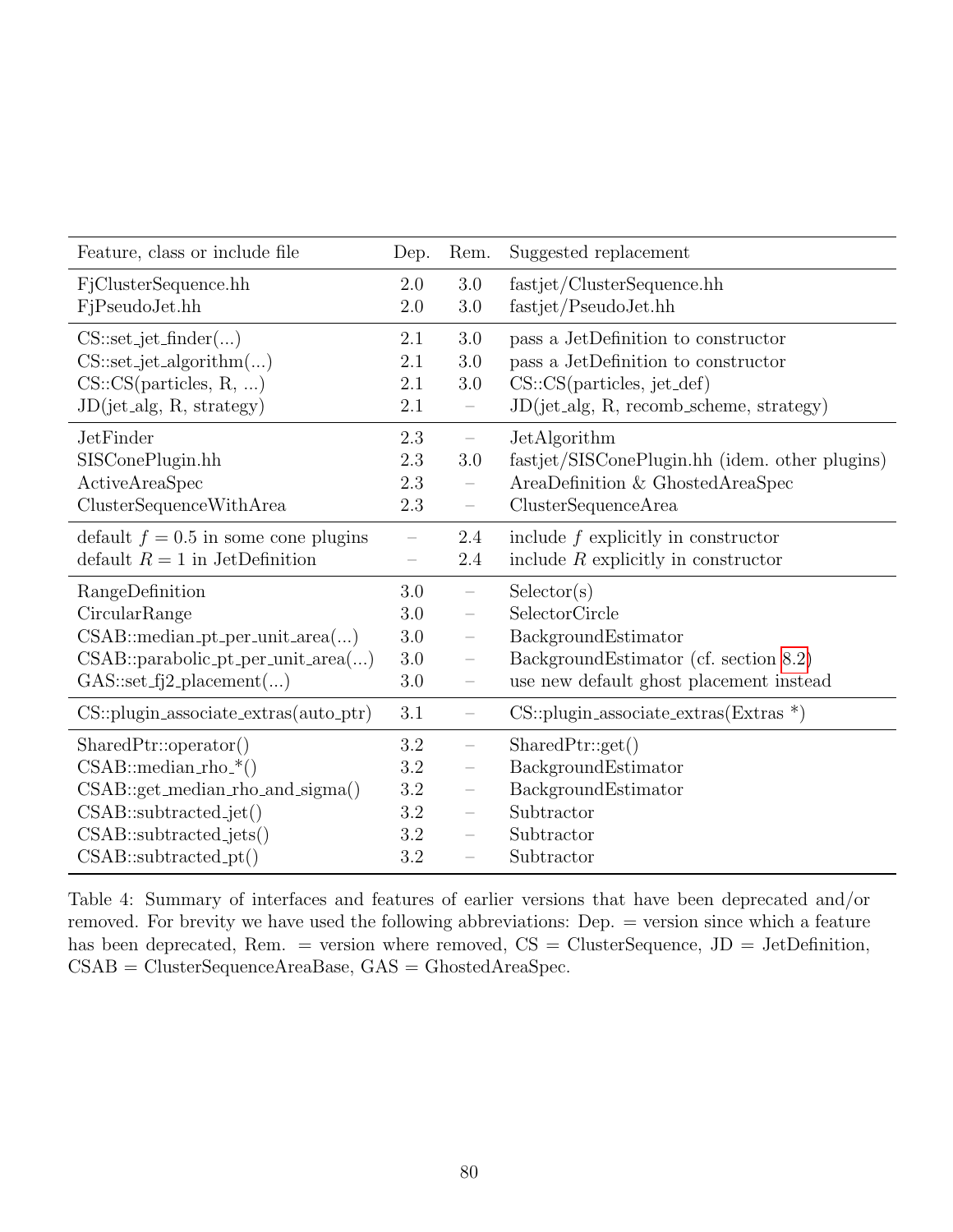| Feature, class or include file | Dep. | Rem. | Suggested replacement |
|---|---|---|---|
| FjClusterSequence.hh | 2.0 | 3.0 | fastjet/ClusterSequence.hh |
| FjPseudoJet.hh | 2.0 | 3.0 | fastjet/PseudoJet.hh |
| CS::set_jet_finder(...) | 2.1 | 3.0 | pass a JetDefinition to constructor |
| CS::set_jet_algorithm(...) | 2.1 | 3.0 | pass a JetDefinition to constructor |
| CS::CS(particles, R, ...) | 2.1 | 3.0 | CS::CS(particles, jet_def) |
| JD(jet_alg, R, strategy) | 2.1 | – | JD(jet_alg, R, recomb_scheme, strategy) |
| JetFinder | 2.3 | – | JetAlgorithm |
| SISConePlugin.hh | 2.3 | 3.0 | fastjet/SISConePlugin.hh (idem. other plugins) |
| ActiveAreaSpec | 2.3 | – | AreaDefinition & GhostedAreaSpec |
| ClusterSequenceWithArea | 2.3 | – | ClusterSequenceArea |
| default $f = 0.5$ in some cone plugins | – | 2.4 | include $f$ explicitly in constructor |
| default $R = 1$ in JetDefinition | – | 2.4 | include $R$ explicitly in constructor |
| RangeDefinition | 3.0 | – | Selector(s) |
| CircularRange | 3.0 | – | SelectorCircle |
| CSAB::median_pt_per_unit_area(...) | 3.0 | – | BackgroundEstimator |
| CSAB::parabolic_pt_per_unit_area(...) | 3.0 | – | BackgroundEstimator (cf. section 8.2) |
| GAS::set_fj2_placement(...) | 3.0 | – | use new default ghost placement instead |
| CS::plugin_associate_extras(auto_ptr) | 3.1 | – | CS::plugin_associate_extras(Extras *) |
| SharedPtr::operator() | 3.2 | – | SharedPtr::get() |
| CSAB::median_rho_*() | 3.2 | – | BackgroundEstimator |
| CSAB::get_median_rho_and_sigma() | 3.2 | – | BackgroundEstimator |
| CSAB::subtracted_jet() | 3.2 | – | Subtractor |
| CSAB::subtracted_jets() | 3.2 | – | Subtractor |
| CSAB::subtracted_pt() | 3.2 | – | Subtractor |

Table 4: Summary of interfaces and features of earlier versions that have been deprecated and/or removed. For brevity we have used the following abbreviations: Dep. = version since which a feature has been deprecated, Rem. = version where removed, CS = ClusterSequence, JD = JetDefinition, CSAB = ClusterSequenceAreaBase, GAS = GhostedAreaSpec.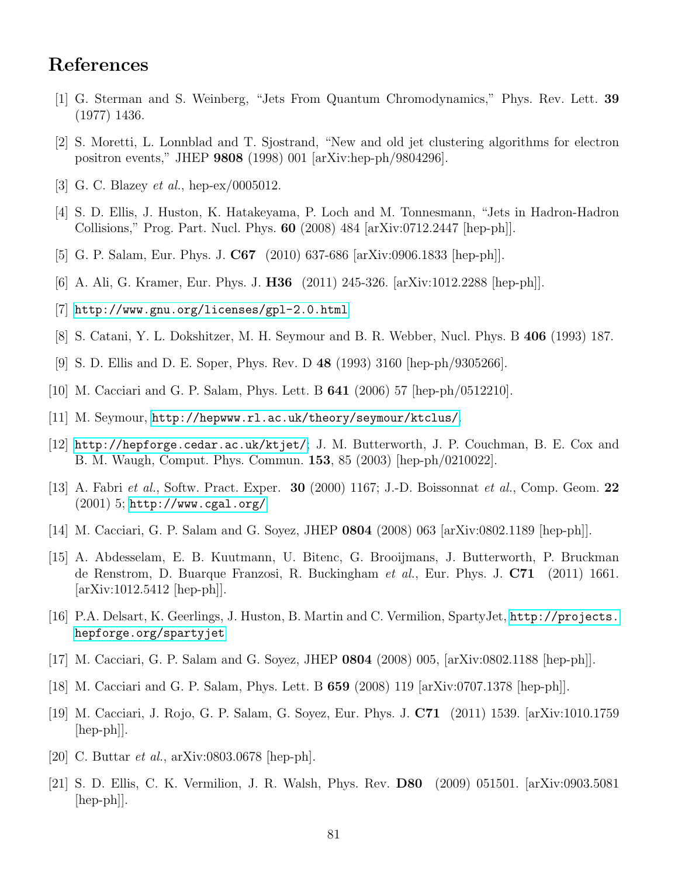# References

[1] G. Sterman and S. Weinberg, “Jets From Quantum Chromodynamics,” Phys. Rev. Lett. **39** (1977) 1436.

[2] S. Moretti, L. Lonnblad and T. Sjostrand, “New and old jet clustering algorithms for electron positron events,” JHEP **9808** (1998) 001 [arXiv:hep-ph/9804296].

[3] G. C. Blazey *et al.*, hep-ex/0005012.

[4] S. D. Ellis, J. Huston, K. Hatakeyama, P. Loch and M. Tonnesmann, “Jets in Hadron-Hadron Collisions,” Prog. Part. Nucl. Phys. **60** (2008) 484 [arXiv:0712.2447 [hep-ph]].

[5] G. P. Salam, Eur. Phys. J. **C67** (2010) 637-686 [arXiv:0906.1833 [hep-ph]].

[6] A. Ali, G. Kramer, Eur. Phys. J. **H36** (2011) 245-326. [arXiv:1012.2288 [hep-ph]].

[7] `http://www.gnu.org/licenses/gpl-2.0.html`

[8] S. Catani, Y. L. Dokshitzer, M. H. Seymour and B. R. Webber, Nucl. Phys. B **406** (1993) 187.

[9] S. D. Ellis and D. E. Soper, Phys. Rev. D **48** (1993) 3160 [hep-ph/9305266].

[10] M. Cacciari and G. P. Salam, Phys. Lett. B **641** (2006) 57 [hep-ph/0512210].

[11] M. Seymour, `http://hepwww.rl.ac.uk/theory/seymour/ktclus/`.

[12] `http://hepforge.cedar.ac.uk/ktjet/`; J. M. Butterworth, J. P. Couchman, B. E. Cox and B. M. Waugh, Comput. Phys. Commun. **153**, 85 (2003) [hep-ph/0210022].

[13] A. Fabri *et al.*, Softw. Pract. Exper. **30** (2000) 1167; J.-D. Boissonnat *et al.*, Comp. Geom. **22** (2001) 5; `http://www.cgal.org/`

[14] M. Cacciari, G. P. Salam and G. Soyez, JHEP **0804** (2008) 063 [arXiv:0802.1189 [hep-ph]].

[15] A. Abdesselam, E. B. Kuutmann, U. Bitenc, G. Brooijmans, J. Butterworth, P. Bruckman de Renstrom, D. Buarque Franzosi, R. Buckingham *et al.*, Eur. Phys. J. **C71** (2011) 1661. [arXiv:1012.5412 [hep-ph]].

[16] P.A. Delsart, K. Geerlings, J. Huston, B. Martin and C. Vermilion, SpartyJet, `http://projects.hepforge.org/spartyjet`

[17] M. Cacciari, G. P. Salam and G. Soyez, JHEP **0804** (2008) 005, [arXiv:0802.1188 [hep-ph]].

[18] M. Cacciari and G. P. Salam, Phys. Lett. B **659** (2008) 119 [arXiv:0707.1378 [hep-ph]].

[19] M. Cacciari, J. Rojo, G. P. Salam, G. Soyez, Eur. Phys. J. **C71** (2011) 1539. [arXiv:1010.1759 [hep-ph]].

[20] C. Buttar *et al.*, arXiv:0803.0678 [hep-ph].

[21] S. D. Ellis, C. K. Vermilion, J. R. Walsh, Phys. Rev. **D80** (2009) 051501. [arXiv:0903.5081 [hep-ph]].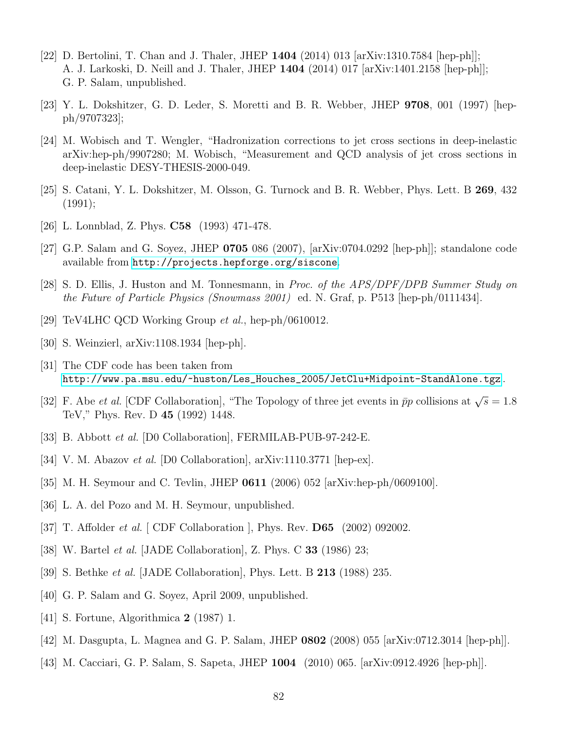[22] D. Bertolini, T. Chan and J. Thaler, JHEP **1404** (2014) 013 [arXiv:1310.7584 [hep-ph]]; A. J. Larkoski, D. Neill and J. Thaler, JHEP **1404** (2014) 017 [arXiv:1401.2158 [hep-ph]]; G. P. Salam, unpublished.

[23] Y. L. Dokshitzer, G. D. Leder, S. Moretti and B. R. Webber, JHEP **9708**, 001 (1997) [hep-ph/9707323];

[24] M. Wobisch and T. Wengler, "Hadronization corrections to jet cross sections in deep-inelastic arXiv:hep-ph/9907280; M. Wobisch, "Measurement and QCD analysis of jet cross sections in deep-inelastic DESY-THESIS-2000-049.

[25] S. Catani, Y. L. Dokshitzer, M. Olsson, G. Turnock and B. R. Webber, Phys. Lett. B **269**, 432 (1991);

[26] L. Lonnblad, Z. Phys. **C58** (1993) 471-478.

[27] G.P. Salam and G. Soyez, JHEP **0705** 086 (2007), [arXiv:0704.0292 [hep-ph]]; standalone code available from `http://projects.hepforge.org/siscone`.

[28] S. D. Ellis, J. Huston and M. Tonnesmann, in *Proc. of the APS/DPF/DPB Summer Study on the Future of Particle Physics (Snowmass 2001)* ed. N. Graf, p. P513 [hep-ph/0111434].

[29] TeV4LHC QCD Working Group *et al.*, hep-ph/0610012.

[30] S. Weinzierl, arXiv:1108.1934 [hep-ph].

[31] The CDF code has been taken from `http://www.pa.msu.edu/~huston/Les_Houches_2005/JetClu+Midpoint-StandAlone.tgz`.

[32] F. Abe *et al.* [CDF Collaboration], "The Topology of three jet events in $\bar{p}p$ collisions at $\sqrt{s} = 1.8$ TeV," Phys. Rev. D **45** (1992) 1448.

[33] B. Abbott *et al.* [D0 Collaboration], FERMILAB-PUB-97-242-E.

[34] V. M. Abazov *et al.* [D0 Collaboration], arXiv:1110.3771 [hep-ex].

[35] M. H. Seymour and C. Tevlin, JHEP **0611** (2006) 052 [arXiv:hep-ph/0609100].

[36] L. A. del Pozo and M. H. Seymour, unpublished.

[37] T. Affolder *et al.* [ CDF Collaboration ], Phys. Rev. **D65** (2002) 092002.

[38] W. Bartel *et al.* [JADE Collaboration], Z. Phys. C **33** (1986) 23;

[39] S. Bethke *et al.* [JADE Collaboration], Phys. Lett. B **213** (1988) 235.

[40] G. P. Salam and G. Soyez, April 2009, unpublished.

[41] S. Fortune, Algorithmica **2** (1987) 1.

[42] M. Dasgupta, L. Magnea and G. P. Salam, JHEP **0802** (2008) 055 [arXiv:0712.3014 [hep-ph]].

[43] M. Cacciari, G. P. Salam, S. Sapeta, JHEP **1004** (2010) 065. [arXiv:0912.4926 [hep-ph]].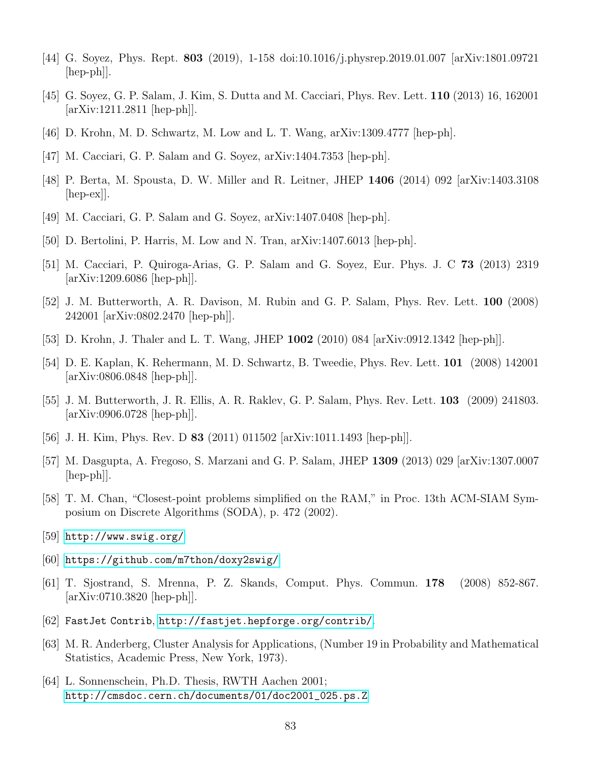[44] G. Soyez, Phys. Rept. **803** (2019), 1-158 doi:10.1016/j.physrep.2019.01.007 [arXiv:1801.09721 [hep-ph]].

[45] G. Soyez, G. P. Salam, J. Kim, S. Dutta and M. Cacciari, Phys. Rev. Lett. **110** (2013) 16, 162001 [arXiv:1211.2811 [hep-ph]].

[46] D. Krohn, M. D. Schwartz, M. Low and L. T. Wang, arXiv:1309.4777 [hep-ph].

[47] M. Cacciari, G. P. Salam and G. Soyez, arXiv:1404.7353 [hep-ph].

[48] P. Berta, M. Spousta, D. W. Miller and R. Leitner, JHEP **1406** (2014) 092 [arXiv:1403.3108 [hep-ex]].

[49] M. Cacciari, G. P. Salam and G. Soyez, arXiv:1407.0408 [hep-ph].

[50] D. Bertolini, P. Harris, M. Low and N. Tran, arXiv:1407.6013 [hep-ph].

[51] M. Cacciari, P. Quiroga-Arias, G. P. Salam and G. Soyez, Eur. Phys. J. C **73** (2013) 2319 [arXiv:1209.6086 [hep-ph]].

[52] J. M. Butterworth, A. R. Davison, M. Rubin and G. P. Salam, Phys. Rev. Lett. **100** (2008) 242001 [arXiv:0802.2470 [hep-ph]].

[53] D. Krohn, J. Thaler and L. T. Wang, JHEP **1002** (2010) 084 [arXiv:0912.1342 [hep-ph]].

[54] D. E. Kaplan, K. Rehermann, M. D. Schwartz, B. Tweedie, Phys. Rev. Lett. **101** (2008) 142001 [arXiv:0806.0848 [hep-ph]].

[55] J. M. Butterworth, J. R. Ellis, A. R. Raklev, G. P. Salam, Phys. Rev. Lett. **103** (2009) 241803. [arXiv:0906.0728 [hep-ph]].

[56] J. H. Kim, Phys. Rev. D **83** (2011) 011502 [arXiv:1011.1493 [hep-ph]].

[57] M. Dasgupta, A. Fregoso, S. Marzani and G. P. Salam, JHEP **1309** (2013) 029 [arXiv:1307.0007 [hep-ph]].

[58] T. M. Chan, "Closest-point problems simplified on the RAM," in Proc. 13th ACM-SIAM Symposium on Discrete Algorithms (SODA), p. 472 (2002).

[59] `http://www.swig.org/`

[60] `https://github.com/m7thon/doxy2swig/`

[61] T. Sjostrand, S. Mrenna, P. Z. Skands, Comput. Phys. Commun. **178** (2008) 852-867. [arXiv:0710.3820 [hep-ph]].

[62] `FastJet Contrib`, `http://fastjet.hepforge.org/contrib/`.

[63] M. R. Anderberg, Cluster Analysis for Applications, (Number 19 in Probability and Mathematical Statistics, Academic Press, New York, 1973).

[64] L. Sonnenschein, Ph.D. Thesis, RWTH Aachen 2001; `http://cmsdoc.cern.ch/documents/01/doc2001_025.ps.Z`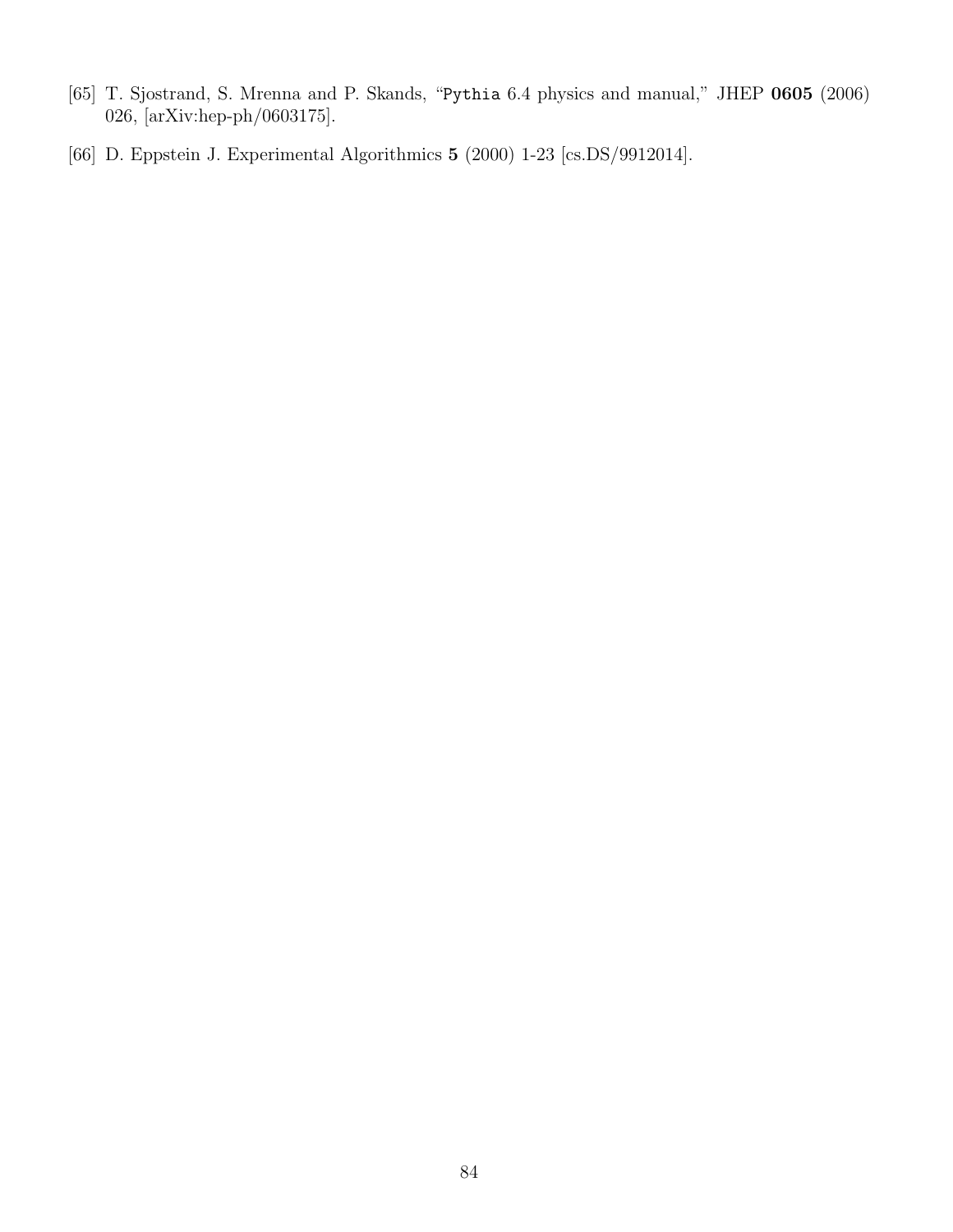[65] T. Sjostrand, S. Mrenna and P. Skands, "`Pythia` 6.4 physics and manual," JHEP **0605** (2006) 026, [arXiv:hep-ph/0603175].

[66] D. Eppstein J. Experimental Algorithmics **5** (2000) 1-23 [cs.DS/9912014].